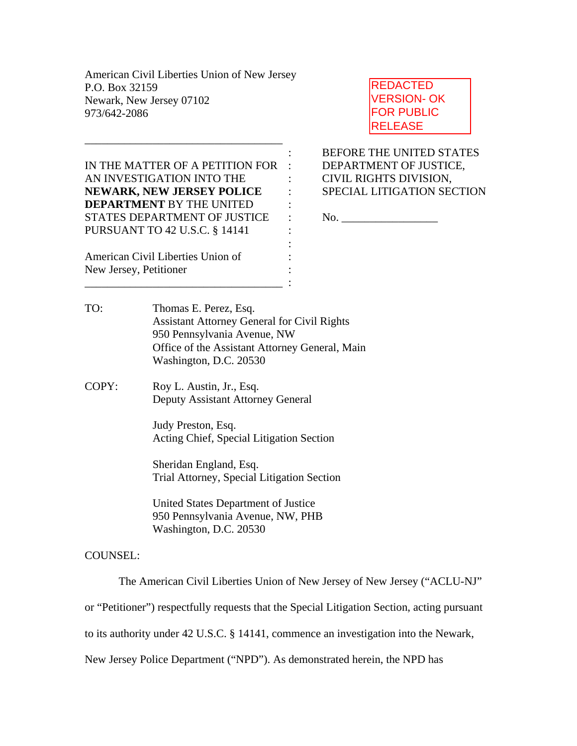American Civil Liberties Union of New Jersey
P.O. Box 32159
Newark, New Jersey 07102
973/642-2086

REDACTED VERSION- OK FOR PUBLIC RELEASE

| | |
|---|---|
| IN THE MATTER OF A PETITION FOR AN INVESTIGATION INTO THE **NEWARK, NEW JERSEY POLICE DEPARTMENT** BY THE UNITED STATES DEPARTMENT OF JUSTICE PURSUANT TO 42 U.S.C. § 14141<br><br>American Civil Liberties Union of New Jersey, Petitioner | BEFORE THE UNITED STATES DEPARTMENT OF JUSTICE, CIVIL RIGHTS DIVISION, SPECIAL LITIGATION SECTION<br><br>No. _________________ |

TO: Thomas E. Perez, Esq.
Assistant Attorney General for Civil Rights
950 Pennsylvania Avenue, NW
Office of the Assistant Attorney General, Main
Washington, D.C. 20530

COPY: Roy L. Austin, Jr., Esq.
Deputy Assistant Attorney General

Judy Preston, Esq.
Acting Chief, Special Litigation Section

Sheridan England, Esq.
Trial Attorney, Special Litigation Section

United States Department of Justice
950 Pennsylvania Avenue, NW, PHB
Washington, D.C. 20530

COUNSEL:

The American Civil Liberties Union of New Jersey of New Jersey ("ACLU-NJ" or "Petitioner") respectfully requests that the Special Litigation Section, acting pursuant to its authority under 42 U.S.C. § 14141, commence an investigation into the Newark, New Jersey Police Department ("NPD"). As demonstrated herein, the NPD has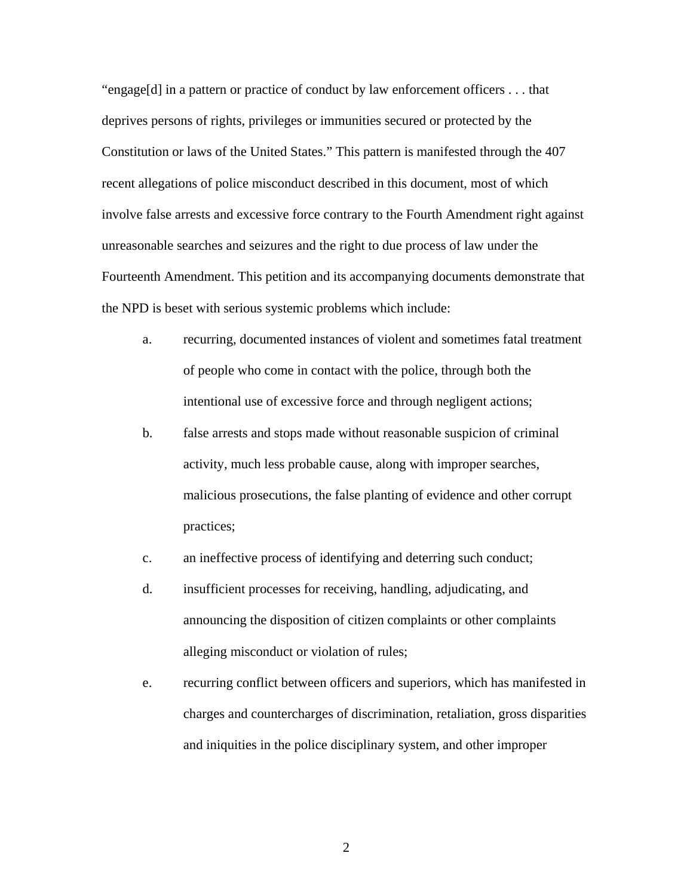"engage[d] in a pattern or practice of conduct by law enforcement officers . . . that deprives persons of rights, privileges or immunities secured or protected by the Constitution or laws of the United States." This pattern is manifested through the 407 recent allegations of police misconduct described in this document, most of which involve false arrests and excessive force contrary to the Fourth Amendment right against unreasonable searches and seizures and the right to due process of law under the Fourteenth Amendment. This petition and its accompanying documents demonstrate that the NPD is beset with serious systemic problems which include:

a. recurring, documented instances of violent and sometimes fatal treatment of people who come in contact with the police, through both the intentional use of excessive force and through negligent actions;

b. false arrests and stops made without reasonable suspicion of criminal activity, much less probable cause, along with improper searches, malicious prosecutions, the false planting of evidence and other corrupt practices;

c. an ineffective process of identifying and deterring such conduct;

d. insufficient processes for receiving, handling, adjudicating, and announcing the disposition of citizen complaints or other complaints alleging misconduct or violation of rules;

e. recurring conflict between officers and superiors, which has manifested in charges and countercharges of discrimination, retaliation, gross disparities and iniquities in the police disciplinary system, and other improper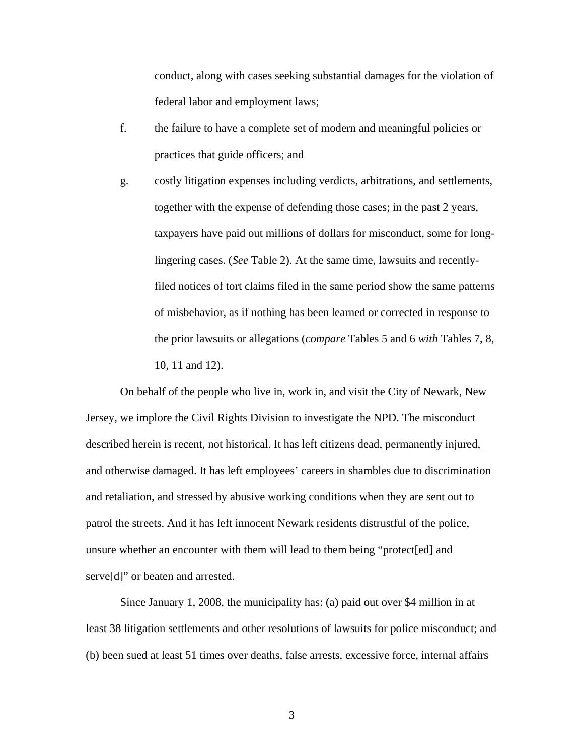conduct, along with cases seeking substantial damages for the violation of federal labor and employment laws;

f. the failure to have a complete set of modern and meaningful policies or practices that guide officers; and

g. costly litigation expenses including verdicts, arbitrations, and settlements, together with the expense of defending those cases; in the past 2 years, taxpayers have paid out millions of dollars for misconduct, some for long-lingering cases. (*See* Table 2). At the same time, lawsuits and recently-filed notices of tort claims filed in the same period show the same patterns of misbehavior, as if nothing has been learned or corrected in response to the prior lawsuits or allegations (*compare* Tables 5 and 6 *with* Tables 7, 8, 10, 11 and 12).

On behalf of the people who live in, work in, and visit the City of Newark, New Jersey, we implore the Civil Rights Division to investigate the NPD. The misconduct described herein is recent, not historical. It has left citizens dead, permanently injured, and otherwise damaged. It has left employees' careers in shambles due to discrimination and retaliation, and stressed by abusive working conditions when they are sent out to patrol the streets. And it has left innocent Newark residents distrustful of the police, unsure whether an encounter with them will lead to them being "protect[ed] and serve[d]" or beaten and arrested.

Since January 1, 2008, the municipality has: (a) paid out over $4 million in at least 38 litigation settlements and other resolutions of lawsuits for police misconduct; and (b) been sued at least 51 times over deaths, false arrests, excessive force, internal affairs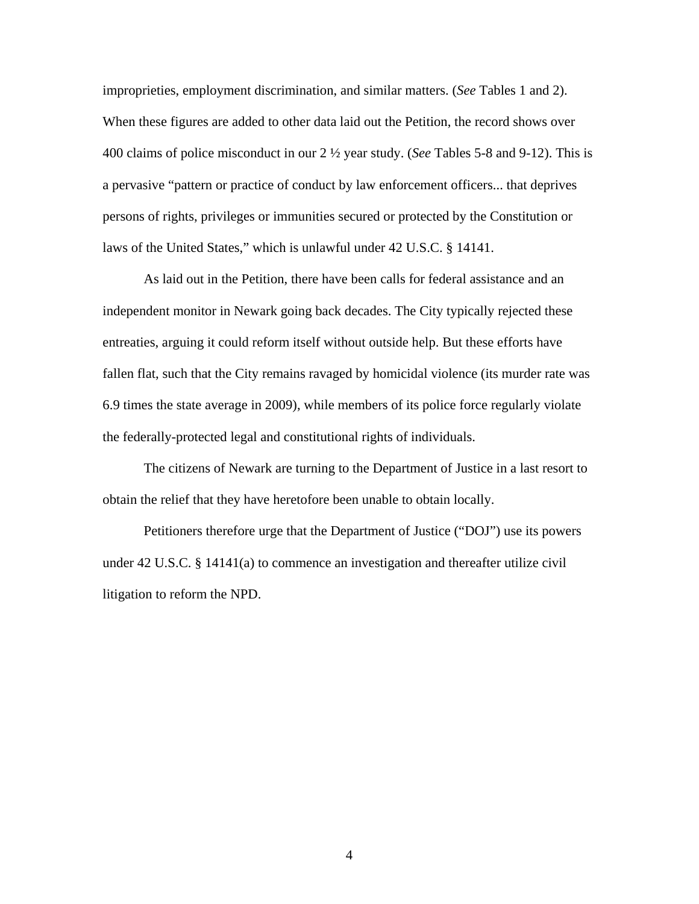improprieties, employment discrimination, and similar matters. (*See* Tables 1 and 2). When these figures are added to other data laid out the Petition, the record shows over 400 claims of police misconduct in our 2 ½ year study. (*See* Tables 5-8 and 9-12). This is a pervasive "pattern or practice of conduct by law enforcement officers... that deprives persons of rights, privileges or immunities secured or protected by the Constitution or laws of the United States," which is unlawful under 42 U.S.C. § 14141.

As laid out in the Petition, there have been calls for federal assistance and an independent monitor in Newark going back decades. The City typically rejected these entreaties, arguing it could reform itself without outside help. But these efforts have fallen flat, such that the City remains ravaged by homicidal violence (its murder rate was 6.9 times the state average in 2009), while members of its police force regularly violate the federally-protected legal and constitutional rights of individuals.

The citizens of Newark are turning to the Department of Justice in a last resort to obtain the relief that they have heretofore been unable to obtain locally.

Petitioners therefore urge that the Department of Justice ("DOJ") use its powers under 42 U.S.C. § 14141(a) to commence an investigation and thereafter utilize civil litigation to reform the NPD.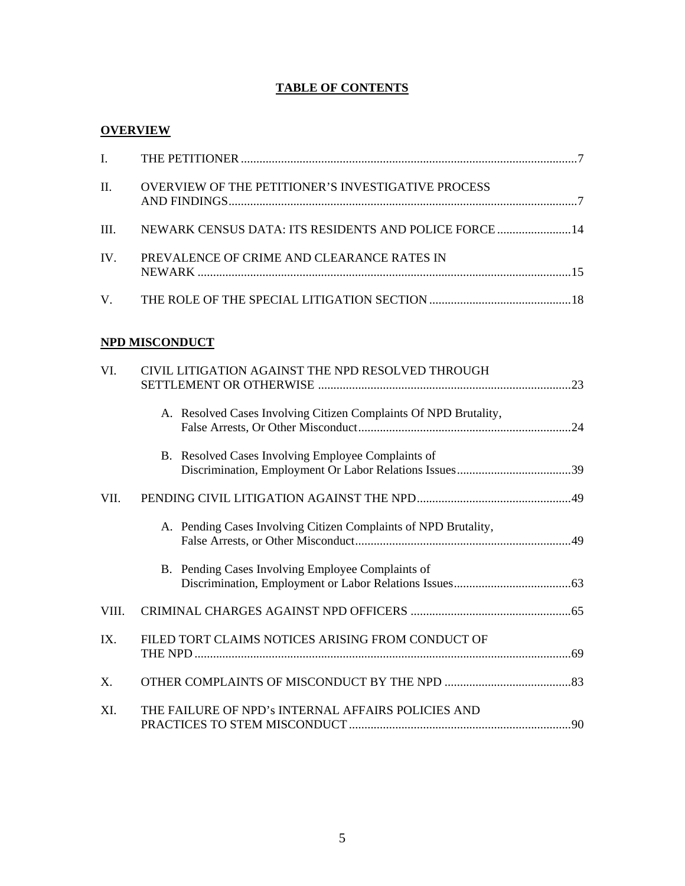# TABLE OF CONTENTS

## OVERVIEW

I. THE PETITIONER ........................................................................................................... 7

II. OVERVIEW OF THE PETITIONER'S INVESTIGATIVE PROCESS AND FINDINGS ................................................................................................................ 7

III. NEWARK CENSUS DATA: ITS RESIDENTS AND POLICE FORCE ........................ 14

IV. PREVALENCE OF CRIME AND CLEARANCE RATES IN NEWARK ........................................................................................................................ 15

V. THE ROLE OF THE SPECIAL LITIGATION SECTION .............................................. 18

## NPD MISCONDUCT

VI. CIVIL LITIGATION AGAINST THE NPD RESOLVED THROUGH SETTLEMENT OR OTHERWISE .................................................................................. 23

- A. Resolved Cases Involving Citizen Complaints Of NPD Brutality, False Arrests, Or Other Misconduct ..................................................................... 24
- B. Resolved Cases Involving Employee Complaints of Discrimination, Employment Or Labor Relations Issues ..................................... 39

VII. PENDING CIVIL LITIGATION AGAINST THE NPD .................................................. 49

- A. Pending Cases Involving Citizen Complaints of NPD Brutality, False Arrests, or Other Misconduct ...................................................................... 49
- B. Pending Cases Involving Employee Complaints of Discrimination, Employment or Labor Relations Issues ...................................... 63

VIII. CRIMINAL CHARGES AGAINST NPD OFFICERS .................................................... 65

IX. FILED TORT CLAIMS NOTICES ARISING FROM CONDUCT OF THE NPD .......................................................................................................................... 69

X. OTHER COMPLAINTS OF MISCONDUCT BY THE NPD ......................................... 83

XI. THE FAILURE OF NPD's INTERNAL AFFAIRS POLICIES AND PRACTICES TO STEM MISCONDUCT ........................................................................ 90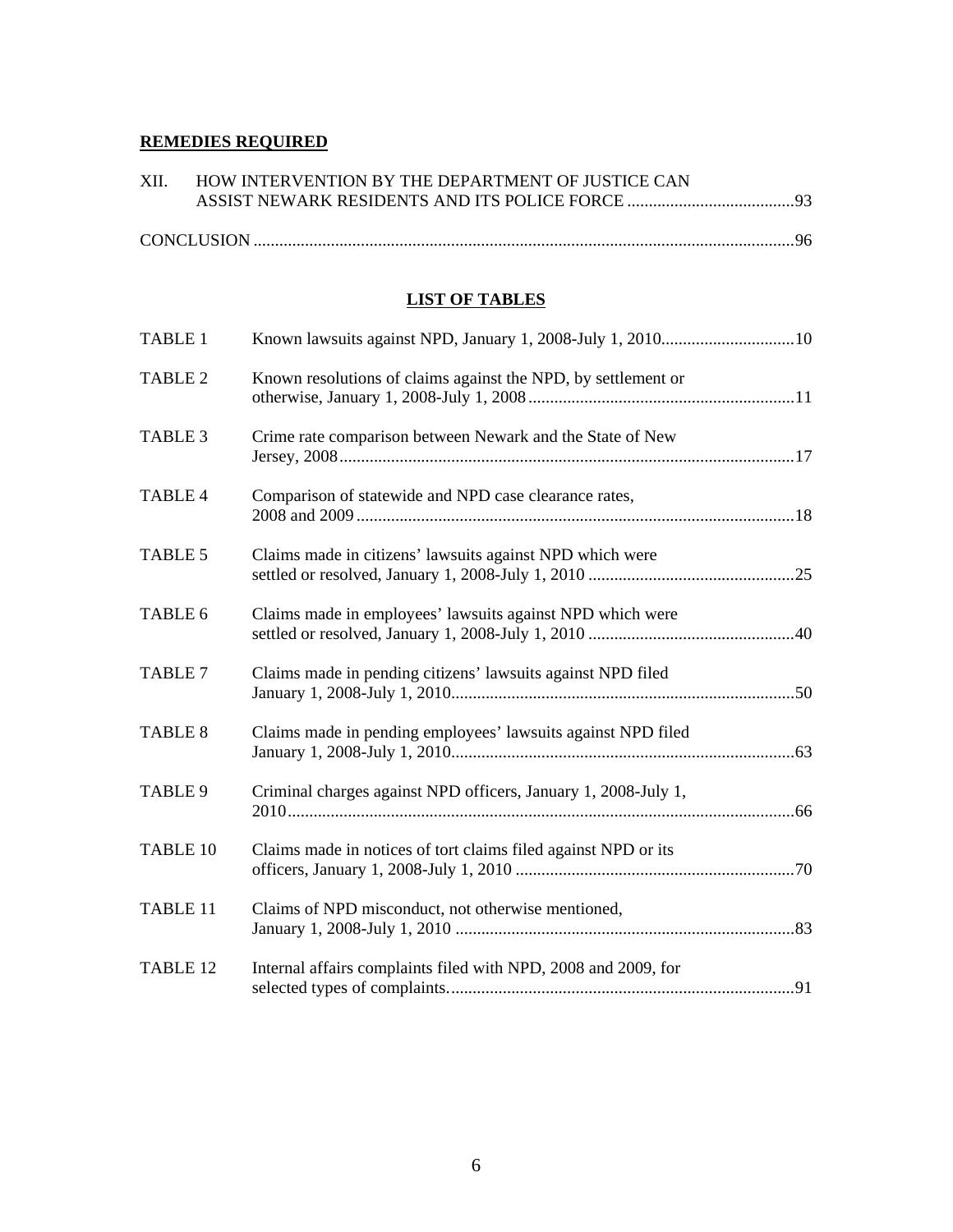**REMEDIES REQUIRED**

XII. HOW INTERVENTION BY THE DEPARTMENT OF JUSTICE CAN ASSIST NEWARK RESIDENTS AND ITS POLICE FORCE .......................................93

CONCLUSION .............................................................................................................................96

## LIST OF TABLES

| | | |
|---|---|---|
| TABLE 1 | Known lawsuits against NPD, January 1, 2008-July 1, 2010 | 10 |
| TABLE 2 | Known resolutions of claims against the NPD, by settlement or otherwise, January 1, 2008-July 1, 2008 | 11 |
| TABLE 3 | Crime rate comparison between Newark and the State of New Jersey, 2008 | 17 |
| TABLE 4 | Comparison of statewide and NPD case clearance rates, 2008 and 2009 | 18 |
| TABLE 5 | Claims made in citizens' lawsuits against NPD which were settled or resolved, January 1, 2008-July 1, 2010 | 25 |
| TABLE 6 | Claims made in employees' lawsuits against NPD which were settled or resolved, January 1, 2008-July 1, 2010 | 40 |
| TABLE 7 | Claims made in pending citizens' lawsuits against NPD filed January 1, 2008-July 1, 2010 | 50 |
| TABLE 8 | Claims made in pending employees' lawsuits against NPD filed January 1, 2008-July 1, 2010 | 63 |
| TABLE 9 | Criminal charges against NPD officers, January 1, 2008-July 1, 2010 | 66 |
| TABLE 10 | Claims made in notices of tort claims filed against NPD or its officers, January 1, 2008-July 1, 2010 | 70 |
| TABLE 11 | Claims of NPD misconduct, not otherwise mentioned, January 1, 2008-July 1, 2010 | 83 |
| TABLE 12 | Internal affairs complaints filed with NPD, 2008 and 2009, for selected types of complaints. | 91 |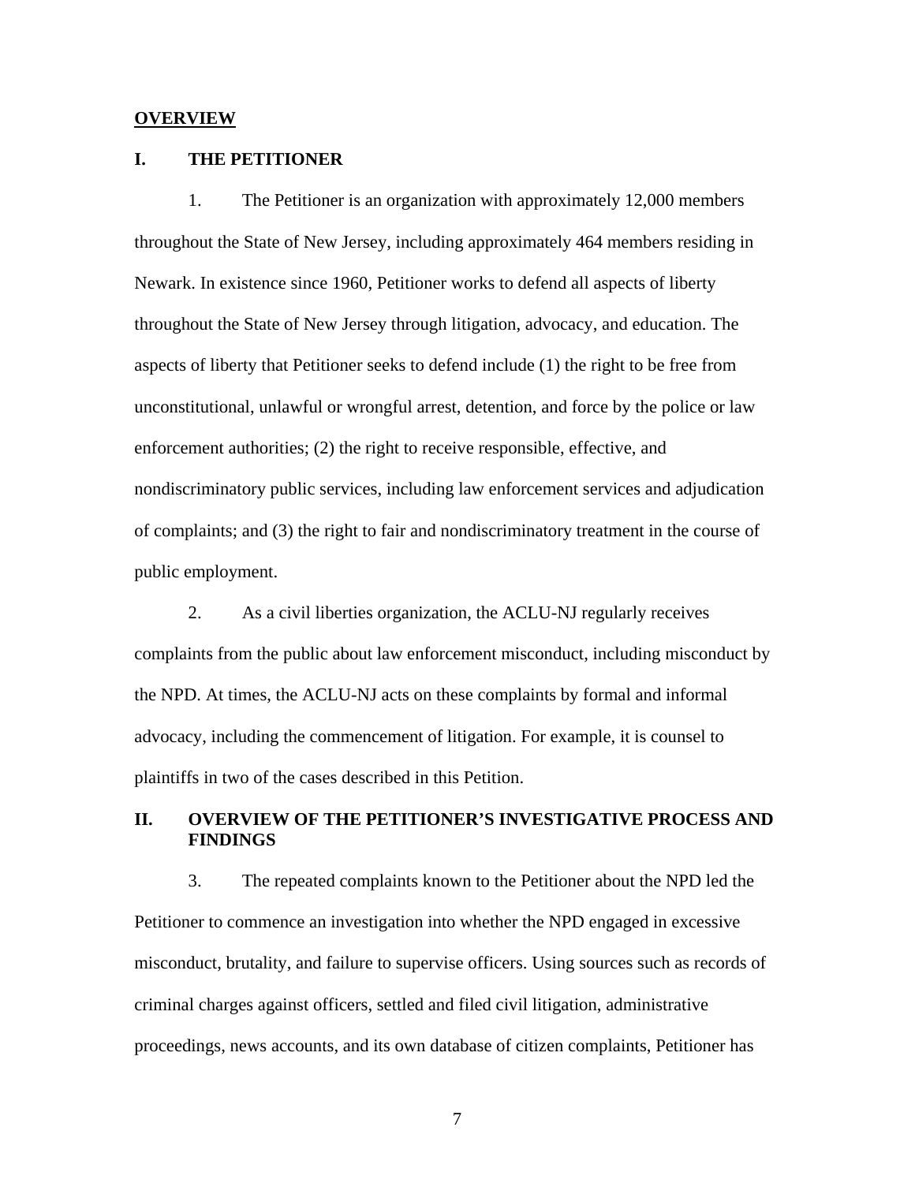**OVERVIEW**

## I. THE PETITIONER

1. The Petitioner is an organization with approximately 12,000 members throughout the State of New Jersey, including approximately 464 members residing in Newark. In existence since 1960, Petitioner works to defend all aspects of liberty throughout the State of New Jersey through litigation, advocacy, and education. The aspects of liberty that Petitioner seeks to defend include (1) the right to be free from unconstitutional, unlawful or wrongful arrest, detention, and force by the police or law enforcement authorities; (2) the right to receive responsible, effective, and nondiscriminatory public services, including law enforcement services and adjudication of complaints; and (3) the right to fair and nondiscriminatory treatment in the course of public employment.

2. As a civil liberties organization, the ACLU-NJ regularly receives complaints from the public about law enforcement misconduct, including misconduct by the NPD. At times, the ACLU-NJ acts on these complaints by formal and informal advocacy, including the commencement of litigation. For example, it is counsel to plaintiffs in two of the cases described in this Petition.

## II. OVERVIEW OF THE PETITIONER'S INVESTIGATIVE PROCESS AND FINDINGS

3. The repeated complaints known to the Petitioner about the NPD led the Petitioner to commence an investigation into whether the NPD engaged in excessive misconduct, brutality, and failure to supervise officers. Using sources such as records of criminal charges against officers, settled and filed civil litigation, administrative proceedings, news accounts, and its own database of citizen complaints, Petitioner has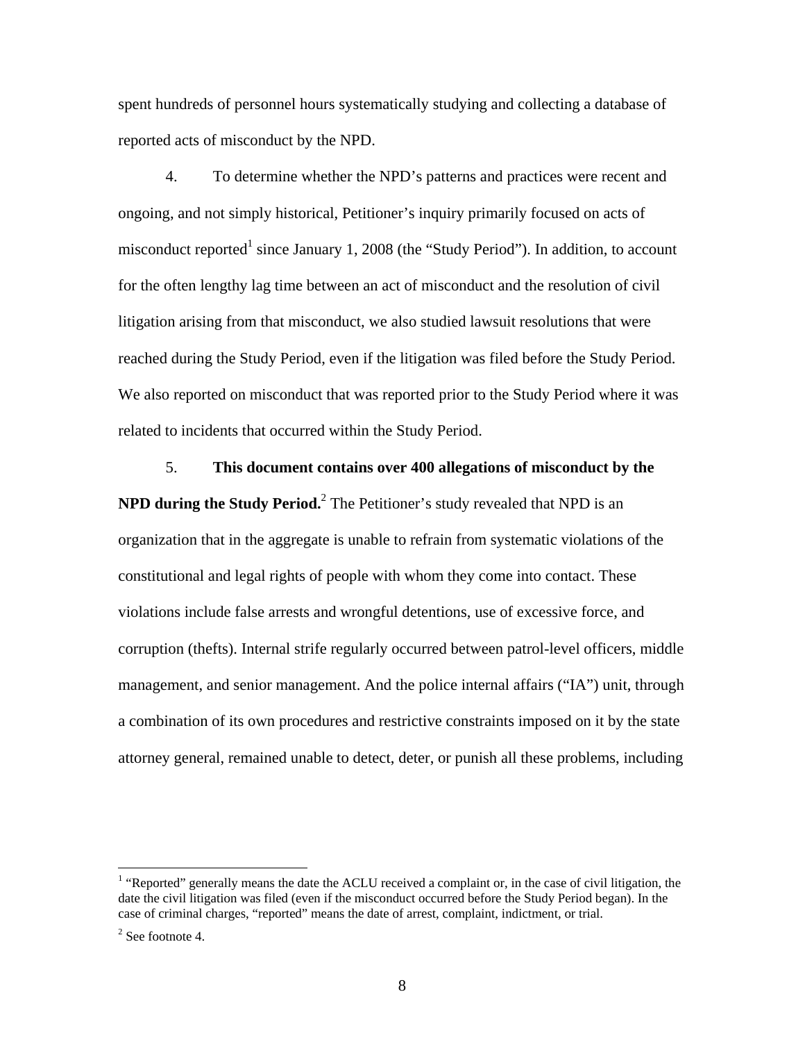spent hundreds of personnel hours systematically studying and collecting a database of reported acts of misconduct by the NPD.

4. To determine whether the NPD's patterns and practices were recent and ongoing, and not simply historical, Petitioner's inquiry primarily focused on acts of misconduct reported[1] since January 1, 2008 (the "Study Period"). In addition, to account for the often lengthy lag time between an act of misconduct and the resolution of civil litigation arising from that misconduct, we also studied lawsuit resolutions that were reached during the Study Period, even if the litigation was filed before the Study Period. We also reported on misconduct that was reported prior to the Study Period where it was related to incidents that occurred within the Study Period.

5. **This document contains over 400 allegations of misconduct by the NPD during the Study Period.**[2] The Petitioner's study revealed that NPD is an organization that in the aggregate is unable to refrain from systematic violations of the constitutional and legal rights of people with whom they come into contact. These violations include false arrests and wrongful detentions, use of excessive force, and corruption (thefts). Internal strife regularly occurred between patrol-level officers, middle management, and senior management. And the police internal affairs ("IA") unit, through a combination of its own procedures and restrictive constraints imposed on it by the state attorney general, remained unable to detect, deter, or punish all these problems, including

[1] "Reported" generally means the date the ACLU received a complaint or, in the case of civil litigation, the date the civil litigation was filed (even if the misconduct occurred before the Study Period began). In the case of criminal charges, "reported" means the date of arrest, complaint, indictment, or trial.

[2] See footnote 4.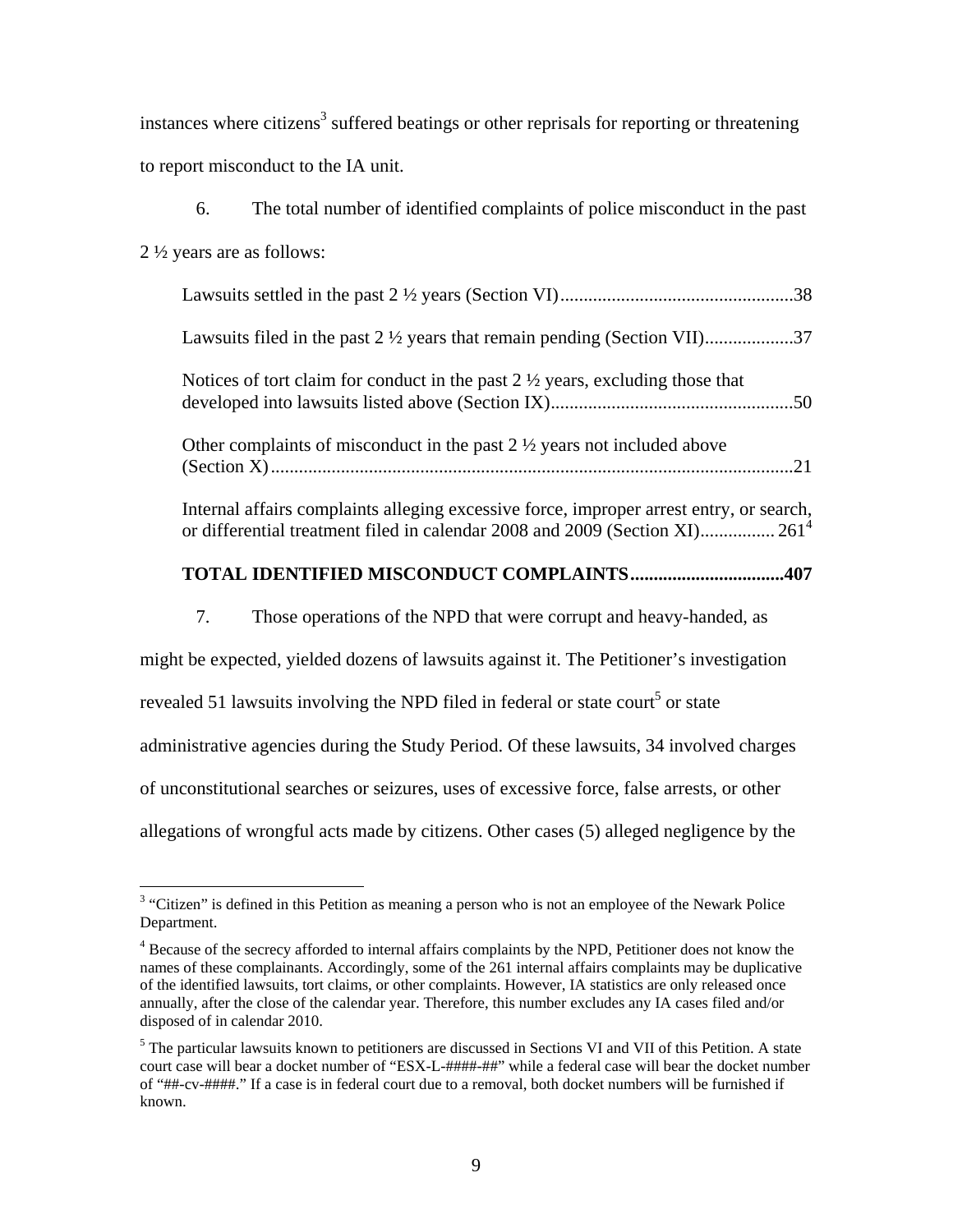instances where citizens[3] suffered beatings or other reprisals for reporting or threatening to report misconduct to the IA unit.

6. The total number of identified complaints of police misconduct in the past 2 ½ years are as follows:

Lawsuits settled in the past 2 ½ years (Section VI)..................................................38

Lawsuits filed in the past 2 ½ years that remain pending (Section VII)..................37

Notices of tort claim for conduct in the past 2 ½ years, excluding those that developed into lawsuits listed above (Section IX)....................................................50

Other complaints of misconduct in the past 2 ½ years not included above (Section X).................................................................................................................21

Internal affairs complaints alleging excessive force, improper arrest entry, or search, or differential treatment filed in calendar 2008 and 2009 (Section XI)................ 261[4]

**TOTAL IDENTIFIED MISCONDUCT COMPLAINTS.................................407**

7. Those operations of the NPD that were corrupt and heavy-handed, as might be expected, yielded dozens of lawsuits against it. The Petitioner's investigation revealed 51 lawsuits involving the NPD filed in federal or state court[5] or state administrative agencies during the Study Period. Of these lawsuits, 34 involved charges of unconstitutional searches or seizures, uses of excessive force, false arrests, or other allegations of wrongful acts made by citizens. Other cases (5) alleged negligence by the

---

[3] "Citizen" is defined in this Petition as meaning a person who is not an employee of the Newark Police Department.

[4] Because of the secrecy afforded to internal affairs complaints by the NPD, Petitioner does not know the names of these complainants. Accordingly, some of the 261 internal affairs complaints may be duplicative of the identified lawsuits, tort claims, or other complaints. However, IA statistics are only released once annually, after the close of the calendar year. Therefore, this number excludes any IA cases filed and/or disposed of in calendar 2010.

[5] The particular lawsuits known to petitioners are discussed in Sections VI and VII of this Petition. A state court case will bear a docket number of "ESX-L-####-##" while a federal case will bear the docket number of "##-cv-####." If a case is in federal court due to a removal, both docket numbers will be furnished if known.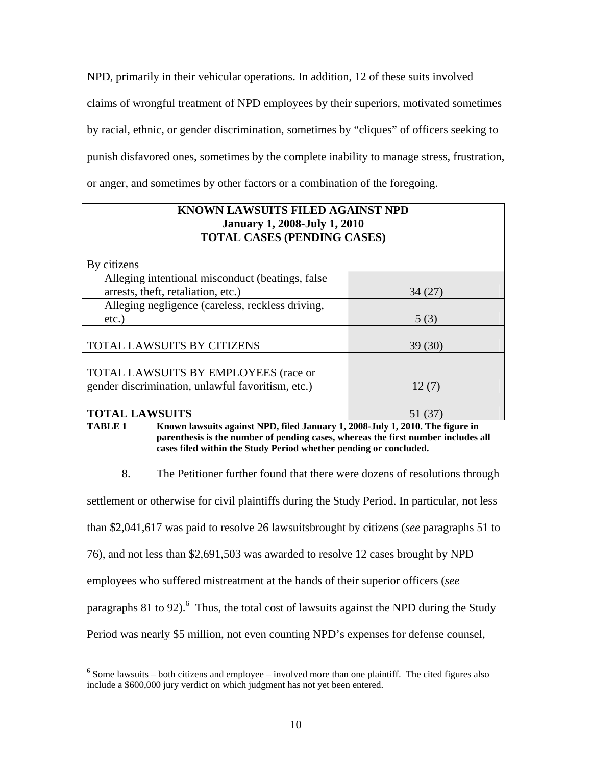NPD, primarily in their vehicular operations. In addition, 12 of these suits involved claims of wrongful treatment of NPD employees by their superiors, motivated sometimes by racial, ethnic, or gender discrimination, sometimes by "cliques" of officers seeking to punish disfavored ones, sometimes by the complete inability to manage stress, frustration, or anger, and sometimes by other factors or a combination of the foregoing.

| **KNOWN LAWSUITS FILED AGAINST NPD<br>January 1, 2008-July 1, 2010<br>TOTAL CASES (PENDING CASES)** | |
|---|---|
| By citizens | |
| Alleging intentional misconduct (beatings, false arrests, theft, retaliation, etc.) | 34 (27) |
| Alleging negligence (careless, reckless driving, etc.) | 5 (3) |
| TOTAL LAWSUITS BY CITIZENS | 39 (30) |
| TOTAL LAWSUITS BY EMPLOYEES (race or gender discrimination, unlawful favoritism, etc.) | 12 (7) |
| **TOTAL LAWSUITS** | 51 (37) |

**TABLE 1 Known lawsuits against NPD, filed January 1, 2008-July 1, 2010. The figure in parenthesis is the number of pending cases, whereas the first number includes all cases filed within the Study Period whether pending or concluded.**

8. The Petitioner further found that there were dozens of resolutions through settlement or otherwise for civil plaintiffs during the Study Period. In particular, not less than $2,041,617 was paid to resolve 26 lawsuitsbrought by citizens (*see* paragraphs 51 to 76), and not less than $2,691,503 was awarded to resolve 12 cases brought by NPD employees who suffered mistreatment at the hands of their superior officers (*see* paragraphs 81 to 92).[6] Thus, the total cost of lawsuits against the NPD during the Study Period was nearly $5 million, not even counting NPD's expenses for defense counsel,

[6] Some lawsuits – both citizens and employee – involved more than one plaintiff. The cited figures also include a $600,000 jury verdict on which judgment has not yet been entered.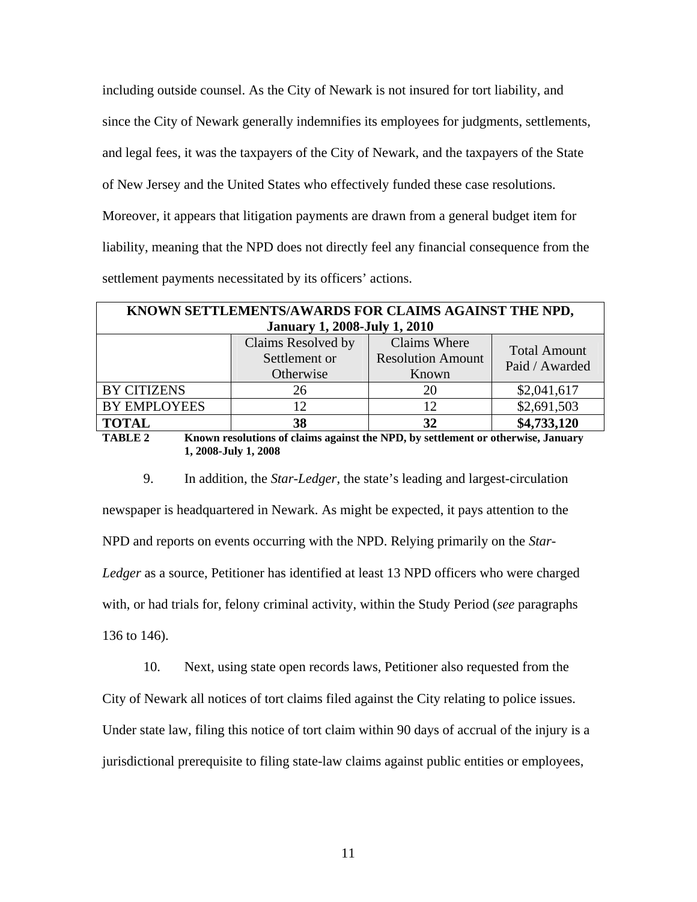including outside counsel. As the City of Newark is not insured for tort liability, and since the City of Newark generally indemnifies its employees for judgments, settlements, and legal fees, it was the taxpayers of the City of Newark, and the taxpayers of the State of New Jersey and the United States who effectively funded these case resolutions. Moreover, it appears that litigation payments are drawn from a general budget item for liability, meaning that the NPD does not directly feel any financial consequence from the settlement payments necessitated by its officers' actions.

| **KNOWN SETTLEMENTS/AWARDS FOR CLAIMS AGAINST THE NPD, January 1, 2008-July 1, 2010** | | | |
|---|---|---|---|
| | Claims Resolved by Settlement or Otherwise | Claims Where Resolution Amount Known | Total Amount Paid / Awarded |
| BY CITIZENS | 26 | 20 | $2,041,617 |
| BY EMPLOYEES | 12 | 12 | $2,691,503 |
| **TOTAL** | **38** | **32** | **$4,733,120** |

**TABLE 2** **Known resolutions of claims against the NPD, by settlement or otherwise, January 1, 2008-July 1, 2008**

9. In addition, the *Star-Ledger*, the state's leading and largest-circulation newspaper is headquartered in Newark. As might be expected, it pays attention to the NPD and reports on events occurring with the NPD. Relying primarily on the *Star-Ledger* as a source, Petitioner has identified at least 13 NPD officers who were charged with, or had trials for, felony criminal activity, within the Study Period (*see* paragraphs 136 to 146).

10. Next, using state open records laws, Petitioner also requested from the City of Newark all notices of tort claims filed against the City relating to police issues. Under state law, filing this notice of tort claim within 90 days of accrual of the injury is a jurisdictional prerequisite to filing state-law claims against public entities or employees,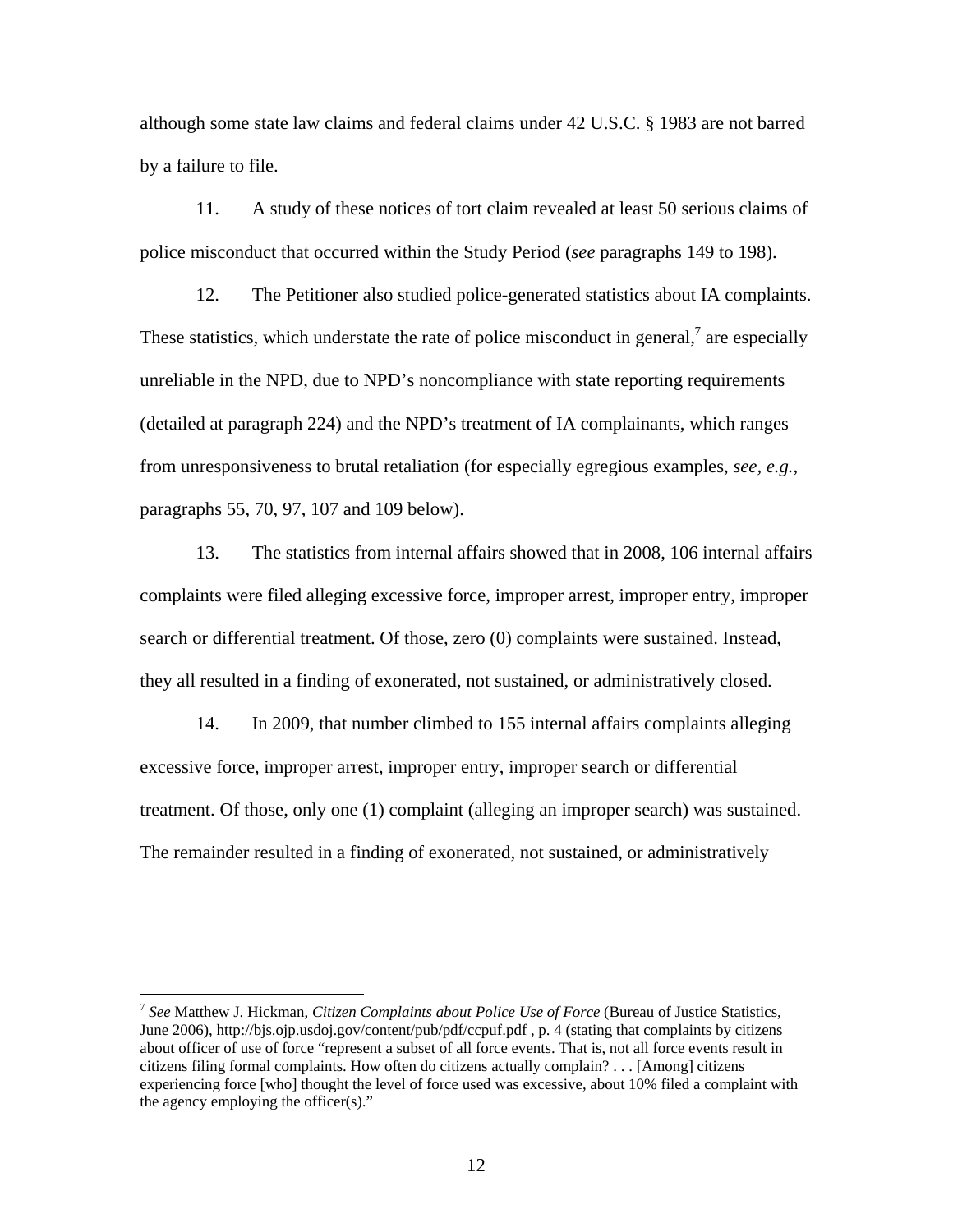although some state law claims and federal claims under 42 U.S.C. § 1983 are not barred by a failure to file.

11. A study of these notices of tort claim revealed at least 50 serious claims of police misconduct that occurred within the Study Period (*see* paragraphs 149 to 198).

12. The Petitioner also studied police-generated statistics about IA complaints. These statistics, which understate the rate of police misconduct in general,[7] are especially unreliable in the NPD, due to NPD's noncompliance with state reporting requirements (detailed at paragraph 224) and the NPD's treatment of IA complainants, which ranges from unresponsiveness to brutal retaliation (for especially egregious examples, *see, e.g.*, paragraphs 55, 70, 97, 107 and 109 below).

13. The statistics from internal affairs showed that in 2008, 106 internal affairs complaints were filed alleging excessive force, improper arrest, improper entry, improper search or differential treatment. Of those, zero (0) complaints were sustained. Instead, they all resulted in a finding of exonerated, not sustained, or administratively closed.

14. In 2009, that number climbed to 155 internal affairs complaints alleging excessive force, improper arrest, improper entry, improper search or differential treatment. Of those, only one (1) complaint (alleging an improper search) was sustained. The remainder resulted in a finding of exonerated, not sustained, or administratively

---

[7] *See* Matthew J. Hickman, *Citizen Complaints about Police Use of Force* (Bureau of Justice Statistics, June 2006), http://bjs.ojp.usdoj.gov/content/pub/pdf/ccpuf.pdf , p. 4 (stating that complaints by citizens about officer of use of force "represent a subset of all force events. That is, not all force events result in citizens filing formal complaints. How often do citizens actually complain? . . . [Among] citizens experiencing force [who] thought the level of force used was excessive, about 10% filed a complaint with the agency employing the officer(s)."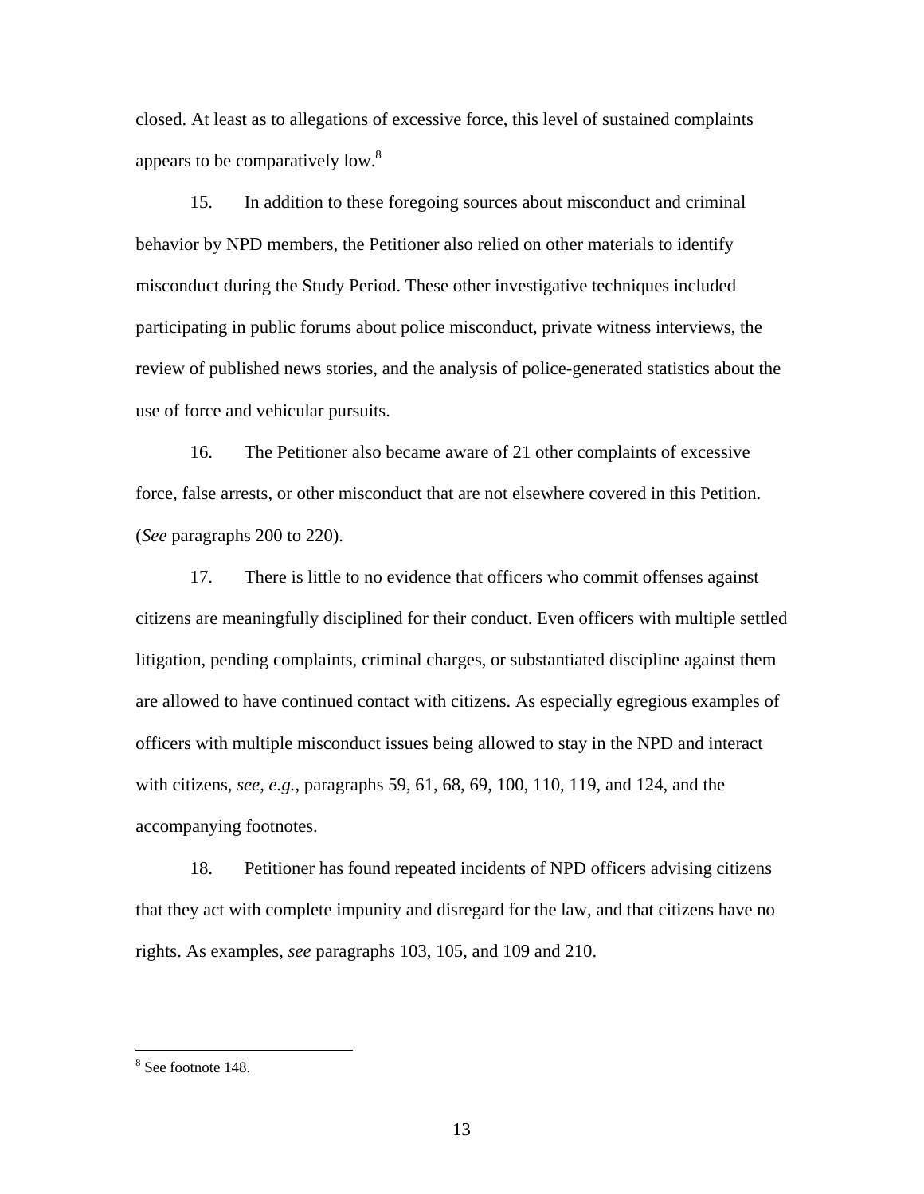closed. At least as to allegations of excessive force, this level of sustained complaints appears to be comparatively low.[8]

15. In addition to these foregoing sources about misconduct and criminal behavior by NPD members, the Petitioner also relied on other materials to identify misconduct during the Study Period. These other investigative techniques included participating in public forums about police misconduct, private witness interviews, the review of published news stories, and the analysis of police-generated statistics about the use of force and vehicular pursuits.

16. The Petitioner also became aware of 21 other complaints of excessive force, false arrests, or other misconduct that are not elsewhere covered in this Petition. (*See* paragraphs 200 to 220).

17. There is little to no evidence that officers who commit offenses against citizens are meaningfully disciplined for their conduct. Even officers with multiple settled litigation, pending complaints, criminal charges, or substantiated discipline against them are allowed to have continued contact with citizens. As especially egregious examples of officers with multiple misconduct issues being allowed to stay in the NPD and interact with citizens, *see, e.g.*, paragraphs 59, 61, 68, 69, 100, 110, 119, and 124, and the accompanying footnotes.

18. Petitioner has found repeated incidents of NPD officers advising citizens that they act with complete impunity and disregard for the law, and that citizens have no rights. As examples, *see* paragraphs 103, 105, and 109 and 210.

---

[8] See footnote 148.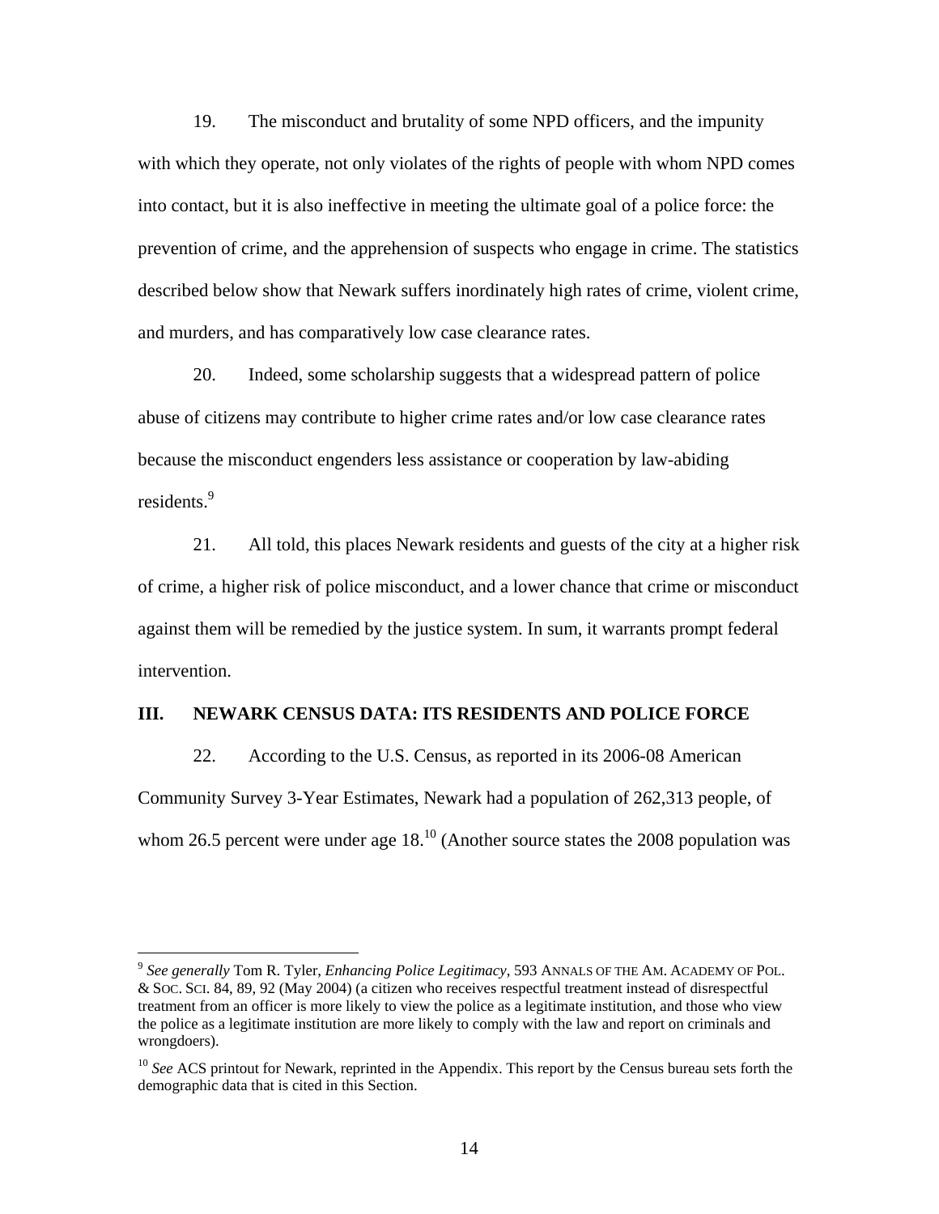19. The misconduct and brutality of some NPD officers, and the impunity with which they operate, not only violates of the rights of people with whom NPD comes into contact, but it is also ineffective in meeting the ultimate goal of a police force: the prevention of crime, and the apprehension of suspects who engage in crime. The statistics described below show that Newark suffers inordinately high rates of crime, violent crime, and murders, and has comparatively low case clearance rates.

20. Indeed, some scholarship suggests that a widespread pattern of police abuse of citizens may contribute to higher crime rates and/or low case clearance rates because the misconduct engenders less assistance or cooperation by law-abiding residents.[9]

21. All told, this places Newark residents and guests of the city at a higher risk of crime, a higher risk of police misconduct, and a lower chance that crime or misconduct against them will be remedied by the justice system. In sum, it warrants prompt federal intervention.

## III. NEWARK CENSUS DATA: ITS RESIDENTS AND POLICE FORCE

22. According to the U.S. Census, as reported in its 2006-08 American Community Survey 3-Year Estimates, Newark had a population of 262,313 people, of whom 26.5 percent were under age 18.[10] (Another source states the 2008 population was

---

[9] *See generally* Tom R. Tyler, *Enhancing Police Legitimacy*, 593 ANNALS OF THE AM. ACADEMY OF POL. & SOC. SCI. 84, 89, 92 (May 2004) (a citizen who receives respectful treatment instead of disrespectful treatment from an officer is more likely to view the police as a legitimate institution, and those who view the police as a legitimate institution are more likely to comply with the law and report on criminals and wrongdoers).

[10] *See* ACS printout for Newark, reprinted in the Appendix. This report by the Census bureau sets forth the demographic data that is cited in this Section.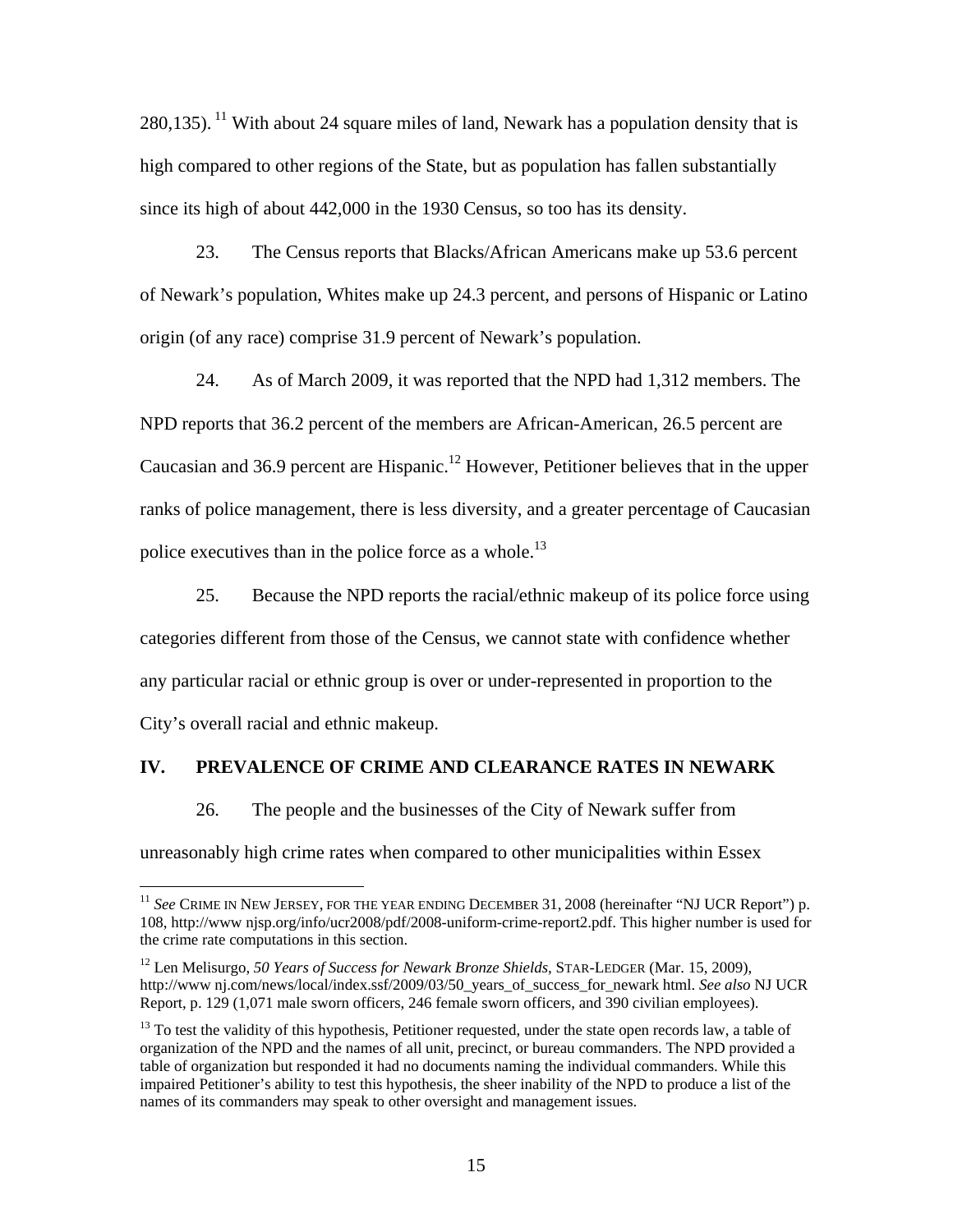280,135).[11] With about 24 square miles of land, Newark has a population density that is high compared to other regions of the State, but as population has fallen substantially since its high of about 442,000 in the 1930 Census, so too has its density.

23. The Census reports that Blacks/African Americans make up 53.6 percent of Newark's population, Whites make up 24.3 percent, and persons of Hispanic or Latino origin (of any race) comprise 31.9 percent of Newark's population.

24. As of March 2009, it was reported that the NPD had 1,312 members. The NPD reports that 36.2 percent of the members are African-American, 26.5 percent are Caucasian and 36.9 percent are Hispanic.[12] However, Petitioner believes that in the upper ranks of police management, there is less diversity, and a greater percentage of Caucasian police executives than in the police force as a whole.[13]

25. Because the NPD reports the racial/ethnic makeup of its police force using categories different from those of the Census, we cannot state with confidence whether any particular racial or ethnic group is over or under-represented in proportion to the City's overall racial and ethnic makeup.

## IV. PREVALENCE OF CRIME AND CLEARANCE RATES IN NEWARK

26. The people and the businesses of the City of Newark suffer from unreasonably high crime rates when compared to other municipalities within Essex

---

[11] *See* CRIME IN NEW JERSEY, FOR THE YEAR ENDING DECEMBER 31, 2008 (hereinafter "NJ UCR Report") p. 108, http://www njsp.org/info/ucr2008/pdf/2008-uniform-crime-report2.pdf. This higher number is used for the crime rate computations in this section.

[12] Len Melisurgo, *50 Years of Success for Newark Bronze Shields,* STAR-LEDGER (Mar. 15, 2009), http://www nj.com/news/local/index.ssf/2009/03/50_years_of_success_for_newark html. *See also* NJ UCR Report, p. 129 (1,071 male sworn officers, 246 female sworn officers, and 390 civilian employees).

[13] To test the validity of this hypothesis, Petitioner requested, under the state open records law, a table of organization of the NPD and the names of all unit, precinct, or bureau commanders. The NPD provided a table of organization but responded it had no documents naming the individual commanders. While this impaired Petitioner's ability to test this hypothesis, the sheer inability of the NPD to produce a list of the names of its commanders may speak to other oversight and management issues.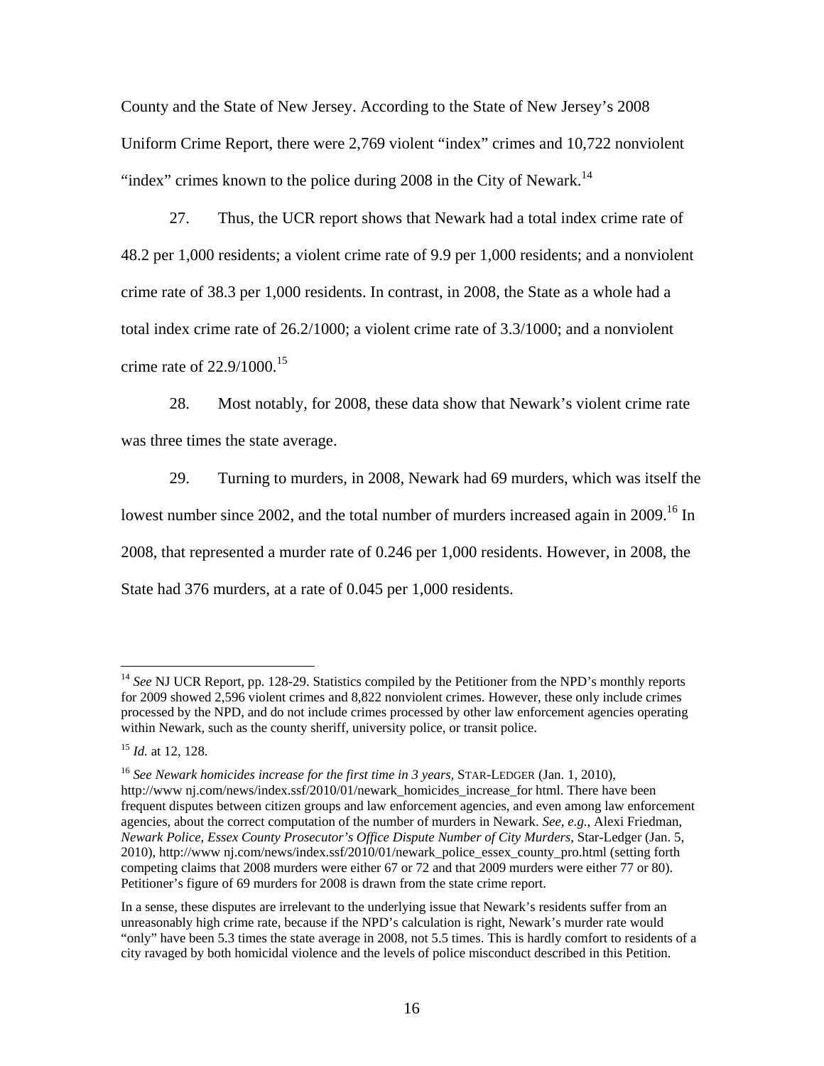County and the State of New Jersey. According to the State of New Jersey's 2008 Uniform Crime Report, there were 2,769 violent "index" crimes and 10,722 nonviolent "index" crimes known to the police during 2008 in the City of Newark.[14]

27. Thus, the UCR report shows that Newark had a total index crime rate of 48.2 per 1,000 residents; a violent crime rate of 9.9 per 1,000 residents; and a nonviolent crime rate of 38.3 per 1,000 residents. In contrast, in 2008, the State as a whole had a total index crime rate of 26.2/1000; a violent crime rate of 3.3/1000; and a nonviolent crime rate of 22.9/1000.[15]

28. Most notably, for 2008, these data show that Newark's violent crime rate was three times the state average.

29. Turning to murders, in 2008, Newark had 69 murders, which was itself the lowest number since 2002, and the total number of murders increased again in 2009.[16] In 2008, that represented a murder rate of 0.246 per 1,000 residents. However, in 2008, the State had 376 murders, at a rate of 0.045 per 1,000 residents.

---

[14] *See* NJ UCR Report, pp. 128-29. Statistics compiled by the Petitioner from the NPD's monthly reports for 2009 showed 2,596 violent crimes and 8,822 nonviolent crimes. However, these only include crimes processed by the NPD, and do not include crimes processed by other law enforcement agencies operating within Newark, such as the county sheriff, university police, or transit police.

[15] *Id.* at 12, 128.

[16] *See Newark homicides increase for the first time in 3 years,* STAR-LEDGER (Jan. 1, 2010), http://www nj.com/news/index.ssf/2010/01/newark_homicides_increase_for html. There have been frequent disputes between citizen groups and law enforcement agencies, and even among law enforcement agencies, about the correct computation of the number of murders in Newark. *See, e.g.*, Alexi Friedman, *Newark Police, Essex County Prosecutor's Office Dispute Number of City Murders*, Star-Ledger (Jan. 5, 2010), http://www nj.com/news/index.ssf/2010/01/newark_police_essex_county_pro.html (setting forth competing claims that 2008 murders were either 67 or 72 and that 2009 murders were either 77 or 80). Petitioner's figure of 69 murders for 2008 is drawn from the state crime report.

In a sense, these disputes are irrelevant to the underlying issue that Newark's residents suffer from an unreasonably high crime rate, because if the NPD's calculation is right, Newark's murder rate would "only" have been 5.3 times the state average in 2008, not 5.5 times. This is hardly comfort to residents of a city ravaged by both homicidal violence and the levels of police misconduct described in this Petition.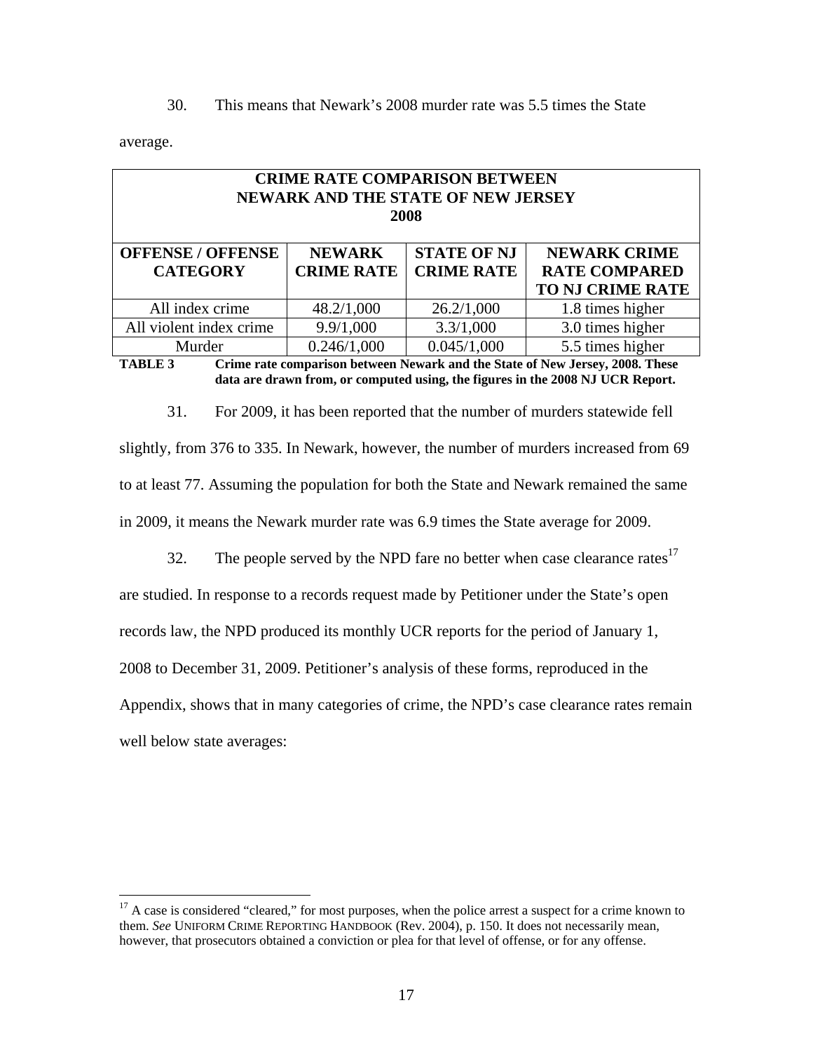30. This means that Newark's 2008 murder rate was 5.5 times the State average.

| CRIME RATE COMPARISON BETWEEN NEWARK AND THE STATE OF NEW JERSEY 2008 | | | |
|---|---|---|---|
| **OFFENSE / OFFENSE CATEGORY** | **NEWARK CRIME RATE** | **STATE OF NJ CRIME RATE** | **NEWARK CRIME RATE COMPARED TO NJ CRIME RATE** |
| All index crime | 48.2/1,000 | 26.2/1,000 | 1.8 times higher |
| All violent index crime | 9.9/1,000 | 3.3/1,000 | 3.0 times higher |
| Murder | 0.246/1,000 | 0.045/1,000 | 5.5 times higher |

**TABLE 3** **Crime rate comparison between Newark and the State of New Jersey, 2008. These data are drawn from, or computed using, the figures in the 2008 NJ UCR Report.**

31. For 2009, it has been reported that the number of murders statewide fell slightly, from 376 to 335. In Newark, however, the number of murders increased from 69 to at least 77. Assuming the population for both the State and Newark remained the same in 2009, it means the Newark murder rate was 6.9 times the State average for 2009.

32. The people served by the NPD fare no better when case clearance rates[17] are studied. In response to a records request made by Petitioner under the State's open records law, the NPD produced its monthly UCR reports for the period of January 1, 2008 to December 31, 2009. Petitioner's analysis of these forms, reproduced in the Appendix, shows that in many categories of crime, the NPD's case clearance rates remain well below state averages:

---

[17] A case is considered "cleared," for most purposes, when the police arrest a suspect for a crime known to them. *See* UNIFORM CRIME REPORTING HANDBOOK (Rev. 2004), p. 150. It does not necessarily mean, however, that prosecutors obtained a conviction or plea for that level of offense, or for any offense.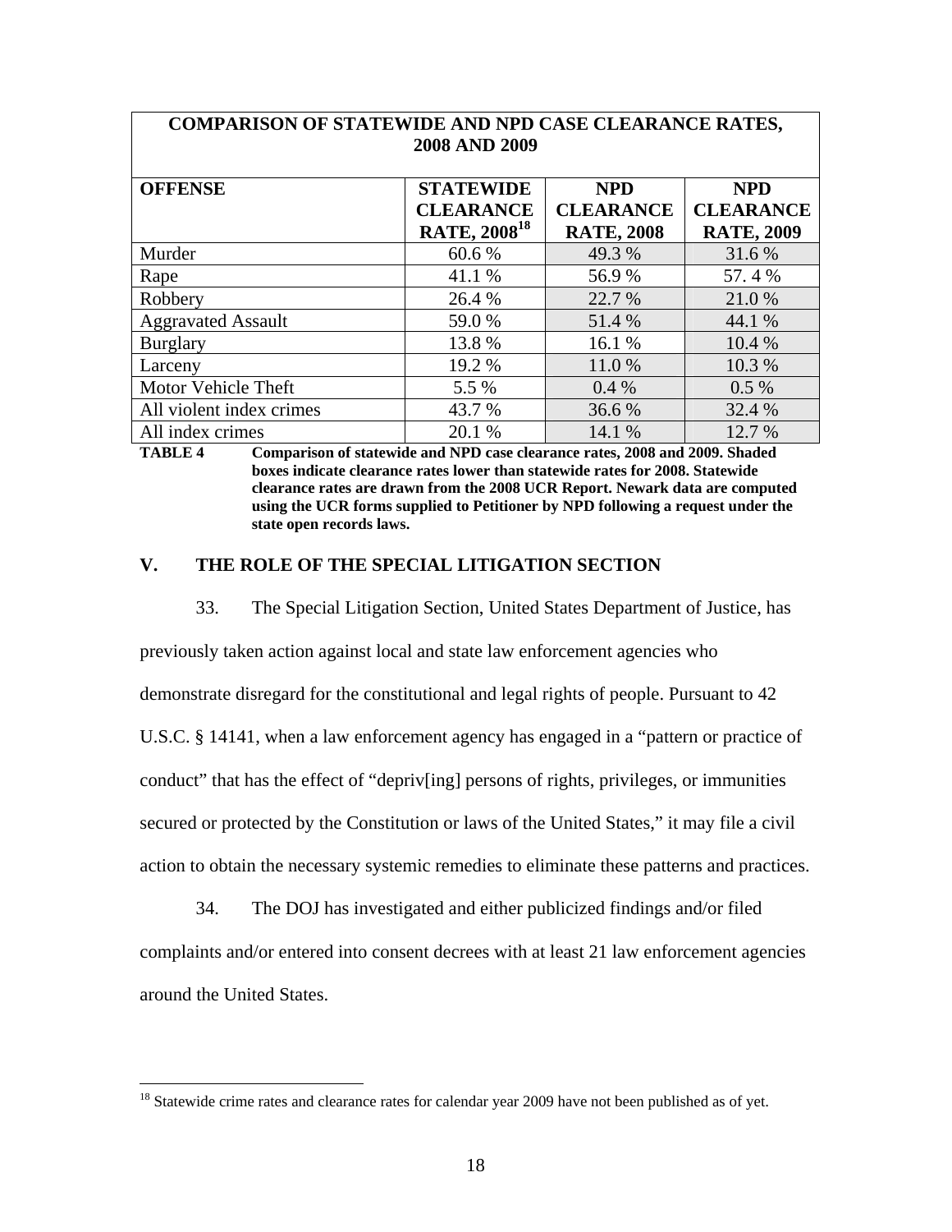| COMPARISON OF STATEWIDE AND NPD CASE CLEARANCE RATES, 2008 AND 2009 | | | |
|---|---|---|---|
| **OFFENSE** | **STATEWIDE CLEARANCE RATE, 2008**[18] | **NPD CLEARANCE RATE, 2008** | **NPD CLEARANCE RATE, 2009** |
| Murder | 60.6 % | 49.3 % | 31.6 % |
| Rape | 41.1 % | 56.9 % | 57. 4 % |
| Robbery | 26.4 % | 22.7 % | 21.0 % |
| Aggravated Assault | 59.0 % | 51.4 % | 44.1 % |
| Burglary | 13.8 % | 16.1 % | 10.4 % |
| Larceny | 19.2 % | 11.0 % | 10.3 % |
| Motor Vehicle Theft | 5.5 % | 0.4 % | 0.5 % |
| All violent index crimes | 43.7 % | 36.6 % | 32.4 % |
| All index crimes | 20.1 % | 14.1 % | 12.7 % |

**TABLE 4** **Comparison of statewide and NPD case clearance rates, 2008 and 2009. Shaded boxes indicate clearance rates lower than statewide rates for 2008. Statewide clearance rates are drawn from the 2008 UCR Report. Newark data are computed using the UCR forms supplied to Petitioner by NPD following a request under the state open records laws.**

## V. THE ROLE OF THE SPECIAL LITIGATION SECTION

33. The Special Litigation Section, United States Department of Justice, has previously taken action against local and state law enforcement agencies who demonstrate disregard for the constitutional and legal rights of people. Pursuant to 42 U.S.C. § 14141, when a law enforcement agency has engaged in a "pattern or practice of conduct" that has the effect of "depriv[ing] persons of rights, privileges, or immunities secured or protected by the Constitution or laws of the United States," it may file a civil action to obtain the necessary systemic remedies to eliminate these patterns and practices.

34. The DOJ has investigated and either publicized findings and/or filed complaints and/or entered into consent decrees with at least 21 law enforcement agencies around the United States.

[18] Statewide crime rates and clearance rates for calendar year 2009 have not been published as of yet.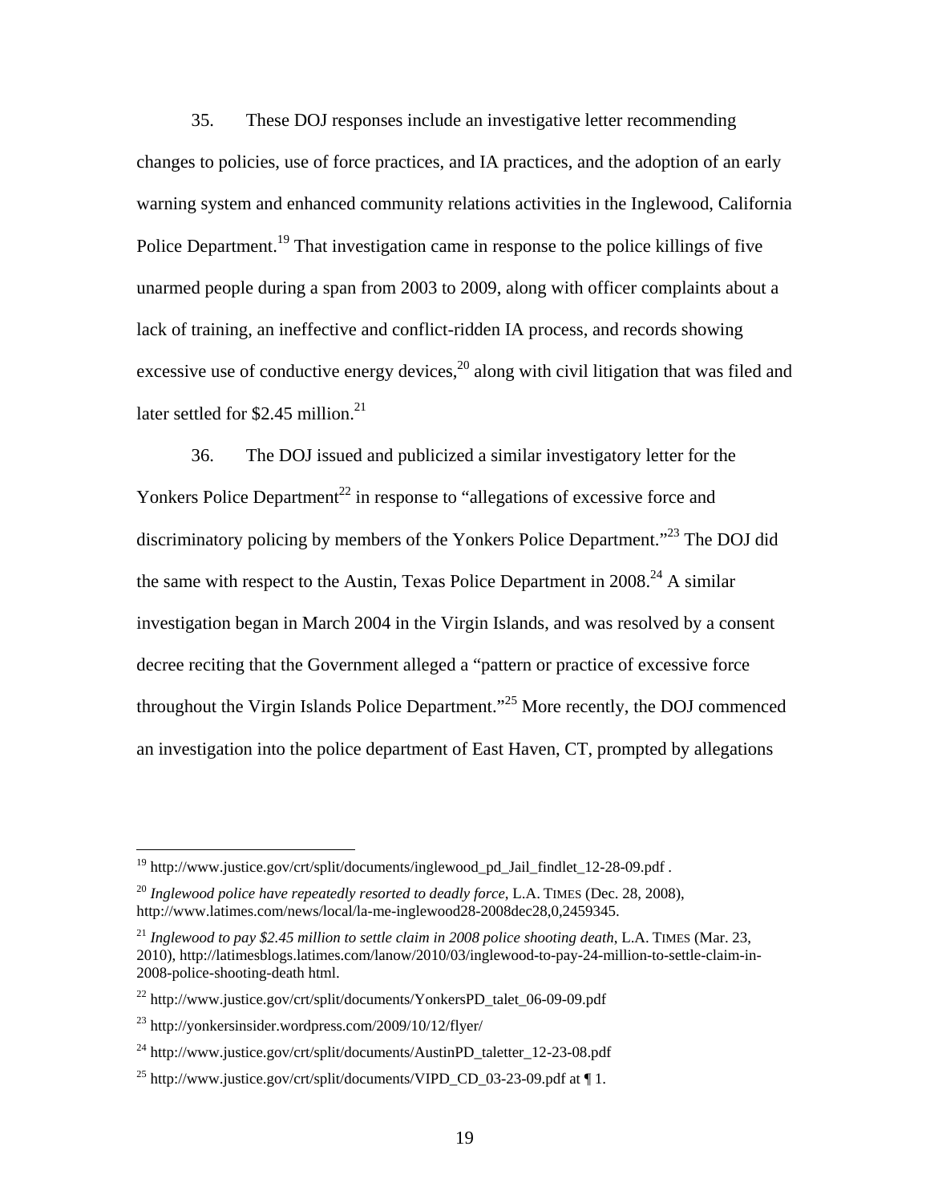35. These DOJ responses include an investigative letter recommending changes to policies, use of force practices, and IA practices, and the adoption of an early warning system and enhanced community relations activities in the Inglewood, California Police Department.[19] That investigation came in response to the police killings of five unarmed people during a span from 2003 to 2009, along with officer complaints about a lack of training, an ineffective and conflict-ridden IA process, and records showing excessive use of conductive energy devices,[20] along with civil litigation that was filed and later settled for $2.45 million.[21]

36. The DOJ issued and publicized a similar investigatory letter for the Yonkers Police Department[22] in response to "allegations of excessive force and discriminatory policing by members of the Yonkers Police Department."[23] The DOJ did the same with respect to the Austin, Texas Police Department in 2008.[24] A similar investigation began in March 2004 in the Virgin Islands, and was resolved by a consent decree reciting that the Government alleged a "pattern or practice of excessive force throughout the Virgin Islands Police Department."[25] More recently, the DOJ commenced an investigation into the police department of East Haven, CT, prompted by allegations

---

[19] http://www.justice.gov/crt/split/documents/inglewood_pd_Jail_findlet_12-28-09.pdf .

[20] *Inglewood police have repeatedly resorted to deadly force*, L.A. TIMES (Dec. 28, 2008), http://www.latimes.com/news/local/la-me-inglewood28-2008dec28,0,2459345.

[21] *Inglewood to pay $2.45 million to settle claim in 2008 police shooting death*, L.A. TIMES (Mar. 23, 2010), http://latimesblogs.latimes.com/lanow/2010/03/inglewood-to-pay-24-million-to-settle-claim-in-2008-police-shooting-death html.

[22] http://www.justice.gov/crt/split/documents/YonkersPD_talet_06-09-09.pdf

[23] http://yonkersinsider.wordpress.com/2009/10/12/flyer/

[24] http://www.justice.gov/crt/split/documents/AustinPD_taletter_12-23-08.pdf

[25] http://www.justice.gov/crt/split/documents/VIPD_CD_03-23-09.pdf at ¶ 1.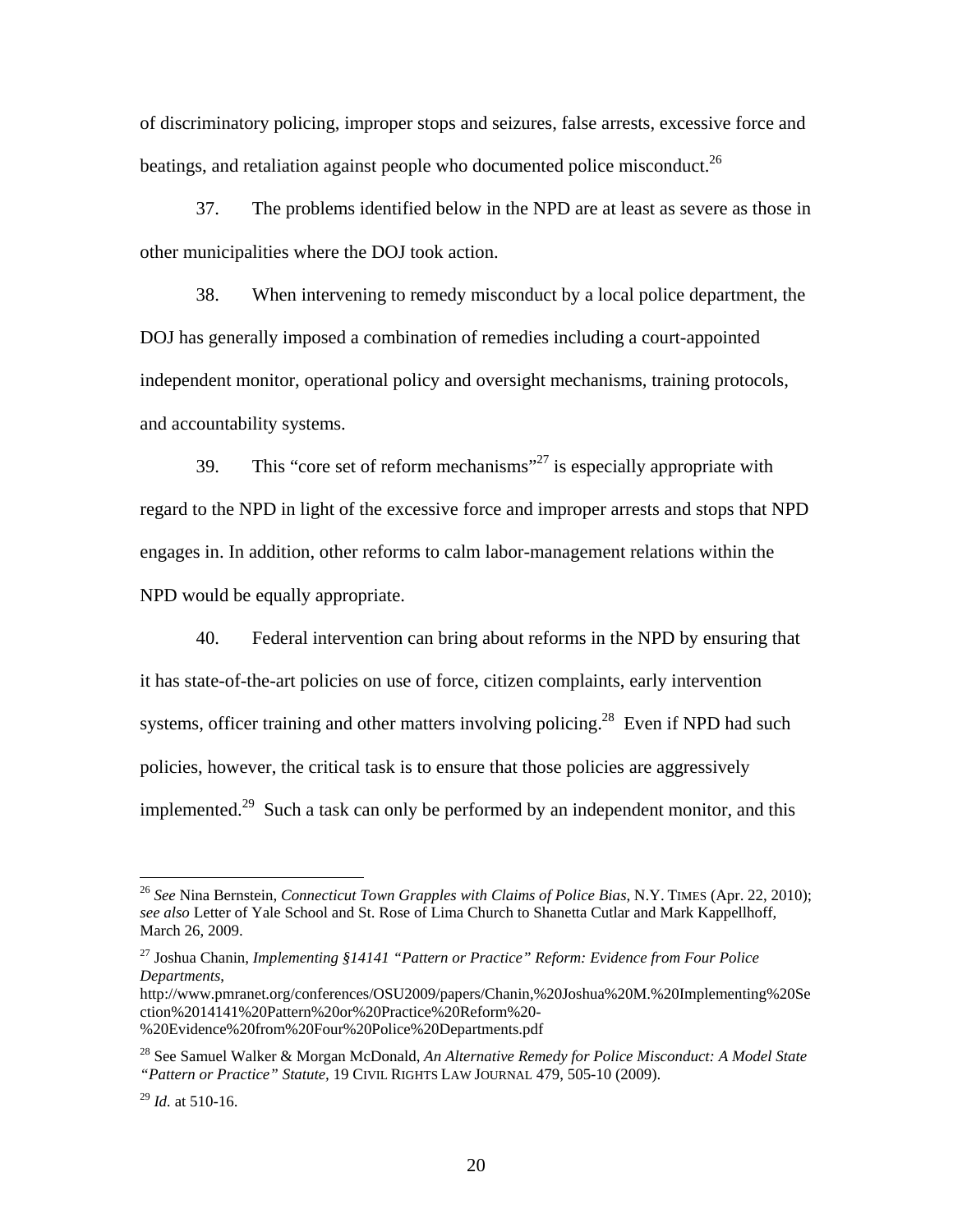of discriminatory policing, improper stops and seizures, false arrests, excessive force and beatings, and retaliation against people who documented police misconduct.[26]

37. The problems identified below in the NPD are at least as severe as those in other municipalities where the DOJ took action.

38. When intervening to remedy misconduct by a local police department, the DOJ has generally imposed a combination of remedies including a court-appointed independent monitor, operational policy and oversight mechanisms, training protocols, and accountability systems.

39. This "core set of reform mechanisms"[27] is especially appropriate with regard to the NPD in light of the excessive force and improper arrests and stops that NPD engages in. In addition, other reforms to calm labor-management relations within the NPD would be equally appropriate.

40. Federal intervention can bring about reforms in the NPD by ensuring that it has state-of-the-art policies on use of force, citizen complaints, early intervention systems, officer training and other matters involving policing.[28] Even if NPD had such policies, however, the critical task is to ensure that those policies are aggressively implemented.[29] Such a task can only be performed by an independent monitor, and this

---

[26] *See* Nina Bernstein, *Connecticut Town Grapples with Claims of Police Bias*, N.Y. TIMES (Apr. 22, 2010); *see also* Letter of Yale School and St. Rose of Lima Church to Shanetta Cutlar and Mark Kappellhoff, March 26, 2009.

[27] Joshua Chanin, *Implementing §14141 "Pattern or Practice" Reform: Evidence from Four Police Departments*, http://www.pmranet.org/conferences/OSU2009/papers/Chanin,%20Joshua%20M.%20Implementing%20Section%2014141%20Pattern%20or%20Practice%20Reform%20-%20Evidence%20from%20Four%20Police%20Departments.pdf

[28] See Samuel Walker & Morgan McDonald, *An Alternative Remedy for Police Misconduct: A Model State "Pattern or Practice" Statute*, 19 CIVIL RIGHTS LAW JOURNAL 479, 505-10 (2009).

[29] *Id.* at 510-16.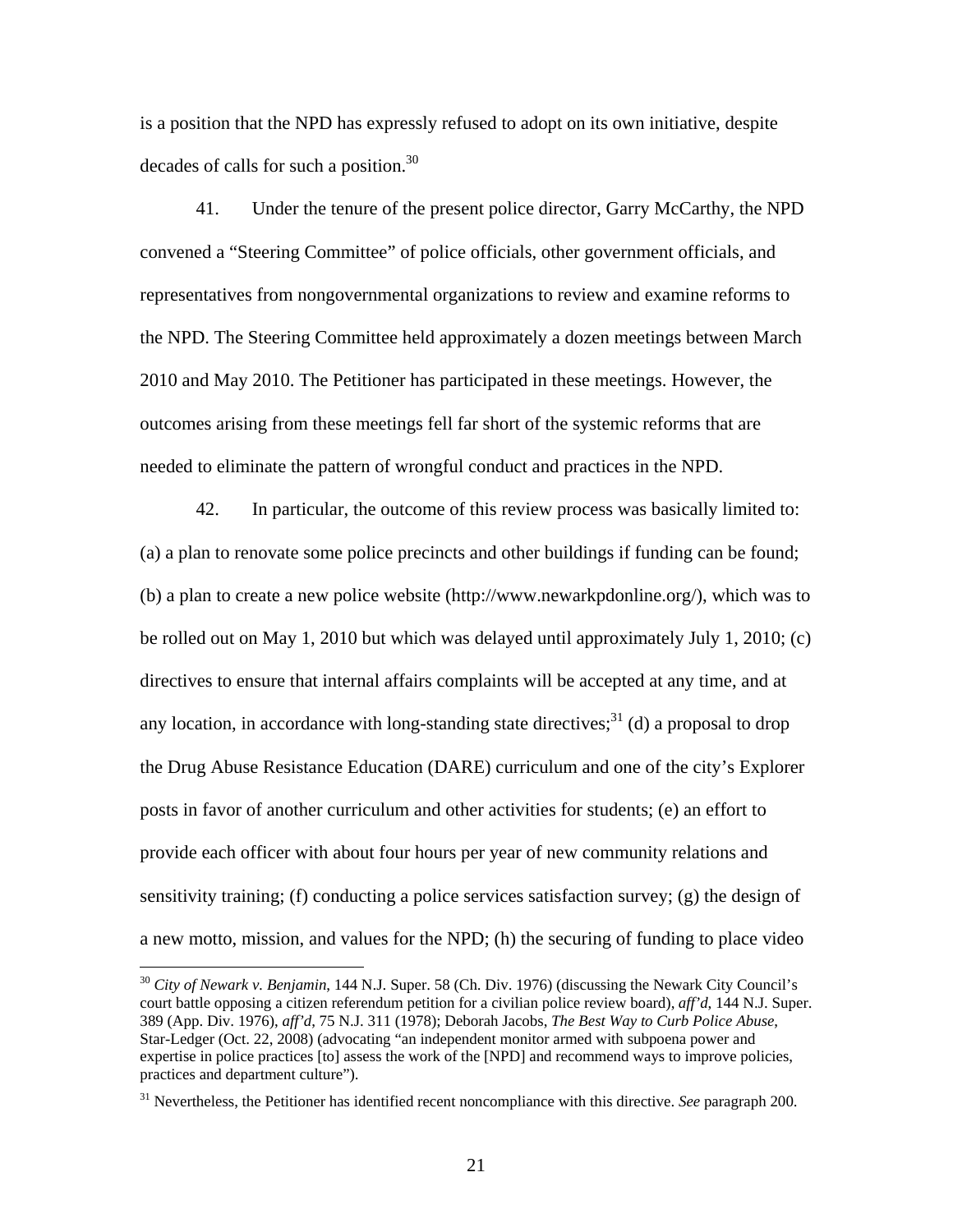is a position that the NPD has expressly refused to adopt on its own initiative, despite decades of calls for such a position.[30]

41. Under the tenure of the present police director, Garry McCarthy, the NPD convened a "Steering Committee" of police officials, other government officials, and representatives from nongovernmental organizations to review and examine reforms to the NPD. The Steering Committee held approximately a dozen meetings between March 2010 and May 2010. The Petitioner has participated in these meetings. However, the outcomes arising from these meetings fell far short of the systemic reforms that are needed to eliminate the pattern of wrongful conduct and practices in the NPD.

42. In particular, the outcome of this review process was basically limited to: (a) a plan to renovate some police precincts and other buildings if funding can be found; (b) a plan to create a new police website (http://www.newarkpdonline.org/), which was to be rolled out on May 1, 2010 but which was delayed until approximately July 1, 2010; (c) directives to ensure that internal affairs complaints will be accepted at any time, and at any location, in accordance with long-standing state directives;[31] (d) a proposal to drop the Drug Abuse Resistance Education (DARE) curriculum and one of the city's Explorer posts in favor of another curriculum and other activities for students; (e) an effort to provide each officer with about four hours per year of new community relations and sensitivity training; (f) conducting a police services satisfaction survey; (g) the design of a new motto, mission, and values for the NPD; (h) the securing of funding to place video

[30] *City of Newark v. Benjamin*, 144 N.J. Super. 58 (Ch. Div. 1976) (discussing the Newark City Council's court battle opposing a citizen referendum petition for a civilian police review board), *aff'd*, 144 N.J. Super. 389 (App. Div. 1976), *aff'd*, 75 N.J. 311 (1978); Deborah Jacobs, *The Best Way to Curb Police Abuse*, Star-Ledger (Oct. 22, 2008) (advocating "an independent monitor armed with subpoena power and expertise in police practices [to] assess the work of the [NPD] and recommend ways to improve policies, practices and department culture").

[31] Nevertheless, the Petitioner has identified recent noncompliance with this directive. *See* paragraph 200.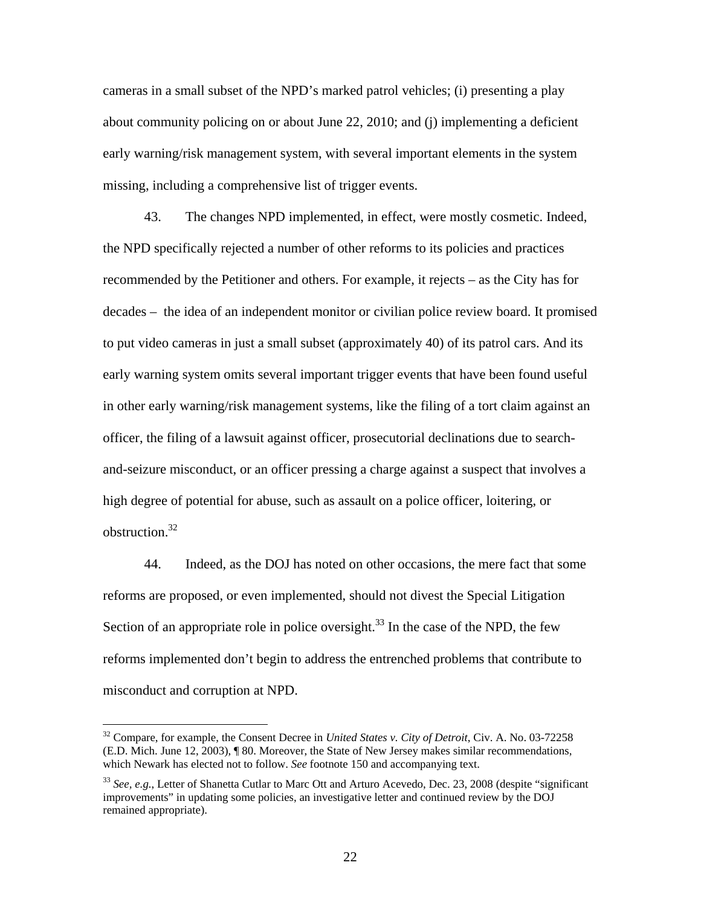cameras in a small subset of the NPD's marked patrol vehicles; (i) presenting a play about community policing on or about June 22, 2010; and (j) implementing a deficient early warning/risk management system, with several important elements in the system missing, including a comprehensive list of trigger events.

43. The changes NPD implemented, in effect, were mostly cosmetic. Indeed, the NPD specifically rejected a number of other reforms to its policies and practices recommended by the Petitioner and others. For example, it rejects – as the City has for decades – the idea of an independent monitor or civilian police review board. It promised to put video cameras in just a small subset (approximately 40) of its patrol cars. And its early warning system omits several important trigger events that have been found useful in other early warning/risk management systems, like the filing of a tort claim against an officer, the filing of a lawsuit against officer, prosecutorial declinations due to search-and-seizure misconduct, or an officer pressing a charge against a suspect that involves a high degree of potential for abuse, such as assault on a police officer, loitering, or obstruction.[32]

44. Indeed, as the DOJ has noted on other occasions, the mere fact that some reforms are proposed, or even implemented, should not divest the Special Litigation Section of an appropriate role in police oversight.[33] In the case of the NPD, the few reforms implemented don't begin to address the entrenched problems that contribute to misconduct and corruption at NPD.

---

[32] Compare, for example, the Consent Decree in *United States v. City of Detroit*, Civ. A. No. 03-72258 (E.D. Mich. June 12, 2003), ¶ 80. Moreover, the State of New Jersey makes similar recommendations, which Newark has elected not to follow. *See* footnote 150 and accompanying text.

[33] *See, e.g.*, Letter of Shanetta Cutlar to Marc Ott and Arturo Acevedo, Dec. 23, 2008 (despite "significant improvements" in updating some policies, an investigative letter and continued review by the DOJ remained appropriate).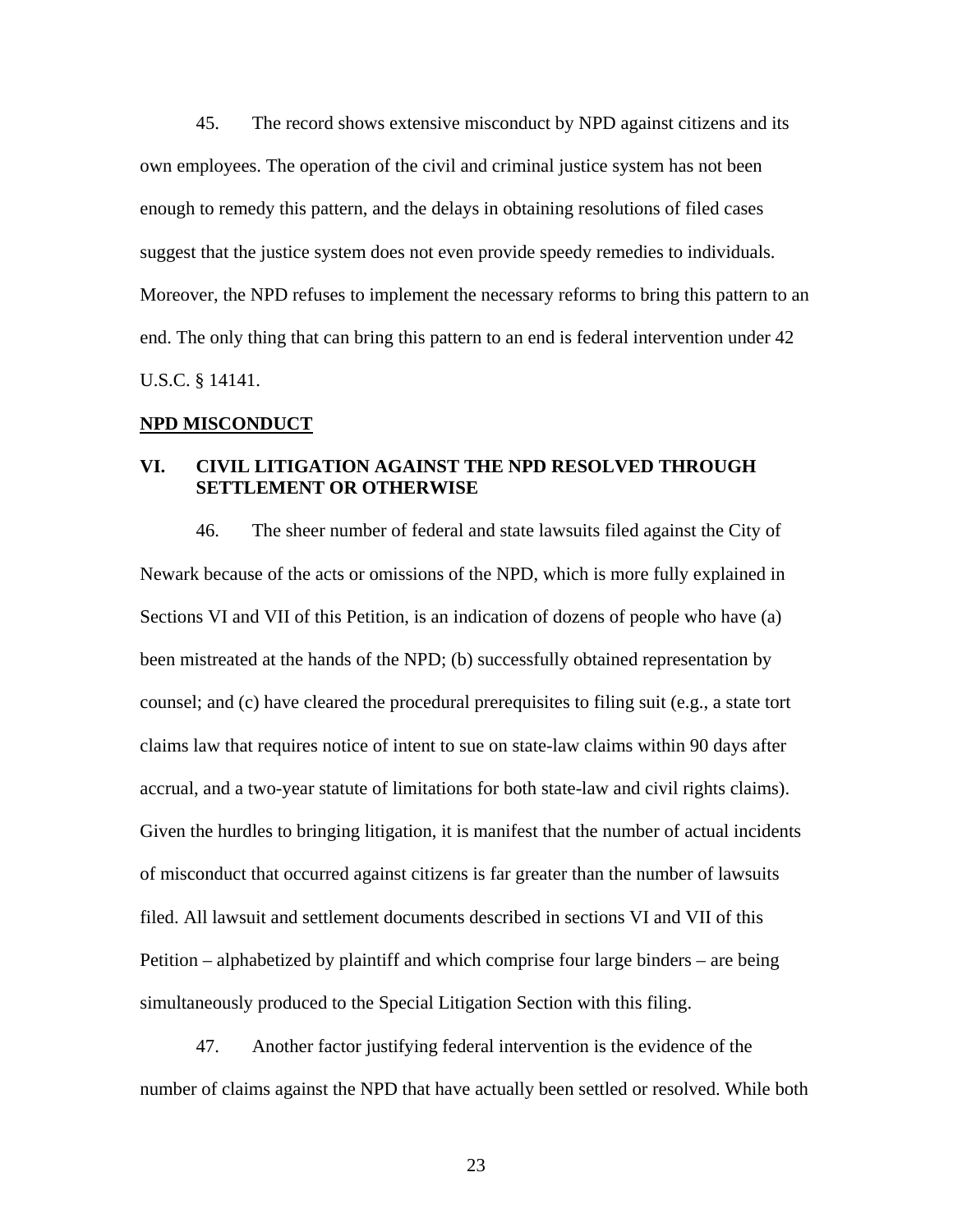45. The record shows extensive misconduct by NPD against citizens and its own employees. The operation of the civil and criminal justice system has not been enough to remedy this pattern, and the delays in obtaining resolutions of filed cases suggest that the justice system does not even provide speedy remedies to individuals. Moreover, the NPD refuses to implement the necessary reforms to bring this pattern to an end. The only thing that can bring this pattern to an end is federal intervention under 42 U.S.C. § 14141.

**NPD MISCONDUCT**

## VI. CIVIL LITIGATION AGAINST THE NPD RESOLVED THROUGH SETTLEMENT OR OTHERWISE

46. The sheer number of federal and state lawsuits filed against the City of Newark because of the acts or omissions of the NPD, which is more fully explained in Sections VI and VII of this Petition, is an indication of dozens of people who have (a) been mistreated at the hands of the NPD; (b) successfully obtained representation by counsel; and (c) have cleared the procedural prerequisites to filing suit (e.g., a state tort claims law that requires notice of intent to sue on state-law claims within 90 days after accrual, and a two-year statute of limitations for both state-law and civil rights claims). Given the hurdles to bringing litigation, it is manifest that the number of actual incidents of misconduct that occurred against citizens is far greater than the number of lawsuits filed. All lawsuit and settlement documents described in sections VI and VII of this Petition – alphabetized by plaintiff and which comprise four large binders – are being simultaneously produced to the Special Litigation Section with this filing.

47. Another factor justifying federal intervention is the evidence of the number of claims against the NPD that have actually been settled or resolved. While both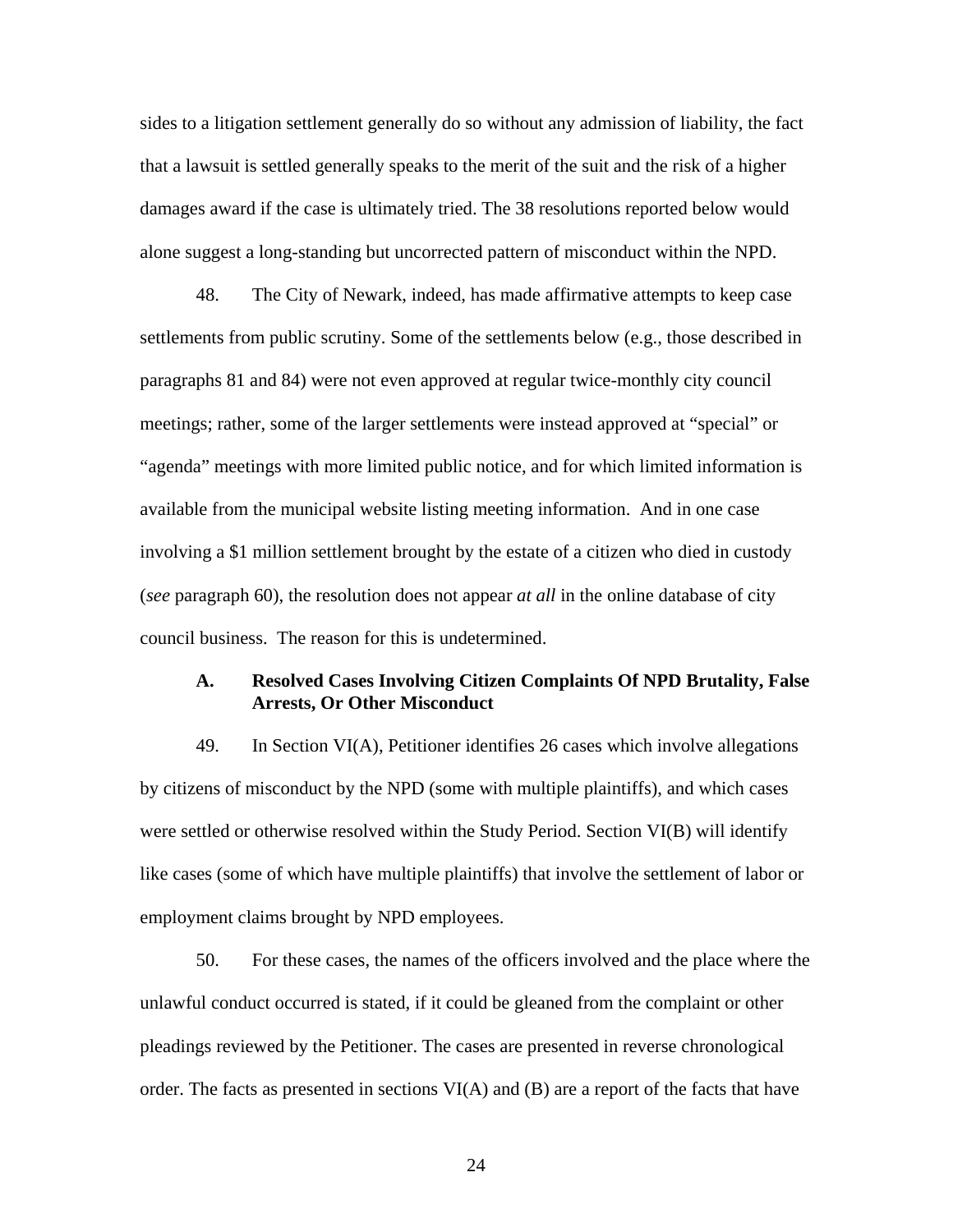sides to a litigation settlement generally do so without any admission of liability, the fact that a lawsuit is settled generally speaks to the merit of the suit and the risk of a higher damages award if the case is ultimately tried. The 38 resolutions reported below would alone suggest a long-standing but uncorrected pattern of misconduct within the NPD.

48. The City of Newark, indeed, has made affirmative attempts to keep case settlements from public scrutiny. Some of the settlements below (e.g., those described in paragraphs 81 and 84) were not even approved at regular twice-monthly city council meetings; rather, some of the larger settlements were instead approved at "special" or "agenda" meetings with more limited public notice, and for which limited information is available from the municipal website listing meeting information. And in one case involving a $1 million settlement brought by the estate of a citizen who died in custody (*see* paragraph 60), the resolution does not appear *at all* in the online database of city council business. The reason for this is undetermined.

### A. Resolved Cases Involving Citizen Complaints Of NPD Brutality, False Arrests, Or Other Misconduct

49. In Section VI(A), Petitioner identifies 26 cases which involve allegations by citizens of misconduct by the NPD (some with multiple plaintiffs), and which cases were settled or otherwise resolved within the Study Period. Section VI(B) will identify like cases (some of which have multiple plaintiffs) that involve the settlement of labor or employment claims brought by NPD employees.

50. For these cases, the names of the officers involved and the place where the unlawful conduct occurred is stated, if it could be gleaned from the complaint or other pleadings reviewed by the Petitioner. The cases are presented in reverse chronological order. The facts as presented in sections VI(A) and (B) are a report of the facts that have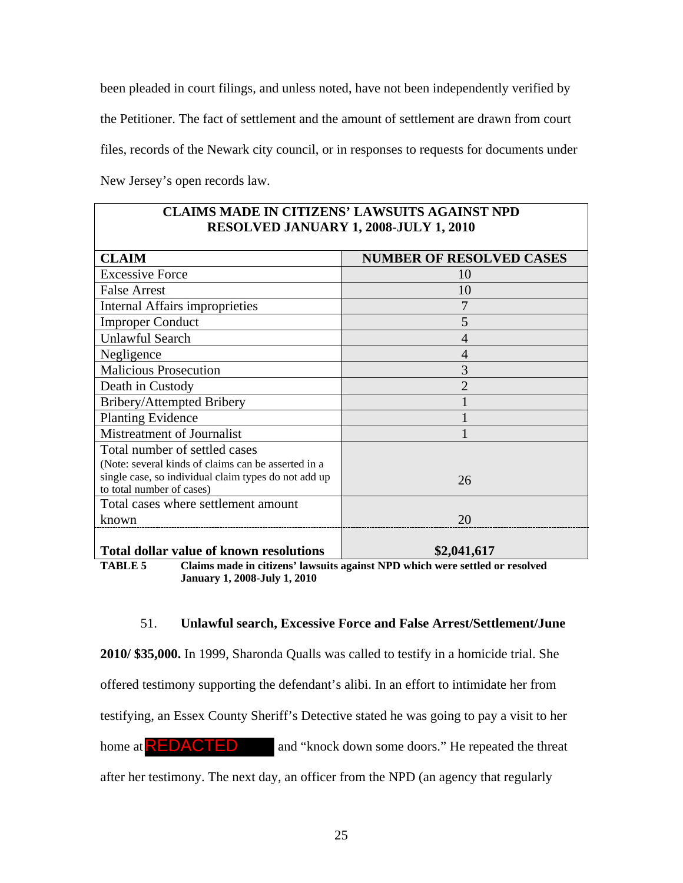been pleaded in court filings, and unless noted, have not been independently verified by the Petitioner. The fact of settlement and the amount of settlement are drawn from court files, records of the Newark city council, or in responses to requests for documents under New Jersey's open records law.

| **CLAIMS MADE IN CITIZENS' LAWSUITS AGAINST NPD RESOLVED JANUARY 1, 2008-JULY 1, 2010** | |
|---|---|
| **CLAIM** | **NUMBER OF RESOLVED CASES** |
| Excessive Force | 10 |
| False Arrest | 10 |
| Internal Affairs improprieties | 7 |
| Improper Conduct | 5 |
| Unlawful Search | 4 |
| Negligence | 4 |
| Malicious Prosecution | 3 |
| Death in Custody | 2 |
| Bribery/Attempted Bribery | 1 |
| Planting Evidence | 1 |
| Mistreatment of Journalist | 1 |
| Total number of settled cases (Note: several kinds of claims can be asserted in a single case, so individual claim types do not add up to total number of cases) | 26 |
| Total cases where settlement amount known | 20 |
| **Total dollar value of known resolutions** | **$2,041,617** |

**TABLE 5 Claims made in citizens' lawsuits against NPD which were settled or resolved January 1, 2008-July 1, 2010**

51. **Unlawful search, Excessive Force and False Arrest/Settlement/June 2010/ $35,000.** In 1999, Sharonda Qualls was called to testify in a homicide trial. She offered testimony supporting the defendant's alibi. In an effort to intimidate her from testifying, an Essex County Sheriff's Detective stated he was going to pay a visit to her home at REDACTED and "knock down some doors." He repeated the threat after her testimony. The next day, an officer from the NPD (an agency that regularly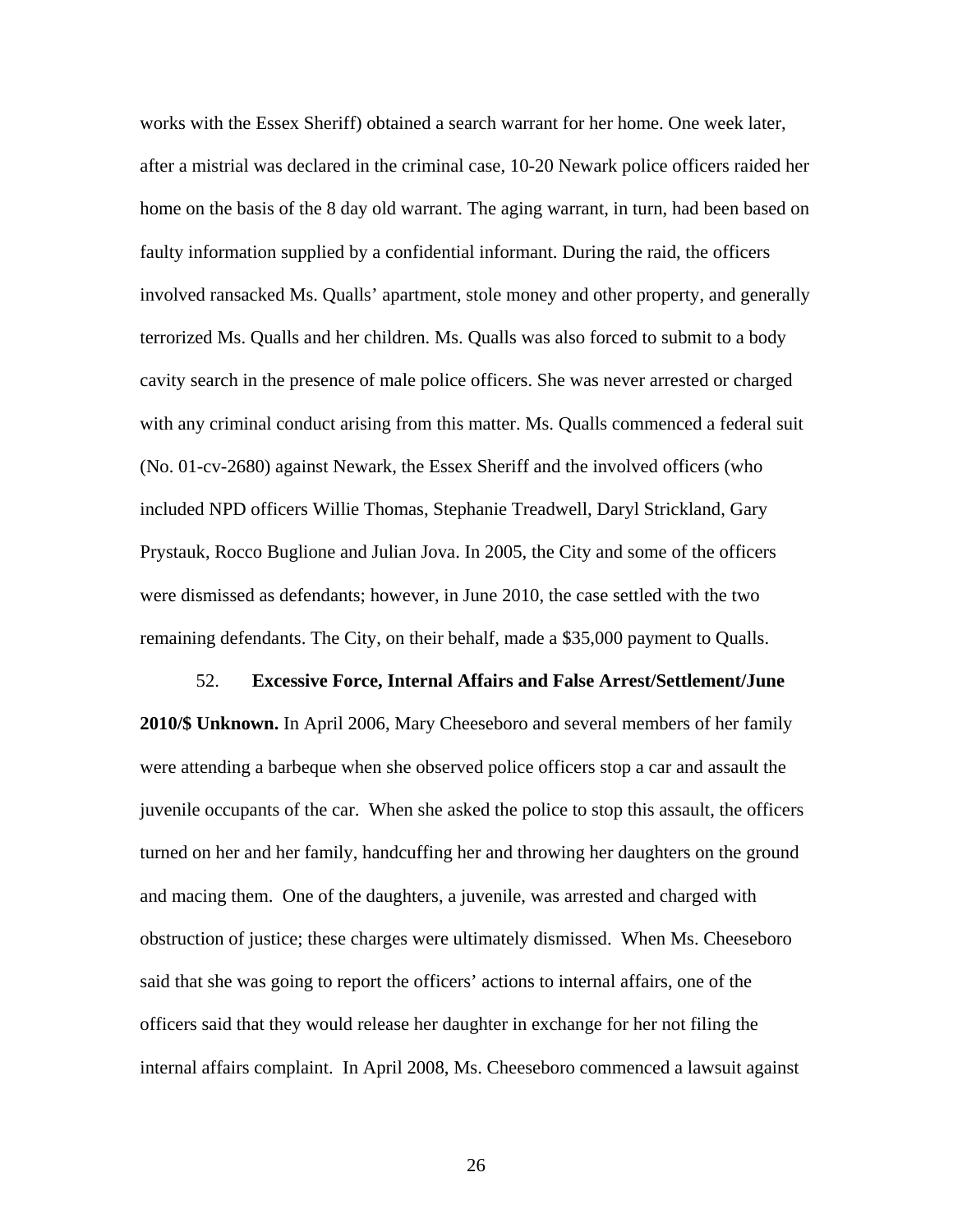works with the Essex Sheriff) obtained a search warrant for her home. One week later, after a mistrial was declared in the criminal case, 10-20 Newark police officers raided her home on the basis of the 8 day old warrant. The aging warrant, in turn, had been based on faulty information supplied by a confidential informant. During the raid, the officers involved ransacked Ms. Qualls' apartment, stole money and other property, and generally terrorized Ms. Qualls and her children. Ms. Qualls was also forced to submit to a body cavity search in the presence of male police officers. She was never arrested or charged with any criminal conduct arising from this matter. Ms. Qualls commenced a federal suit (No. 01-cv-2680) against Newark, the Essex Sheriff and the involved officers (who included NPD officers Willie Thomas, Stephanie Treadwell, Daryl Strickland, Gary Prystauk, Rocco Buglione and Julian Jova. In 2005, the City and some of the officers were dismissed as defendants; however, in June 2010, the case settled with the two remaining defendants. The City, on their behalf, made a $35,000 payment to Qualls.

52. **Excessive Force, Internal Affairs and False Arrest/Settlement/June 2010/$ Unknown.** In April 2006, Mary Cheeseboro and several members of her family were attending a barbeque when she observed police officers stop a car and assault the juvenile occupants of the car. When she asked the police to stop this assault, the officers turned on her and her family, handcuffing her and throwing her daughters on the ground and macing them. One of the daughters, a juvenile, was arrested and charged with obstruction of justice; these charges were ultimately dismissed. When Ms. Cheeseboro said that she was going to report the officers' actions to internal affairs, one of the officers said that they would release her daughter in exchange for her not filing the internal affairs complaint. In April 2008, Ms. Cheeseboro commenced a lawsuit against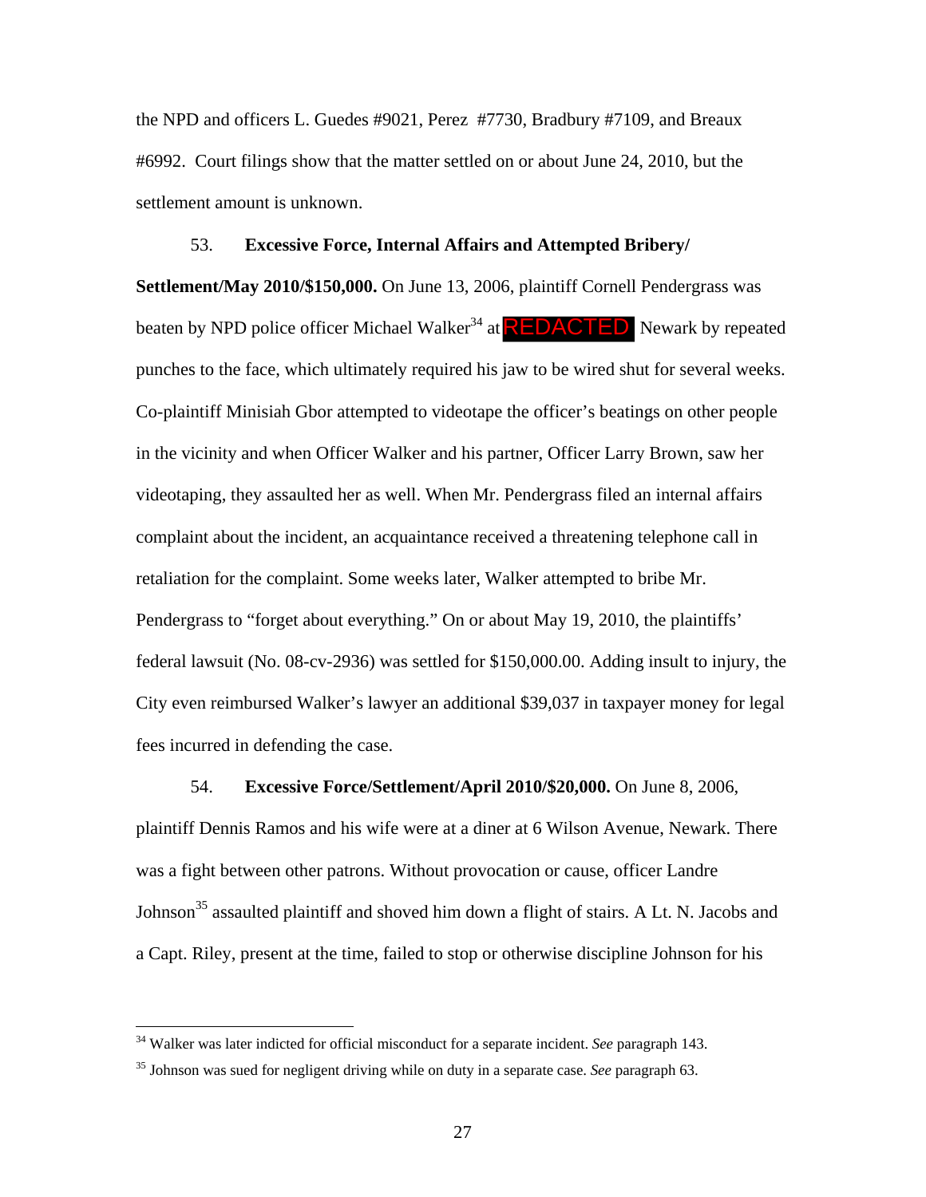the NPD and officers L. Guedes #9021, Perez #7730, Bradbury #7109, and Breaux #6992. Court filings show that the matter settled on or about June 24, 2010, but the settlement amount is unknown.

53. **Excessive Force, Internal Affairs and Attempted Bribery/ Settlement/May 2010/$150,000.** On June 13, 2006, plaintiff Cornell Pendergrass was beaten by NPD police officer Michael Walker[34] at REDACTED Newark by repeated punches to the face, which ultimately required his jaw to be wired shut for several weeks. Co-plaintiff Minisiah Gbor attempted to videotape the officer's beatings on other people in the vicinity and when Officer Walker and his partner, Officer Larry Brown, saw her videotaping, they assaulted her as well. When Mr. Pendergrass filed an internal affairs complaint about the incident, an acquaintance received a threatening telephone call in retaliation for the complaint. Some weeks later, Walker attempted to bribe Mr. Pendergrass to "forget about everything." On or about May 19, 2010, the plaintiffs' federal lawsuit (No. 08-cv-2936) was settled for $150,000.00. Adding insult to injury, the City even reimbursed Walker's lawyer an additional $39,037 in taxpayer money for legal fees incurred in defending the case.

54. **Excessive Force/Settlement/April 2010/$20,000.** On June 8, 2006, plaintiff Dennis Ramos and his wife were at a diner at 6 Wilson Avenue, Newark. There was a fight between other patrons. Without provocation or cause, officer Landre Johnson[35] assaulted plaintiff and shoved him down a flight of stairs. A Lt. N. Jacobs and a Capt. Riley, present at the time, failed to stop or otherwise discipline Johnson for his

---

[34] Walker was later indicted for official misconduct for a separate incident. *See* paragraph 143.

[35] Johnson was sued for negligent driving while on duty in a separate case. *See* paragraph 63.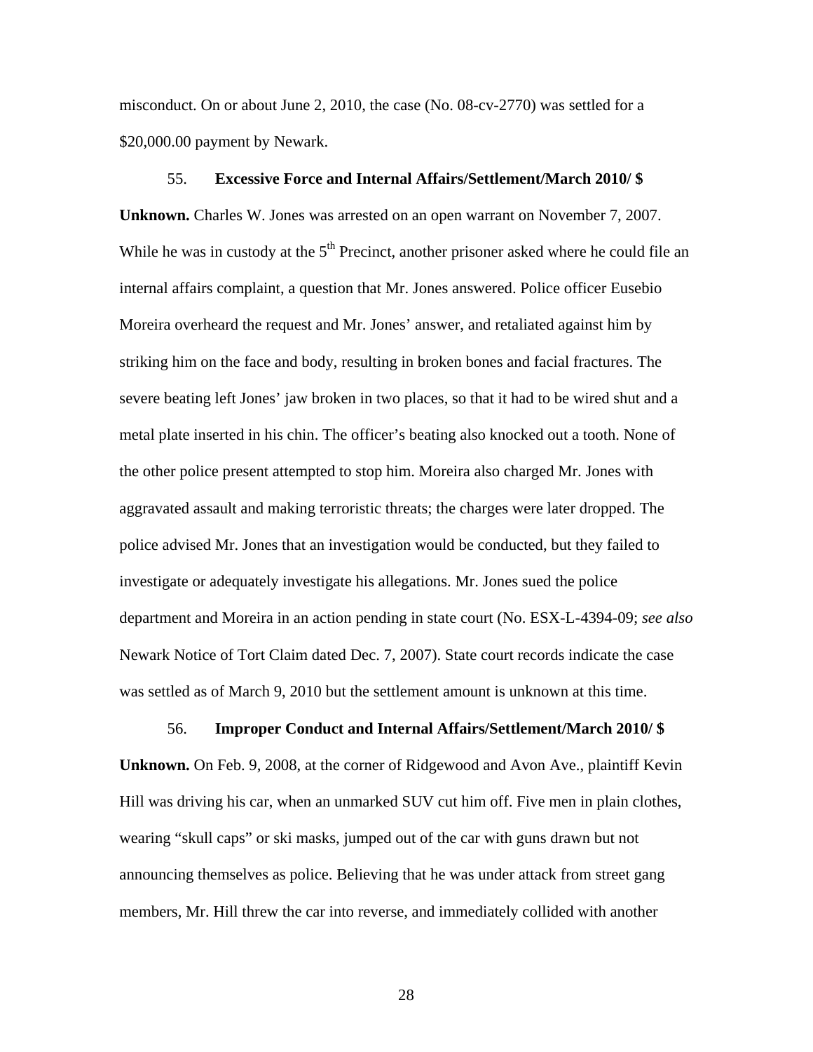misconduct. On or about June 2, 2010, the case (No. 08-cv-2770) was settled for a $20,000.00 payment by Newark.

55. **Excessive Force and Internal Affairs/Settlement/March 2010/ $ Unknown.** Charles W. Jones was arrested on an open warrant on November 7, 2007. While he was in custody at the 5th Precinct, another prisoner asked where he could file an internal affairs complaint, a question that Mr. Jones answered. Police officer Eusebio Moreira overheard the request and Mr. Jones' answer, and retaliated against him by striking him on the face and body, resulting in broken bones and facial fractures. The severe beating left Jones' jaw broken in two places, so that it had to be wired shut and a metal plate inserted in his chin. The officer's beating also knocked out a tooth. None of the other police present attempted to stop him. Moreira also charged Mr. Jones with aggravated assault and making terroristic threats; the charges were later dropped. The police advised Mr. Jones that an investigation would be conducted, but they failed to investigate or adequately investigate his allegations. Mr. Jones sued the police department and Moreira in an action pending in state court (No. ESX-L-4394-09; *see also* Newark Notice of Tort Claim dated Dec. 7, 2007). State court records indicate the case was settled as of March 9, 2010 but the settlement amount is unknown at this time.

56. **Improper Conduct and Internal Affairs/Settlement/March 2010/ $ Unknown.** On Feb. 9, 2008, at the corner of Ridgewood and Avon Ave., plaintiff Kevin Hill was driving his car, when an unmarked SUV cut him off. Five men in plain clothes, wearing "skull caps" or ski masks, jumped out of the car with guns drawn but not announcing themselves as police. Believing that he was under attack from street gang members, Mr. Hill threw the car into reverse, and immediately collided with another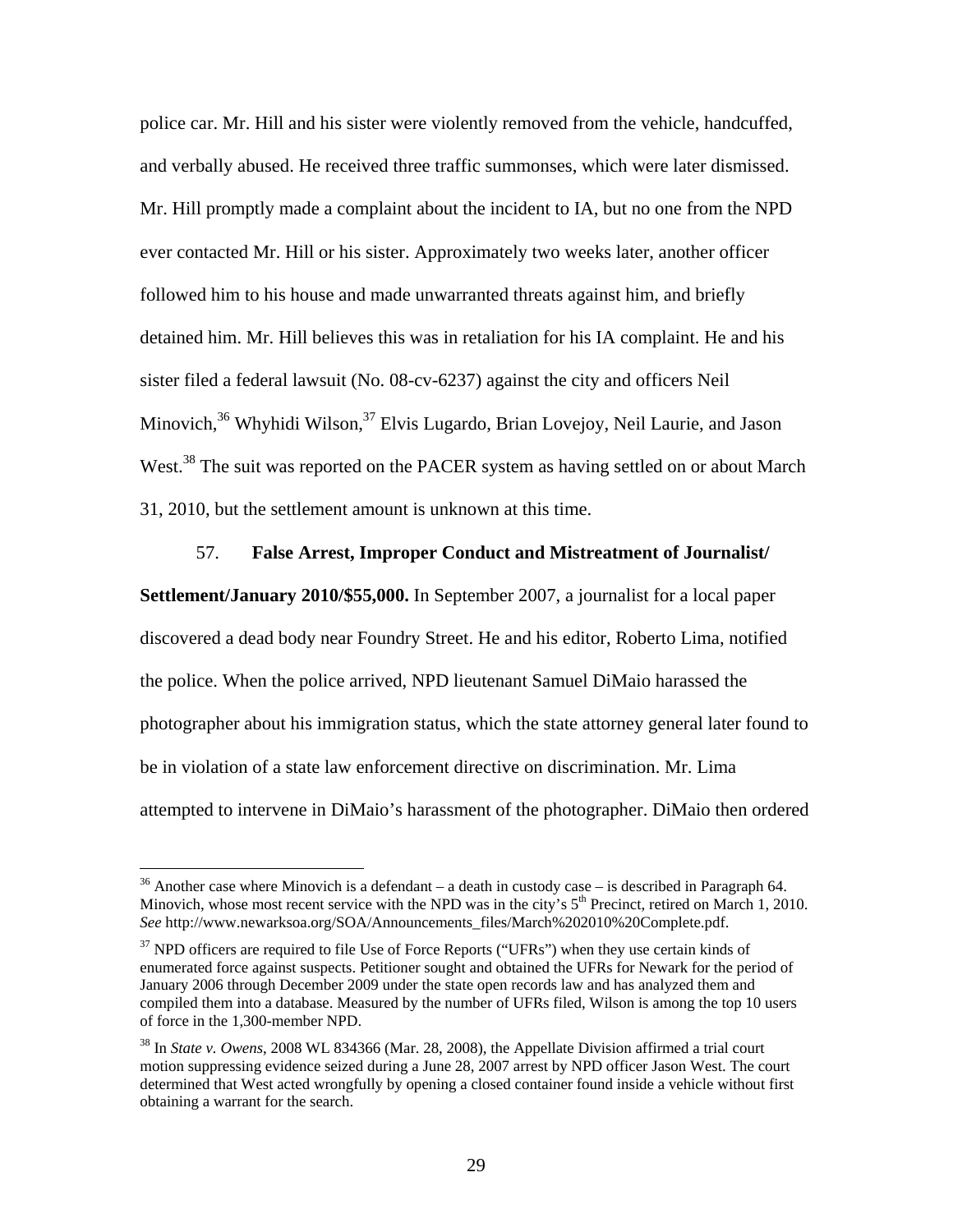police car. Mr. Hill and his sister were violently removed from the vehicle, handcuffed, and verbally abused. He received three traffic summonses, which were later dismissed. Mr. Hill promptly made a complaint about the incident to IA, but no one from the NPD ever contacted Mr. Hill or his sister. Approximately two weeks later, another officer followed him to his house and made unwarranted threats against him, and briefly detained him. Mr. Hill believes this was in retaliation for his IA complaint. He and his sister filed a federal lawsuit (No. 08-cv-6237) against the city and officers Neil Minovich,[36] Whyhidi Wilson,[37] Elvis Lugardo, Brian Lovejoy, Neil Laurie, and Jason West.[38] The suit was reported on the PACER system as having settled on or about March 31, 2010, but the settlement amount is unknown at this time.

57. **False Arrest, Improper Conduct and Mistreatment of Journalist/ Settlement/January 2010/$55,000.** In September 2007, a journalist for a local paper discovered a dead body near Foundry Street. He and his editor, Roberto Lima, notified the police. When the police arrived, NPD lieutenant Samuel DiMaio harassed the photographer about his immigration status, which the state attorney general later found to be in violation of a state law enforcement directive on discrimination. Mr. Lima attempted to intervene in DiMaio's harassment of the photographer. DiMaio then ordered

---

[36] Another case where Minovich is a defendant – a death in custody case – is described in Paragraph 64. Minovich, whose most recent service with the NPD was in the city's 5th Precinct, retired on March 1, 2010. *See* http://www.newarksoa.org/SOA/Announcements_files/March%202010%20Complete.pdf.

[37] NPD officers are required to file Use of Force Reports ("UFRs") when they use certain kinds of enumerated force against suspects. Petitioner sought and obtained the UFRs for Newark for the period of January 2006 through December 2009 under the state open records law and has analyzed them and compiled them into a database. Measured by the number of UFRs filed, Wilson is among the top 10 users of force in the 1,300-member NPD.

[38] In *State v. Owens*, 2008 WL 834366 (Mar. 28, 2008), the Appellate Division affirmed a trial court motion suppressing evidence seized during a June 28, 2007 arrest by NPD officer Jason West. The court determined that West acted wrongfully by opening a closed container found inside a vehicle without first obtaining a warrant for the search.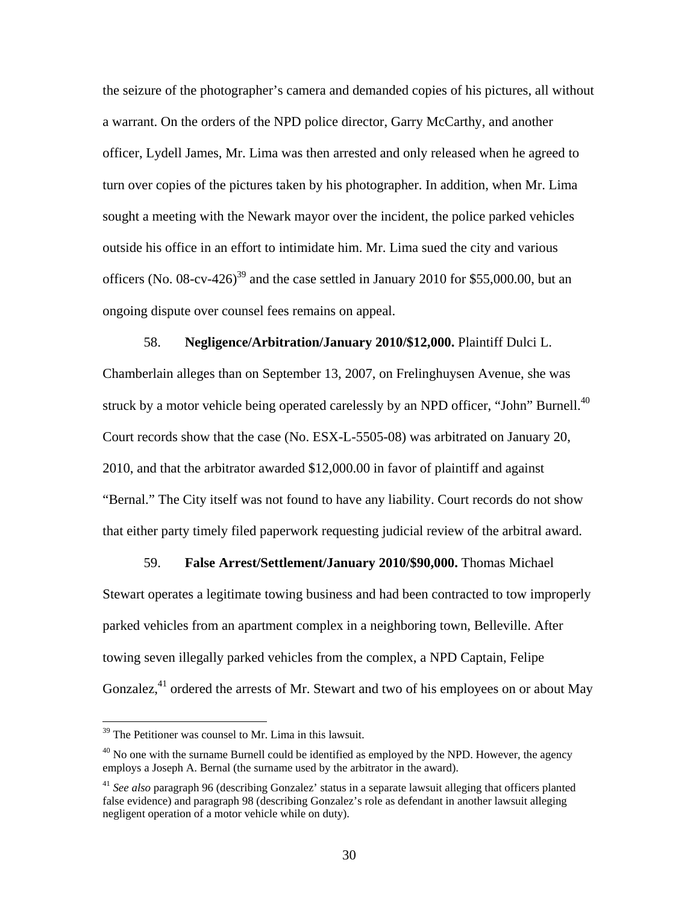the seizure of the photographer's camera and demanded copies of his pictures, all without a warrant. On the orders of the NPD police director, Garry McCarthy, and another officer, Lydell James, Mr. Lima was then arrested and only released when he agreed to turn over copies of the pictures taken by his photographer. In addition, when Mr. Lima sought a meeting with the Newark mayor over the incident, the police parked vehicles outside his office in an effort to intimidate him. Mr. Lima sued the city and various officers (No. 08-cv-426)[39] and the case settled in January 2010 for $55,000.00, but an ongoing dispute over counsel fees remains on appeal.

58. **Negligence/Arbitration/January 2010/$12,000.** Plaintiff Dulci L. Chamberlain alleges than on September 13, 2007, on Frelinghuysen Avenue, she was struck by a motor vehicle being operated carelessly by an NPD officer, "John" Burnell.[40] Court records show that the case (No. ESX-L-5505-08) was arbitrated on January 20, 2010, and that the arbitrator awarded $12,000.00 in favor of plaintiff and against "Bernal." The City itself was not found to have any liability. Court records do not show that either party timely filed paperwork requesting judicial review of the arbitral award.

59. **False Arrest/Settlement/January 2010/$90,000.** Thomas Michael Stewart operates a legitimate towing business and had been contracted to tow improperly parked vehicles from an apartment complex in a neighboring town, Belleville. After towing seven illegally parked vehicles from the complex, a NPD Captain, Felipe Gonzalez,[41] ordered the arrests of Mr. Stewart and two of his employees on or about May

---

[39] The Petitioner was counsel to Mr. Lima in this lawsuit.

[40] No one with the surname Burnell could be identified as employed by the NPD. However, the agency employs a Joseph A. Bernal (the surname used by the arbitrator in the award).

[41] *See also* paragraph 96 (describing Gonzalez' status in a separate lawsuit alleging that officers planted false evidence) and paragraph 98 (describing Gonzalez's role as defendant in another lawsuit alleging negligent operation of a motor vehicle while on duty).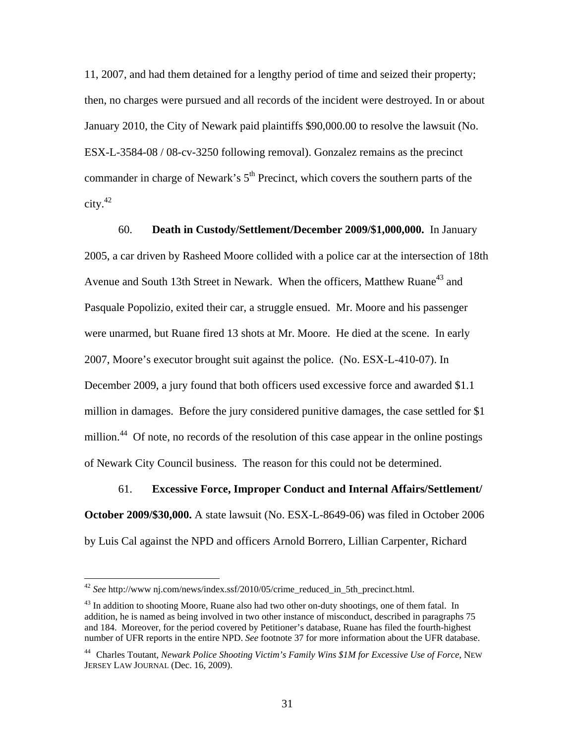11, 2007, and had them detained for a lengthy period of time and seized their property; then, no charges were pursued and all records of the incident were destroyed. In or about January 2010, the City of Newark paid plaintiffs $90,000.00 to resolve the lawsuit (No. ESX-L-3584-08 / 08-cv-3250 following removal). Gonzalez remains as the precinct commander in charge of Newark's 5th Precinct, which covers the southern parts of the city.[42]

60. **Death in Custody/Settlement/December 2009/$1,000,000.** In January 2005, a car driven by Rasheed Moore collided with a police car at the intersection of 18th Avenue and South 13th Street in Newark. When the officers, Matthew Ruane[43] and Pasquale Popolizio, exited their car, a struggle ensued. Mr. Moore and his passenger were unarmed, but Ruane fired 13 shots at Mr. Moore. He died at the scene. In early 2007, Moore's executor brought suit against the police. (No. ESX-L-410-07). In December 2009, a jury found that both officers used excessive force and awarded $1.1 million in damages. Before the jury considered punitive damages, the case settled for $1 million.[44] Of note, no records of the resolution of this case appear in the online postings of Newark City Council business. The reason for this could not be determined.

61. **Excessive Force, Improper Conduct and Internal Affairs/Settlement/ October 2009/$30,000.** A state lawsuit (No. ESX-L-8649-06) was filed in October 2006 by Luis Cal against the NPD and officers Arnold Borrero, Lillian Carpenter, Richard

---

[42] *See* http://www nj.com/news/index.ssf/2010/05/crime_reduced_in_5th_precinct.html.

[43] In addition to shooting Moore, Ruane also had two other on-duty shootings, one of them fatal. In addition, he is named as being involved in two other instance of misconduct, described in paragraphs 75 and 184. Moreover, for the period covered by Petitioner's database, Ruane has filed the fourth-highest number of UFR reports in the entire NPD. *See* footnote 37 for more information about the UFR database.

[44] Charles Toutant, *Newark Police Shooting Victim's Family Wins $1M for Excessive Use of Force*, NEW JERSEY LAW JOURNAL (Dec. 16, 2009).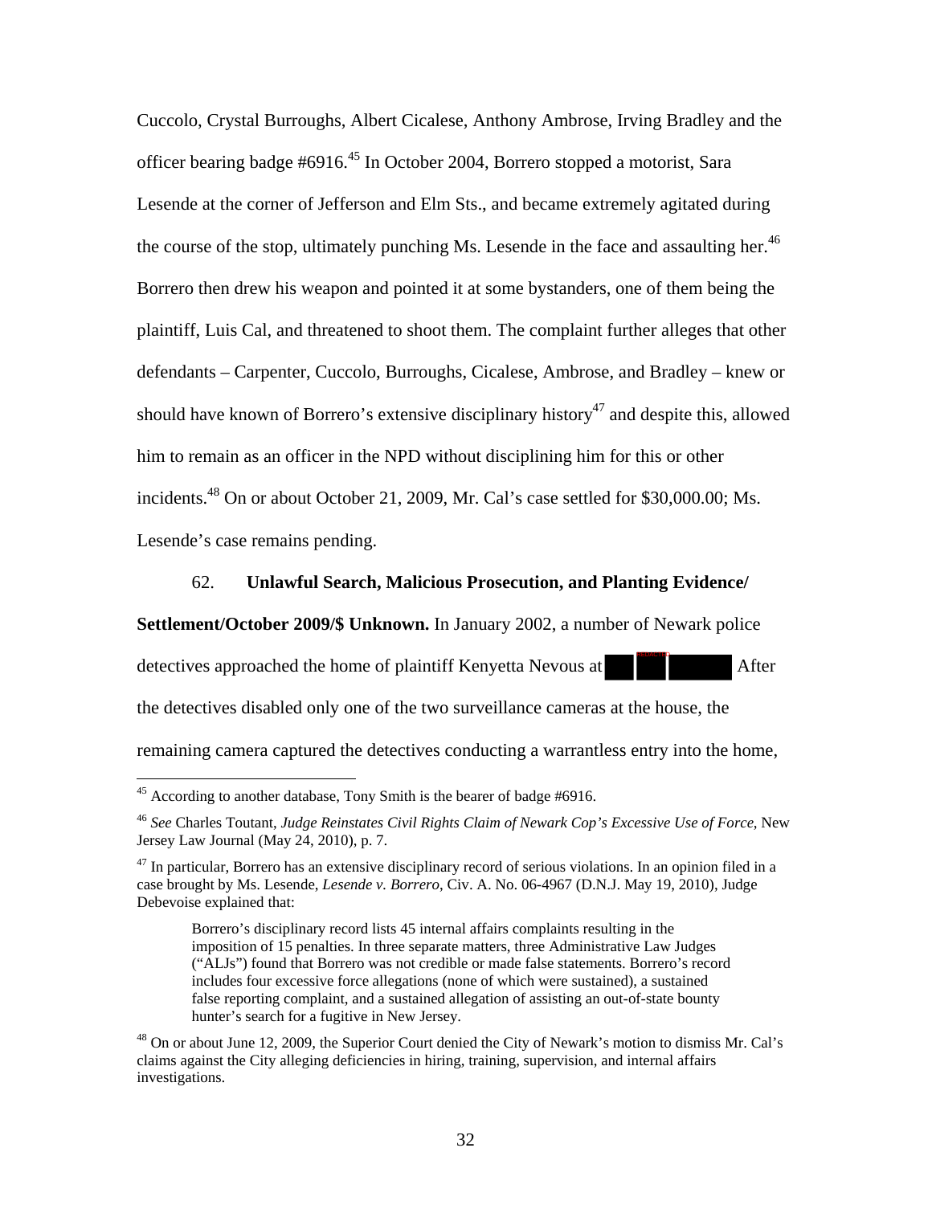Cuccolo, Crystal Burroughs, Albert Cicalese, Anthony Ambrose, Irving Bradley and the officer bearing badge #6916.[45] In October 2004, Borrero stopped a motorist, Sara Lesende at the corner of Jefferson and Elm Sts., and became extremely agitated during the course of the stop, ultimately punching Ms. Lesende in the face and assaulting her.[46] Borrero then drew his weapon and pointed it at some bystanders, one of them being the plaintiff, Luis Cal, and threatened to shoot them. The complaint further alleges that other defendants – Carpenter, Cuccolo, Burroughs, Cicalese, Ambrose, and Bradley – knew or should have known of Borrero's extensive disciplinary history[47] and despite this, allowed him to remain as an officer in the NPD without disciplining him for this or other incidents.[48] On or about October 21, 2009, Mr. Cal's case settled for $30,000.00; Ms. Lesende's case remains pending.

62. **Unlawful Search, Malicious Prosecution, and Planting Evidence/ Settlement/October 2009/$ Unknown.** In January 2002, a number of Newark police detectives approached the home of plaintiff Kenyetta Nevous at [REDACTED] After the detectives disabled only one of the two surveillance cameras at the house, the remaining camera captured the detectives conducting a warrantless entry into the home,

---

[45] According to another database, Tony Smith is the bearer of badge #6916.

[46] *See* Charles Toutant, *Judge Reinstates Civil Rights Claim of Newark Cop's Excessive Use of Force*, New Jersey Law Journal (May 24, 2010), p. 7.

[47] In particular, Borrero has an extensive disciplinary record of serious violations. In an opinion filed in a case brought by Ms. Lesende, *Lesende v. Borrero*, Civ. A. No. 06-4967 (D.N.J. May 19, 2010), Judge Debevoise explained that:

> Borrero's disciplinary record lists 45 internal affairs complaints resulting in the imposition of 15 penalties. In three separate matters, three Administrative Law Judges ("ALJs") found that Borrero was not credible or made false statements. Borrero's record includes four excessive force allegations (none of which were sustained), a sustained false reporting complaint, and a sustained allegation of assisting an out-of-state bounty hunter's search for a fugitive in New Jersey.

[48] On or about June 12, 2009, the Superior Court denied the City of Newark's motion to dismiss Mr. Cal's claims against the City alleging deficiencies in hiring, training, supervision, and internal affairs investigations.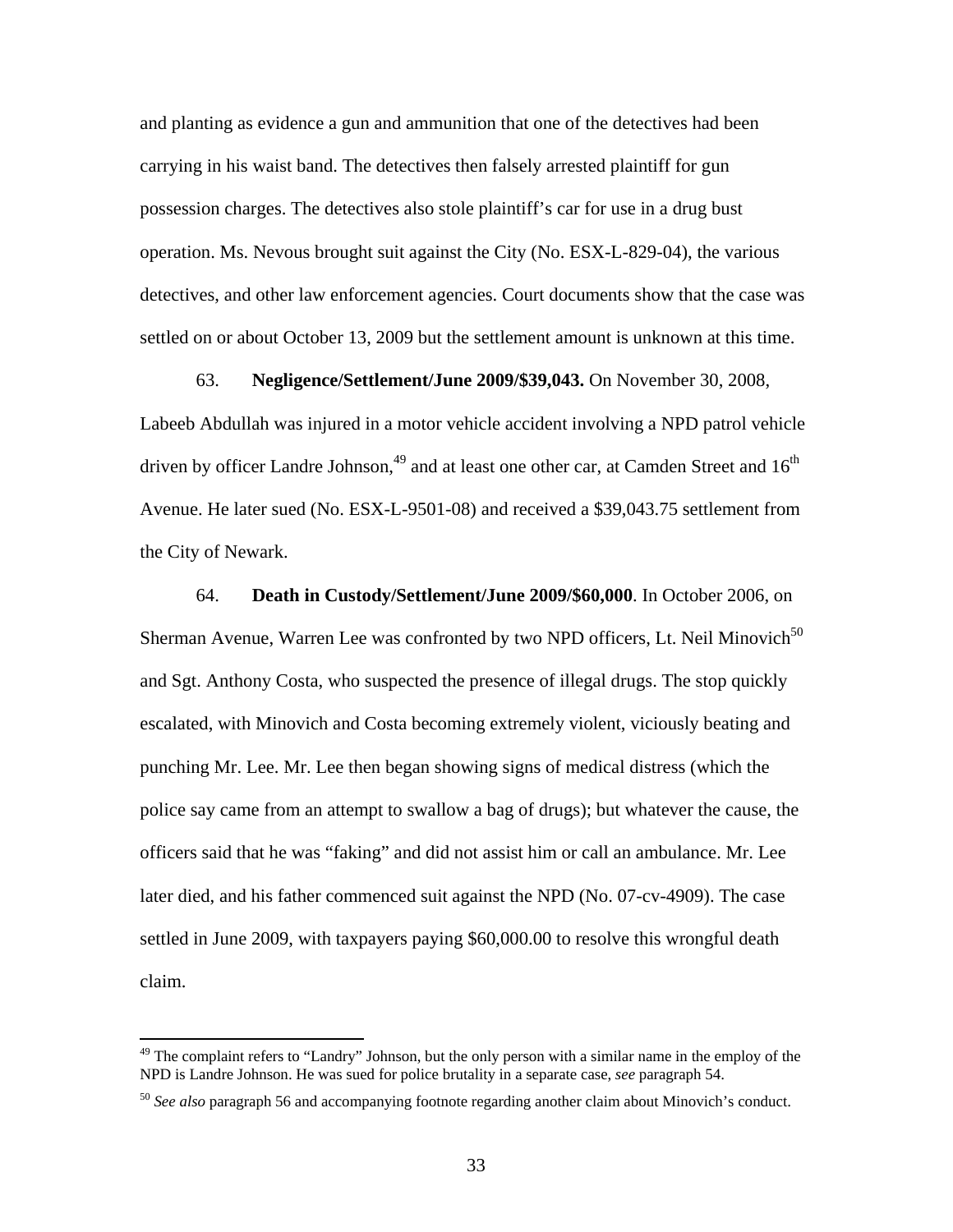and planting as evidence a gun and ammunition that one of the detectives had been carrying in his waist band. The detectives then falsely arrested plaintiff for gun possession charges. The detectives also stole plaintiff's car for use in a drug bust operation. Ms. Nevous brought suit against the City (No. ESX-L-829-04), the various detectives, and other law enforcement agencies. Court documents show that the case was settled on or about October 13, 2009 but the settlement amount is unknown at this time.

63. **Negligence/Settlement/June 2009/$39,043.** On November 30, 2008, Labeeb Abdullah was injured in a motor vehicle accident involving a NPD patrol vehicle driven by officer Landre Johnson,[49] and at least one other car, at Camden Street and 16th Avenue. He later sued (No. ESX-L-9501-08) and received a $39,043.75 settlement from the City of Newark.

64. **Death in Custody/Settlement/June 2009/$60,000**. In October 2006, on Sherman Avenue, Warren Lee was confronted by two NPD officers, Lt. Neil Minovich[50] and Sgt. Anthony Costa, who suspected the presence of illegal drugs. The stop quickly escalated, with Minovich and Costa becoming extremely violent, viciously beating and punching Mr. Lee. Mr. Lee then began showing signs of medical distress (which the police say came from an attempt to swallow a bag of drugs); but whatever the cause, the officers said that he was "faking" and did not assist him or call an ambulance. Mr. Lee later died, and his father commenced suit against the NPD (No. 07-cv-4909). The case settled in June 2009, with taxpayers paying $60,000.00 to resolve this wrongful death claim.

---

[49] The complaint refers to "Landry" Johnson, but the only person with a similar name in the employ of the NPD is Landre Johnson. He was sued for police brutality in a separate case, *see* paragraph 54.

[50] *See also* paragraph 56 and accompanying footnote regarding another claim about Minovich's conduct.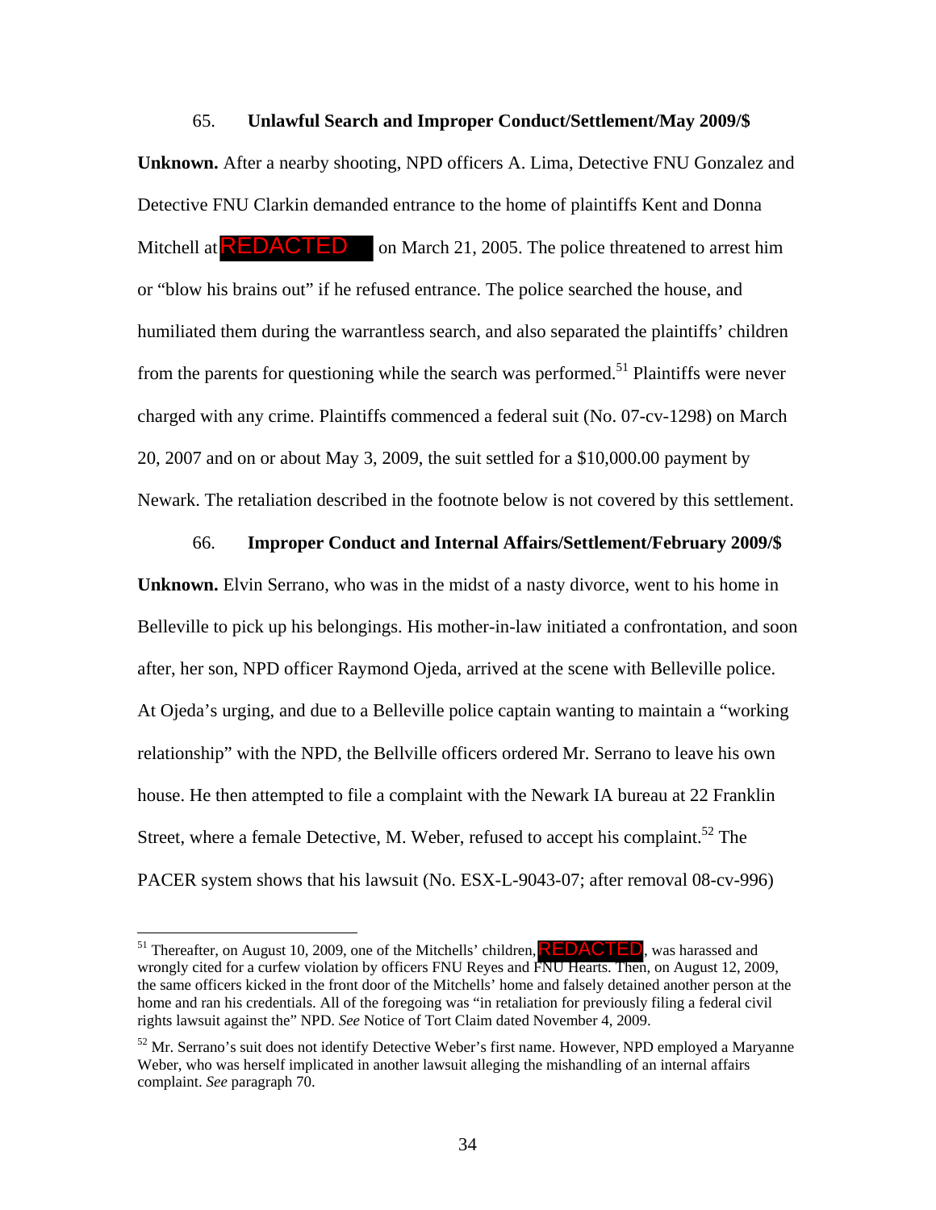65. **Unlawful Search and Improper Conduct/Settlement/May 2009/$ Unknown.** After a nearby shooting, NPD officers A. Lima, Detective FNU Gonzalez and Detective FNU Clarkin demanded entrance to the home of plaintiffs Kent and Donna Mitchell at REDACTED on March 21, 2005. The police threatened to arrest him or "blow his brains out" if he refused entrance. The police searched the house, and humiliated them during the warrantless search, and also separated the plaintiffs' children from the parents for questioning while the search was performed.[51] Plaintiffs were never charged with any crime. Plaintiffs commenced a federal suit (No. 07-cv-1298) on March 20, 2007 and on or about May 3, 2009, the suit settled for a $10,000.00 payment by Newark. The retaliation described in the footnote below is not covered by this settlement.

66. **Improper Conduct and Internal Affairs/Settlement/February 2009/$ Unknown.** Elvin Serrano, who was in the midst of a nasty divorce, went to his home in Belleville to pick up his belongings. His mother-in-law initiated a confrontation, and soon after, her son, NPD officer Raymond Ojeda, arrived at the scene with Belleville police. At Ojeda's urging, and due to a Belleville police captain wanting to maintain a "working relationship" with the NPD, the Bellville officers ordered Mr. Serrano to leave his own house. He then attempted to file a complaint with the Newark IA bureau at 22 Franklin Street, where a female Detective, M. Weber, refused to accept his complaint.[52] The PACER system shows that his lawsuit (No. ESX-L-9043-07; after removal 08-cv-996)

---

[51] Thereafter, on August 10, 2009, one of the Mitchells' children, REDACTED, was harassed and wrongly cited for a curfew violation by officers FNU Reyes and FNU Hearts. Then, on August 12, 2009, the same officers kicked in the front door of the Mitchells' home and falsely detained another person at the home and ran his credentials. All of the foregoing was "in retaliation for previously filing a federal civil rights lawsuit against the" NPD. *See* Notice of Tort Claim dated November 4, 2009.

[52] Mr. Serrano's suit does not identify Detective Weber's first name. However, NPD employed a Maryanne Weber, who was herself implicated in another lawsuit alleging the mishandling of an internal affairs complaint. *See* paragraph 70.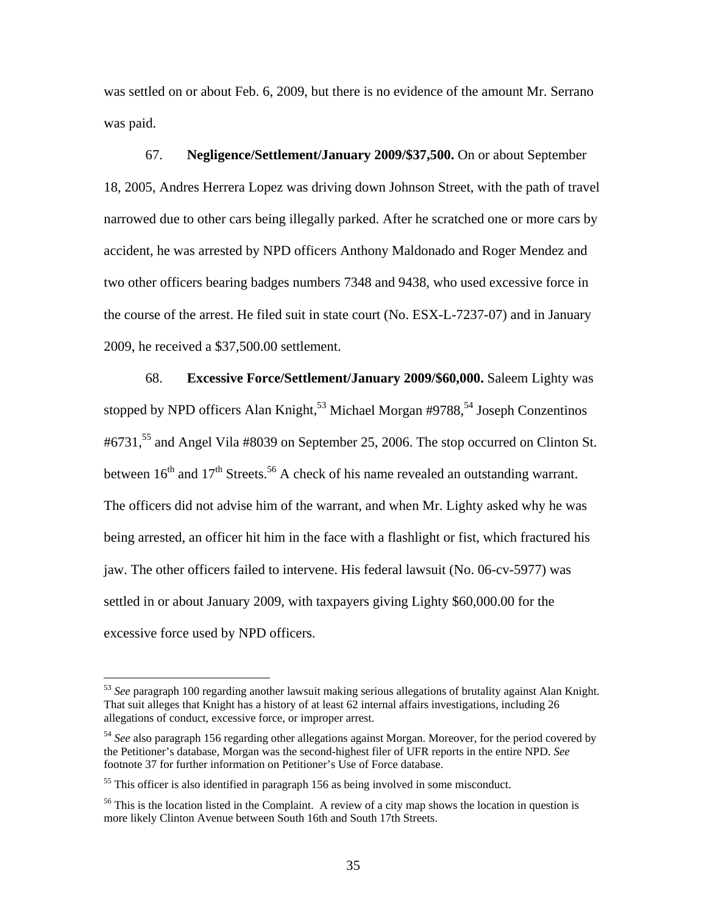was settled on or about Feb. 6, 2009, but there is no evidence of the amount Mr. Serrano was paid.

67. **Negligence/Settlement/January 2009/$37,500.** On or about September 18, 2005, Andres Herrera Lopez was driving down Johnson Street, with the path of travel narrowed due to other cars being illegally parked. After he scratched one or more cars by accident, he was arrested by NPD officers Anthony Maldonado and Roger Mendez and two other officers bearing badges numbers 7348 and 9438, who used excessive force in the course of the arrest. He filed suit in state court (No. ESX-L-7237-07) and in January 2009, he received a $37,500.00 settlement.

68. **Excessive Force/Settlement/January 2009/$60,000.** Saleem Lighty was stopped by NPD officers Alan Knight,[53] Michael Morgan #9788,[54] Joseph Conzentinos #6731,[55] and Angel Vila #8039 on September 25, 2006. The stop occurred on Clinton St. between 16th and 17th Streets.[56] A check of his name revealed an outstanding warrant. The officers did not advise him of the warrant, and when Mr. Lighty asked why he was being arrested, an officer hit him in the face with a flashlight or fist, which fractured his jaw. The other officers failed to intervene. His federal lawsuit (No. 06-cv-5977) was settled in or about January 2009, with taxpayers giving Lighty $60,000.00 for the excessive force used by NPD officers.

---

[53] *See* paragraph 100 regarding another lawsuit making serious allegations of brutality against Alan Knight. That suit alleges that Knight has a history of at least 62 internal affairs investigations, including 26 allegations of conduct, excessive force, or improper arrest.

[54] *See* also paragraph 156 regarding other allegations against Morgan. Moreover, for the period covered by the Petitioner's database, Morgan was the second-highest filer of UFR reports in the entire NPD. *See* footnote 37 for further information on Petitioner's Use of Force database.

[55] This officer is also identified in paragraph 156 as being involved in some misconduct.

[56] This is the location listed in the Complaint. A review of a city map shows the location in question is more likely Clinton Avenue between South 16th and South 17th Streets.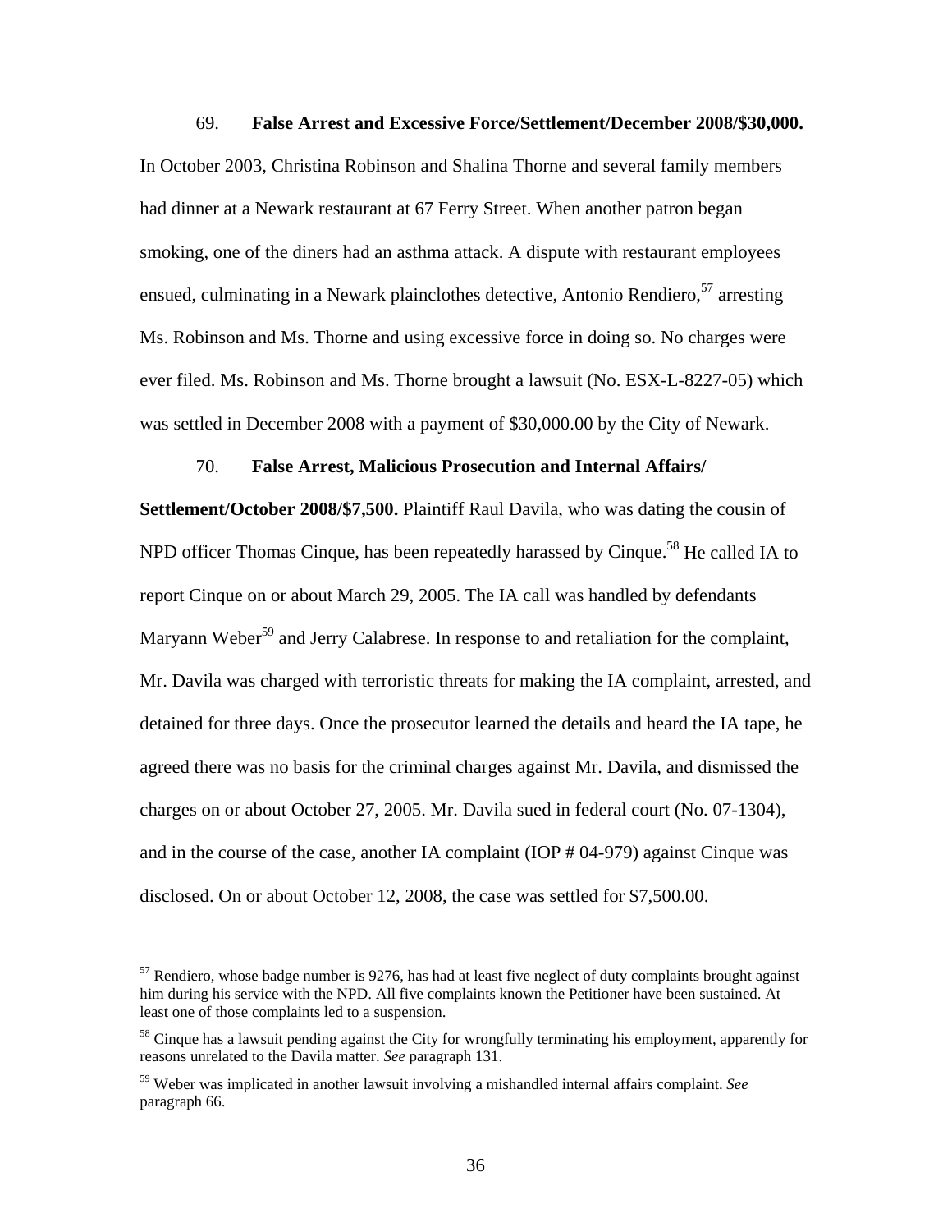69. **False Arrest and Excessive Force/Settlement/December 2008/$30,000.** In October 2003, Christina Robinson and Shalina Thorne and several family members had dinner at a Newark restaurant at 67 Ferry Street. When another patron began smoking, one of the diners had an asthma attack. A dispute with restaurant employees ensued, culminating in a Newark plainclothes detective, Antonio Rendiero,[57] arresting Ms. Robinson and Ms. Thorne and using excessive force in doing so. No charges were ever filed. Ms. Robinson and Ms. Thorne brought a lawsuit (No. ESX-L-8227-05) which was settled in December 2008 with a payment of $30,000.00 by the City of Newark.

70. **False Arrest, Malicious Prosecution and Internal Affairs/ Settlement/October 2008/$7,500.** Plaintiff Raul Davila, who was dating the cousin of NPD officer Thomas Cinque, has been repeatedly harassed by Cinque.[58] He called IA to report Cinque on or about March 29, 2005. The IA call was handled by defendants Maryann Weber[59] and Jerry Calabrese. In response to and retaliation for the complaint, Mr. Davila was charged with terroristic threats for making the IA complaint, arrested, and detained for three days. Once the prosecutor learned the details and heard the IA tape, he agreed there was no basis for the criminal charges against Mr. Davila, and dismissed the charges on or about October 27, 2005. Mr. Davila sued in federal court (No. 07-1304), and in the course of the case, another IA complaint (IOP # 04-979) against Cinque was disclosed. On or about October 12, 2008, the case was settled for $7,500.00.

---

[57] Rendiero, whose badge number is 9276, has had at least five neglect of duty complaints brought against him during his service with the NPD. All five complaints known the Petitioner have been sustained. At least one of those complaints led to a suspension.

[58] Cinque has a lawsuit pending against the City for wrongfully terminating his employment, apparently for reasons unrelated to the Davila matter. *See* paragraph 131.

[59] Weber was implicated in another lawsuit involving a mishandled internal affairs complaint. *See* paragraph 66.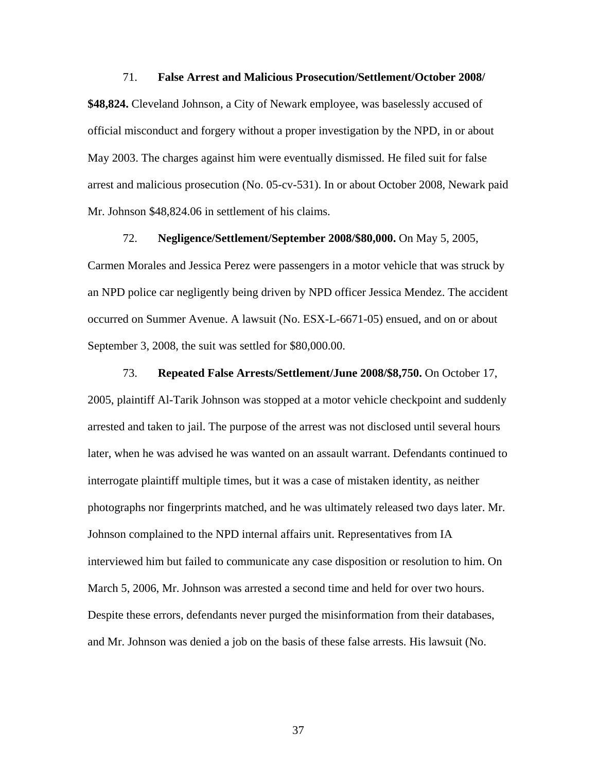71. **False Arrest and Malicious Prosecution/Settlement/October 2008/ $48,824.** Cleveland Johnson, a City of Newark employee, was baselessly accused of official misconduct and forgery without a proper investigation by the NPD, in or about May 2003. The charges against him were eventually dismissed. He filed suit for false arrest and malicious prosecution (No. 05-cv-531). In or about October 2008, Newark paid Mr. Johnson $48,824.06 in settlement of his claims.

72. **Negligence/Settlement/September 2008/$80,000.** On May 5, 2005, Carmen Morales and Jessica Perez were passengers in a motor vehicle that was struck by an NPD police car negligently being driven by NPD officer Jessica Mendez. The accident occurred on Summer Avenue. A lawsuit (No. ESX-L-6671-05) ensued, and on or about September 3, 2008, the suit was settled for $80,000.00.

73. **Repeated False Arrests/Settlement/June 2008/$8,750.** On October 17, 2005, plaintiff Al-Tarik Johnson was stopped at a motor vehicle checkpoint and suddenly arrested and taken to jail. The purpose of the arrest was not disclosed until several hours later, when he was advised he was wanted on an assault warrant. Defendants continued to interrogate plaintiff multiple times, but it was a case of mistaken identity, as neither photographs nor fingerprints matched, and he was ultimately released two days later. Mr. Johnson complained to the NPD internal affairs unit. Representatives from IA interviewed him but failed to communicate any case disposition or resolution to him. On March 5, 2006, Mr. Johnson was arrested a second time and held for over two hours. Despite these errors, defendants never purged the misinformation from their databases, and Mr. Johnson was denied a job on the basis of these false arrests. His lawsuit (No.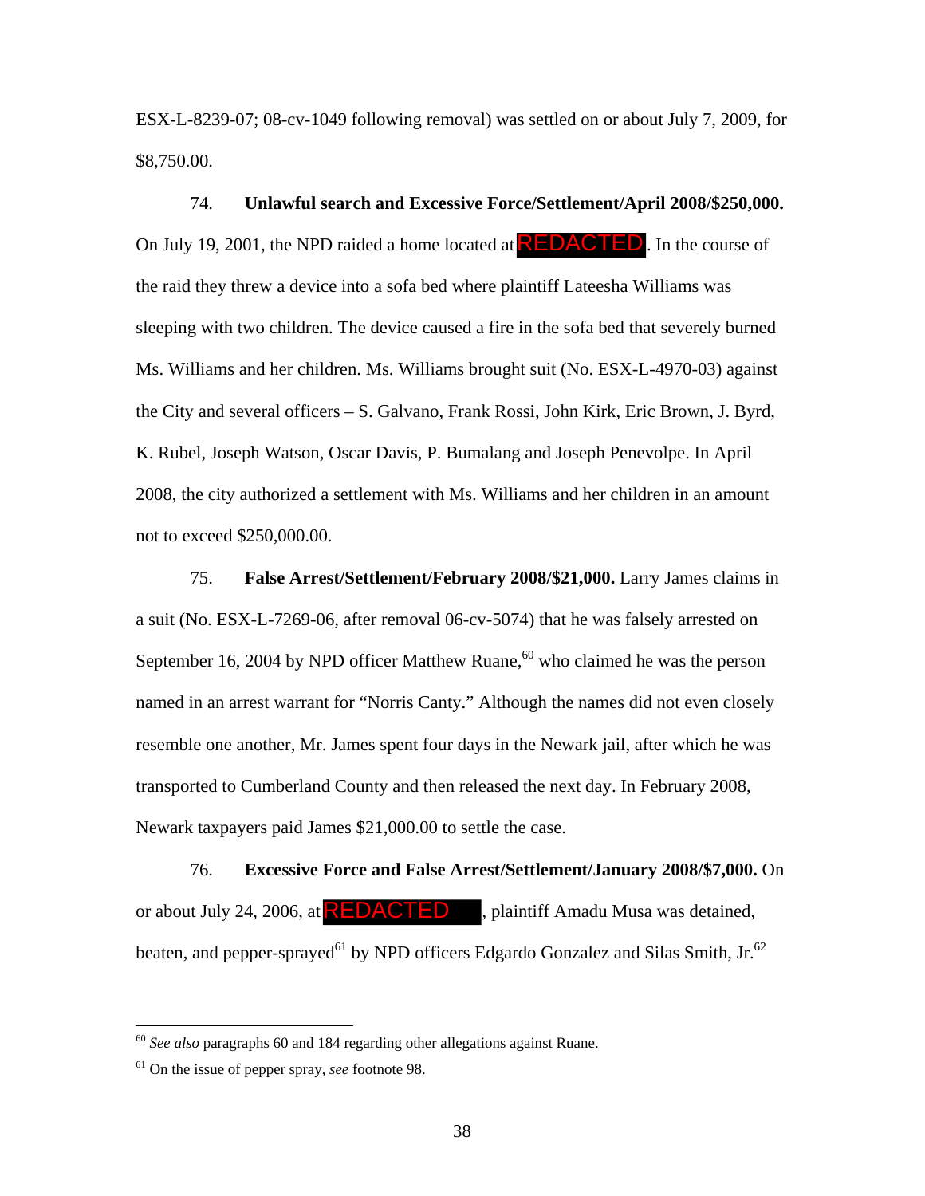ESX-L-8239-07; 08-cv-1049 following removal) was settled on or about July 7, 2009, for $8,750.00.

74. **Unlawful search and Excessive Force/Settlement/April 2008/$250,000.** On July 19, 2001, the NPD raided a home located at REDACTED. In the course of the raid they threw a device into a sofa bed where plaintiff Lateesha Williams was sleeping with two children. The device caused a fire in the sofa bed that severely burned Ms. Williams and her children. Ms. Williams brought suit (No. ESX-L-4970-03) against the City and several officers – S. Galvano, Frank Rossi, John Kirk, Eric Brown, J. Byrd, K. Rubel, Joseph Watson, Oscar Davis, P. Bumalang and Joseph Penevolpe. In April 2008, the city authorized a settlement with Ms. Williams and her children in an amount not to exceed $250,000.00.

75. **False Arrest/Settlement/February 2008/$21,000.** Larry James claims in a suit (No. ESX-L-7269-06, after removal 06-cv-5074) that he was falsely arrested on September 16, 2004 by NPD officer Matthew Ruane,[60] who claimed he was the person named in an arrest warrant for "Norris Canty." Although the names did not even closely resemble one another, Mr. James spent four days in the Newark jail, after which he was transported to Cumberland County and then released the next day. In February 2008, Newark taxpayers paid James $21,000.00 to settle the case.

76. **Excessive Force and False Arrest/Settlement/January 2008/$7,000.** On or about July 24, 2006, at REDACTED, plaintiff Amadu Musa was detained, beaten, and pepper-sprayed[61] by NPD officers Edgardo Gonzalez and Silas Smith, Jr.[62]

---

[60] *See also* paragraphs 60 and 184 regarding other allegations against Ruane.

[61] On the issue of pepper spray, *see* footnote 98.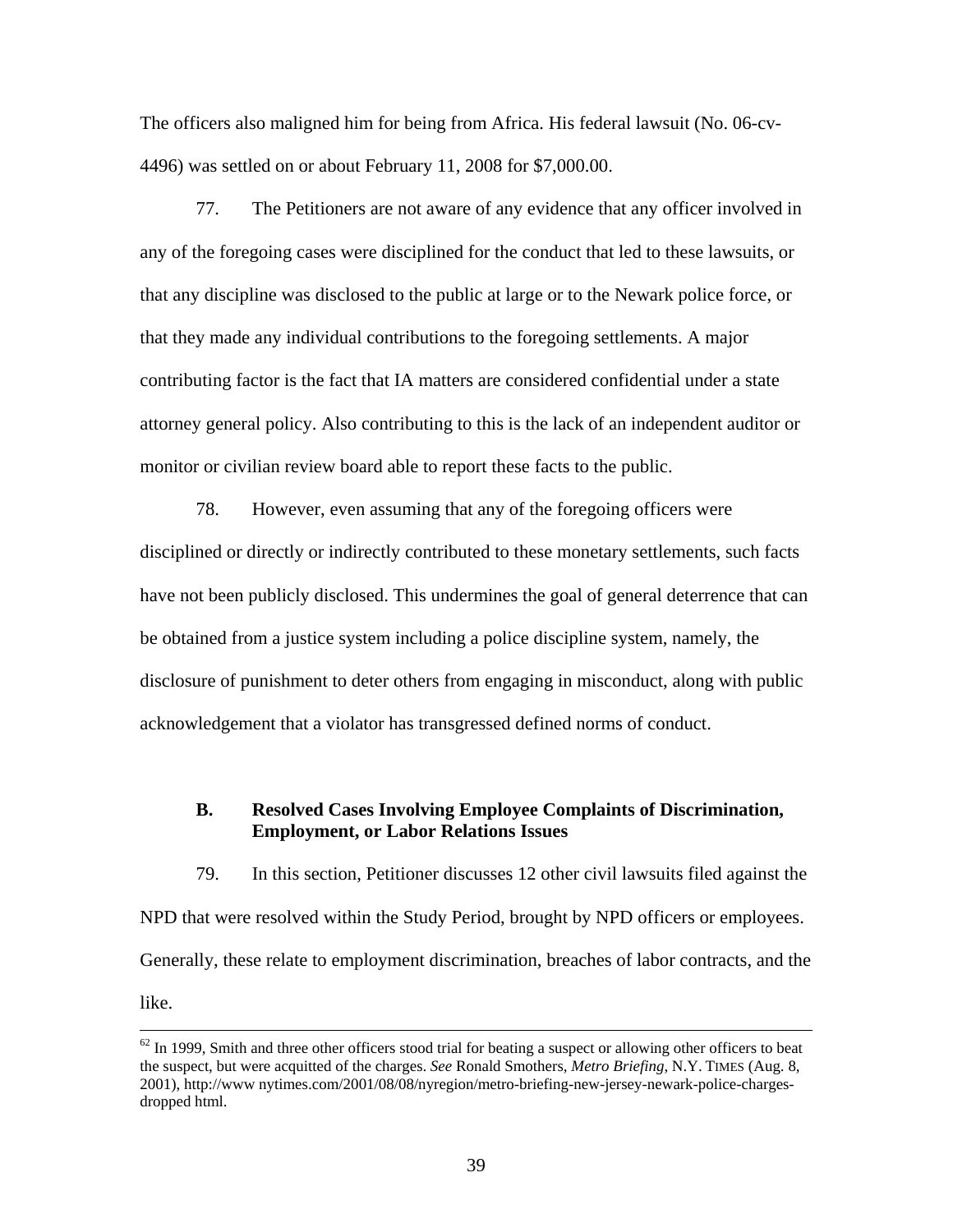The officers also maligned him for being from Africa. His federal lawsuit (No. 06-cv-4496) was settled on or about February 11, 2008 for $7,000.00.

77. The Petitioners are not aware of any evidence that any officer involved in any of the foregoing cases were disciplined for the conduct that led to these lawsuits, or that any discipline was disclosed to the public at large or to the Newark police force, or that they made any individual contributions to the foregoing settlements. A major contributing factor is the fact that IA matters are considered confidential under a state attorney general policy. Also contributing to this is the lack of an independent auditor or monitor or civilian review board able to report these facts to the public.

78. However, even assuming that any of the foregoing officers were disciplined or directly or indirectly contributed to these monetary settlements, such facts have not been publicly disclosed. This undermines the goal of general deterrence that can be obtained from a justice system including a police discipline system, namely, the disclosure of punishment to deter others from engaging in misconduct, along with public acknowledgement that a violator has transgressed defined norms of conduct.

### B. Resolved Cases Involving Employee Complaints of Discrimination, Employment, or Labor Relations Issues

79. In this section, Petitioner discusses 12 other civil lawsuits filed against the NPD that were resolved within the Study Period, brought by NPD officers or employees. Generally, these relate to employment discrimination, breaches of labor contracts, and the like.

---

[62] In 1999, Smith and three other officers stood trial for beating a suspect or allowing other officers to beat the suspect, but were acquitted of the charges. *See* Ronald Smothers, *Metro Briefing*, N.Y. TIMES (Aug. 8, 2001), http://www nytimes.com/2001/08/08/nyregion/metro-briefing-new-jersey-newark-police-charges-dropped html.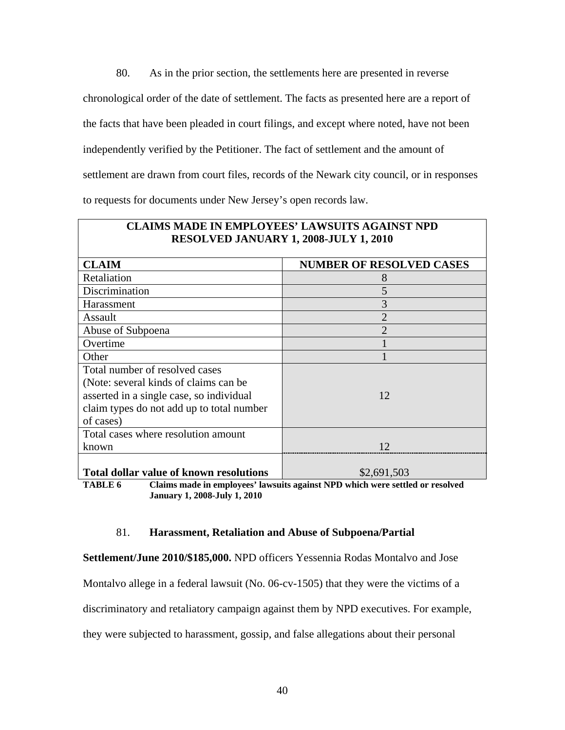80. As in the prior section, the settlements here are presented in reverse chronological order of the date of settlement. The facts as presented here are a report of the facts that have been pleaded in court filings, and except where noted, have not been independently verified by the Petitioner. The fact of settlement and the amount of settlement are drawn from court files, records of the Newark city council, or in responses to requests for documents under New Jersey's open records law.

| **CLAIMS MADE IN EMPLOYEES' LAWSUITS AGAINST NPD RESOLVED JANUARY 1, 2008-JULY 1, 2010** | |
|---|---|
| **CLAIM** | **NUMBER OF RESOLVED CASES** |
| Retaliation | 8 |
| Discrimination | 5 |
| Harassment | 3 |
| Assault | 2 |
| Abuse of Subpoena | 2 |
| Overtime | 1 |
| Other | 1 |
| Total number of resolved cases (Note: several kinds of claims can be asserted in a single case, so individual claim types do not add up to total number of cases) | 12 |
| Total cases where resolution amount known | 12 |
| **Total dollar value of known resolutions** | $2,691,503 |

**TABLE 6** **Claims made in employees' lawsuits against NPD which were settled or resolved January 1, 2008-July 1, 2010**

81. **Harassment, Retaliation and Abuse of Subpoena/Partial Settlement/June 2010/$185,000.** NPD officers Yessennia Rodas Montalvo and Jose Montalvo allege in a federal lawsuit (No. 06-cv-1505) that they were the victims of a discriminatory and retaliatory campaign against them by NPD executives. For example, they were subjected to harassment, gossip, and false allegations about their personal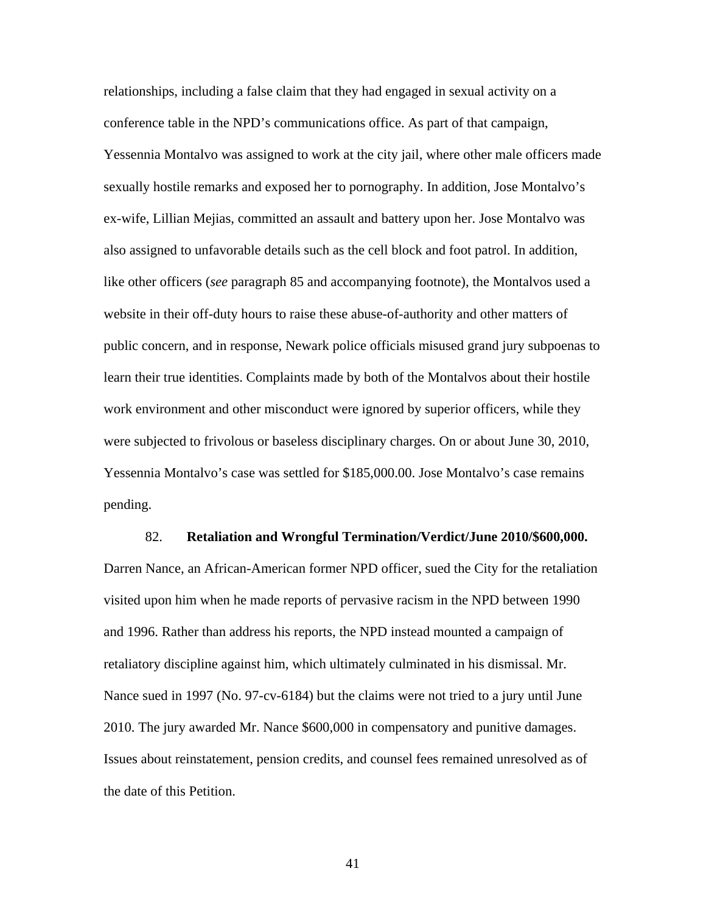relationships, including a false claim that they had engaged in sexual activity on a conference table in the NPD's communications office. As part of that campaign, Yessennia Montalvo was assigned to work at the city jail, where other male officers made sexually hostile remarks and exposed her to pornography. In addition, Jose Montalvo's ex-wife, Lillian Mejias, committed an assault and battery upon her. Jose Montalvo was also assigned to unfavorable details such as the cell block and foot patrol. In addition, like other officers (*see* paragraph 85 and accompanying footnote), the Montalvos used a website in their off-duty hours to raise these abuse-of-authority and other matters of public concern, and in response, Newark police officials misused grand jury subpoenas to learn their true identities. Complaints made by both of the Montalvos about their hostile work environment and other misconduct were ignored by superior officers, while they were subjected to frivolous or baseless disciplinary charges. On or about June 30, 2010, Yessennia Montalvo's case was settled for $185,000.00. Jose Montalvo's case remains pending.

82. **Retaliation and Wrongful Termination/Verdict/June 2010/$600,000.** Darren Nance, an African-American former NPD officer, sued the City for the retaliation visited upon him when he made reports of pervasive racism in the NPD between 1990 and 1996. Rather than address his reports, the NPD instead mounted a campaign of retaliatory discipline against him, which ultimately culminated in his dismissal. Mr. Nance sued in 1997 (No. 97-cv-6184) but the claims were not tried to a jury until June 2010. The jury awarded Mr. Nance $600,000 in compensatory and punitive damages. Issues about reinstatement, pension credits, and counsel fees remained unresolved as of the date of this Petition.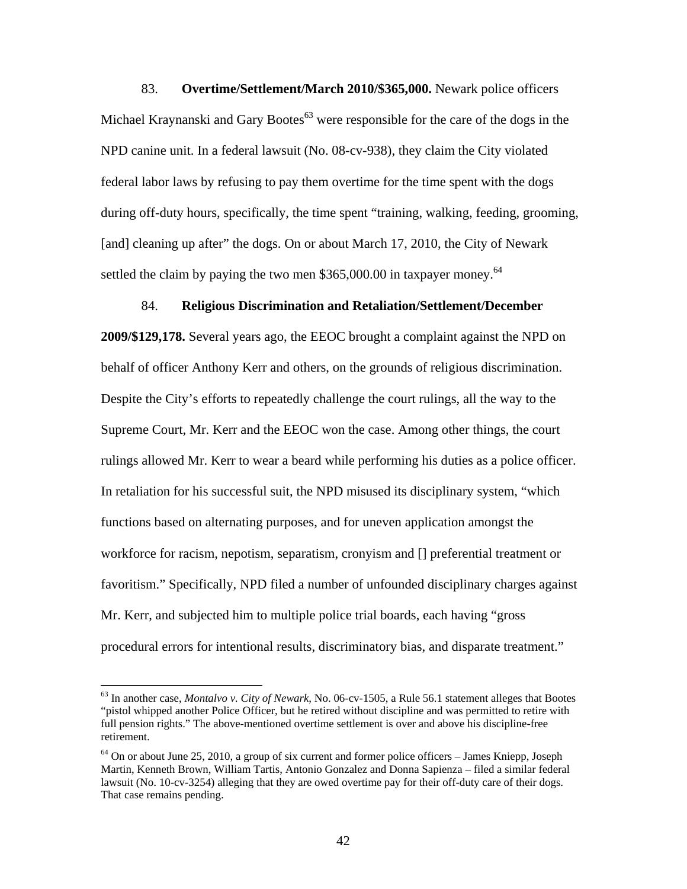83. **Overtime/Settlement/March 2010/$365,000.** Newark police officers Michael Kraynanski and Gary Bootes[63] were responsible for the care of the dogs in the NPD canine unit. In a federal lawsuit (No. 08-cv-938), they claim the City violated federal labor laws by refusing to pay them overtime for the time spent with the dogs during off-duty hours, specifically, the time spent "training, walking, feeding, grooming, [and] cleaning up after" the dogs. On or about March 17, 2010, the City of Newark settled the claim by paying the two men $365,000.00 in taxpayer money.[64]

84. **Religious Discrimination and Retaliation/Settlement/December 2009/$129,178.** Several years ago, the EEOC brought a complaint against the NPD on behalf of officer Anthony Kerr and others, on the grounds of religious discrimination. Despite the City's efforts to repeatedly challenge the court rulings, all the way to the Supreme Court, Mr. Kerr and the EEOC won the case. Among other things, the court rulings allowed Mr. Kerr to wear a beard while performing his duties as a police officer. In retaliation for his successful suit, the NPD misused its disciplinary system, "which functions based on alternating purposes, and for uneven application amongst the workforce for racism, nepotism, separatism, cronyism and [] preferential treatment or favoritism." Specifically, NPD filed a number of unfounded disciplinary charges against Mr. Kerr, and subjected him to multiple police trial boards, each having "gross procedural errors for intentional results, discriminatory bias, and disparate treatment."

---

[63] In another case, *Montalvo v. City of Newark*, No. 06-cv-1505, a Rule 56.1 statement alleges that Bootes "pistol whipped another Police Officer, but he retired without discipline and was permitted to retire with full pension rights." The above-mentioned overtime settlement is over and above his discipline-free retirement.

[64] On or about June 25, 2010, a group of six current and former police officers – James Kniepp, Joseph Martin, Kenneth Brown, William Tartis, Antonio Gonzalez and Donna Sapienza – filed a similar federal lawsuit (No. 10-cv-3254) alleging that they are owed overtime pay for their off-duty care of their dogs. That case remains pending.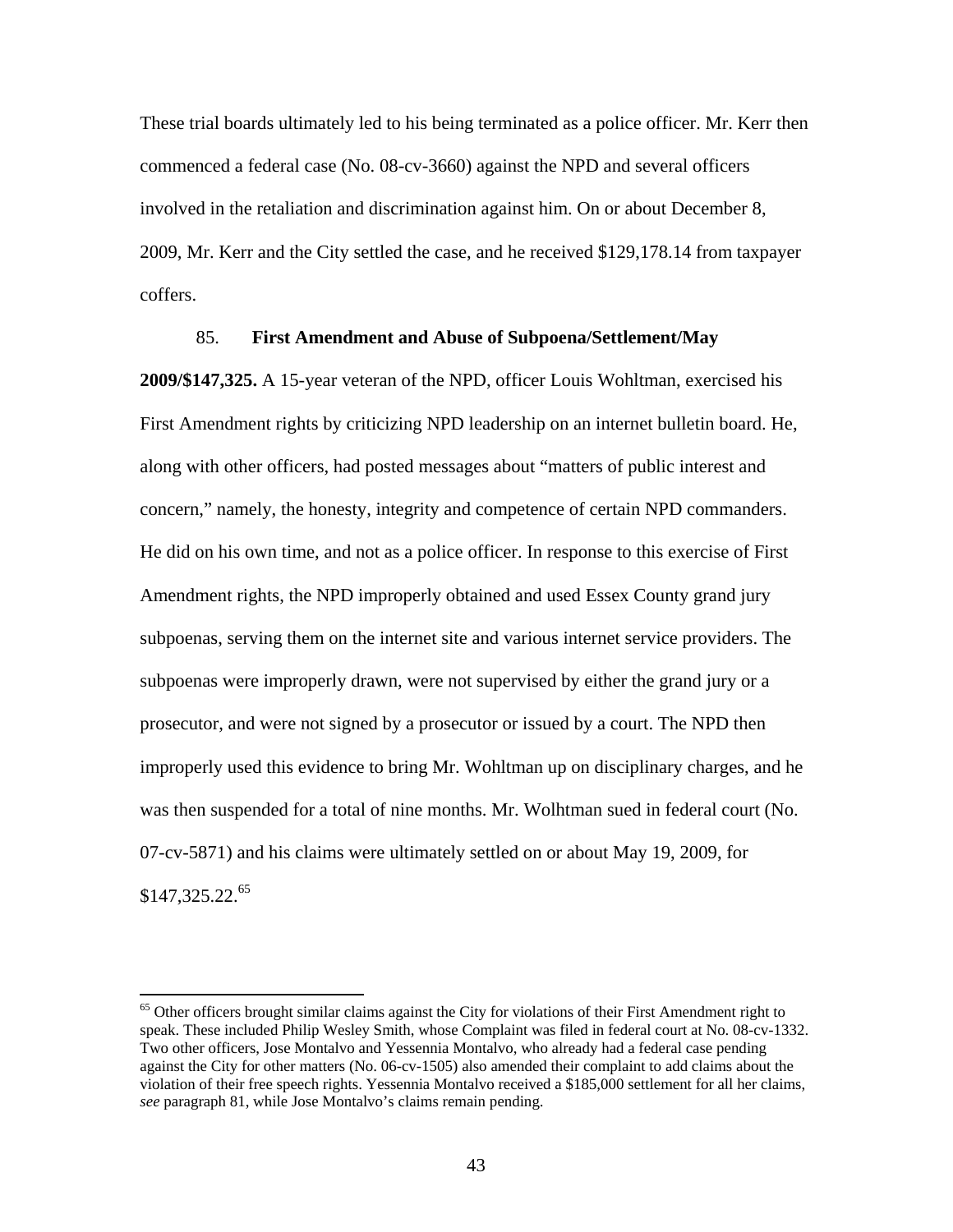These trial boards ultimately led to his being terminated as a police officer. Mr. Kerr then commenced a federal case (No. 08-cv-3660) against the NPD and several officers involved in the retaliation and discrimination against him. On or about December 8, 2009, Mr. Kerr and the City settled the case, and he received $129,178.14 from taxpayer coffers.

85. **First Amendment and Abuse of Subpoena/Settlement/May 2009/$147,325.** A 15-year veteran of the NPD, officer Louis Wohltman, exercised his First Amendment rights by criticizing NPD leadership on an internet bulletin board. He, along with other officers, had posted messages about "matters of public interest and concern," namely, the honesty, integrity and competence of certain NPD commanders. He did on his own time, and not as a police officer. In response to this exercise of First Amendment rights, the NPD improperly obtained and used Essex County grand jury subpoenas, serving them on the internet site and various internet service providers. The subpoenas were improperly drawn, were not supervised by either the grand jury or a prosecutor, and were not signed by a prosecutor or issued by a court. The NPD then improperly used this evidence to bring Mr. Wohltman up on disciplinary charges, and he was then suspended for a total of nine months. Mr. Wolhtman sued in federal court (No. 07-cv-5871) and his claims were ultimately settled on or about May 19, 2009, for $147,325.22.[65]

[65] Other officers brought similar claims against the City for violations of their First Amendment right to speak. These included Philip Wesley Smith, whose Complaint was filed in federal court at No. 08-cv-1332. Two other officers, Jose Montalvo and Yessennia Montalvo, who already had a federal case pending against the City for other matters (No. 06-cv-1505) also amended their complaint to add claims about the violation of their free speech rights. Yessennia Montalvo received a $185,000 settlement for all her claims, *see* paragraph 81, while Jose Montalvo's claims remain pending.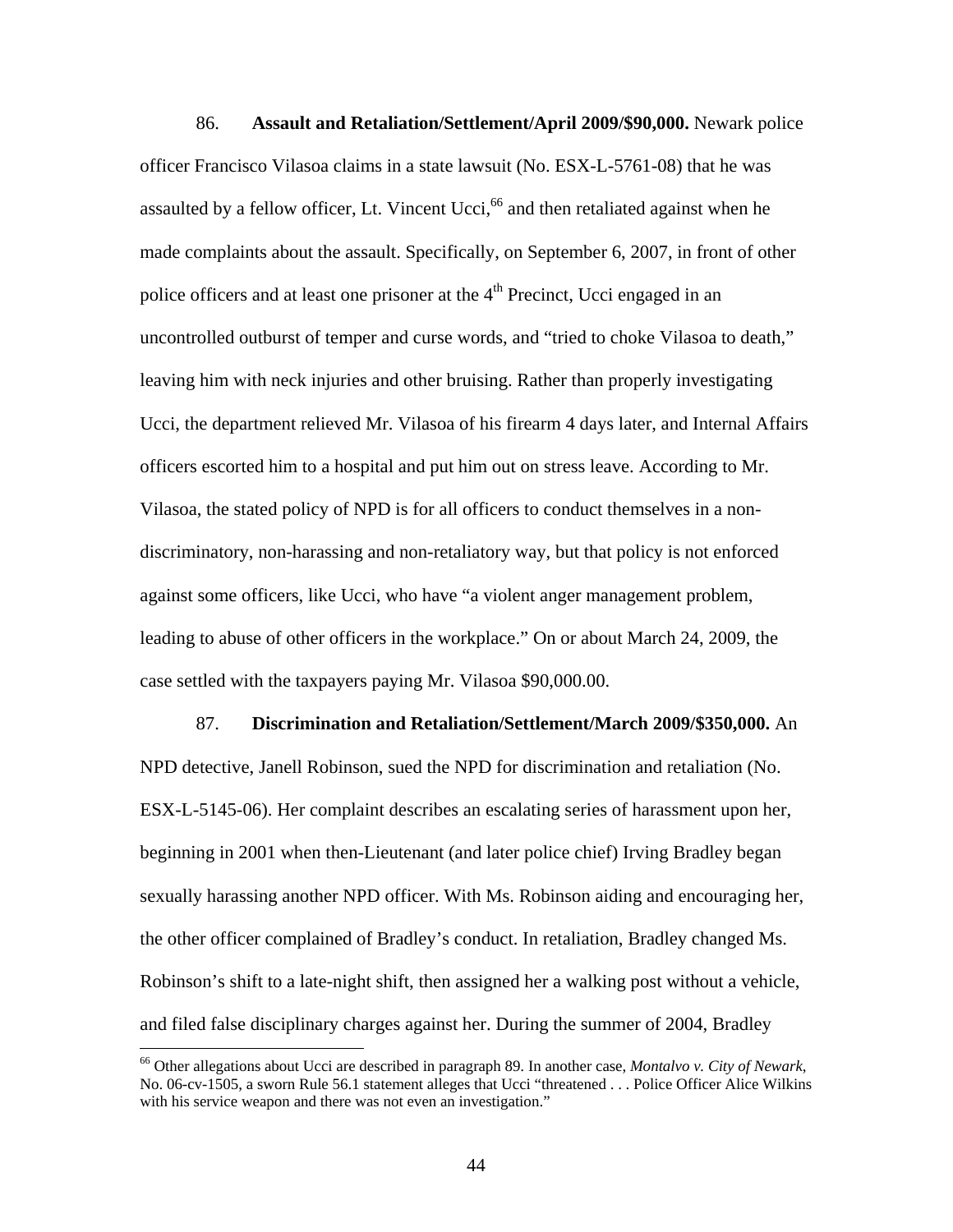86. **Assault and Retaliation/Settlement/April 2009/$90,000.** Newark police officer Francisco Vilasoa claims in a state lawsuit (No. ESX-L-5761-08) that he was assaulted by a fellow officer, Lt. Vincent Ucci,[66] and then retaliated against when he made complaints about the assault. Specifically, on September 6, 2007, in front of other police officers and at least one prisoner at the 4th Precinct, Ucci engaged in an uncontrolled outburst of temper and curse words, and "tried to choke Vilasoa to death," leaving him with neck injuries and other bruising. Rather than properly investigating Ucci, the department relieved Mr. Vilasoa of his firearm 4 days later, and Internal Affairs officers escorted him to a hospital and put him out on stress leave. According to Mr. Vilasoa, the stated policy of NPD is for all officers to conduct themselves in a non-discriminatory, non-harassing and non-retaliatory way, but that policy is not enforced against some officers, like Ucci, who have "a violent anger management problem, leading to abuse of other officers in the workplace." On or about March 24, 2009, the case settled with the taxpayers paying Mr. Vilasoa $90,000.00.

87. **Discrimination and Retaliation/Settlement/March 2009/$350,000.** An NPD detective, Janell Robinson, sued the NPD for discrimination and retaliation (No. ESX-L-5145-06). Her complaint describes an escalating series of harassment upon her, beginning in 2001 when then-Lieutenant (and later police chief) Irving Bradley began sexually harassing another NPD officer. With Ms. Robinson aiding and encouraging her, the other officer complained of Bradley's conduct. In retaliation, Bradley changed Ms. Robinson's shift to a late-night shift, then assigned her a walking post without a vehicle, and filed false disciplinary charges against her. During the summer of 2004, Bradley

[66] Other allegations about Ucci are described in paragraph 89. In another case, *Montalvo v. City of Newark*, No. 06-cv-1505, a sworn Rule 56.1 statement alleges that Ucci "threatened . . . Police Officer Alice Wilkins with his service weapon and there was not even an investigation."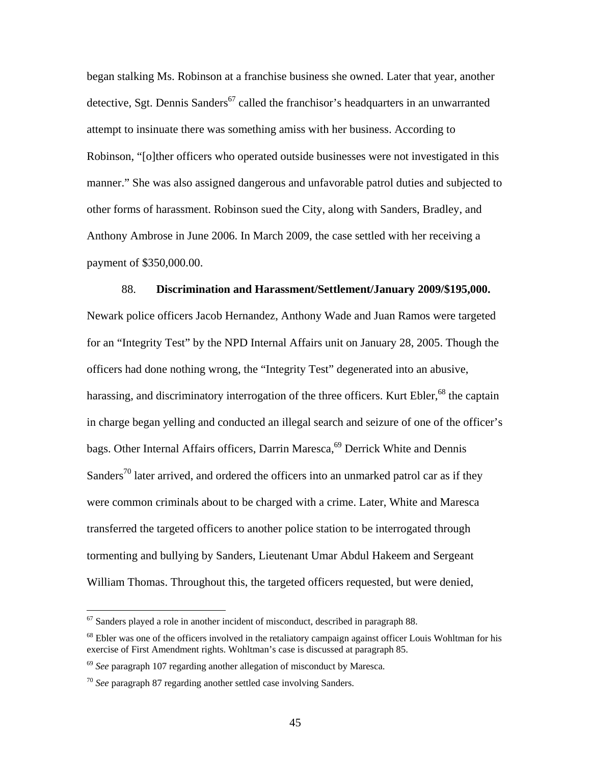began stalking Ms. Robinson at a franchise business she owned. Later that year, another detective, Sgt. Dennis Sanders[67] called the franchisor's headquarters in an unwarranted attempt to insinuate there was something amiss with her business. According to Robinson, "[o]ther officers who operated outside businesses were not investigated in this manner." She was also assigned dangerous and unfavorable patrol duties and subjected to other forms of harassment. Robinson sued the City, along with Sanders, Bradley, and Anthony Ambrose in June 2006. In March 2009, the case settled with her receiving a payment of $350,000.00.

88. **Discrimination and Harassment/Settlement/January 2009/$195,000.** Newark police officers Jacob Hernandez, Anthony Wade and Juan Ramos were targeted for an "Integrity Test" by the NPD Internal Affairs unit on January 28, 2005. Though the officers had done nothing wrong, the "Integrity Test" degenerated into an abusive, harassing, and discriminatory interrogation of the three officers. Kurt Ebler,[68] the captain in charge began yelling and conducted an illegal search and seizure of one of the officer's bags. Other Internal Affairs officers, Darrin Maresca,[69] Derrick White and Dennis Sanders[70] later arrived, and ordered the officers into an unmarked patrol car as if they were common criminals about to be charged with a crime. Later, White and Maresca transferred the targeted officers to another police station to be interrogated through tormenting and bullying by Sanders, Lieutenant Umar Abdul Hakeem and Sergeant William Thomas. Throughout this, the targeted officers requested, but were denied,

---

[67] Sanders played a role in another incident of misconduct, described in paragraph 88.

[68] Ebler was one of the officers involved in the retaliatory campaign against officer Louis Wohltman for his exercise of First Amendment rights. Wohltman's case is discussed at paragraph 85.

[69] *See* paragraph 107 regarding another allegation of misconduct by Maresca.

[70] *See* paragraph 87 regarding another settled case involving Sanders.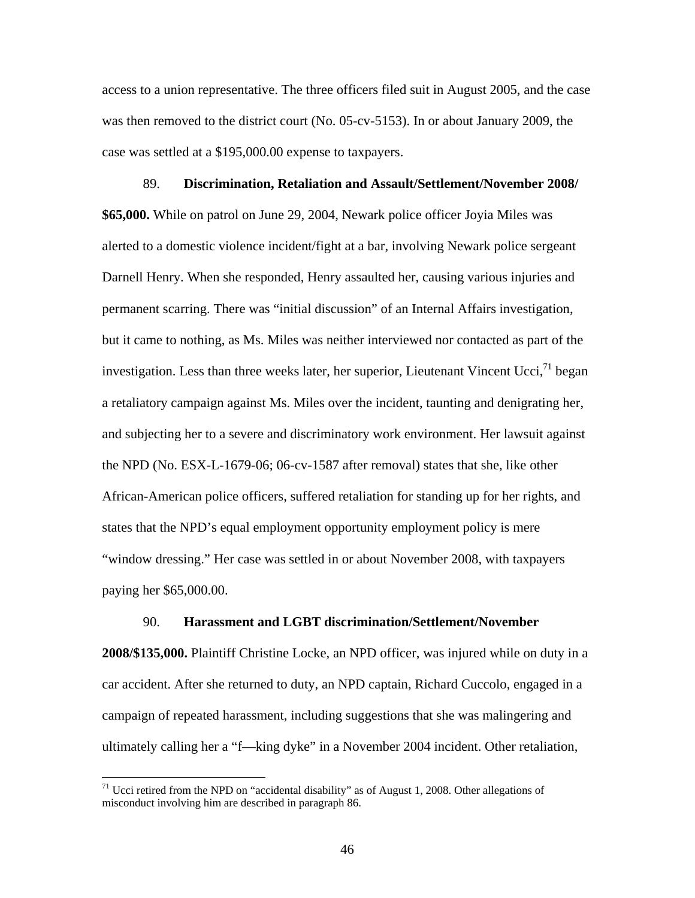access to a union representative. The three officers filed suit in August 2005, and the case was then removed to the district court (No. 05-cv-5153). In or about January 2009, the case was settled at a $195,000.00 expense to taxpayers.

89. **Discrimination, Retaliation and Assault/Settlement/November 2008/ $65,000.** While on patrol on June 29, 2004, Newark police officer Joyia Miles was alerted to a domestic violence incident/fight at a bar, involving Newark police sergeant Darnell Henry. When she responded, Henry assaulted her, causing various injuries and permanent scarring. There was "initial discussion" of an Internal Affairs investigation, but it came to nothing, as Ms. Miles was neither interviewed nor contacted as part of the investigation. Less than three weeks later, her superior, Lieutenant Vincent Ucci,[71] began a retaliatory campaign against Ms. Miles over the incident, taunting and denigrating her, and subjecting her to a severe and discriminatory work environment. Her lawsuit against the NPD (No. ESX-L-1679-06; 06-cv-1587 after removal) states that she, like other African-American police officers, suffered retaliation for standing up for her rights, and states that the NPD's equal employment opportunity employment policy is mere "window dressing." Her case was settled in or about November 2008, with taxpayers paying her $65,000.00.

90. **Harassment and LGBT discrimination/Settlement/November 2008/$135,000.** Plaintiff Christine Locke, an NPD officer, was injured while on duty in a car accident. After she returned to duty, an NPD captain, Richard Cuccolo, engaged in a campaign of repeated harassment, including suggestions that she was malingering and ultimately calling her a "f—king dyke" in a November 2004 incident. Other retaliation,

[71] Ucci retired from the NPD on "accidental disability" as of August 1, 2008. Other allegations of misconduct involving him are described in paragraph 86.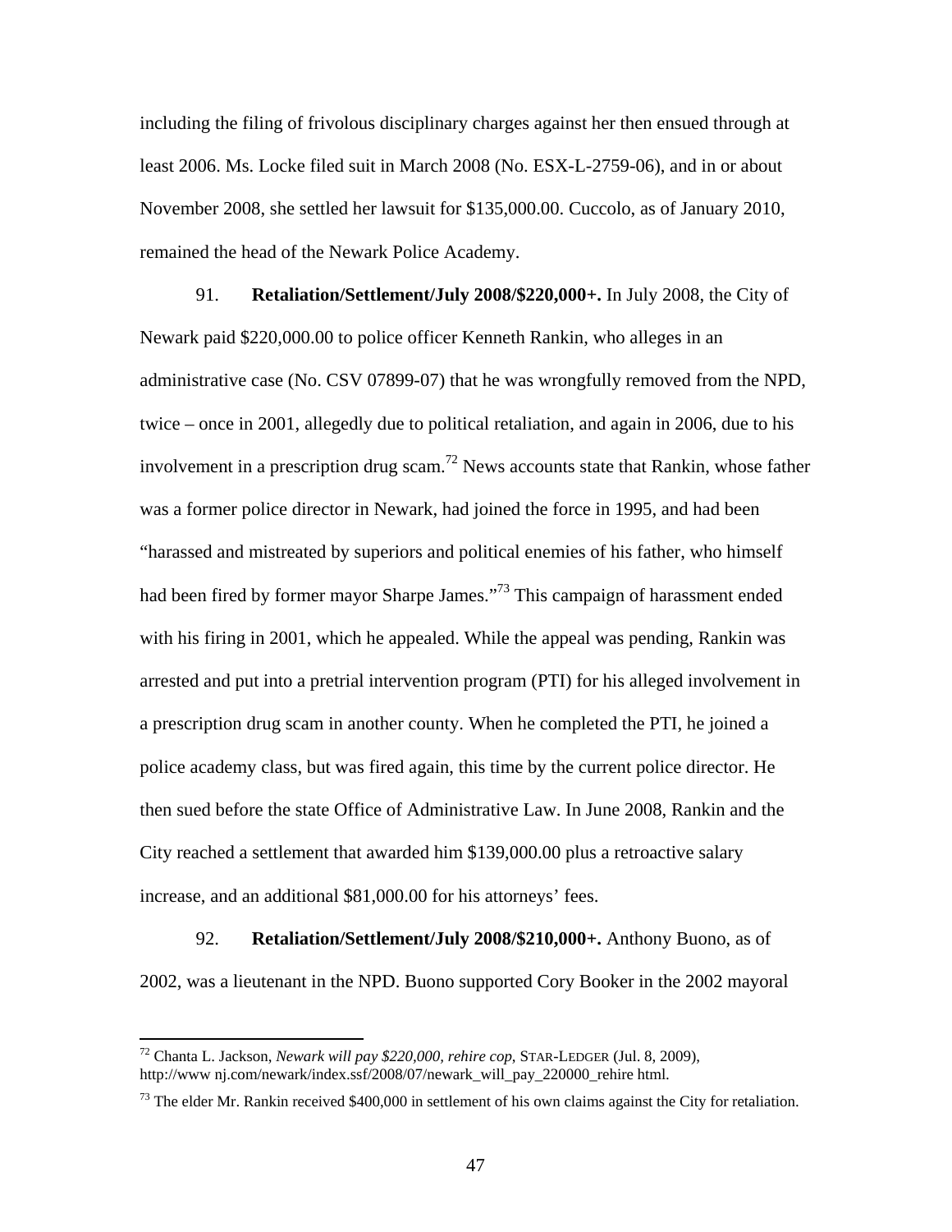including the filing of frivolous disciplinary charges against her then ensued through at least 2006. Ms. Locke filed suit in March 2008 (No. ESX-L-2759-06), and in or about November 2008, she settled her lawsuit for $135,000.00. Cuccolo, as of January 2010, remained the head of the Newark Police Academy.

91. **Retaliation/Settlement/July 2008/$220,000+.** In July 2008, the City of Newark paid $220,000.00 to police officer Kenneth Rankin, who alleges in an administrative case (No. CSV 07899-07) that he was wrongfully removed from the NPD, twice – once in 2001, allegedly due to political retaliation, and again in 2006, due to his involvement in a prescription drug scam.[72] News accounts state that Rankin, whose father was a former police director in Newark, had joined the force in 1995, and had been "harassed and mistreated by superiors and political enemies of his father, who himself had been fired by former mayor Sharpe James."[73] This campaign of harassment ended with his firing in 2001, which he appealed. While the appeal was pending, Rankin was arrested and put into a pretrial intervention program (PTI) for his alleged involvement in a prescription drug scam in another county. When he completed the PTI, he joined a police academy class, but was fired again, this time by the current police director. He then sued before the state Office of Administrative Law. In June 2008, Rankin and the City reached a settlement that awarded him $139,000.00 plus a retroactive salary increase, and an additional $81,000.00 for his attorneys' fees.

92. **Retaliation/Settlement/July 2008/$210,000+.** Anthony Buono, as of 2002, was a lieutenant in the NPD. Buono supported Cory Booker in the 2002 mayoral

---

[72] Chanta L. Jackson, *Newark will pay $220,000, rehire cop*, STAR-LEDGER (Jul. 8, 2009), http://www nj.com/newark/index.ssf/2008/07/newark_will_pay_220000_rehire html.

[73] The elder Mr. Rankin received $400,000 in settlement of his own claims against the City for retaliation.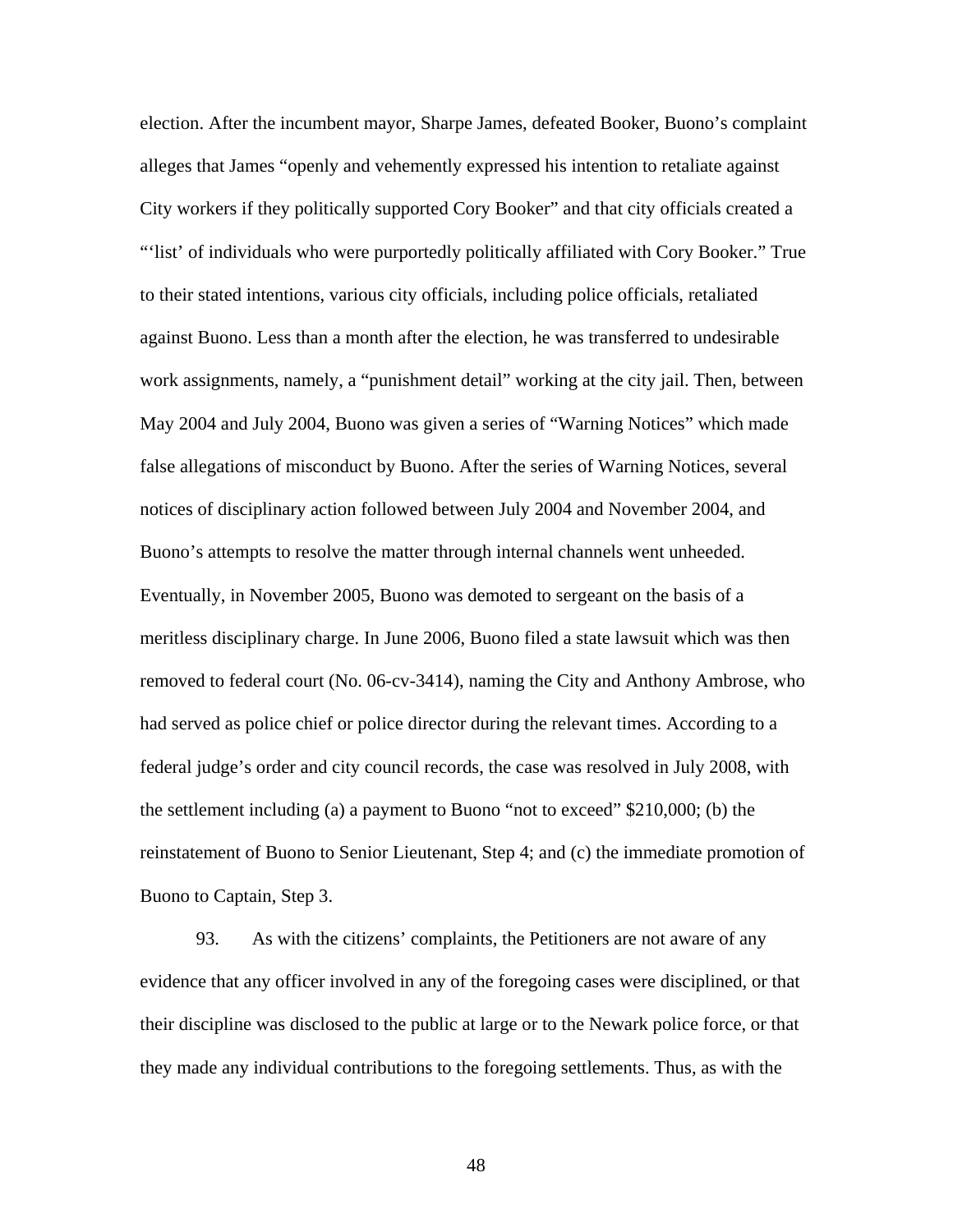election. After the incumbent mayor, Sharpe James, defeated Booker, Buono's complaint alleges that James "openly and vehemently expressed his intention to retaliate against City workers if they politically supported Cory Booker" and that city officials created a "'list' of individuals who were purportedly politically affiliated with Cory Booker." True to their stated intentions, various city officials, including police officials, retaliated against Buono. Less than a month after the election, he was transferred to undesirable work assignments, namely, a "punishment detail" working at the city jail. Then, between May 2004 and July 2004, Buono was given a series of "Warning Notices" which made false allegations of misconduct by Buono. After the series of Warning Notices, several notices of disciplinary action followed between July 2004 and November 2004, and Buono's attempts to resolve the matter through internal channels went unheeded. Eventually, in November 2005, Buono was demoted to sergeant on the basis of a meritless disciplinary charge. In June 2006, Buono filed a state lawsuit which was then removed to federal court (No. 06-cv-3414), naming the City and Anthony Ambrose, who had served as police chief or police director during the relevant times. According to a federal judge's order and city council records, the case was resolved in July 2008, with the settlement including (a) a payment to Buono "not to exceed" $210,000; (b) the reinstatement of Buono to Senior Lieutenant, Step 4; and (c) the immediate promotion of Buono to Captain, Step 3.

93. As with the citizens' complaints, the Petitioners are not aware of any evidence that any officer involved in any of the foregoing cases were disciplined, or that their discipline was disclosed to the public at large or to the Newark police force, or that they made any individual contributions to the foregoing settlements. Thus, as with the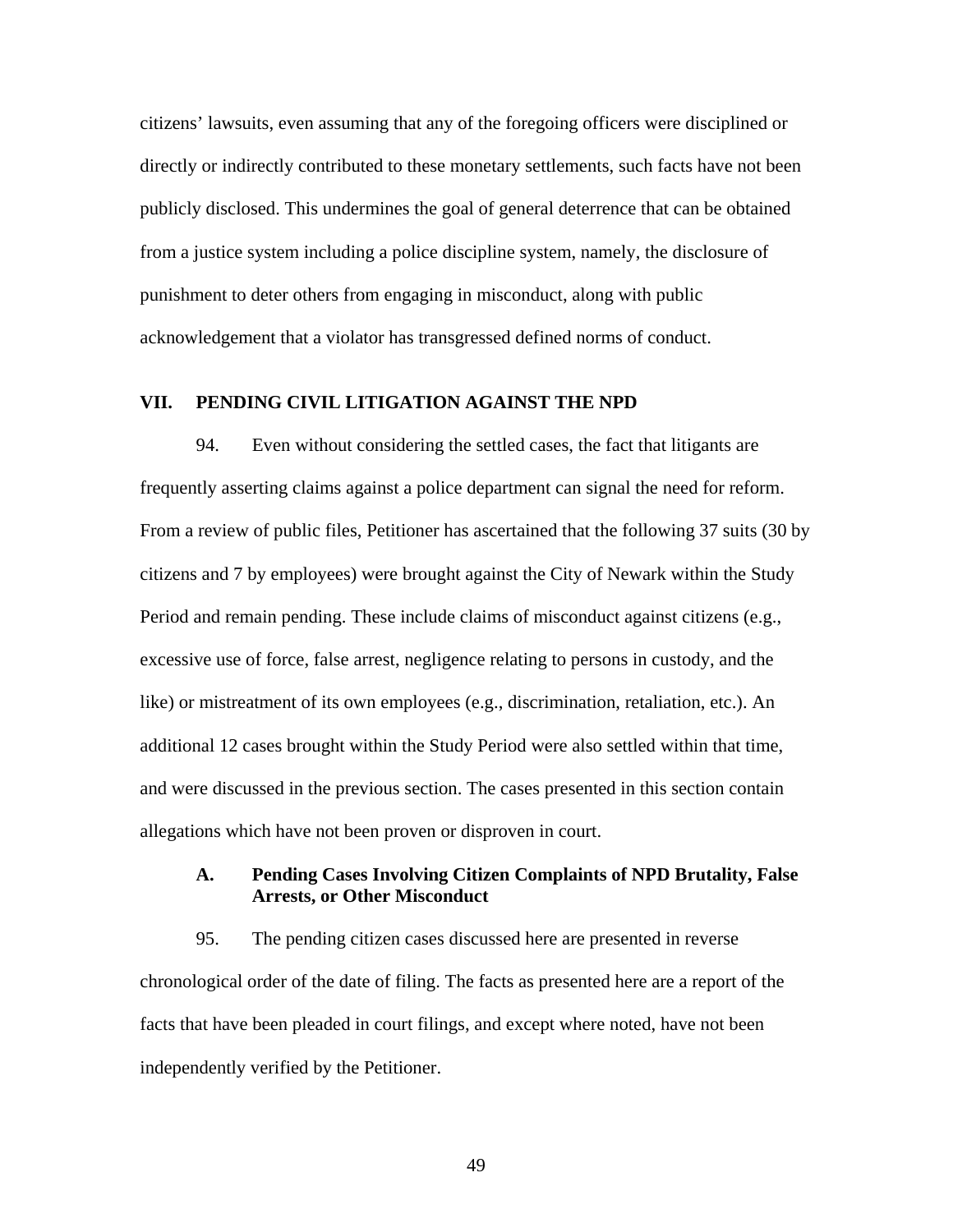citizens' lawsuits, even assuming that any of the foregoing officers were disciplined or directly or indirectly contributed to these monetary settlements, such facts have not been publicly disclosed. This undermines the goal of general deterrence that can be obtained from a justice system including a police discipline system, namely, the disclosure of punishment to deter others from engaging in misconduct, along with public acknowledgement that a violator has transgressed defined norms of conduct.

## VII. PENDING CIVIL LITIGATION AGAINST THE NPD

94. Even without considering the settled cases, the fact that litigants are frequently asserting claims against a police department can signal the need for reform. From a review of public files, Petitioner has ascertained that the following 37 suits (30 by citizens and 7 by employees) were brought against the City of Newark within the Study Period and remain pending. These include claims of misconduct against citizens (e.g., excessive use of force, false arrest, negligence relating to persons in custody, and the like) or mistreatment of its own employees (e.g., discrimination, retaliation, etc.). An additional 12 cases brought within the Study Period were also settled within that time, and were discussed in the previous section. The cases presented in this section contain allegations which have not been proven or disproven in court.

### A. Pending Cases Involving Citizen Complaints of NPD Brutality, False Arrests, or Other Misconduct

95. The pending citizen cases discussed here are presented in reverse chronological order of the date of filing. The facts as presented here are a report of the facts that have been pleaded in court filings, and except where noted, have not been independently verified by the Petitioner.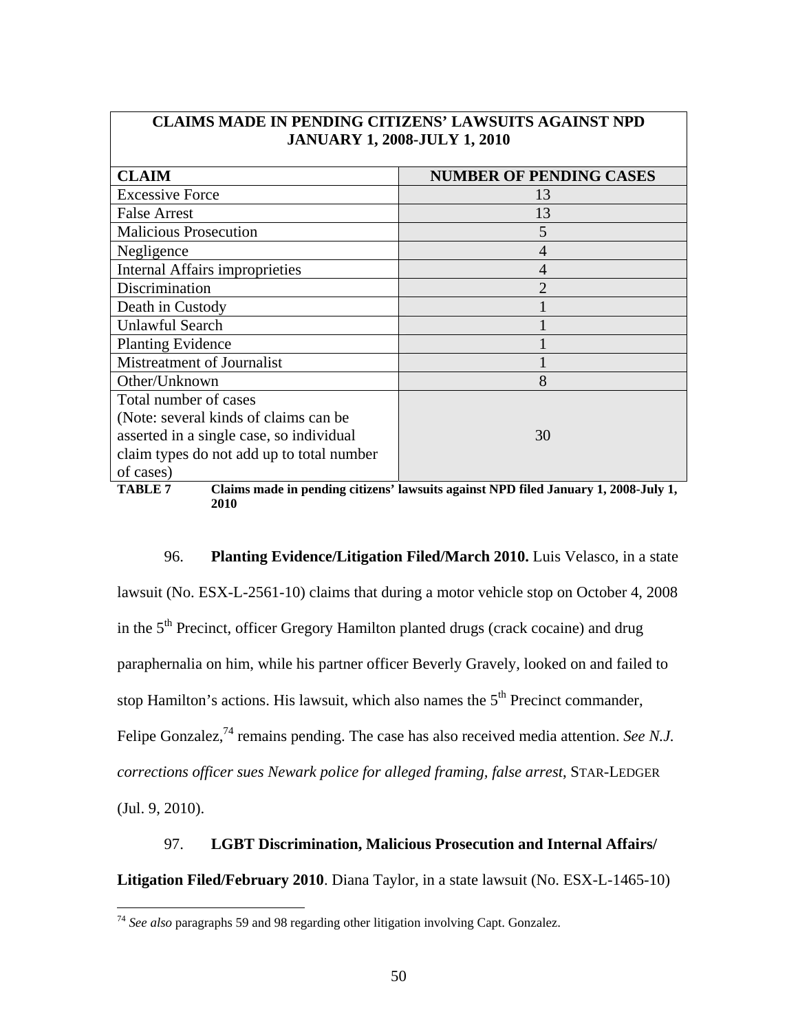| CLAIMS MADE IN PENDING CITIZENS' LAWSUITS AGAINST NPD JANUARY 1, 2008-JULY 1, 2010 | |
|---|---|
| **CLAIM** | **NUMBER OF PENDING CASES** |
| Excessive Force | 13 |
| False Arrest | 13 |
| Malicious Prosecution | 5 |
| Negligence | 4 |
| Internal Affairs improprieties | 4 |
| Discrimination | 2 |
| Death in Custody | 1 |
| Unlawful Search | 1 |
| Planting Evidence | 1 |
| Mistreatment of Journalist | 1 |
| Other/Unknown | 8 |
| Total number of cases (Note: several kinds of claims can be asserted in a single case, so individual claim types do not add up to total number of cases) | 30 |

**TABLE 7 Claims made in pending citizens' lawsuits against NPD filed January 1, 2008-July 1, 2010**

96. **Planting Evidence/Litigation Filed/March 2010.** Luis Velasco, in a state lawsuit (No. ESX-L-2561-10) claims that during a motor vehicle stop on October 4, 2008 in the 5th Precinct, officer Gregory Hamilton planted drugs (crack cocaine) and drug paraphernalia on him, while his partner officer Beverly Gravely, looked on and failed to stop Hamilton's actions. His lawsuit, which also names the 5th Precinct commander, Felipe Gonzalez,[74] remains pending. The case has also received media attention. *See N.J. corrections officer sues Newark police for alleged framing, false arrest*, STAR-LEDGER (Jul. 9, 2010).

97. **LGBT Discrimination, Malicious Prosecution and Internal Affairs/ Litigation Filed/February 2010**. Diana Taylor, in a state lawsuit (No. ESX-L-1465-10)

---

[74] *See also* paragraphs 59 and 98 regarding other litigation involving Capt. Gonzalez.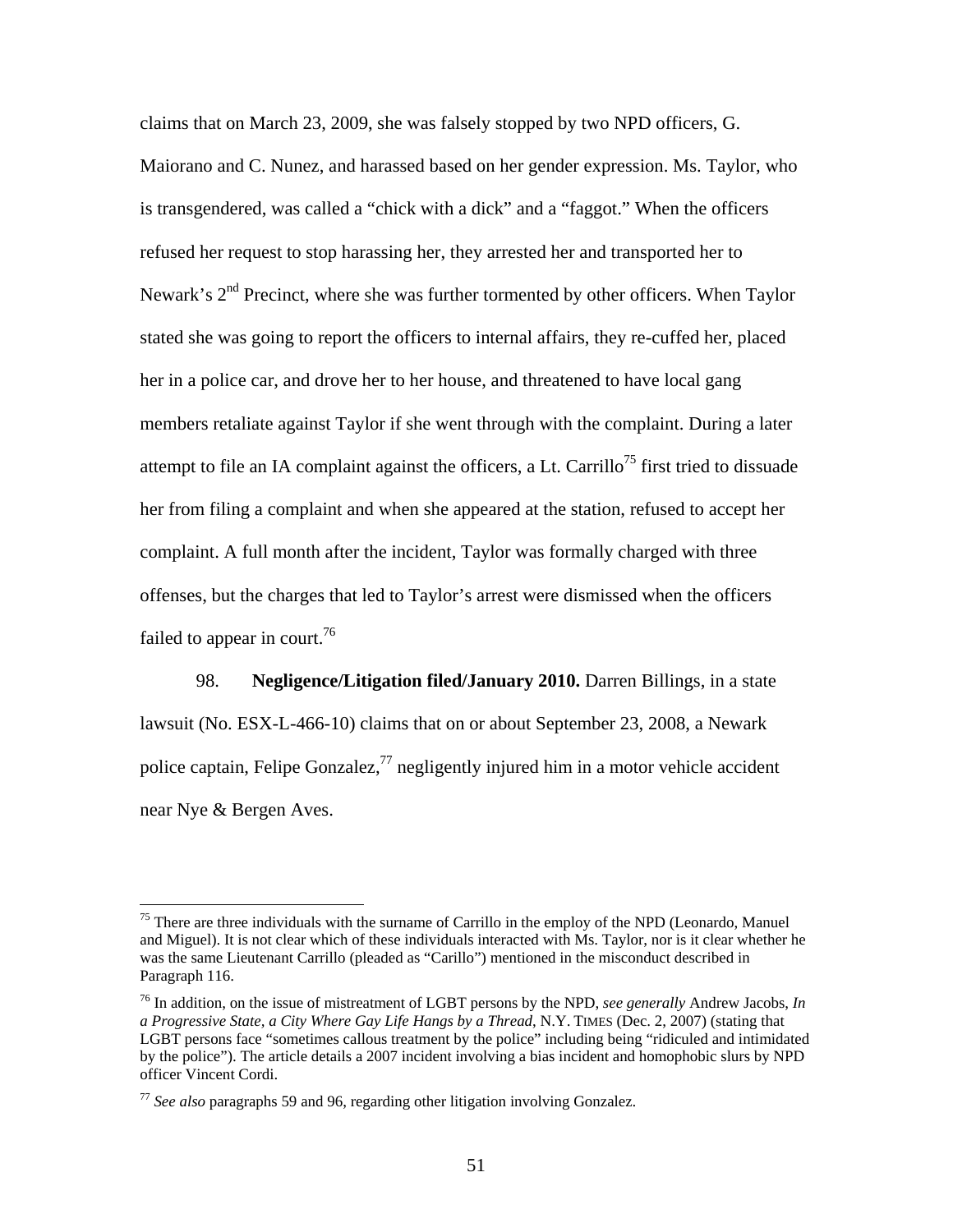claims that on March 23, 2009, she was falsely stopped by two NPD officers, G. Maiorano and C. Nunez, and harassed based on her gender expression. Ms. Taylor, who is transgendered, was called a "chick with a dick" and a "faggot." When the officers refused her request to stop harassing her, they arrested her and transported her to Newark's 2nd Precinct, where she was further tormented by other officers. When Taylor stated she was going to report the officers to internal affairs, they re-cuffed her, placed her in a police car, and drove her to her house, and threatened to have local gang members retaliate against Taylor if she went through with the complaint. During a later attempt to file an IA complaint against the officers, a Lt. Carrillo[75] first tried to dissuade her from filing a complaint and when she appeared at the station, refused to accept her complaint. A full month after the incident, Taylor was formally charged with three offenses, but the charges that led to Taylor's arrest were dismissed when the officers failed to appear in court.[76]

98. **Negligence/Litigation filed/January 2010.** Darren Billings, in a state lawsuit (No. ESX-L-466-10) claims that on or about September 23, 2008, a Newark police captain, Felipe Gonzalez,[77] negligently injured him in a motor vehicle accident near Nye & Bergen Aves.

---

[75] There are three individuals with the surname of Carrillo in the employ of the NPD (Leonardo, Manuel and Miguel). It is not clear which of these individuals interacted with Ms. Taylor, nor is it clear whether he was the same Lieutenant Carrillo (pleaded as "Carillo") mentioned in the misconduct described in Paragraph 116.

[76] In addition, on the issue of mistreatment of LGBT persons by the NPD, *see generally* Andrew Jacobs, *In a Progressive State, a City Where Gay Life Hangs by a Thread*, N.Y. TIMES (Dec. 2, 2007) (stating that LGBT persons face "sometimes callous treatment by the police" including being "ridiculed and intimidated by the police"). The article details a 2007 incident involving a bias incident and homophobic slurs by NPD officer Vincent Cordi.

[77] *See also* paragraphs 59 and 96, regarding other litigation involving Gonzalez.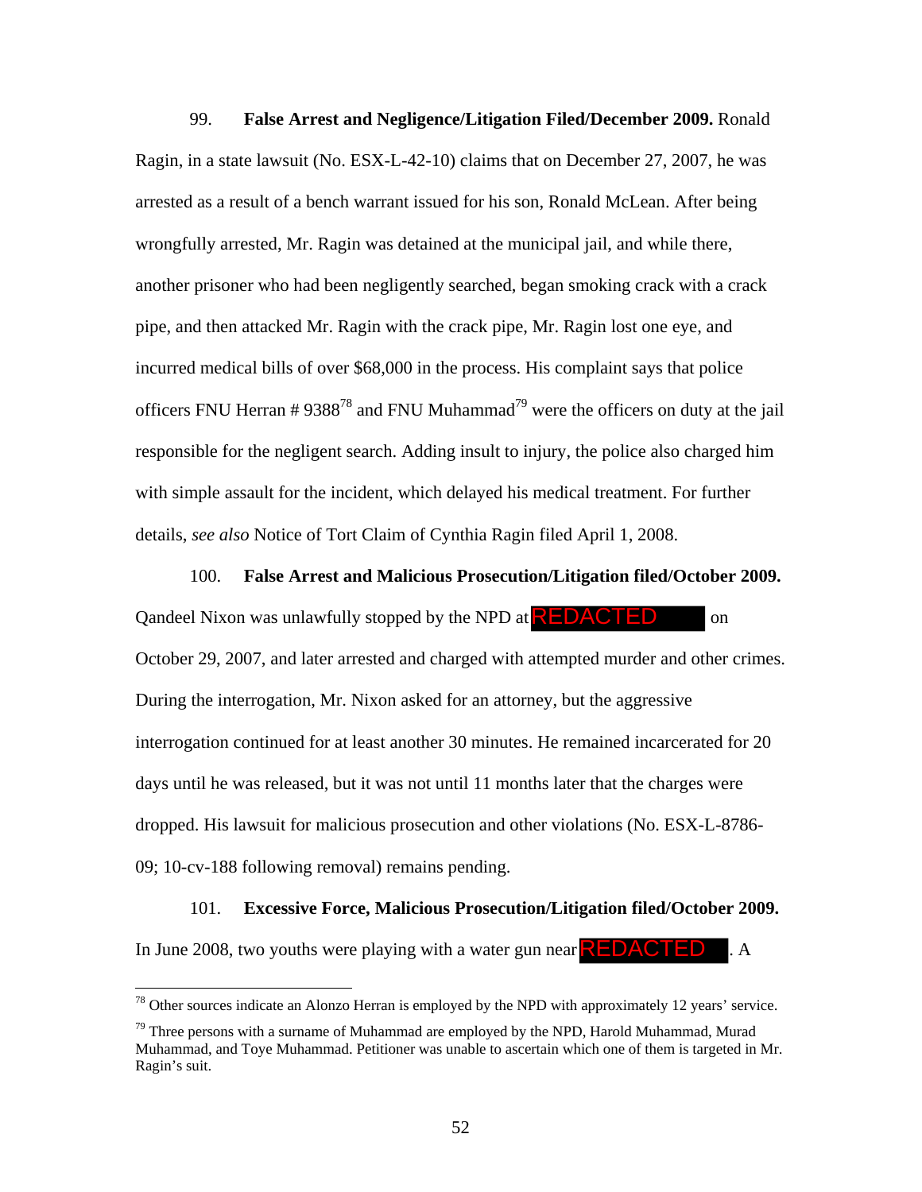99. **False Arrest and Negligence/Litigation Filed/December 2009.** Ronald Ragin, in a state lawsuit (No. ESX-L-42-10) claims that on December 27, 2007, he was arrested as a result of a bench warrant issued for his son, Ronald McLean. After being wrongfully arrested, Mr. Ragin was detained at the municipal jail, and while there, another prisoner who had been negligently searched, began smoking crack with a crack pipe, and then attacked Mr. Ragin with the crack pipe, Mr. Ragin lost one eye, and incurred medical bills of over $68,000 in the process. His complaint says that police officers FNU Herran # 9388[78] and FNU Muhammad[79] were the officers on duty at the jail responsible for the negligent search. Adding insult to injury, the police also charged him with simple assault for the incident, which delayed his medical treatment. For further details, *see also* Notice of Tort Claim of Cynthia Ragin filed April 1, 2008.

100. **False Arrest and Malicious Prosecution/Litigation filed/October 2009.** Qandeel Nixon was unlawfully stopped by the NPD at REDACTED on October 29, 2007, and later arrested and charged with attempted murder and other crimes. During the interrogation, Mr. Nixon asked for an attorney, but the aggressive interrogation continued for at least another 30 minutes. He remained incarcerated for 20 days until he was released, but it was not until 11 months later that the charges were dropped. His lawsuit for malicious prosecution and other violations (No. ESX-L-8786-09; 10-cv-188 following removal) remains pending.

101. **Excessive Force, Malicious Prosecution/Litigation filed/October 2009.** In June 2008, two youths were playing with a water gun near REDACTED. A

---

[78] Other sources indicate an Alonzo Herran is employed by the NPD with approximately 12 years' service.

[79] Three persons with a surname of Muhammad are employed by the NPD, Harold Muhammad, Murad Muhammad, and Toye Muhammad. Petitioner was unable to ascertain which one of them is targeted in Mr. Ragin's suit.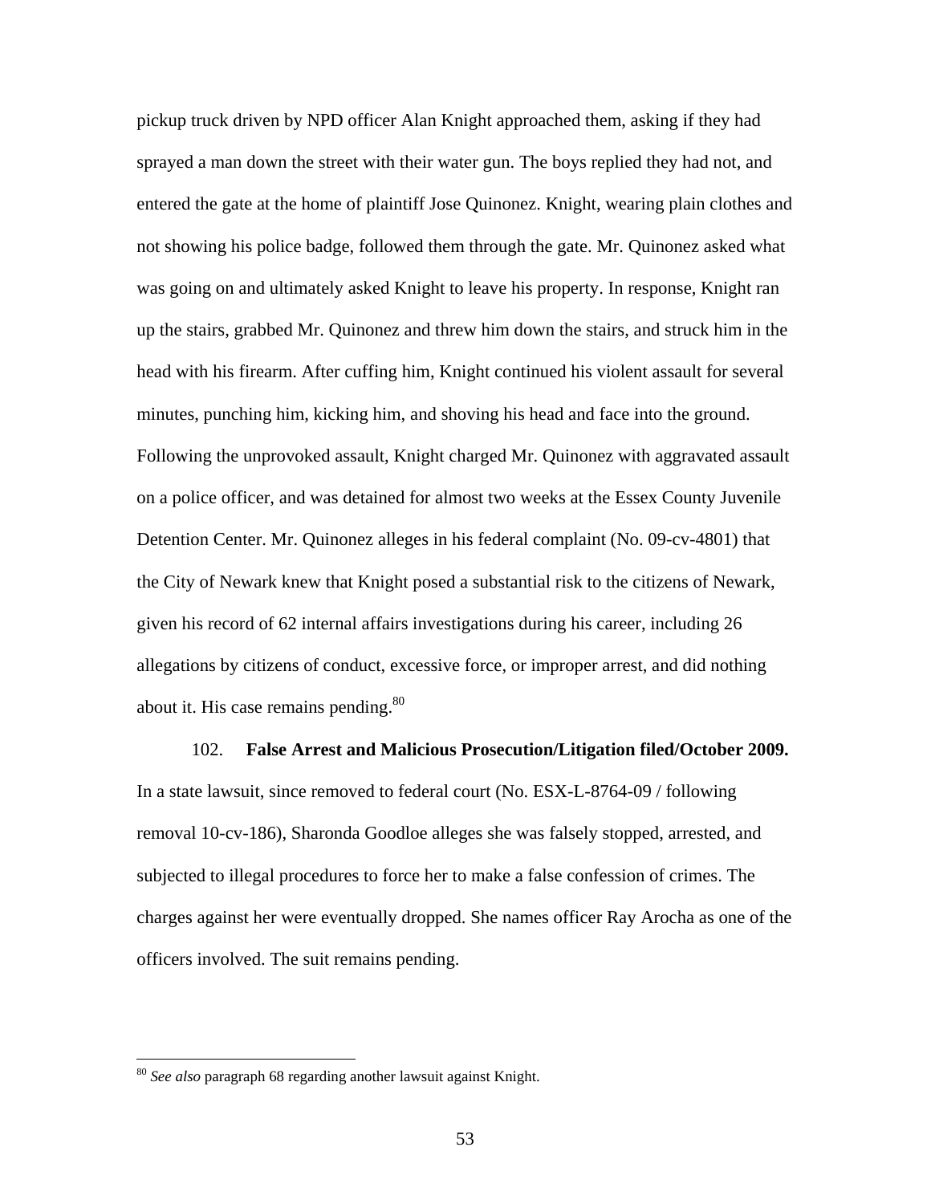pickup truck driven by NPD officer Alan Knight approached them, asking if they had sprayed a man down the street with their water gun. The boys replied they had not, and entered the gate at the home of plaintiff Jose Quinonez. Knight, wearing plain clothes and not showing his police badge, followed them through the gate. Mr. Quinonez asked what was going on and ultimately asked Knight to leave his property. In response, Knight ran up the stairs, grabbed Mr. Quinonez and threw him down the stairs, and struck him in the head with his firearm. After cuffing him, Knight continued his violent assault for several minutes, punching him, kicking him, and shoving his head and face into the ground. Following the unprovoked assault, Knight charged Mr. Quinonez with aggravated assault on a police officer, and was detained for almost two weeks at the Essex County Juvenile Detention Center. Mr. Quinonez alleges in his federal complaint (No. 09-cv-4801) that the City of Newark knew that Knight posed a substantial risk to the citizens of Newark, given his record of 62 internal affairs investigations during his career, including 26 allegations by citizens of conduct, excessive force, or improper arrest, and did nothing about it. His case remains pending.[80]

102. **False Arrest and Malicious Prosecution/Litigation filed/October 2009.** In a state lawsuit, since removed to federal court (No. ESX-L-8764-09 / following removal 10-cv-186), Sharonda Goodloe alleges she was falsely stopped, arrested, and subjected to illegal procedures to force her to make a false confession of crimes. The charges against her were eventually dropped. She names officer Ray Arocha as one of the officers involved. The suit remains pending.

---

[80] *See also* paragraph 68 regarding another lawsuit against Knight.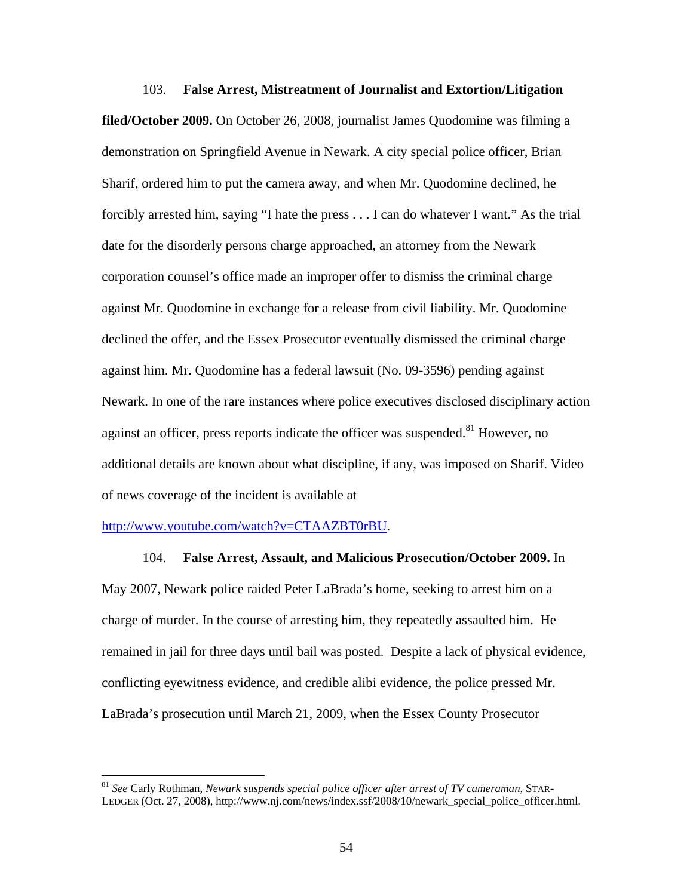103. **False Arrest, Mistreatment of Journalist and Extortion/Litigation filed/October 2009.** On October 26, 2008, journalist James Quodomine was filming a demonstration on Springfield Avenue in Newark. A city special police officer, Brian Sharif, ordered him to put the camera away, and when Mr. Quodomine declined, he forcibly arrested him, saying "I hate the press . . . I can do whatever I want." As the trial date for the disorderly persons charge approached, an attorney from the Newark corporation counsel's office made an improper offer to dismiss the criminal charge against Mr. Quodomine in exchange for a release from civil liability. Mr. Quodomine declined the offer, and the Essex Prosecutor eventually dismissed the criminal charge against him. Mr. Quodomine has a federal lawsuit (No. 09-3596) pending against Newark. In one of the rare instances where police executives disclosed disciplinary action against an officer, press reports indicate the officer was suspended.[81] However, no additional details are known about what discipline, if any, was imposed on Sharif. Video of news coverage of the incident is available at http://www.youtube.com/watch?v=CTAAZBT0rBU.

104. **False Arrest, Assault, and Malicious Prosecution/October 2009.** In May 2007, Newark police raided Peter LaBrada's home, seeking to arrest him on a charge of murder. In the course of arresting him, they repeatedly assaulted him. He remained in jail for three days until bail was posted. Despite a lack of physical evidence, conflicting eyewitness evidence, and credible alibi evidence, the police pressed Mr. LaBrada's prosecution until March 21, 2009, when the Essex County Prosecutor

---

[81] *See* Carly Rothman, *Newark suspends special police officer after arrest of TV cameraman*, STAR-LEDGER (Oct. 27, 2008), http://www.nj.com/news/index.ssf/2008/10/newark_special_police_officer.html.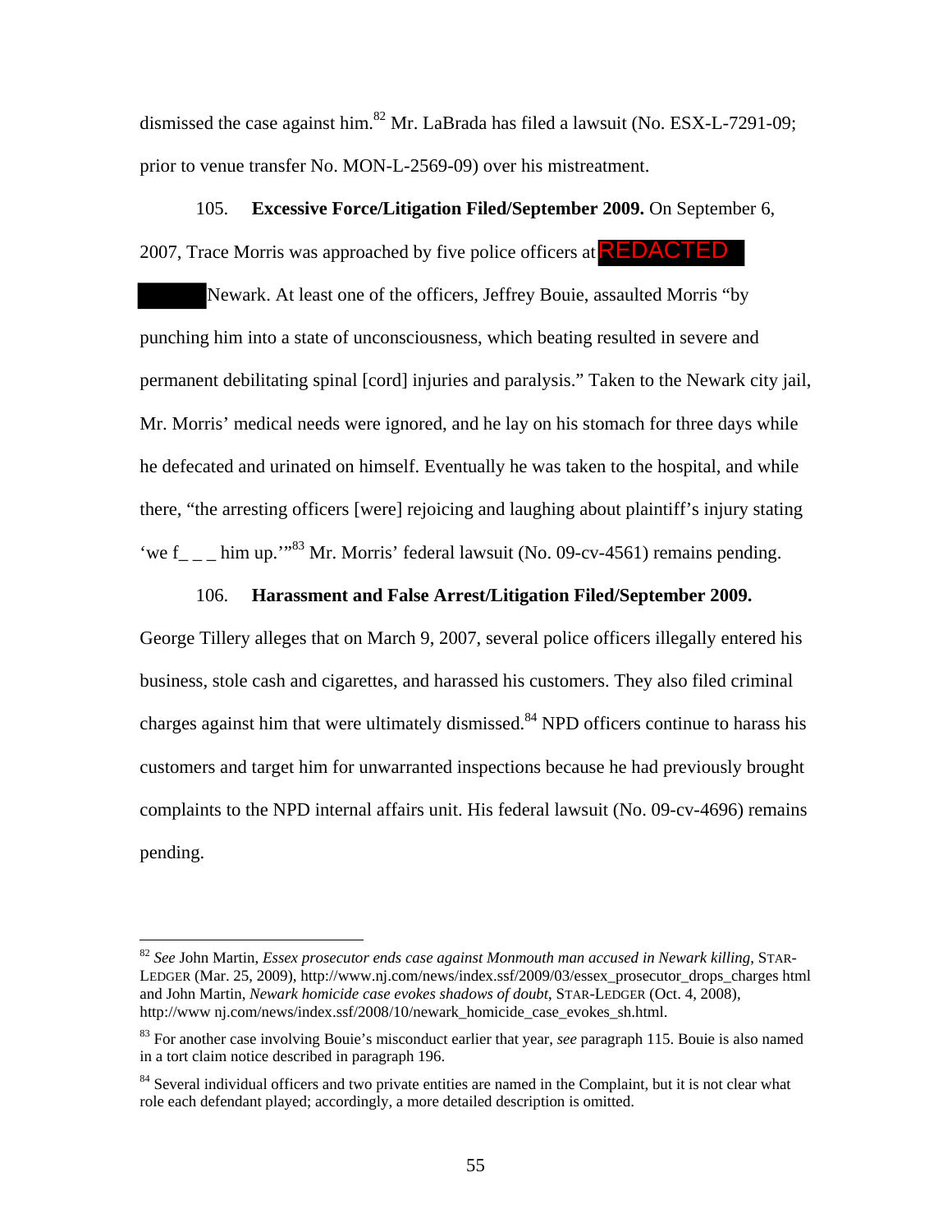dismissed the case against him.[82] Mr. LaBrada has filed a lawsuit (No. ESX-L-7291-09; prior to venue transfer No. MON-L-2569-09) over his mistreatment.

105. **Excessive Force/Litigation Filed/September 2009.** On September 6, 2007, Trace Morris was approached by five police officers at REDACTED Newark. At least one of the officers, Jeffrey Bouie, assaulted Morris "by punching him into a state of unconsciousness, which beating resulted in severe and permanent debilitating spinal [cord] injuries and paralysis." Taken to the Newark city jail, Mr. Morris' medical needs were ignored, and he lay on his stomach for three days while he defecated and urinated on himself. Eventually he was taken to the hospital, and while there, "the arresting officers [were] rejoicing and laughing about plaintiff's injury stating 'we f_ _ _ him up.'"[83] Mr. Morris' federal lawsuit (No. 09-cv-4561) remains pending.

106. **Harassment and False Arrest/Litigation Filed/September 2009.** George Tillery alleges that on March 9, 2007, several police officers illegally entered his business, stole cash and cigarettes, and harassed his customers. They also filed criminal charges against him that were ultimately dismissed.[84] NPD officers continue to harass his customers and target him for unwarranted inspections because he had previously brought complaints to the NPD internal affairs unit. His federal lawsuit (No. 09-cv-4696) remains pending.

---

[82] *See* John Martin, *Essex prosecutor ends case against Monmouth man accused in Newark killing*, STAR-LEDGER (Mar. 25, 2009), http://www.nj.com/news/index.ssf/2009/03/essex_prosecutor_drops_charges html and John Martin, *Newark homicide case evokes shadows of doubt*, STAR-LEDGER (Oct. 4, 2008), http://www nj.com/news/index.ssf/2008/10/newark_homicide_case_evokes_sh.html.

[83] For another case involving Bouie's misconduct earlier that year, *see* paragraph 115. Bouie is also named in a tort claim notice described in paragraph 196.

[84] Several individual officers and two private entities are named in the Complaint, but it is not clear what role each defendant played; accordingly, a more detailed description is omitted.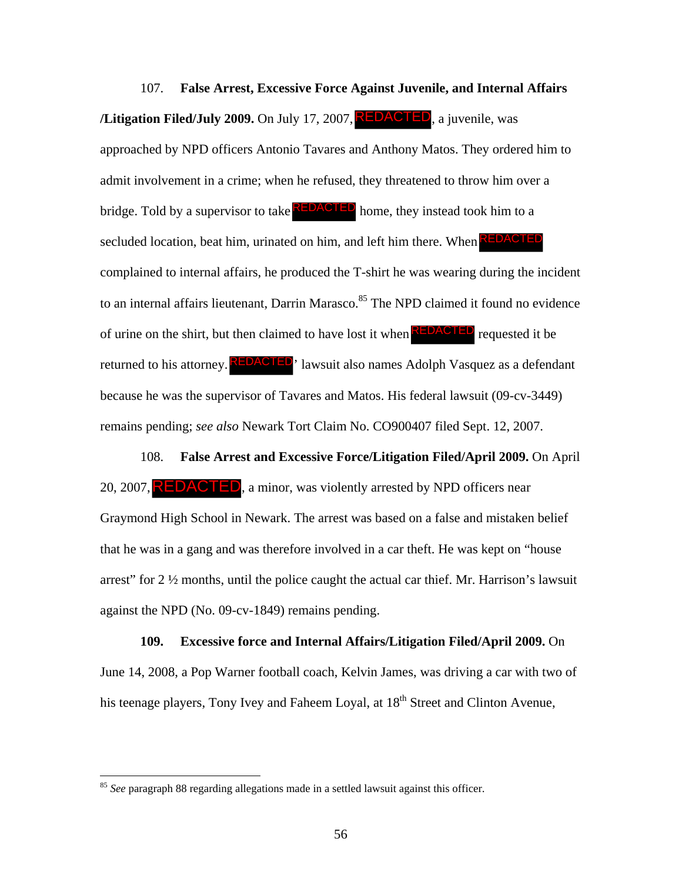107. **False Arrest, Excessive Force Against Juvenile, and Internal Affairs /Litigation Filed/July 2009.** On July 17, 2007, REDACTED, a juvenile, was approached by NPD officers Antonio Tavares and Anthony Matos. They ordered him to admit involvement in a crime; when he refused, they threatened to throw him over a bridge. Told by a supervisor to take REDACTED home, they instead took him to a secluded location, beat him, urinated on him, and left him there. When REDACTED complained to internal affairs, he produced the T-shirt he was wearing during the incident to an internal affairs lieutenant, Darrin Marasco.[85] The NPD claimed it found no evidence of urine on the shirt, but then claimed to have lost it when REDACTED requested it be returned to his attorney. REDACTED' lawsuit also names Adolph Vasquez as a defendant because he was the supervisor of Tavares and Matos. His federal lawsuit (09-cv-3449) remains pending; *see also* Newark Tort Claim No. CO900407 filed Sept. 12, 2007.

108. **False Arrest and Excessive Force/Litigation Filed/April 2009.** On April 20, 2007, REDACTED, a minor, was violently arrested by NPD officers near Graymond High School in Newark. The arrest was based on a false and mistaken belief that he was in a gang and was therefore involved in a car theft. He was kept on "house arrest" for 2 ½ months, until the police caught the actual car thief. Mr. Harrison's lawsuit against the NPD (No. 09-cv-1849) remains pending.

**109. Excessive force and Internal Affairs/Litigation Filed/April 2009.** On June 14, 2008, a Pop Warner football coach, Kelvin James, was driving a car with two of his teenage players, Tony Ivey and Faheem Loyal, at 18th Street and Clinton Avenue,

---

[85] *See* paragraph 88 regarding allegations made in a settled lawsuit against this officer.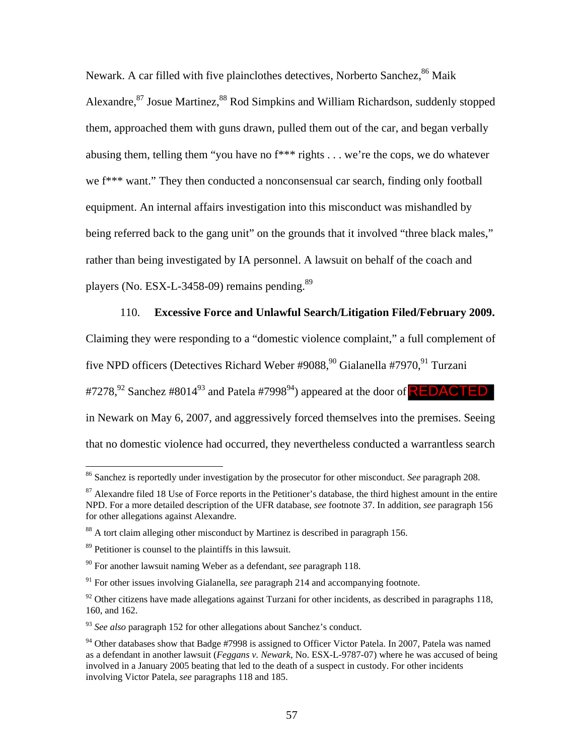Newark. A car filled with five plainclothes detectives, Norberto Sanchez,[86] Maik Alexandre,[87] Josue Martinez,[88] Rod Simpkins and William Richardson, suddenly stopped them, approached them with guns drawn, pulled them out of the car, and began verbally abusing them, telling them "you have no f*** rights . . . we're the cops, we do whatever we f*** want." They then conducted a nonconsensual car search, finding only football equipment. An internal affairs investigation into this misconduct was mishandled by being referred back to the gang unit" on the grounds that it involved "three black males," rather than being investigated by IA personnel. A lawsuit on behalf of the coach and players (No. ESX-L-3458-09) remains pending.[89]

110. **Excessive Force and Unlawful Search/Litigation Filed/February 2009.** Claiming they were responding to a "domestic violence complaint," a full complement of five NPD officers (Detectives Richard Weber #9088,[90] Gialanella #7970,[91] Turzani #7278,[92] Sanchez #8014[93] and Patela #7998[94]) appeared at the door of REDACTED in Newark on May 6, 2007, and aggressively forced themselves into the premises. Seeing that no domestic violence had occurred, they nevertheless conducted a warrantless search

---

[86] Sanchez is reportedly under investigation by the prosecutor for other misconduct. *See* paragraph 208.

[87] Alexandre filed 18 Use of Force reports in the Petitioner's database, the third highest amount in the entire NPD. For a more detailed description of the UFR database, *see* footnote 37. In addition, *see* paragraph 156 for other allegations against Alexandre.

[88] A tort claim alleging other misconduct by Martinez is described in paragraph 156.

[89] Petitioner is counsel to the plaintiffs in this lawsuit.

[90] For another lawsuit naming Weber as a defendant, *see* paragraph 118.

[91] For other issues involving Gialanella, *see* paragraph 214 and accompanying footnote.

[92] Other citizens have made allegations against Turzani for other incidents, as described in paragraphs 118, 160, and 162.

[93] *See also* paragraph 152 for other allegations about Sanchez's conduct.

[94] Other databases show that Badge #7998 is assigned to Officer Victor Patela. In 2007, Patela was named as a defendant in another lawsuit (*Feggans v. Newark*, No. ESX-L-9787-07) where he was accused of being involved in a January 2005 beating that led to the death of a suspect in custody. For other incidents involving Victor Patela, *see* paragraphs 118 and 185.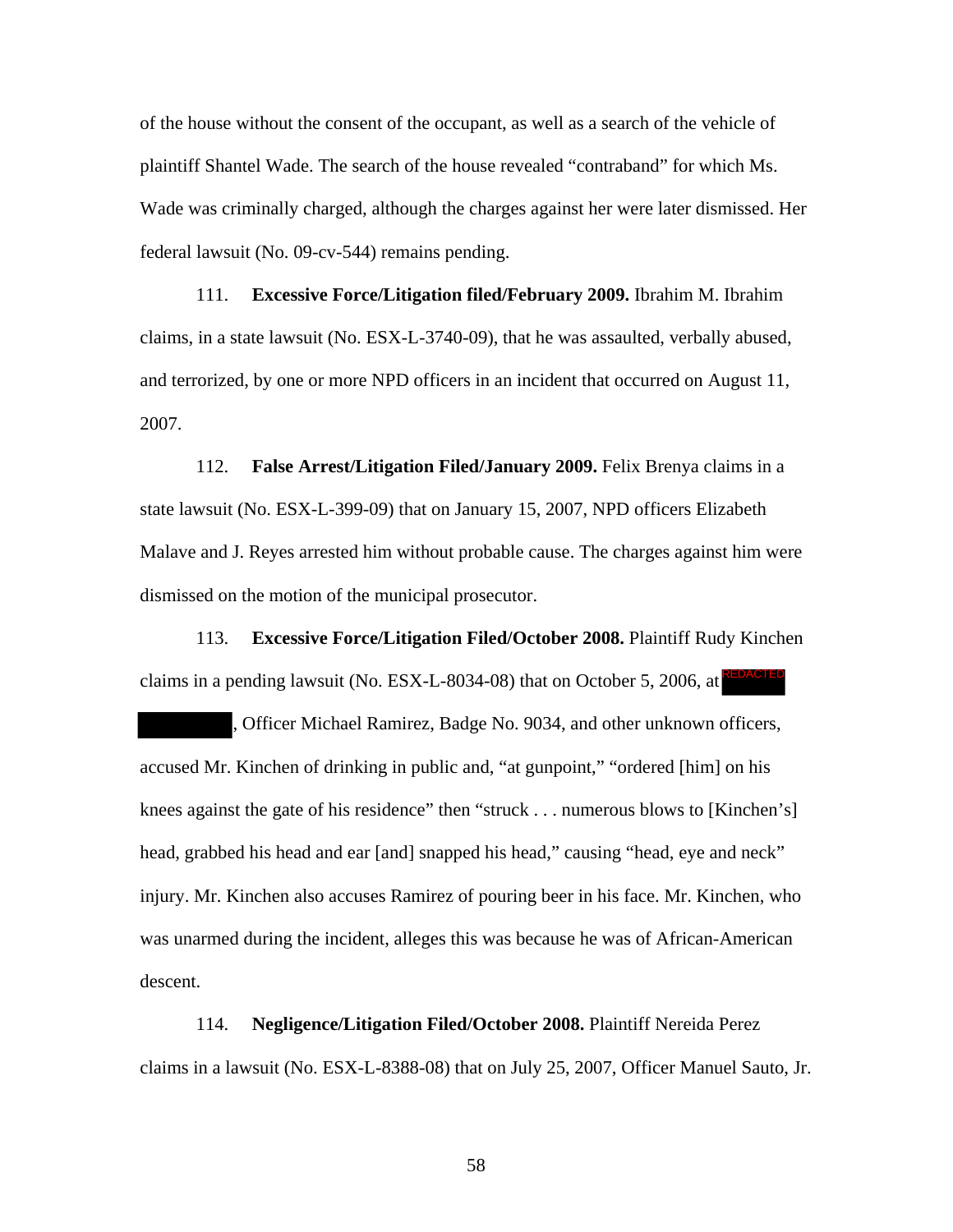of the house without the consent of the occupant, as well as a search of the vehicle of plaintiff Shantel Wade. The search of the house revealed "contraband" for which Ms. Wade was criminally charged, although the charges against her were later dismissed. Her federal lawsuit (No. 09-cv-544) remains pending.

111. **Excessive Force/Litigation filed/February 2009.** Ibrahim M. Ibrahim claims, in a state lawsuit (No. ESX-L-3740-09), that he was assaulted, verbally abused, and terrorized, by one or more NPD officers in an incident that occurred on August 11, 2007.

112. **False Arrest/Litigation Filed/January 2009.** Felix Brenya claims in a state lawsuit (No. ESX-L-399-09) that on January 15, 2007, NPD officers Elizabeth Malave and J. Reyes arrested him without probable cause. The charges against him were dismissed on the motion of the municipal prosecutor.

113. **Excessive Force/Litigation Filed/October 2008.** Plaintiff Rudy Kinchen claims in a pending lawsuit (No. ESX-L-8034-08) that on October 5, 2006, at REDACTED, Officer Michael Ramirez, Badge No. 9034, and other unknown officers, accused Mr. Kinchen of drinking in public and, "at gunpoint," "ordered [him] on his knees against the gate of his residence" then "struck . . . numerous blows to [Kinchen's] head, grabbed his head and ear [and] snapped his head," causing "head, eye and neck" injury. Mr. Kinchen also accuses Ramirez of pouring beer in his face. Mr. Kinchen, who was unarmed during the incident, alleges this was because he was of African-American descent.

114. **Negligence/Litigation Filed/October 2008.** Plaintiff Nereida Perez claims in a lawsuit (No. ESX-L-8388-08) that on July 25, 2007, Officer Manuel Sauto, Jr.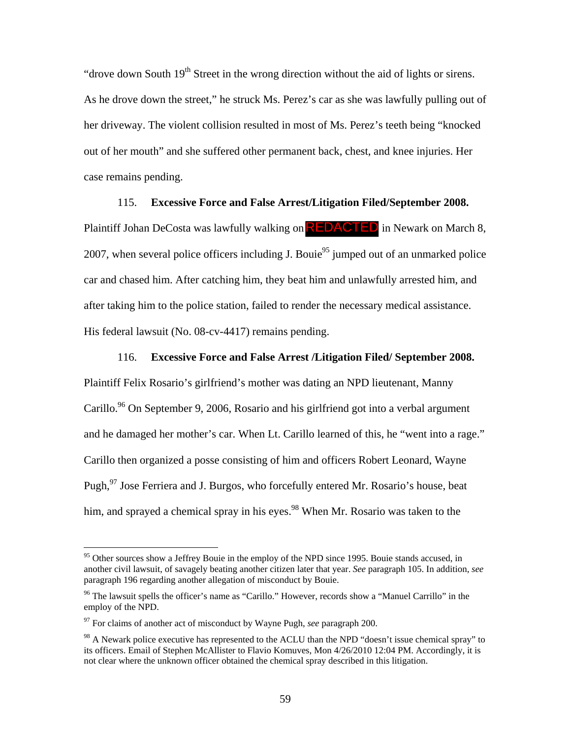"drove down South 19th Street in the wrong direction without the aid of lights or sirens. As he drove down the street," he struck Ms. Perez's car as she was lawfully pulling out of her driveway. The violent collision resulted in most of Ms. Perez's teeth being "knocked out of her mouth" and she suffered other permanent back, chest, and knee injuries. Her case remains pending.

115. **Excessive Force and False Arrest/Litigation Filed/September 2008.** Plaintiff Johan DeCosta was lawfully walking on REDACTED in Newark on March 8, 2007, when several police officers including J. Bouie[95] jumped out of an unmarked police car and chased him. After catching him, they beat him and unlawfully arrested him, and after taking him to the police station, failed to render the necessary medical assistance. His federal lawsuit (No. 08-cv-4417) remains pending.

116. **Excessive Force and False Arrest /Litigation Filed/ September 2008.** Plaintiff Felix Rosario's girlfriend's mother was dating an NPD lieutenant, Manny Carillo.[96] On September 9, 2006, Rosario and his girlfriend got into a verbal argument and he damaged her mother's car. When Lt. Carillo learned of this, he "went into a rage." Carillo then organized a posse consisting of him and officers Robert Leonard, Wayne Pugh,[97] Jose Ferriera and J. Burgos, who forcefully entered Mr. Rosario's house, beat him, and sprayed a chemical spray in his eyes.[98] When Mr. Rosario was taken to the

---

[95] Other sources show a Jeffrey Bouie in the employ of the NPD since 1995. Bouie stands accused, in another civil lawsuit, of savagely beating another citizen later that year. *See* paragraph 105. In addition, *see* paragraph 196 regarding another allegation of misconduct by Bouie.

[96] The lawsuit spells the officer's name as "Carillo." However, records show a "Manuel Carrillo" in the employ of the NPD.

[97] For claims of another act of misconduct by Wayne Pugh, *see* paragraph 200.

[98] A Newark police executive has represented to the ACLU than the NPD "doesn't issue chemical spray" to its officers. Email of Stephen McAllister to Flavio Komuves, Mon 4/26/2010 12:04 PM. Accordingly, it is not clear where the unknown officer obtained the chemical spray described in this litigation.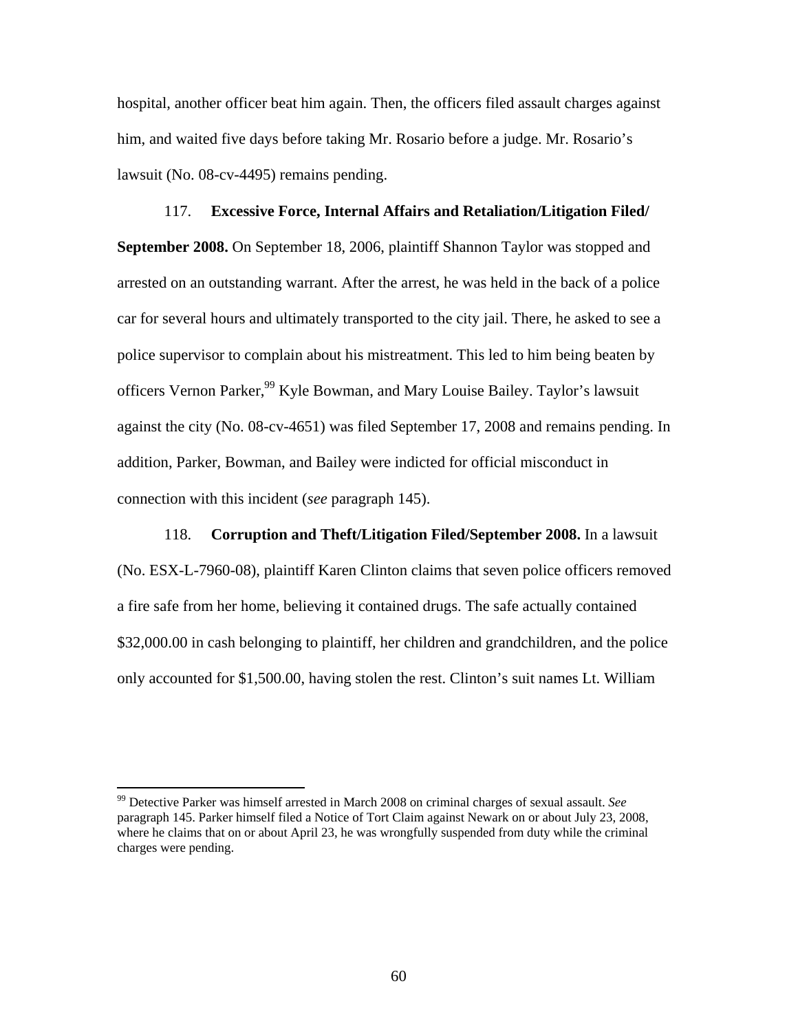hospital, another officer beat him again. Then, the officers filed assault charges against him, and waited five days before taking Mr. Rosario before a judge. Mr. Rosario's lawsuit (No. 08-cv-4495) remains pending.

117. **Excessive Force, Internal Affairs and Retaliation/Litigation Filed/ September 2008.** On September 18, 2006, plaintiff Shannon Taylor was stopped and arrested on an outstanding warrant. After the arrest, he was held in the back of a police car for several hours and ultimately transported to the city jail. There, he asked to see a police supervisor to complain about his mistreatment. This led to him being beaten by officers Vernon Parker,[99] Kyle Bowman, and Mary Louise Bailey. Taylor's lawsuit against the city (No. 08-cv-4651) was filed September 17, 2008 and remains pending. In addition, Parker, Bowman, and Bailey were indicted for official misconduct in connection with this incident (*see* paragraph 145).

118. **Corruption and Theft/Litigation Filed/September 2008.** In a lawsuit (No. ESX-L-7960-08), plaintiff Karen Clinton claims that seven police officers removed a fire safe from her home, believing it contained drugs. The safe actually contained $32,000.00 in cash belonging to plaintiff, her children and grandchildren, and the police only accounted for $1,500.00, having stolen the rest. Clinton's suit names Lt. William

---

[99] Detective Parker was himself arrested in March 2008 on criminal charges of sexual assault. *See* paragraph 145. Parker himself filed a Notice of Tort Claim against Newark on or about July 23, 2008, where he claims that on or about April 23, he was wrongfully suspended from duty while the criminal charges were pending.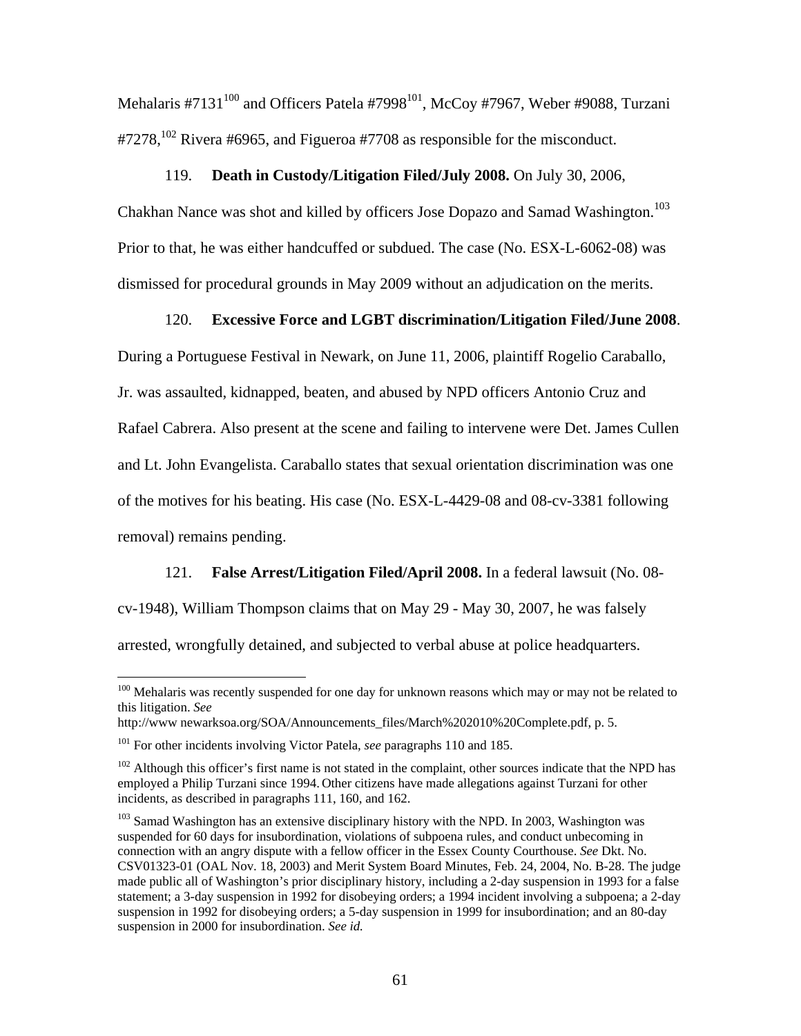Mehalaris #7131[100] and Officers Patela #7998[101], McCoy #7967, Weber #9088, Turzani #7278,[102] Rivera #6965, and Figueroa #7708 as responsible for the misconduct.

119. **Death in Custody/Litigation Filed/July 2008.** On July 30, 2006, Chakhan Nance was shot and killed by officers Jose Dopazo and Samad Washington.[103] Prior to that, he was either handcuffed or subdued. The case (No. ESX-L-6062-08) was dismissed for procedural grounds in May 2009 without an adjudication on the merits.

120. **Excessive Force and LGBT discrimination/Litigation Filed/June 2008**. During a Portuguese Festival in Newark, on June 11, 2006, plaintiff Rogelio Caraballo, Jr. was assaulted, kidnapped, beaten, and abused by NPD officers Antonio Cruz and Rafael Cabrera. Also present at the scene and failing to intervene were Det. James Cullen and Lt. John Evangelista. Caraballo states that sexual orientation discrimination was one of the motives for his beating. His case (No. ESX-L-4429-08 and 08-cv-3381 following removal) remains pending.

121. **False Arrest/Litigation Filed/April 2008.** In a federal lawsuit (No. 08-cv-1948), William Thompson claims that on May 29 - May 30, 2007, he was falsely arrested, wrongfully detained, and subjected to verbal abuse at police headquarters.

---

[100] Mehalaris was recently suspended for one day for unknown reasons which may or may not be related to this litigation. *See* http://www newarksoa.org/SOA/Announcements_files/March%202010%20Complete.pdf, p. 5.

[101] For other incidents involving Victor Patela, *see* paragraphs 110 and 185.

[102] Although this officer's first name is not stated in the complaint, other sources indicate that the NPD has employed a Philip Turzani since 1994. Other citizens have made allegations against Turzani for other incidents, as described in paragraphs 111, 160, and 162.

[103] Samad Washington has an extensive disciplinary history with the NPD. In 2003, Washington was suspended for 60 days for insubordination, violations of subpoena rules, and conduct unbecoming in connection with an angry dispute with a fellow officer in the Essex County Courthouse. *See* Dkt. No. CSV01323-01 (OAL Nov. 18, 2003) and Merit System Board Minutes, Feb. 24, 2004, No. B-28. The judge made public all of Washington's prior disciplinary history, including a 2-day suspension in 1993 for a false statement; a 3-day suspension in 1992 for disobeying orders; a 1994 incident involving a subpoena; a 2-day suspension in 1992 for disobeying orders; a 5-day suspension in 1999 for insubordination; and an 80-day suspension in 2000 for insubordination. *See id.*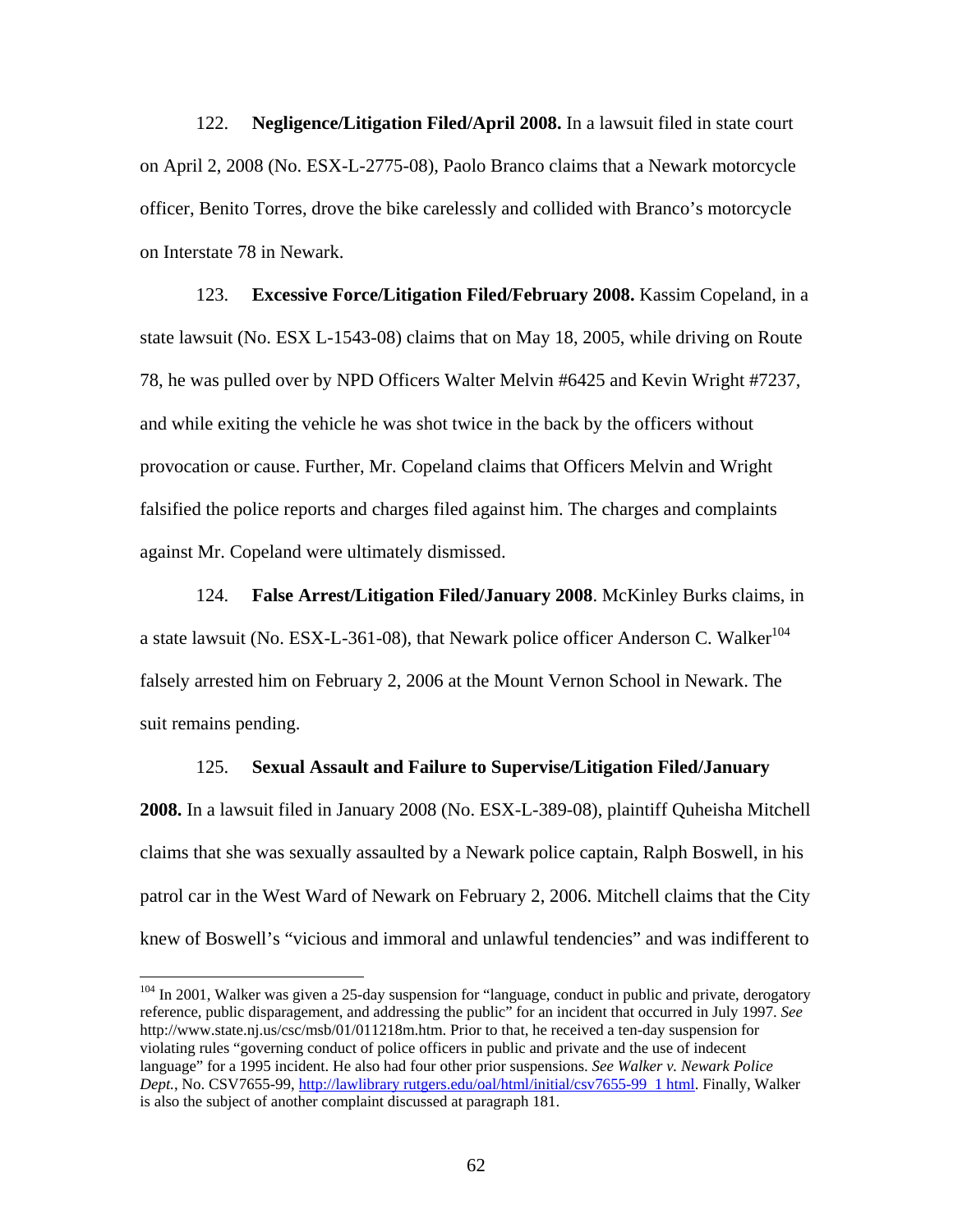122. **Negligence/Litigation Filed/April 2008.** In a lawsuit filed in state court on April 2, 2008 (No. ESX-L-2775-08), Paolo Branco claims that a Newark motorcycle officer, Benito Torres, drove the bike carelessly and collided with Branco's motorcycle on Interstate 78 in Newark.

123. **Excessive Force/Litigation Filed/February 2008.** Kassim Copeland, in a state lawsuit (No. ESX L-1543-08) claims that on May 18, 2005, while driving on Route 78, he was pulled over by NPD Officers Walter Melvin #6425 and Kevin Wright #7237, and while exiting the vehicle he was shot twice in the back by the officers without provocation or cause. Further, Mr. Copeland claims that Officers Melvin and Wright falsified the police reports and charges filed against him. The charges and complaints against Mr. Copeland were ultimately dismissed.

124. **False Arrest/Litigation Filed/January 2008**. McKinley Burks claims, in a state lawsuit (No. ESX-L-361-08), that Newark police officer Anderson C. Walker[104] falsely arrested him on February 2, 2006 at the Mount Vernon School in Newark. The suit remains pending.

125. **Sexual Assault and Failure to Supervise/Litigation Filed/January 2008.** In a lawsuit filed in January 2008 (No. ESX-L-389-08), plaintiff Quheisha Mitchell claims that she was sexually assaulted by a Newark police captain, Ralph Boswell, in his patrol car in the West Ward of Newark on February 2, 2006. Mitchell claims that the City knew of Boswell's "vicious and immoral and unlawful tendencies" and was indifferent to

---

[104] In 2001, Walker was given a 25-day suspension for "language, conduct in public and private, derogatory reference, public disparagement, and addressing the public" for an incident that occurred in July 1997. *See* http://www.state.nj.us/csc/msb/01/011218m.htm. Prior to that, he received a ten-day suspension for violating rules "governing conduct of police officers in public and private and the use of indecent language" for a 1995 incident. He also had four other prior suspensions. *See Walker v. Newark Police Dept.*, No. CSV7655-99, http://lawlibrary rutgers.edu/oal/html/initial/csv7655-99_1 html. Finally, Walker is also the subject of another complaint discussed at paragraph 181.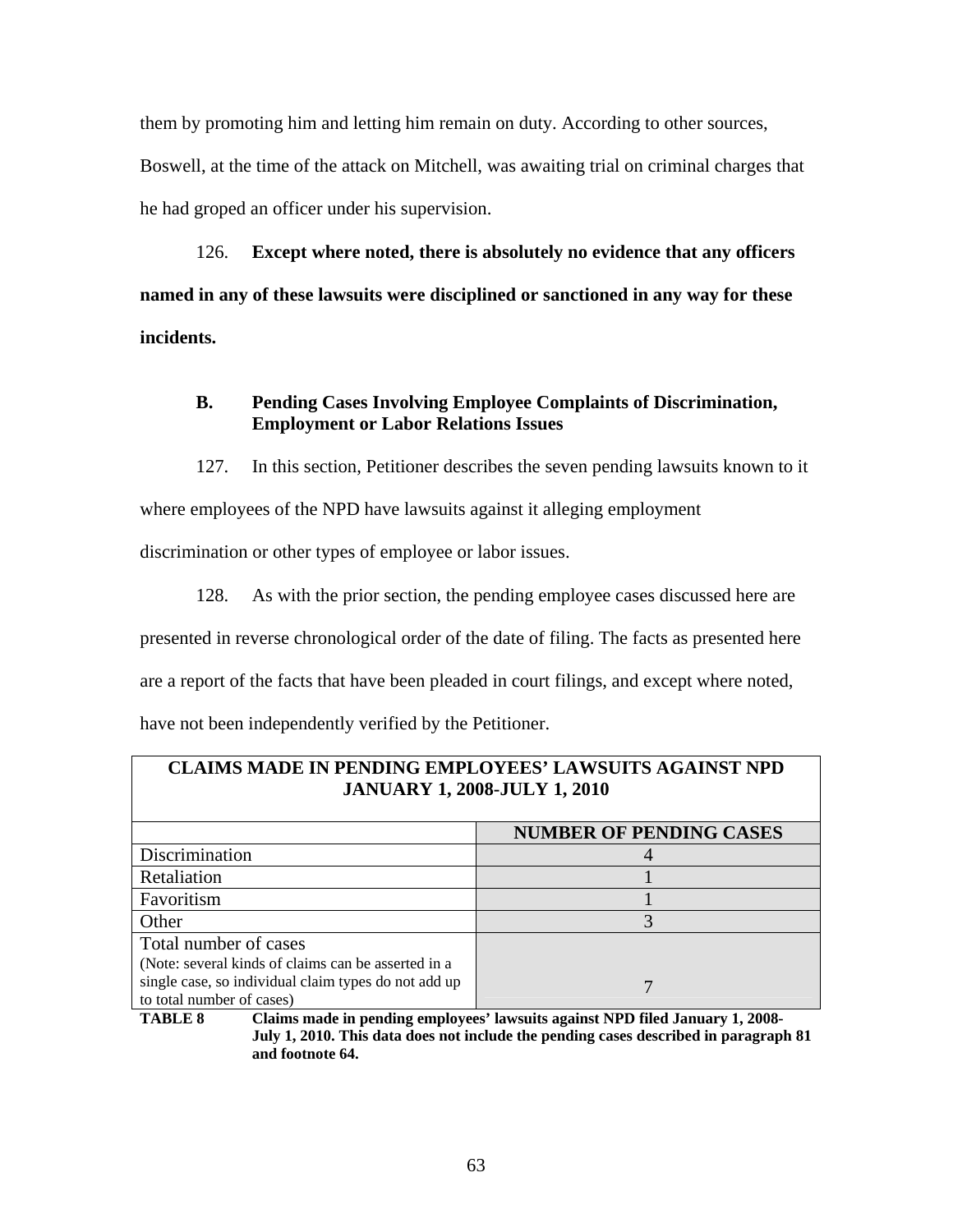them by promoting him and letting him remain on duty. According to other sources, Boswell, at the time of the attack on Mitchell, was awaiting trial on criminal charges that he had groped an officer under his supervision.

126. **Except where noted, there is absolutely no evidence that any officers named in any of these lawsuits were disciplined or sanctioned in any way for these incidents.**

### B. Pending Cases Involving Employee Complaints of Discrimination, Employment or Labor Relations Issues

127. In this section, Petitioner describes the seven pending lawsuits known to it where employees of the NPD have lawsuits against it alleging employment discrimination or other types of employee or labor issues.

128. As with the prior section, the pending employee cases discussed here are presented in reverse chronological order of the date of filing. The facts as presented here are a report of the facts that have been pleaded in court filings, and except where noted, have not been independently verified by the Petitioner.

| **CLAIMS MADE IN PENDING EMPLOYEES' LAWSUITS AGAINST NPD JANUARY 1, 2008-JULY 1, 2010** | |
|---|---|
| | **NUMBER OF PENDING CASES** |
| Discrimination | 4 |
| Retaliation | 1 |
| Favoritism | 1 |
| Other | 3 |
| Total number of cases (Note: several kinds of claims can be asserted in a single case, so individual claim types do not add up to total number of cases) | 7 |

**TABLE 8** **Claims made in pending employees' lawsuits against NPD filed January 1, 2008-July 1, 2010. This data does not include the pending cases described in paragraph 81 and footnote 64.**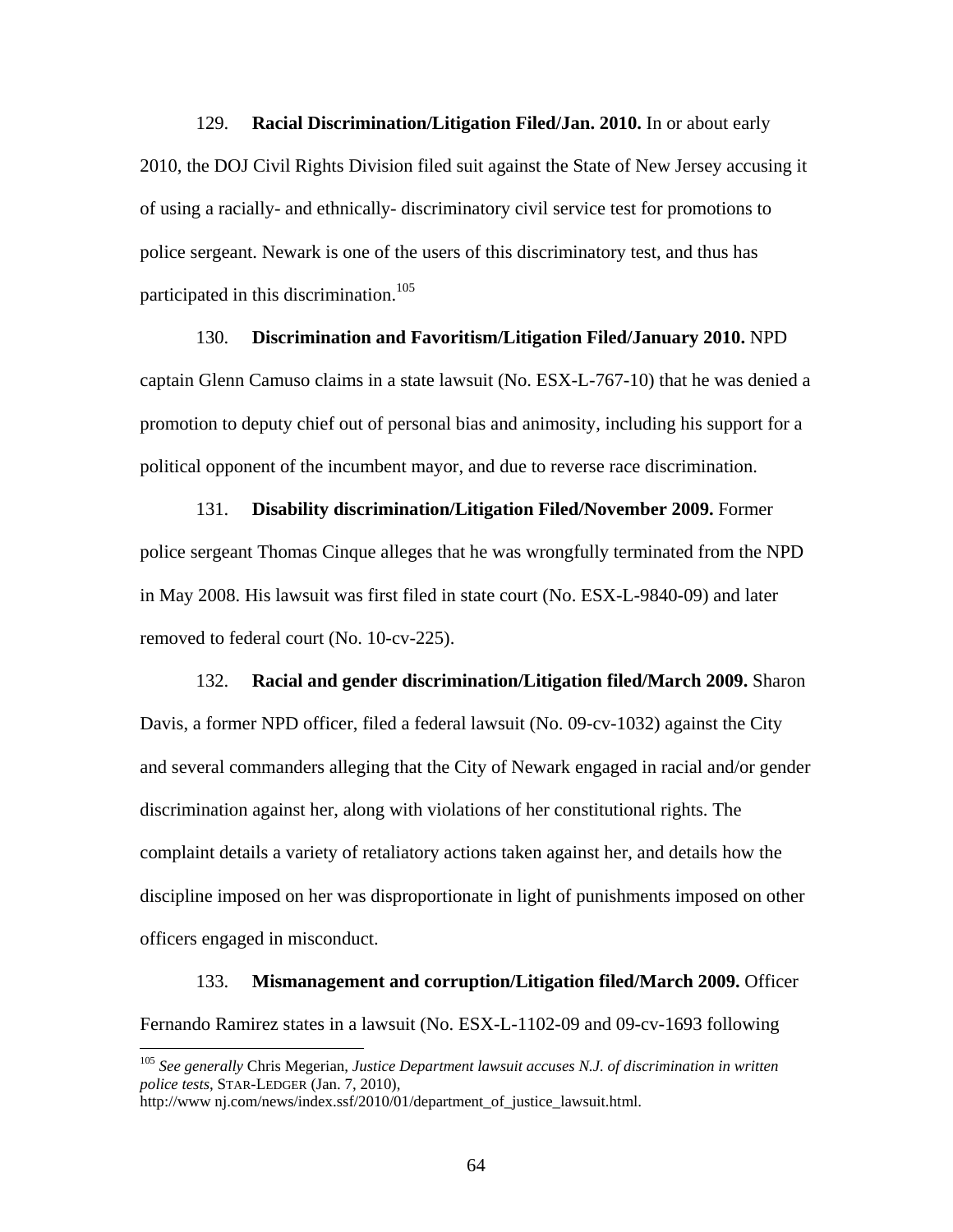129. **Racial Discrimination/Litigation Filed/Jan. 2010.** In or about early 2010, the DOJ Civil Rights Division filed suit against the State of New Jersey accusing it of using a racially- and ethnically- discriminatory civil service test for promotions to police sergeant. Newark is one of the users of this discriminatory test, and thus has participated in this discrimination.[105]

130. **Discrimination and Favoritism/Litigation Filed/January 2010.** NPD captain Glenn Camuso claims in a state lawsuit (No. ESX-L-767-10) that he was denied a promotion to deputy chief out of personal bias and animosity, including his support for a political opponent of the incumbent mayor, and due to reverse race discrimination.

131. **Disability discrimination/Litigation Filed/November 2009.** Former police sergeant Thomas Cinque alleges that he was wrongfully terminated from the NPD in May 2008. His lawsuit was first filed in state court (No. ESX-L-9840-09) and later removed to federal court (No. 10-cv-225).

132. **Racial and gender discrimination/Litigation filed/March 2009.** Sharon Davis, a former NPD officer, filed a federal lawsuit (No. 09-cv-1032) against the City and several commanders alleging that the City of Newark engaged in racial and/or gender discrimination against her, along with violations of her constitutional rights. The complaint details a variety of retaliatory actions taken against her, and details how the discipline imposed on her was disproportionate in light of punishments imposed on other officers engaged in misconduct.

133. **Mismanagement and corruption/Litigation filed/March 2009.** Officer Fernando Ramirez states in a lawsuit (No. ESX-L-1102-09 and 09-cv-1693 following

---

[105] *See generally* Chris Megerian, *Justice Department lawsuit accuses N.J. of discrimination in written police tests*, STAR-LEDGER (Jan. 7, 2010), http://www nj.com/news/index.ssf/2010/01/department_of_justice_lawsuit.html.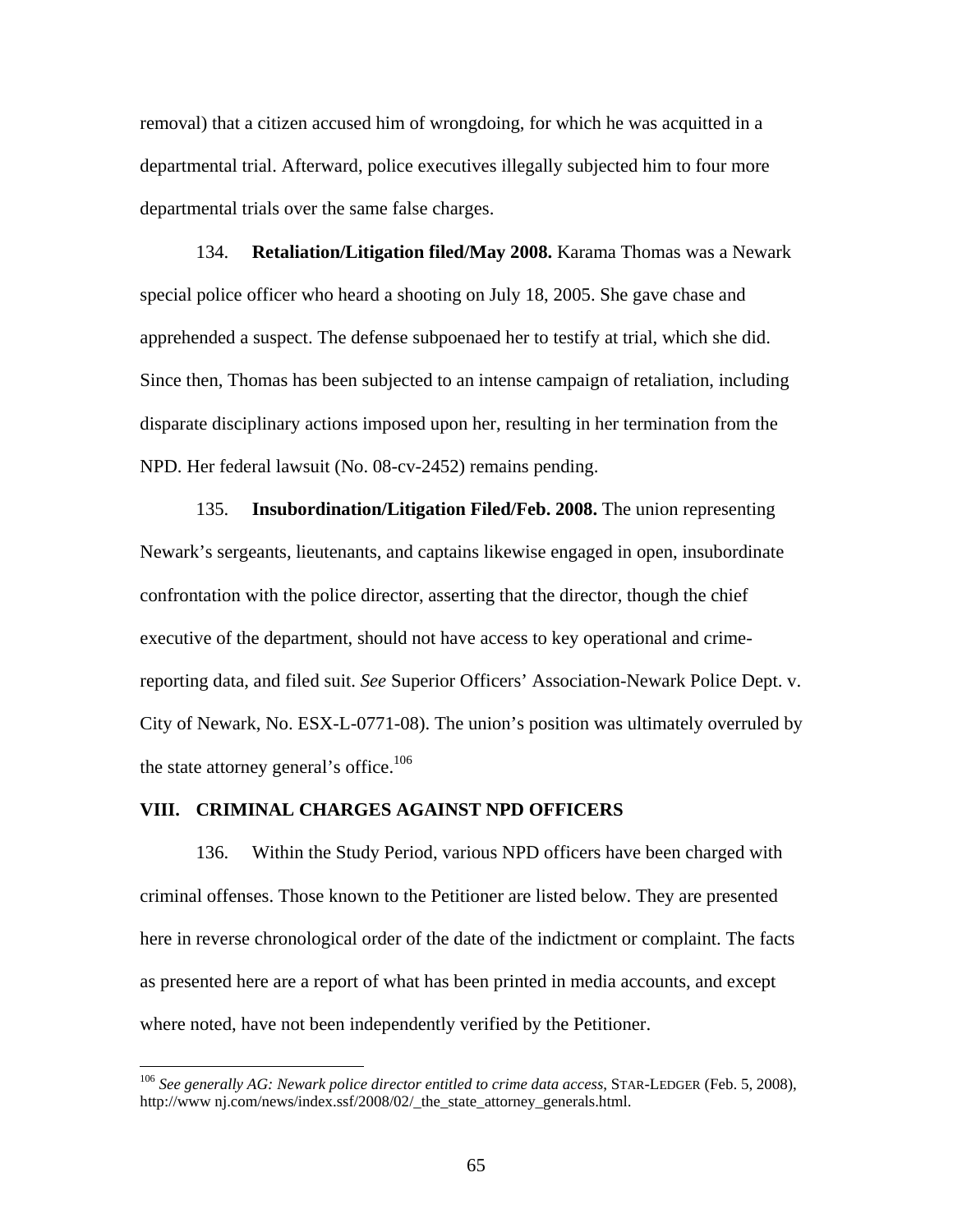removal) that a citizen accused him of wrongdoing, for which he was acquitted in a departmental trial. Afterward, police executives illegally subjected him to four more departmental trials over the same false charges.

134. **Retaliation/Litigation filed/May 2008.** Karama Thomas was a Newark special police officer who heard a shooting on July 18, 2005. She gave chase and apprehended a suspect. The defense subpoenaed her to testify at trial, which she did. Since then, Thomas has been subjected to an intense campaign of retaliation, including disparate disciplinary actions imposed upon her, resulting in her termination from the NPD. Her federal lawsuit (No. 08-cv-2452) remains pending.

135. **Insubordination/Litigation Filed/Feb. 2008.** The union representing Newark's sergeants, lieutenants, and captains likewise engaged in open, insubordinate confrontation with the police director, asserting that the director, though the chief executive of the department, should not have access to key operational and crime-reporting data, and filed suit. *See* Superior Officers' Association-Newark Police Dept. v. City of Newark, No. ESX-L-0771-08). The union's position was ultimately overruled by the state attorney general's office.[106]

## VIII. CRIMINAL CHARGES AGAINST NPD OFFICERS

136. Within the Study Period, various NPD officers have been charged with criminal offenses. Those known to the Petitioner are listed below. They are presented here in reverse chronological order of the date of the indictment or complaint. The facts as presented here are a report of what has been printed in media accounts, and except where noted, have not been independently verified by the Petitioner.

---

[106] *See generally AG: Newark police director entitled to crime data access*, STAR-LEDGER (Feb. 5, 2008), http://www nj.com/news/index.ssf/2008/02/_the_state_attorney_generals.html.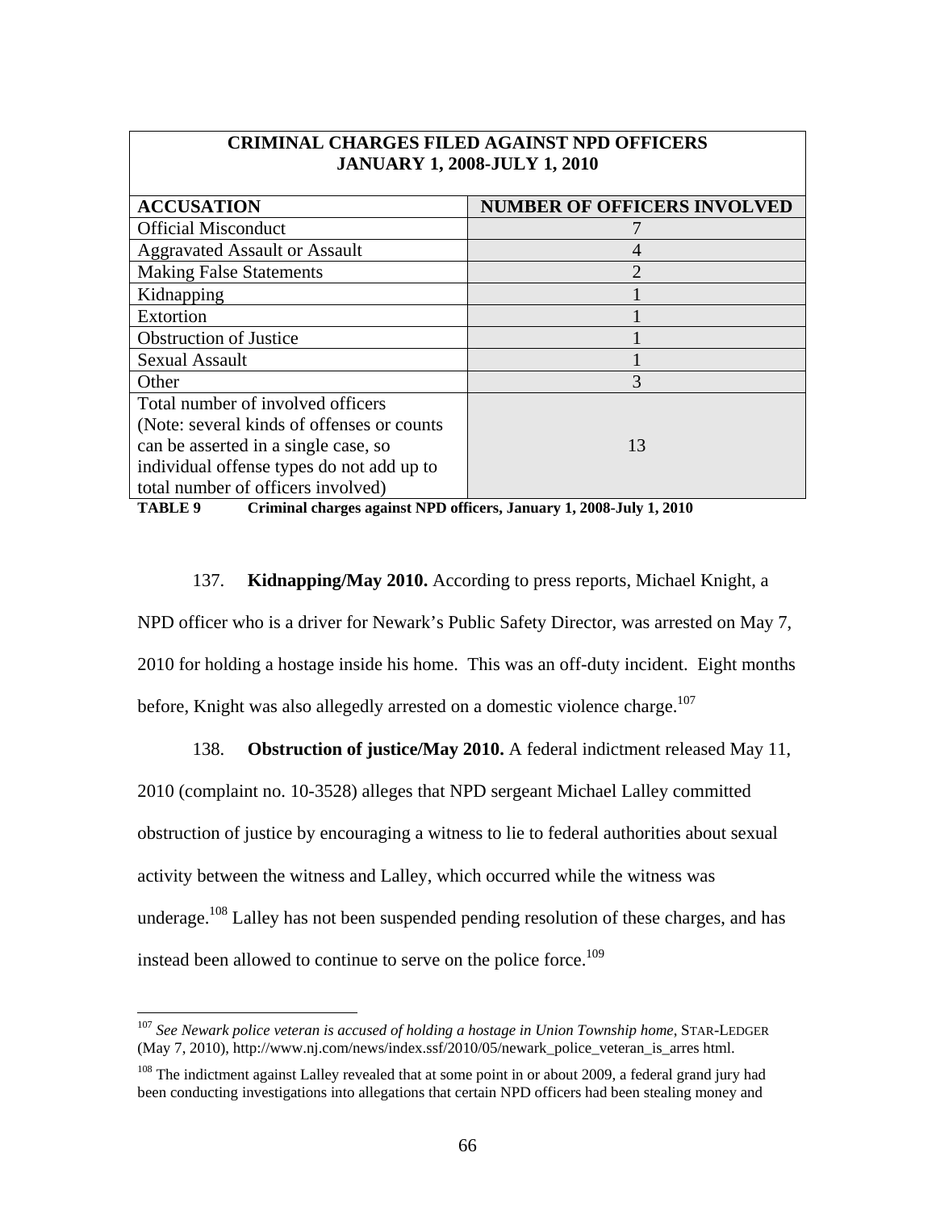| CRIMINAL CHARGES FILED AGAINST NPD OFFICERS JANUARY 1, 2008-JULY 1, 2010 | |
|---|---|
| **ACCUSATION** | **NUMBER OF OFFICERS INVOLVED** |
| Official Misconduct | 7 |
| Aggravated Assault or Assault | 4 |
| Making False Statements | 2 |
| Kidnapping | 1 |
| Extortion | 1 |
| Obstruction of Justice | 1 |
| Sexual Assault | 1 |
| Other | 3 |
| Total number of involved officers (Note: several kinds of offenses or counts can be asserted in a single case, so individual offense types do not add up to total number of officers involved) | 13 |

**TABLE 9 Criminal charges against NPD officers, January 1, 2008-July 1, 2010**

137. **Kidnapping/May 2010.** According to press reports, Michael Knight, a NPD officer who is a driver for Newark's Public Safety Director, was arrested on May 7, 2010 for holding a hostage inside his home. This was an off-duty incident. Eight months before, Knight was also allegedly arrested on a domestic violence charge.[107]

138. **Obstruction of justice/May 2010.** A federal indictment released May 11, 2010 (complaint no. 10-3528) alleges that NPD sergeant Michael Lalley committed obstruction of justice by encouraging a witness to lie to federal authorities about sexual activity between the witness and Lalley, which occurred while the witness was underage.[108] Lalley has not been suspended pending resolution of these charges, and has instead been allowed to continue to serve on the police force.[109]

---

[107] *See Newark police veteran is accused of holding a hostage in Union Township home*, STAR-LEDGER (May 7, 2010), http://www.nj.com/news/index.ssf/2010/05/newark_police_veteran_is_arres html.

[108] The indictment against Lalley revealed that at some point in or about 2009, a federal grand jury had been conducting investigations into allegations that certain NPD officers had been stealing money and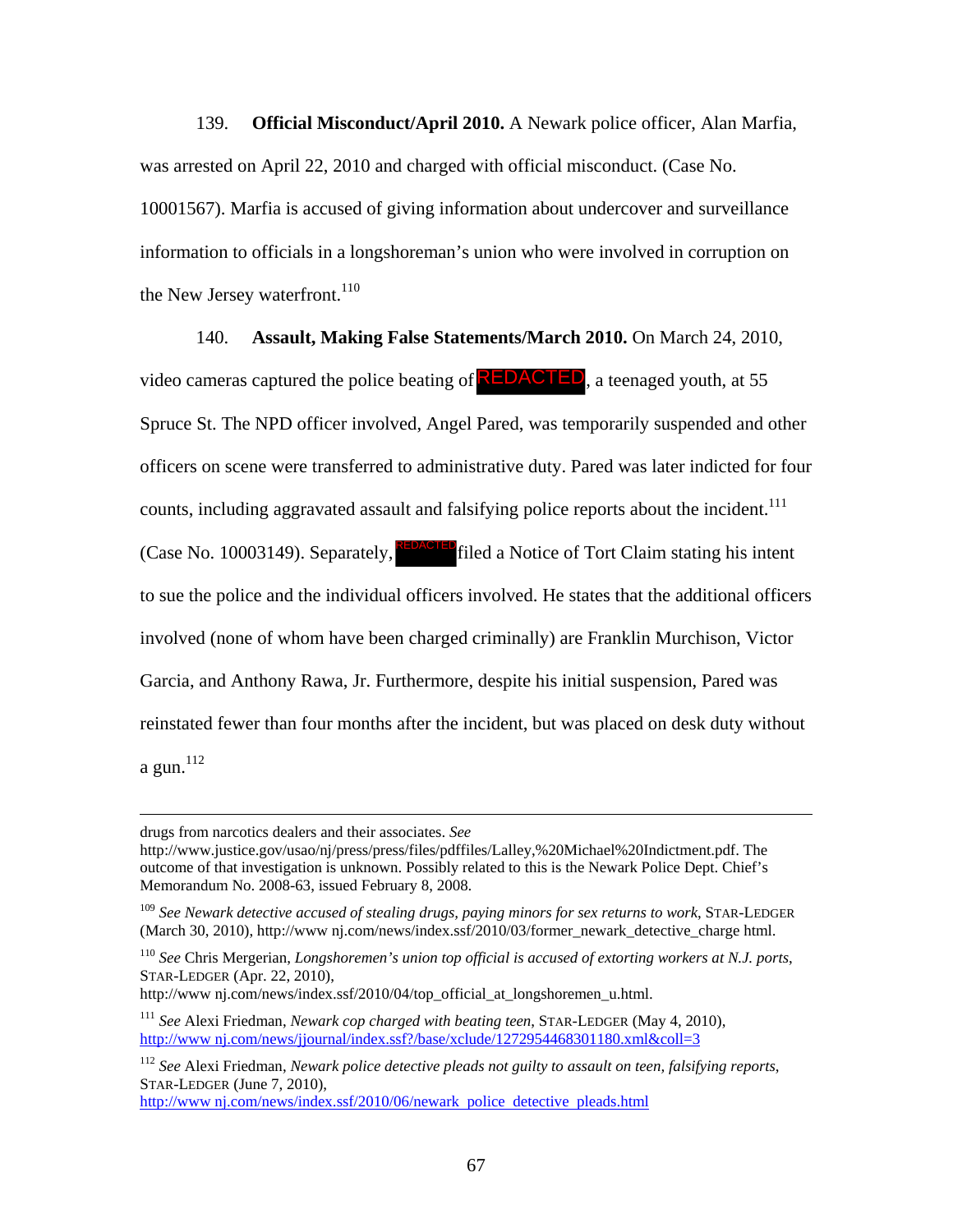139. **Official Misconduct/April 2010.** A Newark police officer, Alan Marfia, was arrested on April 22, 2010 and charged with official misconduct. (Case No. 10001567). Marfia is accused of giving information about undercover and surveillance information to officials in a longshoreman's union who were involved in corruption on the New Jersey waterfront.[110]

140. **Assault, Making False Statements/March 2010.** On March 24, 2010, video cameras captured the police beating of REDACTED, a teenaged youth, at 55 Spruce St. The NPD officer involved, Angel Pared, was temporarily suspended and other officers on scene were transferred to administrative duty. Pared was later indicted for four counts, including aggravated assault and falsifying police reports about the incident.[111] (Case No. 10003149). Separately, REDACTED filed a Notice of Tort Claim stating his intent to sue the police and the individual officers involved. He states that the additional officers involved (none of whom have been charged criminally) are Franklin Murchison, Victor Garcia, and Anthony Rawa, Jr. Furthermore, despite his initial suspension, Pared was reinstated fewer than four months after the incident, but was placed on desk duty without a gun.[112]

---

drugs from narcotics dealers and their associates. *See* http://www.justice.gov/usao/nj/press/press/files/pdffiles/Lalley,%20Michael%20Indictment.pdf. The outcome of that investigation is unknown. Possibly related to this is the Newark Police Dept. Chief's Memorandum No. 2008-63, issued February 8, 2008.

[109] *See Newark detective accused of stealing drugs, paying minors for sex returns to work*, STAR-LEDGER (March 30, 2010), http://www nj.com/news/index.ssf/2010/03/former_newark_detective_charge html.

[110] *See* Chris Mergerian, *Longshoremen's union top official is accused of extorting workers at N.J. ports*, STAR-LEDGER (Apr. 22, 2010), http://www nj.com/news/index.ssf/2010/04/top_official_at_longshoremen_u.html.

[111] *See* Alexi Friedman, *Newark cop charged with beating teen*, STAR-LEDGER (May 4, 2010), http://www nj.com/news/jjournal/index.ssf?/base/xclude/1272954468301180.xml&coll=3

[112] *See* Alexi Friedman, *Newark police detective pleads not guilty to assault on teen, falsifying reports*, STAR-LEDGER (June 7, 2010), http://www nj.com/news/index.ssf/2010/06/newark_police_detective_pleads.html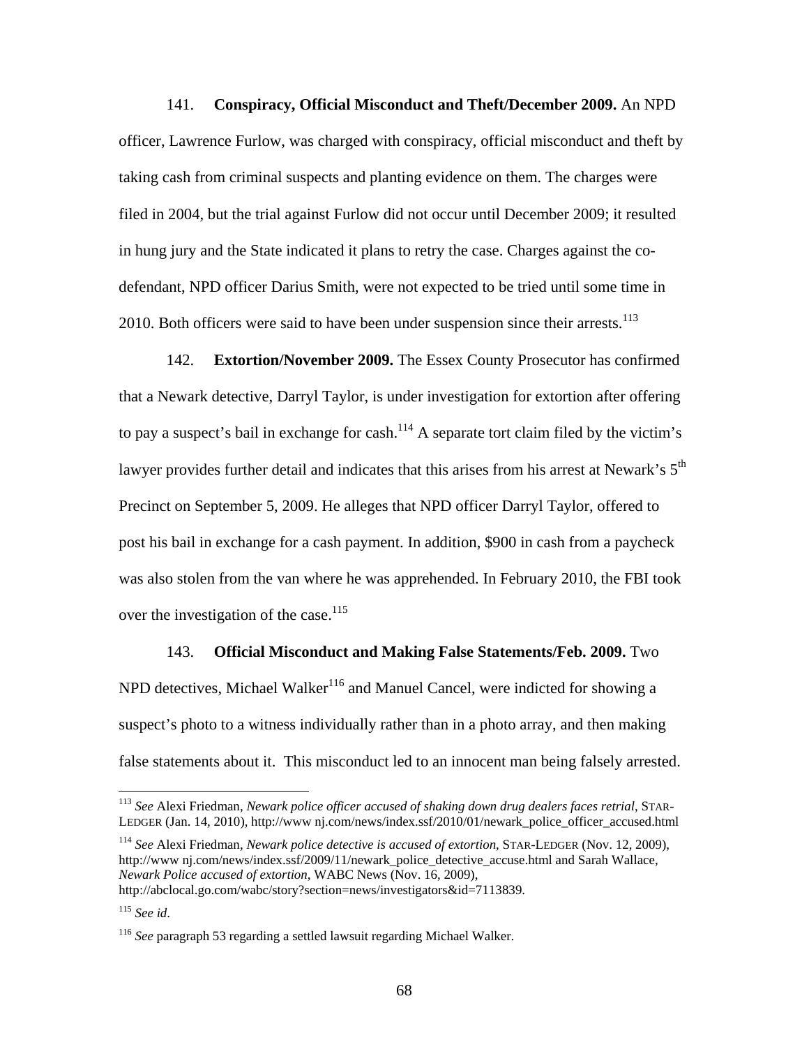141. **Conspiracy, Official Misconduct and Theft/December 2009.** An NPD officer, Lawrence Furlow, was charged with conspiracy, official misconduct and theft by taking cash from criminal suspects and planting evidence on them. The charges were filed in 2004, but the trial against Furlow did not occur until December 2009; it resulted in hung jury and the State indicated it plans to retry the case. Charges against the co-defendant, NPD officer Darius Smith, were not expected to be tried until some time in 2010. Both officers were said to have been under suspension since their arrests.[113]

142. **Extortion/November 2009.** The Essex County Prosecutor has confirmed that a Newark detective, Darryl Taylor, is under investigation for extortion after offering to pay a suspect's bail in exchange for cash.[114] A separate tort claim filed by the victim's lawyer provides further detail and indicates that this arises from his arrest at Newark's 5th Precinct on September 5, 2009. He alleges that NPD officer Darryl Taylor, offered to post his bail in exchange for a cash payment. In addition, $900 in cash from a paycheck was also stolen from the van where he was apprehended. In February 2010, the FBI took over the investigation of the case.[115]

143. **Official Misconduct and Making False Statements/Feb. 2009.** Two NPD detectives, Michael Walker[116] and Manuel Cancel, were indicted for showing a suspect's photo to a witness individually rather than in a photo array, and then making false statements about it. This misconduct led to an innocent man being falsely arrested.

---

[113] *See* Alexi Friedman, *Newark police officer accused of shaking down drug dealers faces retrial*, STAR-LEDGER (Jan. 14, 2010), http://www nj.com/news/index.ssf/2010/01/newark_police_officer_accused.html

[114] *See* Alexi Friedman, *Newark police detective is accused of extortion*, STAR-LEDGER (Nov. 12, 2009), http://www nj.com/news/index.ssf/2009/11/newark_police_detective_accuse.html and Sarah Wallace, *Newark Police accused of extortion*, WABC News (Nov. 16, 2009), http://abclocal.go.com/wabc/story?section=news/investigators&id=7113839.

[115] *See id*.

[116] *See* paragraph 53 regarding a settled lawsuit regarding Michael Walker.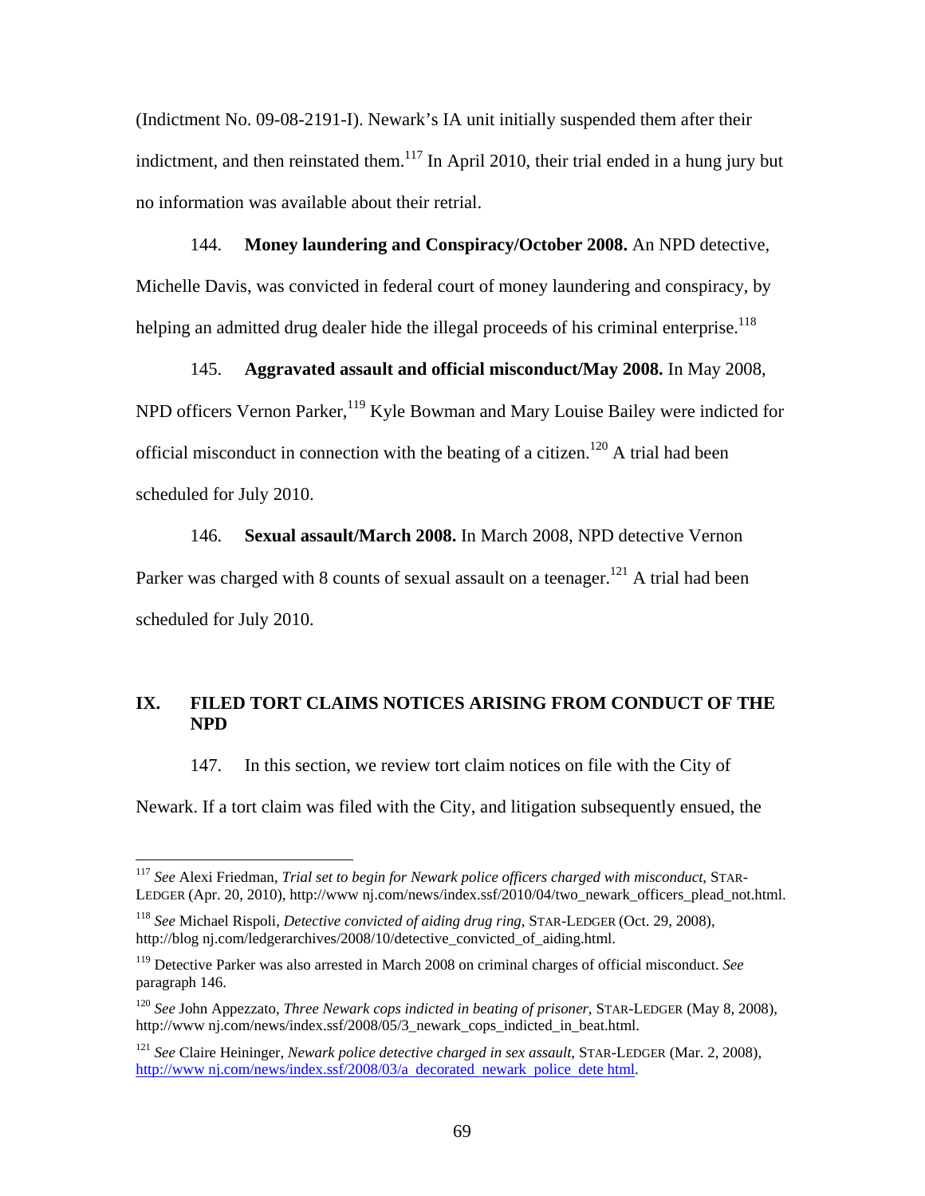(Indictment No. 09-08-2191-I). Newark's IA unit initially suspended them after their indictment, and then reinstated them.[117] In April 2010, their trial ended in a hung jury but no information was available about their retrial.

144. **Money laundering and Conspiracy/October 2008.** An NPD detective, Michelle Davis, was convicted in federal court of money laundering and conspiracy, by helping an admitted drug dealer hide the illegal proceeds of his criminal enterprise.[118]

145. **Aggravated assault and official misconduct/May 2008.** In May 2008, NPD officers Vernon Parker,[119] Kyle Bowman and Mary Louise Bailey were indicted for official misconduct in connection with the beating of a citizen.[120] A trial had been scheduled for July 2010.

146. **Sexual assault/March 2008.** In March 2008, NPD detective Vernon Parker was charged with 8 counts of sexual assault on a teenager.[121] A trial had been scheduled for July 2010.

## IX. FILED TORT CLAIMS NOTICES ARISING FROM CONDUCT OF THE NPD

147. In this section, we review tort claim notices on file with the City of Newark. If a tort claim was filed with the City, and litigation subsequently ensued, the

---

[117] *See* Alexi Friedman, *Trial set to begin for Newark police officers charged with misconduct*, STAR-LEDGER (Apr. 20, 2010), http://www nj.com/news/index.ssf/2010/04/two_newark_officers_plead_not.html.

[118] *See* Michael Rispoli, *Detective convicted of aiding drug ring*, STAR-LEDGER (Oct. 29, 2008), http://blog nj.com/ledgerarchives/2008/10/detective_convicted_of_aiding.html.

[119] Detective Parker was also arrested in March 2008 on criminal charges of official misconduct. *See* paragraph 146.

[120] *See* John Appezzato, *Three Newark cops indicted in beating of prisoner*, STAR-LEDGER (May 8, 2008), http://www nj.com/news/index.ssf/2008/05/3_newark_cops_indicted_in_beat.html.

[121] *See* Claire Heininger, *Newark police detective charged in sex assault*, STAR-LEDGER (Mar. 2, 2008), http://www nj.com/news/index.ssf/2008/03/a_decorated_newark_police_dete html.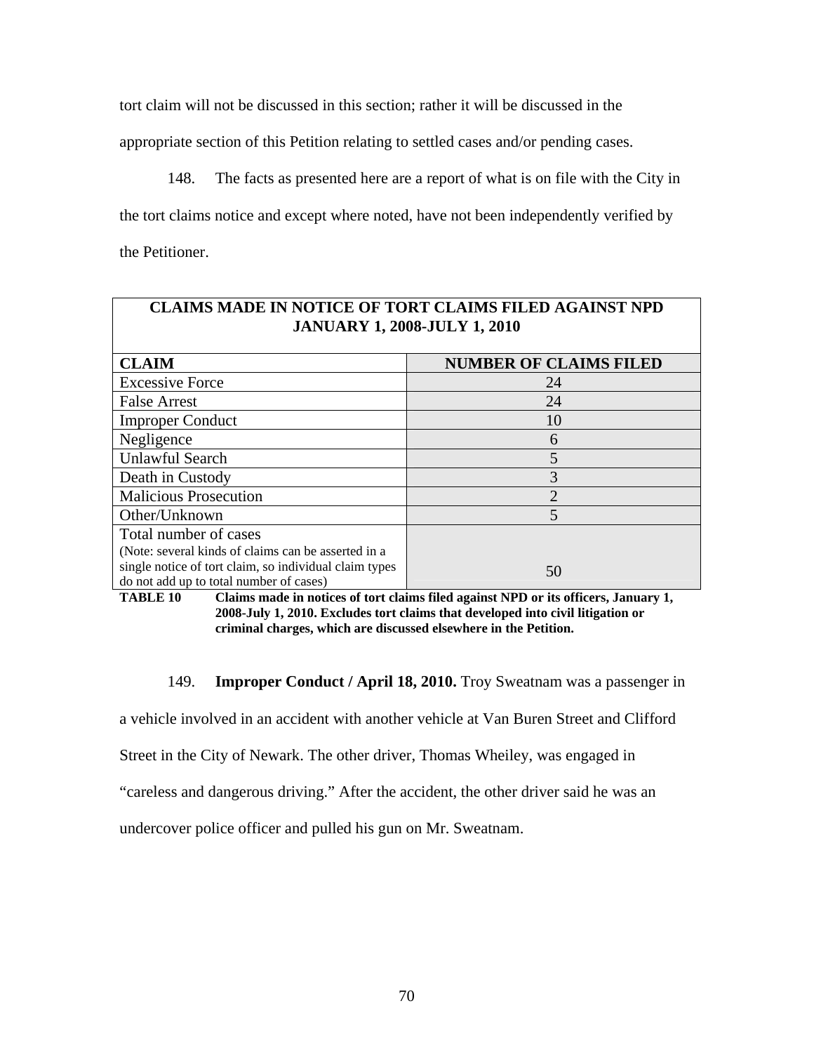tort claim will not be discussed in this section; rather it will be discussed in the appropriate section of this Petition relating to settled cases and/or pending cases.

148. The facts as presented here are a report of what is on file with the City in the tort claims notice and except where noted, have not been independently verified by the Petitioner.

| **CLAIMS MADE IN NOTICE OF TORT CLAIMS FILED AGAINST NPD JANUARY 1, 2008-JULY 1, 2010** | |
|---|---|
| **CLAIM** | **NUMBER OF CLAIMS FILED** |
| Excessive Force | 24 |
| False Arrest | 24 |
| Improper Conduct | 10 |
| Negligence | 6 |
| Unlawful Search | 5 |
| Death in Custody | 3 |
| Malicious Prosecution | 2 |
| Other/Unknown | 5 |
| Total number of cases (Note: several kinds of claims can be asserted in a single notice of tort claim, so individual claim types do not add up to total number of cases) | 50 |

**TABLE 10** **Claims made in notices of tort claims filed against NPD or its officers, January 1, 2008-July 1, 2010. Excludes tort claims that developed into civil litigation or criminal charges, which are discussed elsewhere in the Petition.**

149. **Improper Conduct / April 18, 2010.** Troy Sweatnam was a passenger in a vehicle involved in an accident with another vehicle at Van Buren Street and Clifford Street in the City of Newark. The other driver, Thomas Wheiley, was engaged in "careless and dangerous driving." After the accident, the other driver said he was an undercover police officer and pulled his gun on Mr. Sweatnam.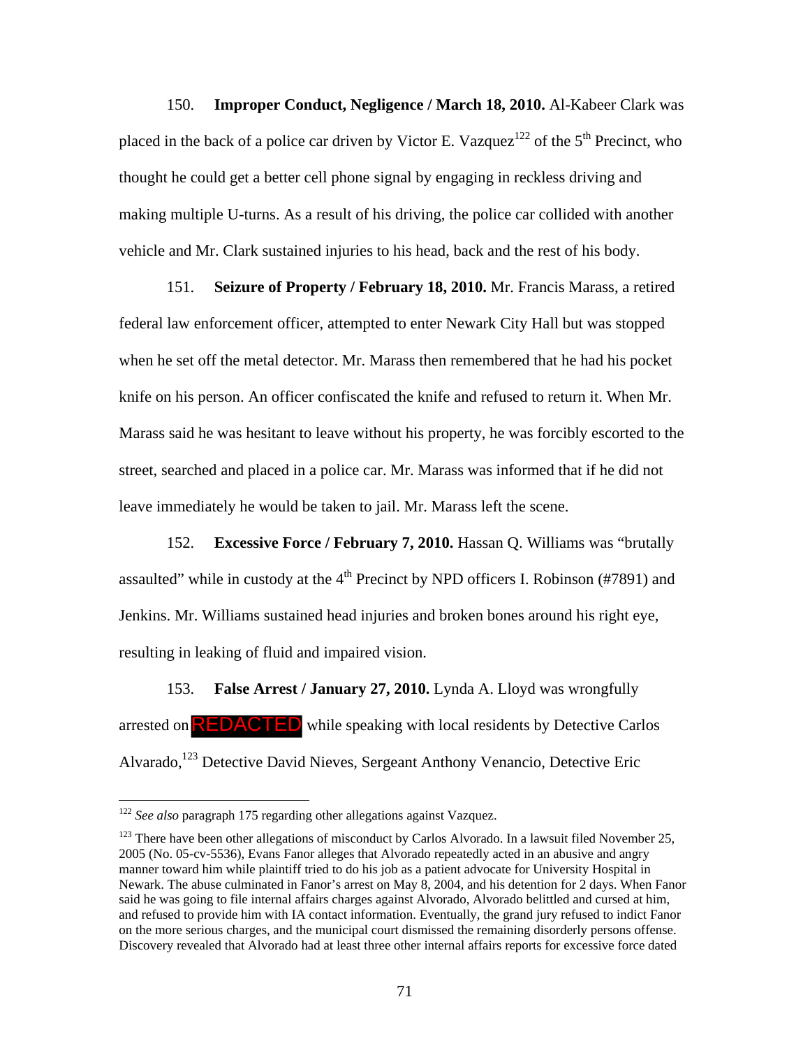150. **Improper Conduct, Negligence / March 18, 2010.** Al-Kabeer Clark was placed in the back of a police car driven by Victor E. Vazquez[122] of the 5th Precinct, who thought he could get a better cell phone signal by engaging in reckless driving and making multiple U-turns. As a result of his driving, the police car collided with another vehicle and Mr. Clark sustained injuries to his head, back and the rest of his body.

151. **Seizure of Property / February 18, 2010.** Mr. Francis Marass, a retired federal law enforcement officer, attempted to enter Newark City Hall but was stopped when he set off the metal detector. Mr. Marass then remembered that he had his pocket knife on his person. An officer confiscated the knife and refused to return it. When Mr. Marass said he was hesitant to leave without his property, he was forcibly escorted to the street, searched and placed in a police car. Mr. Marass was informed that if he did not leave immediately he would be taken to jail. Mr. Marass left the scene.

152. **Excessive Force / February 7, 2010.** Hassan Q. Williams was "brutally assaulted" while in custody at the 4th Precinct by NPD officers I. Robinson (#7891) and Jenkins. Mr. Williams sustained head injuries and broken bones around his right eye, resulting in leaking of fluid and impaired vision.

153. **False Arrest / January 27, 2010.** Lynda A. Lloyd was wrongfully arrested on REDACTED while speaking with local residents by Detective Carlos Alvarado,[123] Detective David Nieves, Sergeant Anthony Venancio, Detective Eric

---

[122] *See also* paragraph 175 regarding other allegations against Vazquez.

[123] There have been other allegations of misconduct by Carlos Alvorado. In a lawsuit filed November 25, 2005 (No. 05-cv-5536), Evans Fanor alleges that Alvorado repeatedly acted in an abusive and angry manner toward him while plaintiff tried to do his job as a patient advocate for University Hospital in Newark. The abuse culminated in Fanor's arrest on May 8, 2004, and his detention for 2 days. When Fanor said he was going to file internal affairs charges against Alvorado, Alvorado belittled and cursed at him, and refused to provide him with IA contact information. Eventually, the grand jury refused to indict Fanor on the more serious charges, and the municipal court dismissed the remaining disorderly persons offense. Discovery revealed that Alvorado had at least three other internal affairs reports for excessive force dated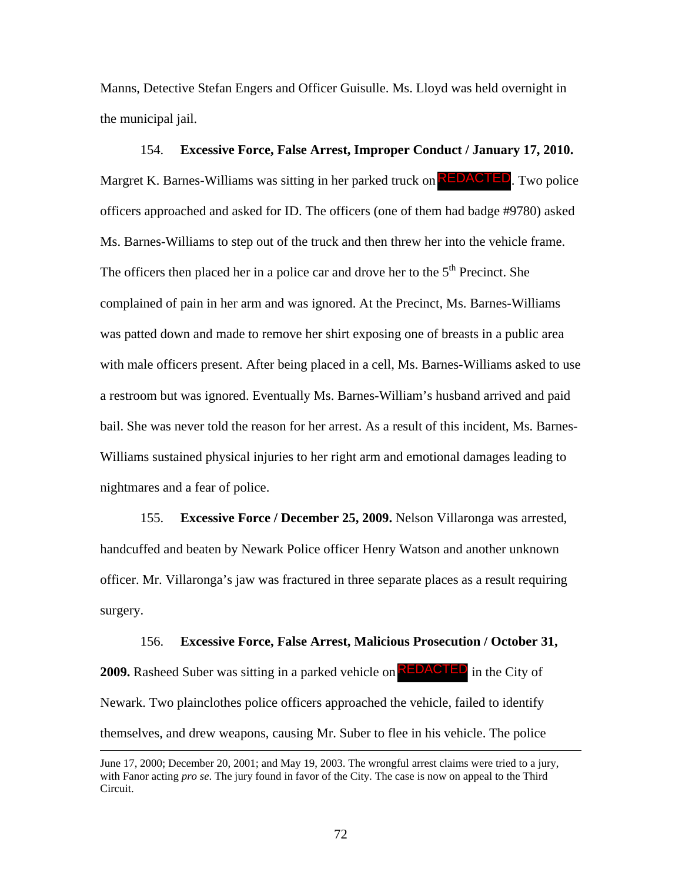Manns, Detective Stefan Engers and Officer Guisulle. Ms. Lloyd was held overnight in the municipal jail.

154. **Excessive Force, False Arrest, Improper Conduct / January 17, 2010.** Margret K. Barnes-Williams was sitting in her parked truck on REDACTED. Two police officers approached and asked for ID. The officers (one of them had badge #9780) asked Ms. Barnes-Williams to step out of the truck and then threw her into the vehicle frame. The officers then placed her in a police car and drove her to the 5th Precinct. She complained of pain in her arm and was ignored. At the Precinct, Ms. Barnes-Williams was patted down and made to remove her shirt exposing one of breasts in a public area with male officers present. After being placed in a cell, Ms. Barnes-Williams asked to use a restroom but was ignored. Eventually Ms. Barnes-William's husband arrived and paid bail. She was never told the reason for her arrest. As a result of this incident, Ms. Barnes-Williams sustained physical injuries to her right arm and emotional damages leading to nightmares and a fear of police.

155. **Excessive Force / December 25, 2009.** Nelson Villaronga was arrested, handcuffed and beaten by Newark Police officer Henry Watson and another unknown officer. Mr. Villaronga's jaw was fractured in three separate places as a result requiring surgery.

156. **Excessive Force, False Arrest, Malicious Prosecution / October 31, 2009.** Rasheed Suber was sitting in a parked vehicle on REDACTED in the City of Newark. Two plainclothes police officers approached the vehicle, failed to identify themselves, and drew weapons, causing Mr. Suber to flee in his vehicle. The police

---

June 17, 2000; December 20, 2001; and May 19, 2003. The wrongful arrest claims were tried to a jury, with Fanor acting *pro se*. The jury found in favor of the City. The case is now on appeal to the Third Circuit.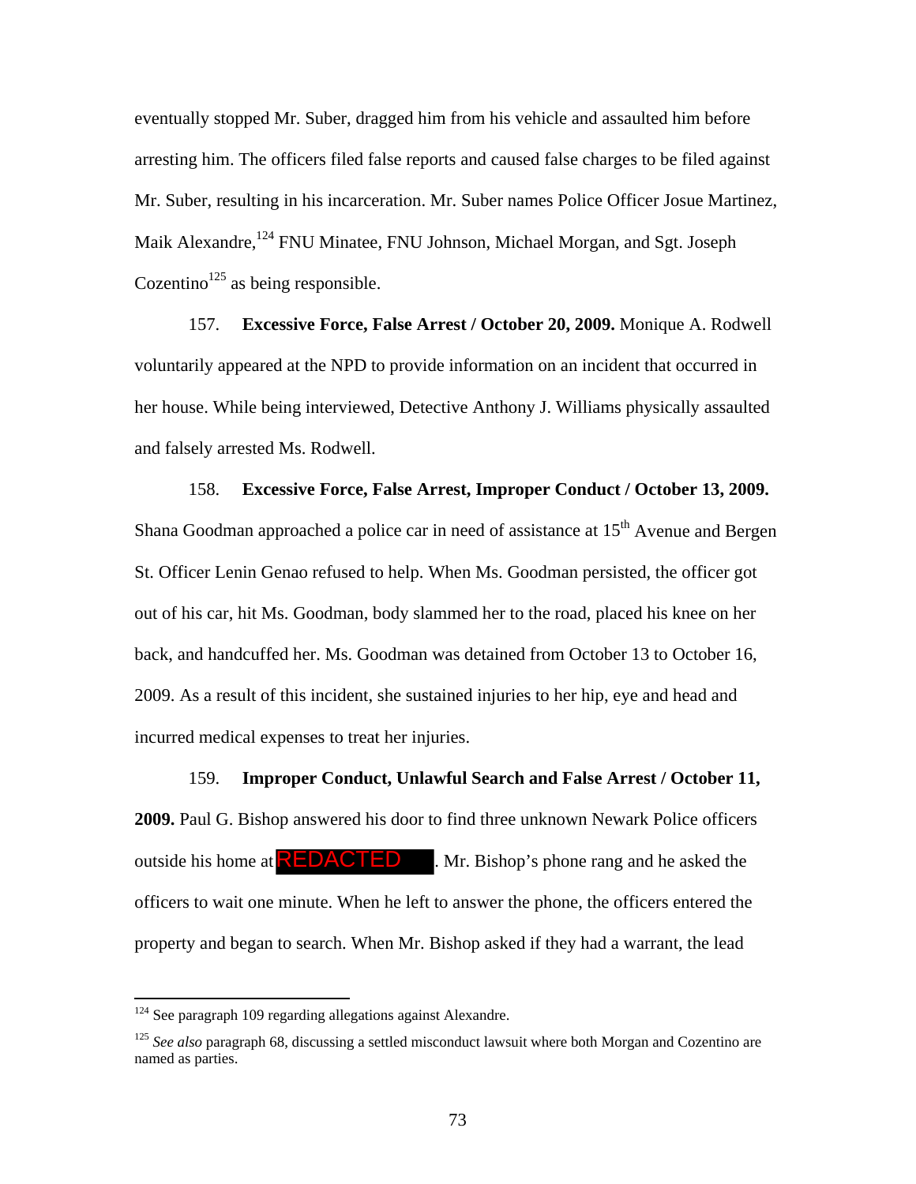eventually stopped Mr. Suber, dragged him from his vehicle and assaulted him before arresting him. The officers filed false reports and caused false charges to be filed against Mr. Suber, resulting in his incarceration. Mr. Suber names Police Officer Josue Martinez, Maik Alexandre,[124] FNU Minatee, FNU Johnson, Michael Morgan, and Sgt. Joseph Cozentino[125] as being responsible.

157. **Excessive Force, False Arrest / October 20, 2009.** Monique A. Rodwell voluntarily appeared at the NPD to provide information on an incident that occurred in her house. While being interviewed, Detective Anthony J. Williams physically assaulted and falsely arrested Ms. Rodwell.

158. **Excessive Force, False Arrest, Improper Conduct / October 13, 2009.** Shana Goodman approached a police car in need of assistance at 15th Avenue and Bergen St. Officer Lenin Genao refused to help. When Ms. Goodman persisted, the officer got out of his car, hit Ms. Goodman, body slammed her to the road, placed his knee on her back, and handcuffed her. Ms. Goodman was detained from October 13 to October 16, 2009. As a result of this incident, she sustained injuries to her hip, eye and head and incurred medical expenses to treat her injuries.

159. **Improper Conduct, Unlawful Search and False Arrest / October 11, 2009.** Paul G. Bishop answered his door to find three unknown Newark Police officers outside his home at REDACTED. Mr. Bishop's phone rang and he asked the officers to wait one minute. When he left to answer the phone, the officers entered the property and began to search. When Mr. Bishop asked if they had a warrant, the lead

---

[124] See paragraph 109 regarding allegations against Alexandre.

[125] *See also* paragraph 68, discussing a settled misconduct lawsuit where both Morgan and Cozentino are named as parties.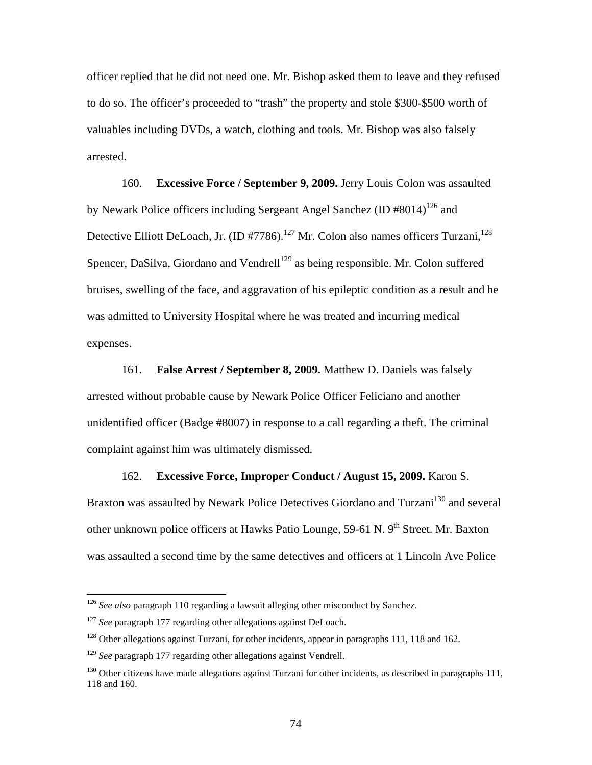officer replied that he did not need one. Mr. Bishop asked them to leave and they refused to do so. The officer's proceeded to "trash" the property and stole $300-$500 worth of valuables including DVDs, a watch, clothing and tools. Mr. Bishop was also falsely arrested.

160. **Excessive Force / September 9, 2009.** Jerry Louis Colon was assaulted by Newark Police officers including Sergeant Angel Sanchez (ID #8014)[126] and Detective Elliott DeLoach, Jr. (ID #7786).[127] Mr. Colon also names officers Turzani,[128] Spencer, DaSilva, Giordano and Vendrell[129] as being responsible. Mr. Colon suffered bruises, swelling of the face, and aggravation of his epileptic condition as a result and he was admitted to University Hospital where he was treated and incurring medical expenses.

161. **False Arrest / September 8, 2009.** Matthew D. Daniels was falsely arrested without probable cause by Newark Police Officer Feliciano and another unidentified officer (Badge #8007) in response to a call regarding a theft. The criminal complaint against him was ultimately dismissed.

162. **Excessive Force, Improper Conduct / August 15, 2009.** Karon S. Braxton was assaulted by Newark Police Detectives Giordano and Turzani[130] and several other unknown police officers at Hawks Patio Lounge, 59-61 N. 9th Street. Mr. Baxton was assaulted a second time by the same detectives and officers at 1 Lincoln Ave Police

---

[126] *See also* paragraph 110 regarding a lawsuit alleging other misconduct by Sanchez.

[127] *See* paragraph 177 regarding other allegations against DeLoach.

[128] Other allegations against Turzani, for other incidents, appear in paragraphs 111, 118 and 162.

[129] *See* paragraph 177 regarding other allegations against Vendrell.

[130] Other citizens have made allegations against Turzani for other incidents, as described in paragraphs 111, 118 and 160.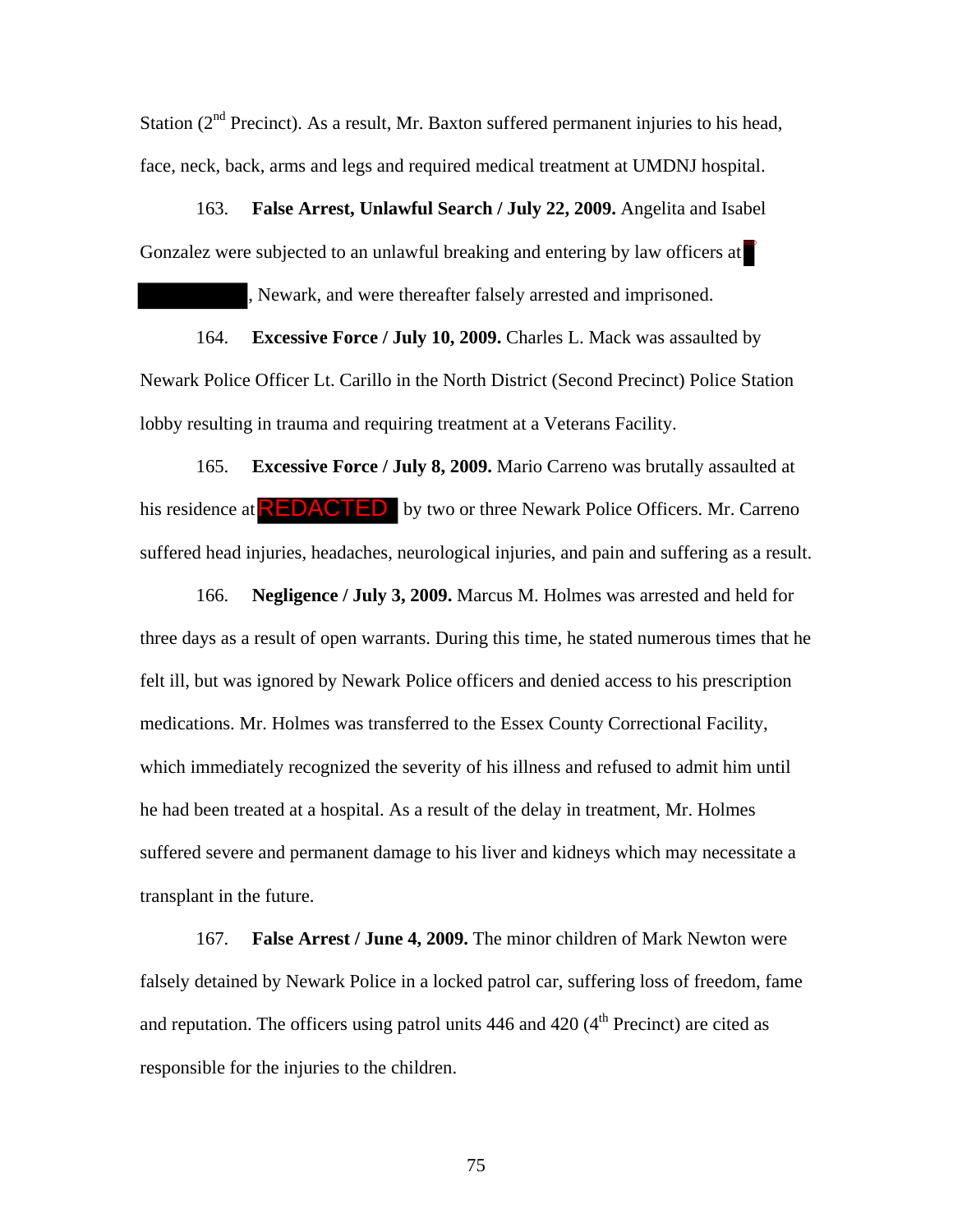Station (2nd Precinct). As a result, Mr. Baxton suffered permanent injuries to his head, face, neck, back, arms and legs and required medical treatment at UMDNJ hospital.

163. **False Arrest, Unlawful Search / July 22, 2009.** Angelita and Isabel Gonzalez were subjected to an unlawful breaking and entering by law officers at [REDACTED], Newark, and were thereafter falsely arrested and imprisoned.

164. **Excessive Force / July 10, 2009.** Charles L. Mack was assaulted by Newark Police Officer Lt. Carillo in the North District (Second Precinct) Police Station lobby resulting in trauma and requiring treatment at a Veterans Facility.

165. **Excessive Force / July 8, 2009.** Mario Carreno was brutally assaulted at his residence at REDACTED by two or three Newark Police Officers. Mr. Carreno suffered head injuries, headaches, neurological injuries, and pain and suffering as a result.

166. **Negligence / July 3, 2009.** Marcus M. Holmes was arrested and held for three days as a result of open warrants. During this time, he stated numerous times that he felt ill, but was ignored by Newark Police officers and denied access to his prescription medications. Mr. Holmes was transferred to the Essex County Correctional Facility, which immediately recognized the severity of his illness and refused to admit him until he had been treated at a hospital. As a result of the delay in treatment, Mr. Holmes suffered severe and permanent damage to his liver and kidneys which may necessitate a transplant in the future.

167. **False Arrest / June 4, 2009.** The minor children of Mark Newton were falsely detained by Newark Police in a locked patrol car, suffering loss of freedom, fame and reputation. The officers using patrol units 446 and 420 (4th Precinct) are cited as responsible for the injuries to the children.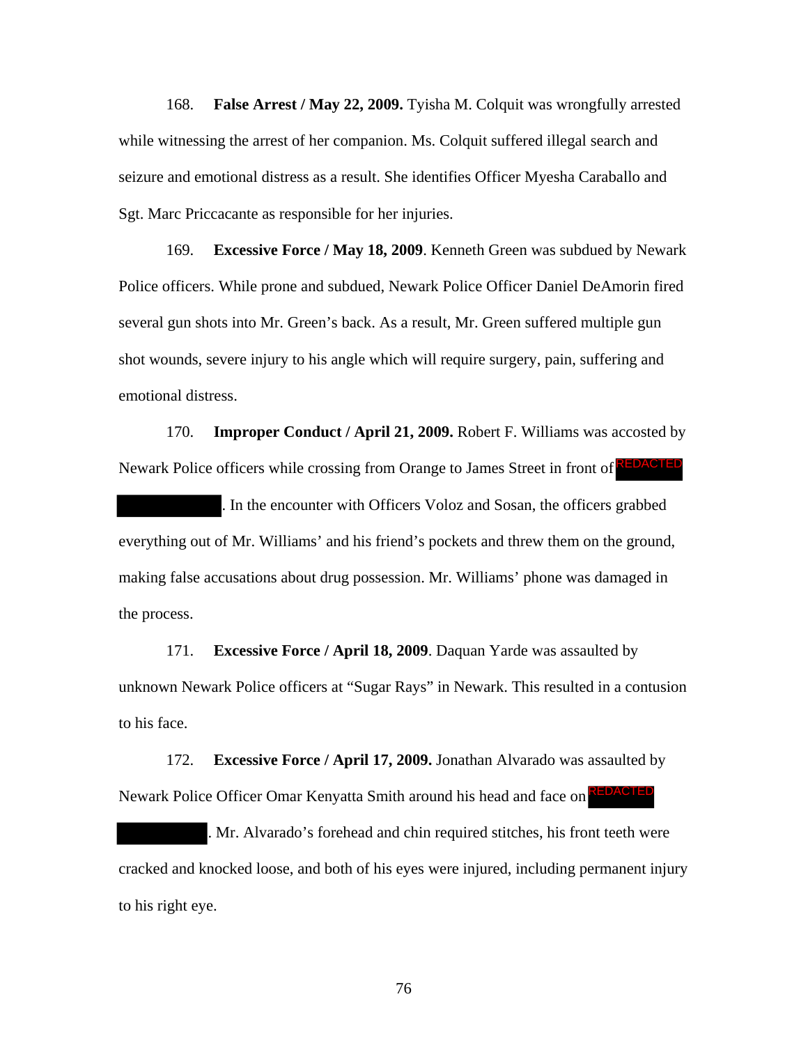168. **False Arrest / May 22, 2009.** Tyisha M. Colquit was wrongfully arrested while witnessing the arrest of her companion. Ms. Colquit suffered illegal search and seizure and emotional distress as a result. She identifies Officer Myesha Caraballo and Sgt. Marc Priccacante as responsible for her injuries.

169. **Excessive Force / May 18, 2009**. Kenneth Green was subdued by Newark Police officers. While prone and subdued, Newark Police Officer Daniel DeAmorin fired several gun shots into Mr. Green's back. As a result, Mr. Green suffered multiple gun shot wounds, severe injury to his angle which will require surgery, pain, suffering and emotional distress.

170. **Improper Conduct / April 21, 2009.** Robert F. Williams was accosted by Newark Police officers while crossing from Orange to James Street in front of REDACTED. In the encounter with Officers Voloz and Sosan, the officers grabbed everything out of Mr. Williams' and his friend's pockets and threw them on the ground, making false accusations about drug possession. Mr. Williams' phone was damaged in the process.

171. **Excessive Force / April 18, 2009**. Daquan Yarde was assaulted by unknown Newark Police officers at "Sugar Rays" in Newark. This resulted in a contusion to his face.

172. **Excessive Force / April 17, 2009.** Jonathan Alvarado was assaulted by Newark Police Officer Omar Kenyatta Smith around his head and face on REDACTED. Mr. Alvarado's forehead and chin required stitches, his front teeth were cracked and knocked loose, and both of his eyes were injured, including permanent injury to his right eye.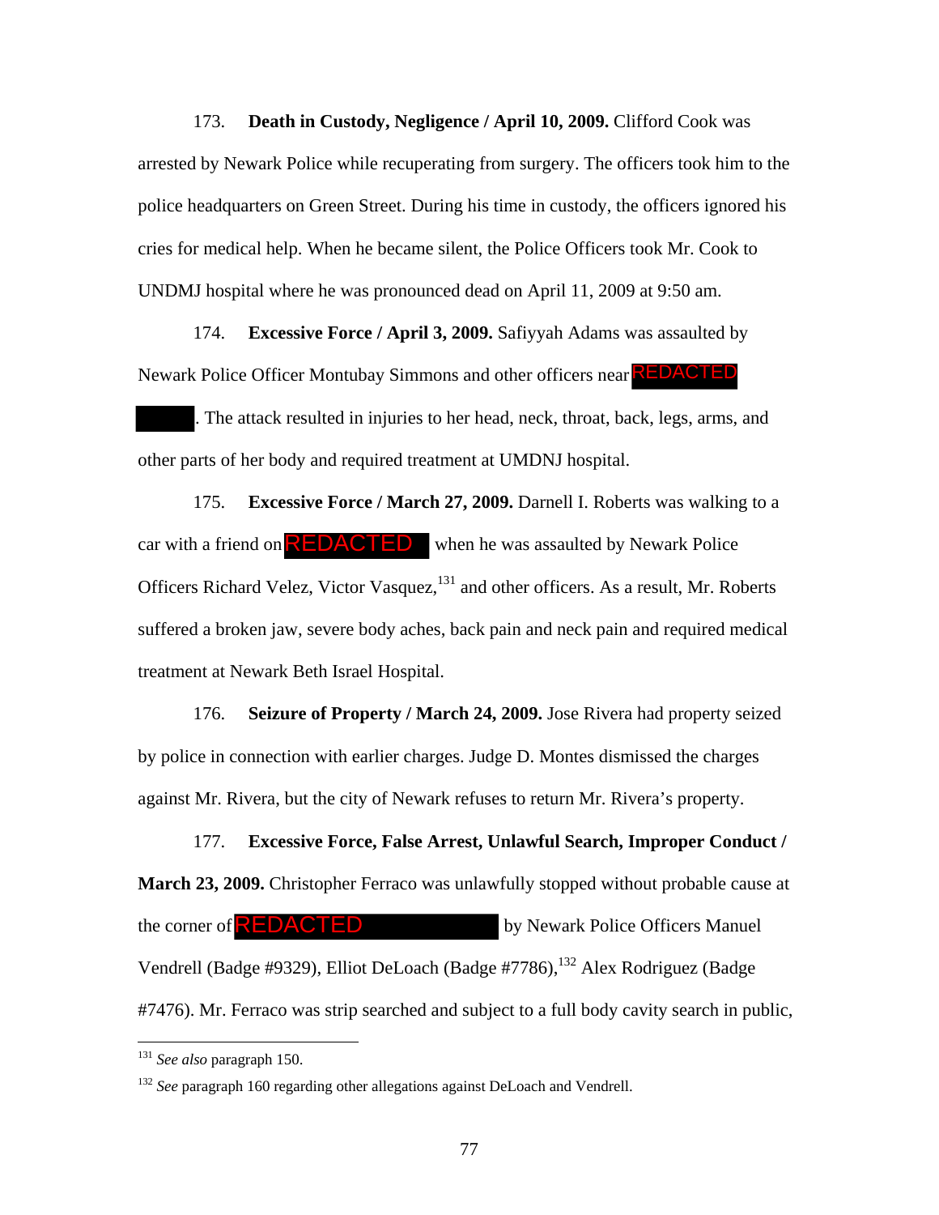173. **Death in Custody, Negligence / April 10, 2009.** Clifford Cook was arrested by Newark Police while recuperating from surgery. The officers took him to the police headquarters on Green Street. During his time in custody, the officers ignored his cries for medical help. When he became silent, the Police Officers took Mr. Cook to UNDMJ hospital where he was pronounced dead on April 11, 2009 at 9:50 am.

174. **Excessive Force / April 3, 2009.** Safiyyah Adams was assaulted by Newark Police Officer Montubay Simmons and other officers near REDACTED. The attack resulted in injuries to her head, neck, throat, back, legs, arms, and other parts of her body and required treatment at UMDNJ hospital.

175. **Excessive Force / March 27, 2009.** Darnell I. Roberts was walking to a car with a friend on REDACTED when he was assaulted by Newark Police Officers Richard Velez, Victor Vasquez,[131] and other officers. As a result, Mr. Roberts suffered a broken jaw, severe body aches, back pain and neck pain and required medical treatment at Newark Beth Israel Hospital.

176. **Seizure of Property / March 24, 2009.** Jose Rivera had property seized by police in connection with earlier charges. Judge D. Montes dismissed the charges against Mr. Rivera, but the city of Newark refuses to return Mr. Rivera's property.

177. **Excessive Force, False Arrest, Unlawful Search, Improper Conduct / March 23, 2009.** Christopher Ferraco was unlawfully stopped without probable cause at the corner of REDACTED by Newark Police Officers Manuel Vendrell (Badge #9329), Elliot DeLoach (Badge #7786),[132] Alex Rodriguez (Badge #7476). Mr. Ferraco was strip searched and subject to a full body cavity search in public,

---

[131] *See also* paragraph 150.

[132] *See* paragraph 160 regarding other allegations against DeLoach and Vendrell.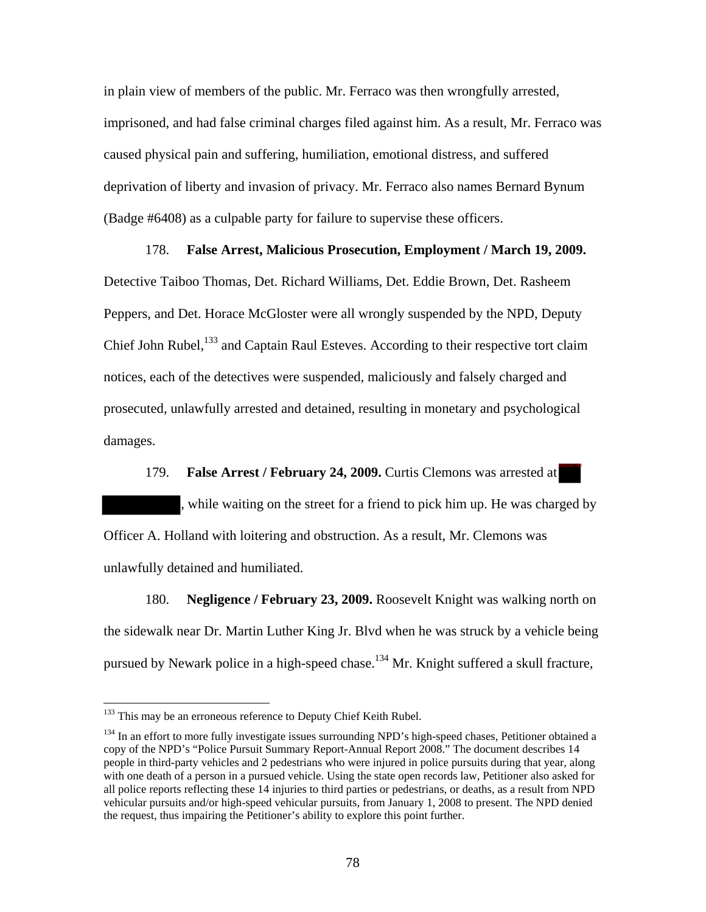in plain view of members of the public. Mr. Ferraco was then wrongfully arrested, imprisoned, and had false criminal charges filed against him. As a result, Mr. Ferraco was caused physical pain and suffering, humiliation, emotional distress, and suffered deprivation of liberty and invasion of privacy. Mr. Ferraco also names Bernard Bynum (Badge #6408) as a culpable party for failure to supervise these officers.

178. **False Arrest, Malicious Prosecution, Employment / March 19, 2009.** Detective Taiboo Thomas, Det. Richard Williams, Det. Eddie Brown, Det. Rasheem Peppers, and Det. Horace McGloster were all wrongly suspended by the NPD, Deputy Chief John Rubel,[133] and Captain Raul Esteves. According to their respective tort claim notices, each of the detectives were suspended, maliciously and falsely charged and prosecuted, unlawfully arrested and detained, resulting in monetary and psychological damages.

179. **False Arrest / February 24, 2009.** Curtis Clemons was arrested at [REDACTED] [REDACTED], while waiting on the street for a friend to pick him up. He was charged by Officer A. Holland with loitering and obstruction. As a result, Mr. Clemons was unlawfully detained and humiliated.

180. **Negligence / February 23, 2009.** Roosevelt Knight was walking north on the sidewalk near Dr. Martin Luther King Jr. Blvd when he was struck by a vehicle being pursued by Newark police in a high-speed chase.[134] Mr. Knight suffered a skull fracture,

---

[133] This may be an erroneous reference to Deputy Chief Keith Rubel.

[134] In an effort to more fully investigate issues surrounding NPD's high-speed chases, Petitioner obtained a copy of the NPD's "Police Pursuit Summary Report-Annual Report 2008." The document describes 14 people in third-party vehicles and 2 pedestrians who were injured in police pursuits during that year, along with one death of a person in a pursued vehicle. Using the state open records law, Petitioner also asked for all police reports reflecting these 14 injuries to third parties or pedestrians, or deaths, as a result from NPD vehicular pursuits and/or high-speed vehicular pursuits, from January 1, 2008 to present. The NPD denied the request, thus impairing the Petitioner's ability to explore this point further.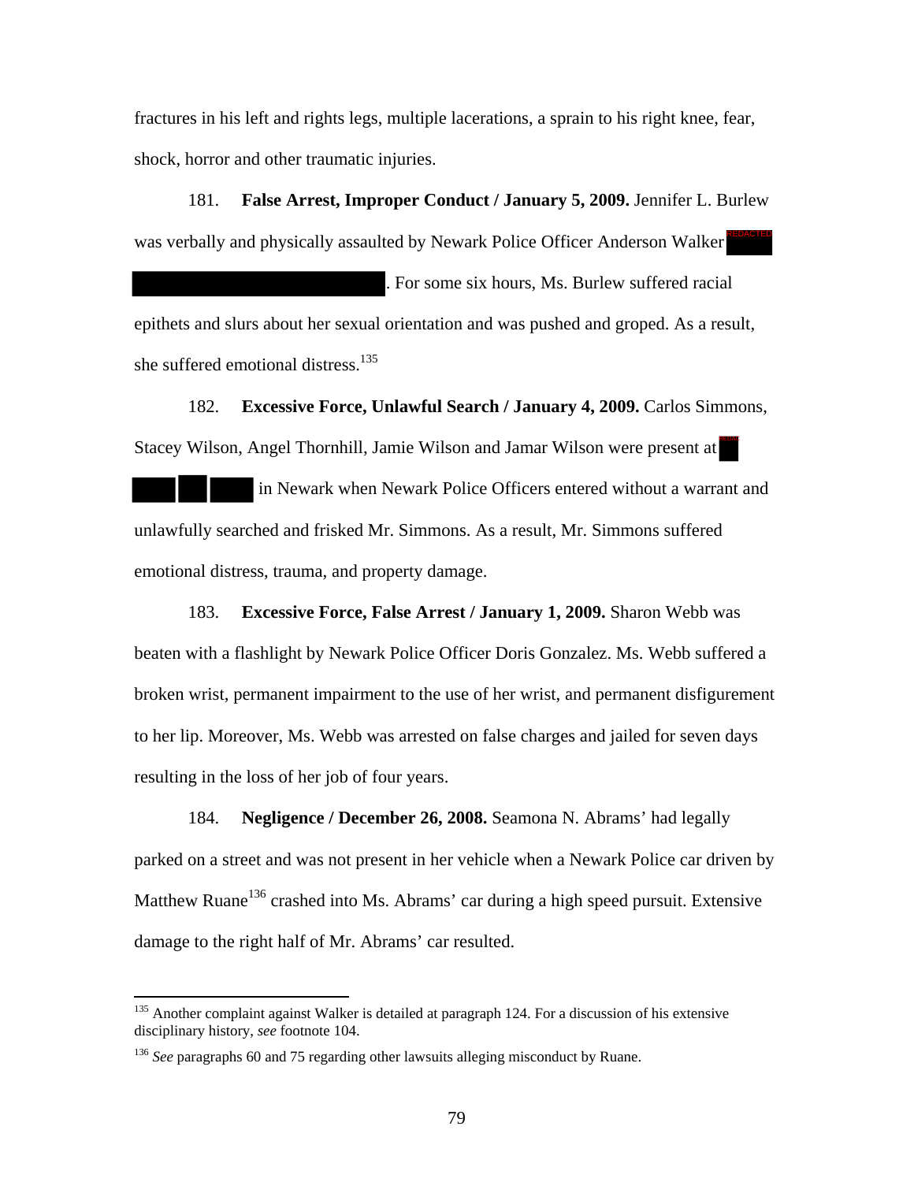fractures in his left and rights legs, multiple lacerations, a sprain to his right knee, fear, shock, horror and other traumatic injuries.

181. **False Arrest, Improper Conduct / January 5, 2009.** Jennifer L. Burlew was verbally and physically assaulted by Newark Police Officer Anderson Walker [REDACTED]. For some six hours, Ms. Burlew suffered racial epithets and slurs about her sexual orientation and was pushed and groped. As a result, she suffered emotional distress.[135]

182. **Excessive Force, Unlawful Search / January 4, 2009.** Carlos Simmons, Stacey Wilson, Angel Thornhill, Jamie Wilson and Jamar Wilson were present at [REDACTED] in Newark when Newark Police Officers entered without a warrant and unlawfully searched and frisked Mr. Simmons. As a result, Mr. Simmons suffered emotional distress, trauma, and property damage.

183. **Excessive Force, False Arrest / January 1, 2009.** Sharon Webb was beaten with a flashlight by Newark Police Officer Doris Gonzalez. Ms. Webb suffered a broken wrist, permanent impairment to the use of her wrist, and permanent disfigurement to her lip. Moreover, Ms. Webb was arrested on false charges and jailed for seven days resulting in the loss of her job of four years.

184. **Negligence / December 26, 2008.** Seamona N. Abrams' had legally parked on a street and was not present in her vehicle when a Newark Police car driven by Matthew Ruane[136] crashed into Ms. Abrams' car during a high speed pursuit. Extensive damage to the right half of Mr. Abrams' car resulted.

---

[135] Another complaint against Walker is detailed at paragraph 124. For a discussion of his extensive disciplinary history, *see* footnote 104.

[136] *See* paragraphs 60 and 75 regarding other lawsuits alleging misconduct by Ruane.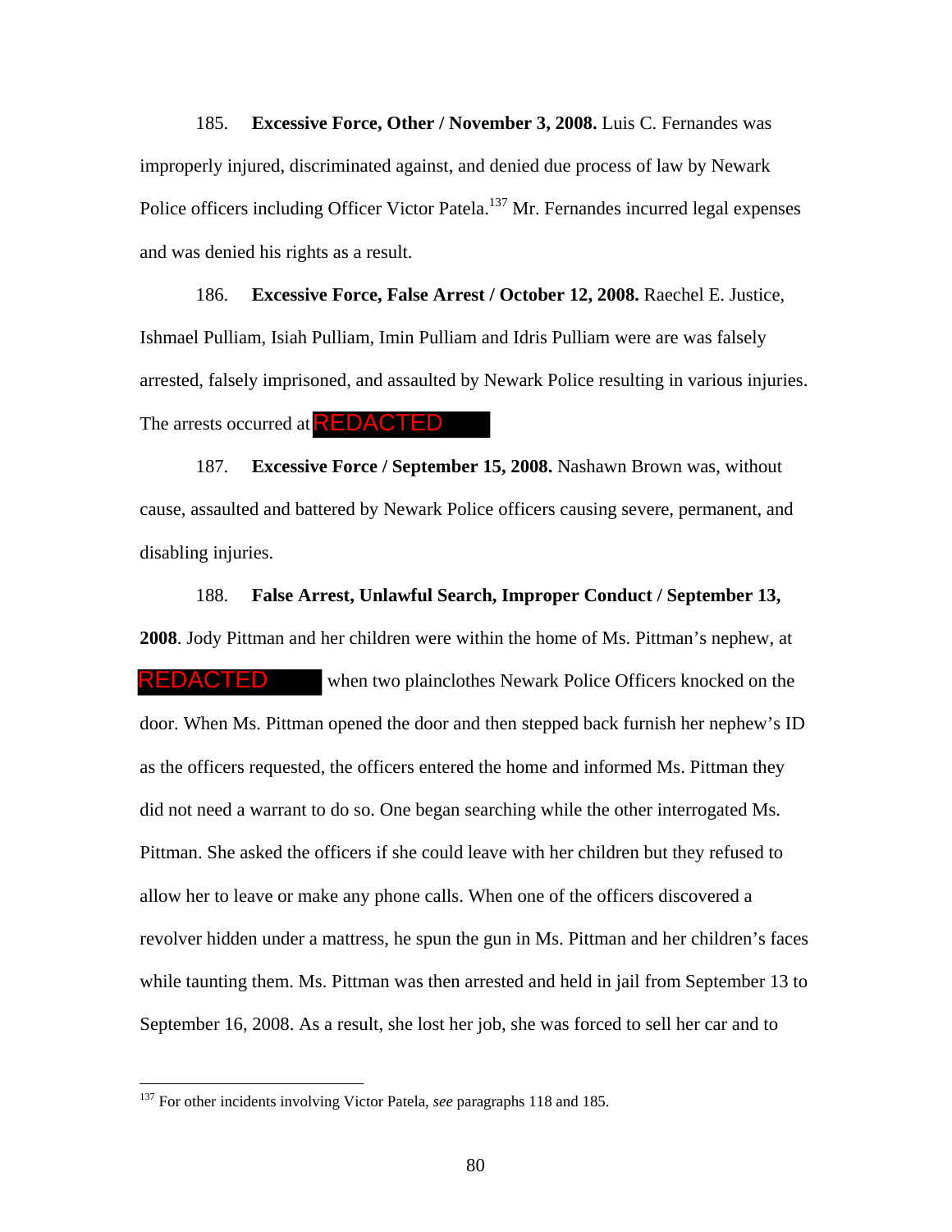185. **Excessive Force, Other / November 3, 2008.** Luis C. Fernandes was improperly injured, discriminated against, and denied due process of law by Newark Police officers including Officer Victor Patela.[137] Mr. Fernandes incurred legal expenses and was denied his rights as a result.

186. **Excessive Force, False Arrest / October 12, 2008.** Raechel E. Justice, Ishmael Pulliam, Isiah Pulliam, Imin Pulliam and Idris Pulliam were are was falsely arrested, falsely imprisoned, and assaulted by Newark Police resulting in various injuries. The arrests occurred at REDACTED

187. **Excessive Force / September 15, 2008.** Nashawn Brown was, without cause, assaulted and battered by Newark Police officers causing severe, permanent, and disabling injuries.

188. **False Arrest, Unlawful Search, Improper Conduct / September 13, 2008**. Jody Pittman and her children were within the home of Ms. Pittman's nephew, at REDACTED when two plainclothes Newark Police Officers knocked on the door. When Ms. Pittman opened the door and then stepped back furnish her nephew's ID as the officers requested, the officers entered the home and informed Ms. Pittman they did not need a warrant to do so. One began searching while the other interrogated Ms. Pittman. She asked the officers if she could leave with her children but they refused to allow her to leave or make any phone calls. When one of the officers discovered a revolver hidden under a mattress, he spun the gun in Ms. Pittman and her children's faces while taunting them. Ms. Pittman was then arrested and held in jail from September 13 to September 16, 2008. As a result, she lost her job, she was forced to sell her car and to

[137] For other incidents involving Victor Patela, *see* paragraphs 118 and 185.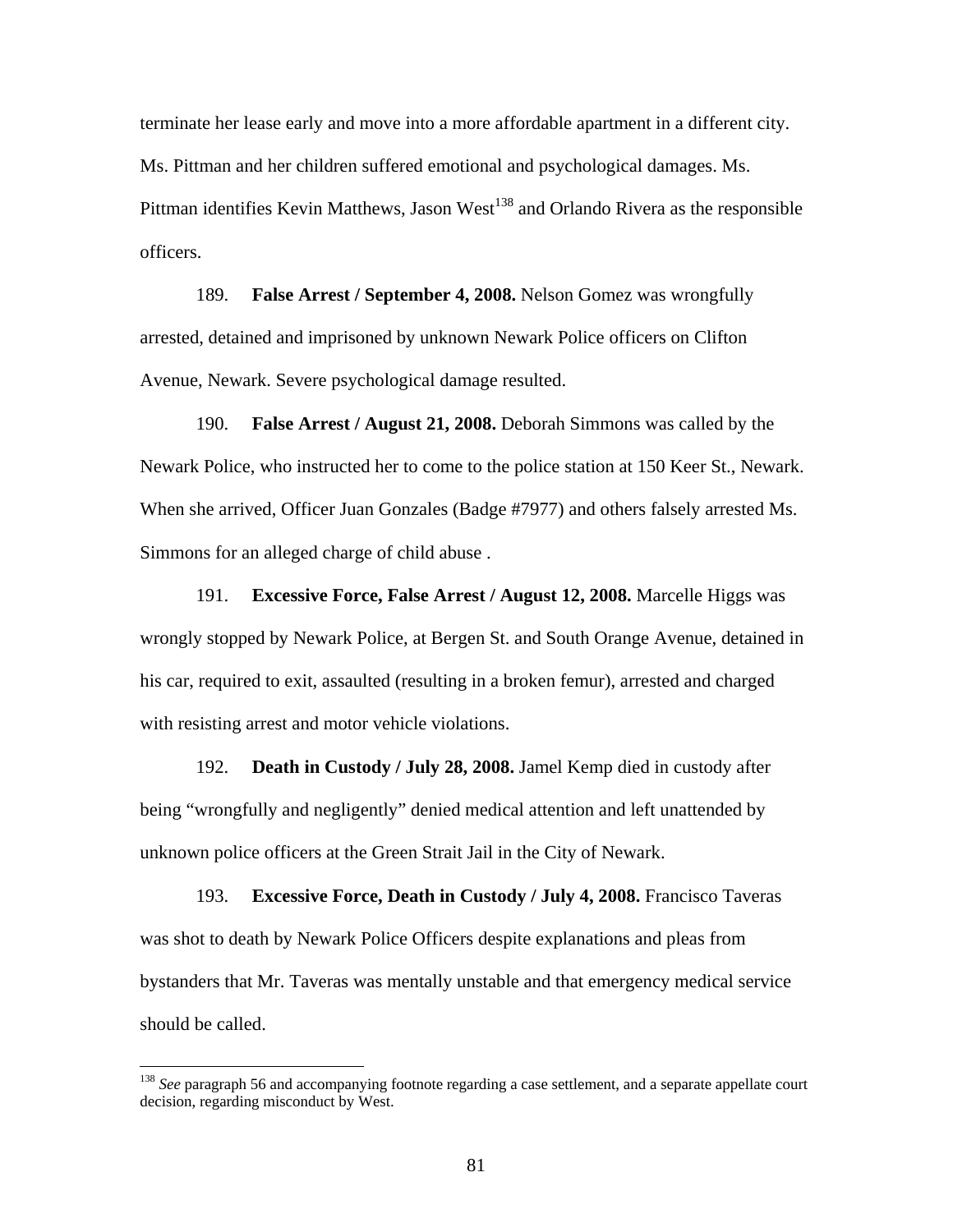terminate her lease early and move into a more affordable apartment in a different city. Ms. Pittman and her children suffered emotional and psychological damages. Ms. Pittman identifies Kevin Matthews, Jason West[138] and Orlando Rivera as the responsible officers.

189. **False Arrest / September 4, 2008.** Nelson Gomez was wrongfully arrested, detained and imprisoned by unknown Newark Police officers on Clifton Avenue, Newark. Severe psychological damage resulted.

190. **False Arrest / August 21, 2008.** Deborah Simmons was called by the Newark Police, who instructed her to come to the police station at 150 Keer St., Newark. When she arrived, Officer Juan Gonzales (Badge #7977) and others falsely arrested Ms. Simmons for an alleged charge of child abuse .

191. **Excessive Force, False Arrest / August 12, 2008.** Marcelle Higgs was wrongly stopped by Newark Police, at Bergen St. and South Orange Avenue, detained in his car, required to exit, assaulted (resulting in a broken femur), arrested and charged with resisting arrest and motor vehicle violations.

192. **Death in Custody / July 28, 2008.** Jamel Kemp died in custody after being "wrongfully and negligently" denied medical attention and left unattended by unknown police officers at the Green Strait Jail in the City of Newark.

193. **Excessive Force, Death in Custody / July 4, 2008.** Francisco Taveras was shot to death by Newark Police Officers despite explanations and pleas from bystanders that Mr. Taveras was mentally unstable and that emergency medical service should be called.

---

[138] *See* paragraph 56 and accompanying footnote regarding a case settlement, and a separate appellate court decision, regarding misconduct by West.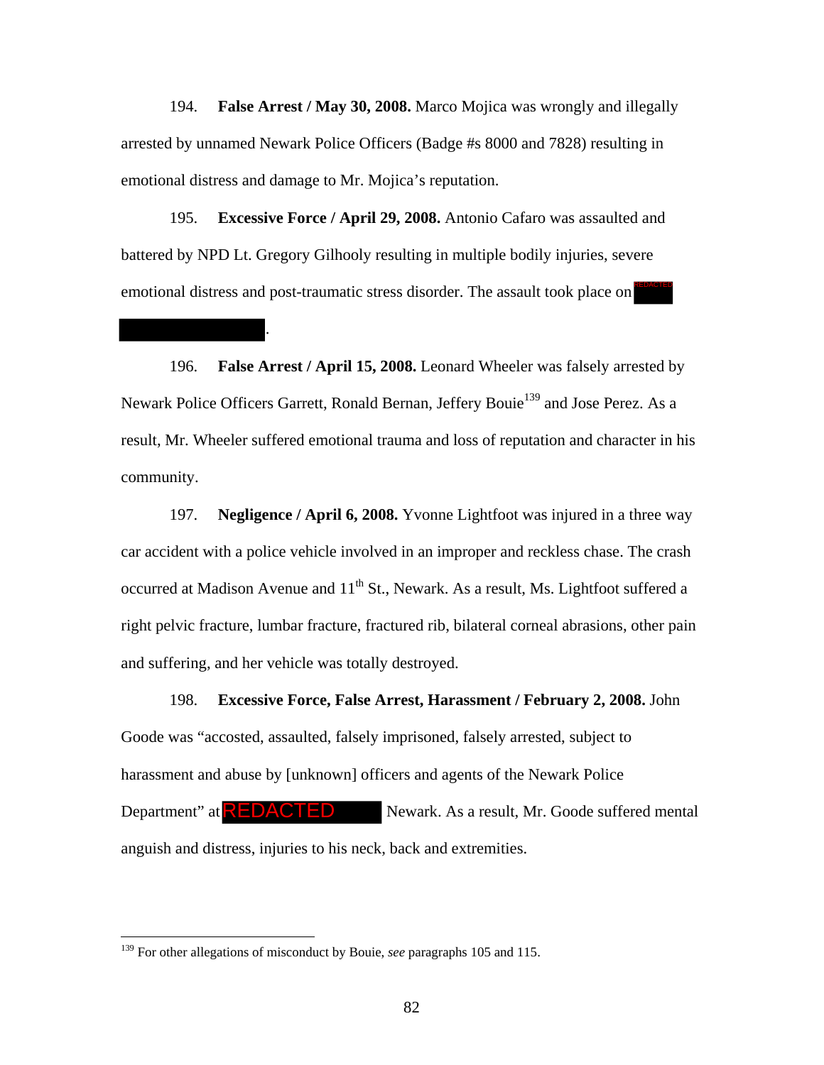194. **False Arrest / May 30, 2008.** Marco Mojica was wrongly and illegally arrested by unnamed Newark Police Officers (Badge #s 8000 and 7828) resulting in emotional distress and damage to Mr. Mojica's reputation.

195. **Excessive Force / April 29, 2008.** Antonio Cafaro was assaulted and battered by NPD Lt. Gregory Gilhooly resulting in multiple bodily injuries, severe emotional distress and post-traumatic stress disorder. The assault took place on REDACTED .

196. **False Arrest / April 15, 2008.** Leonard Wheeler was falsely arrested by Newark Police Officers Garrett, Ronald Bernan, Jeffery Bouie[139] and Jose Perez. As a result, Mr. Wheeler suffered emotional trauma and loss of reputation and character in his community.

197. **Negligence / April 6, 2008.** Yvonne Lightfoot was injured in a three way car accident with a police vehicle involved in an improper and reckless chase. The crash occurred at Madison Avenue and 11th St., Newark. As a result, Ms. Lightfoot suffered a right pelvic fracture, lumbar fracture, fractured rib, bilateral corneal abrasions, other pain and suffering, and her vehicle was totally destroyed.

198. **Excessive Force, False Arrest, Harassment / February 2, 2008.** John Goode was "accosted, assaulted, falsely imprisoned, falsely arrested, subject to harassment and abuse by [unknown] officers and agents of the Newark Police Department" at REDACTED Newark. As a result, Mr. Goode suffered mental anguish and distress, injuries to his neck, back and extremities.

---

[139] For other allegations of misconduct by Bouie, *see* paragraphs 105 and 115.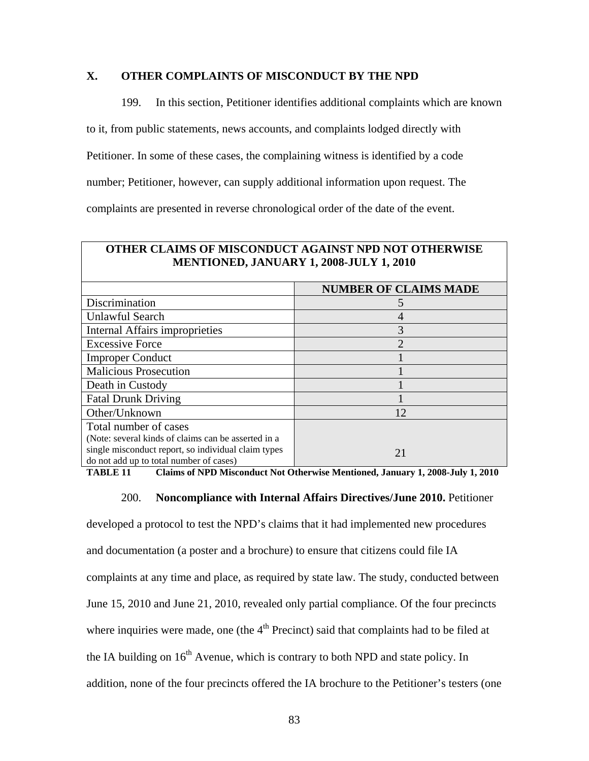## X. OTHER COMPLAINTS OF MISCONDUCT BY THE NPD

199. In this section, Petitioner identifies additional complaints which are known to it, from public statements, news accounts, and complaints lodged directly with Petitioner. In some of these cases, the complaining witness is identified by a code number; Petitioner, however, can supply additional information upon request. The complaints are presented in reverse chronological order of the date of the event.

| OTHER CLAIMS OF MISCONDUCT AGAINST NPD NOT OTHERWISE MENTIONED, JANUARY 1, 2008-JULY 1, 2010 | |
|---|---|
| | **NUMBER OF CLAIMS MADE** |
| Discrimination | 5 |
| Unlawful Search | 4 |
| Internal Affairs improprieties | 3 |
| Excessive Force | 2 |
| Improper Conduct | 1 |
| Malicious Prosecution | 1 |
| Death in Custody | 1 |
| Fatal Drunk Driving | 1 |
| Other/Unknown | 12 |
| Total number of cases (Note: several kinds of claims can be asserted in a single misconduct report, so individual claim types do not add up to total number of cases) | 21 |

**TABLE 11 Claims of NPD Misconduct Not Otherwise Mentioned, January 1, 2008-July 1, 2010**

200. **Noncompliance with Internal Affairs Directives/June 2010.** Petitioner developed a protocol to test the NPD's claims that it had implemented new procedures and documentation (a poster and a brochure) to ensure that citizens could file IA complaints at any time and place, as required by state law. The study, conducted between June 15, 2010 and June 21, 2010, revealed only partial compliance. Of the four precincts where inquiries were made, one (the 4th Precinct) said that complaints had to be filed at the IA building on 16th Avenue, which is contrary to both NPD and state policy. In addition, none of the four precincts offered the IA brochure to the Petitioner's testers (one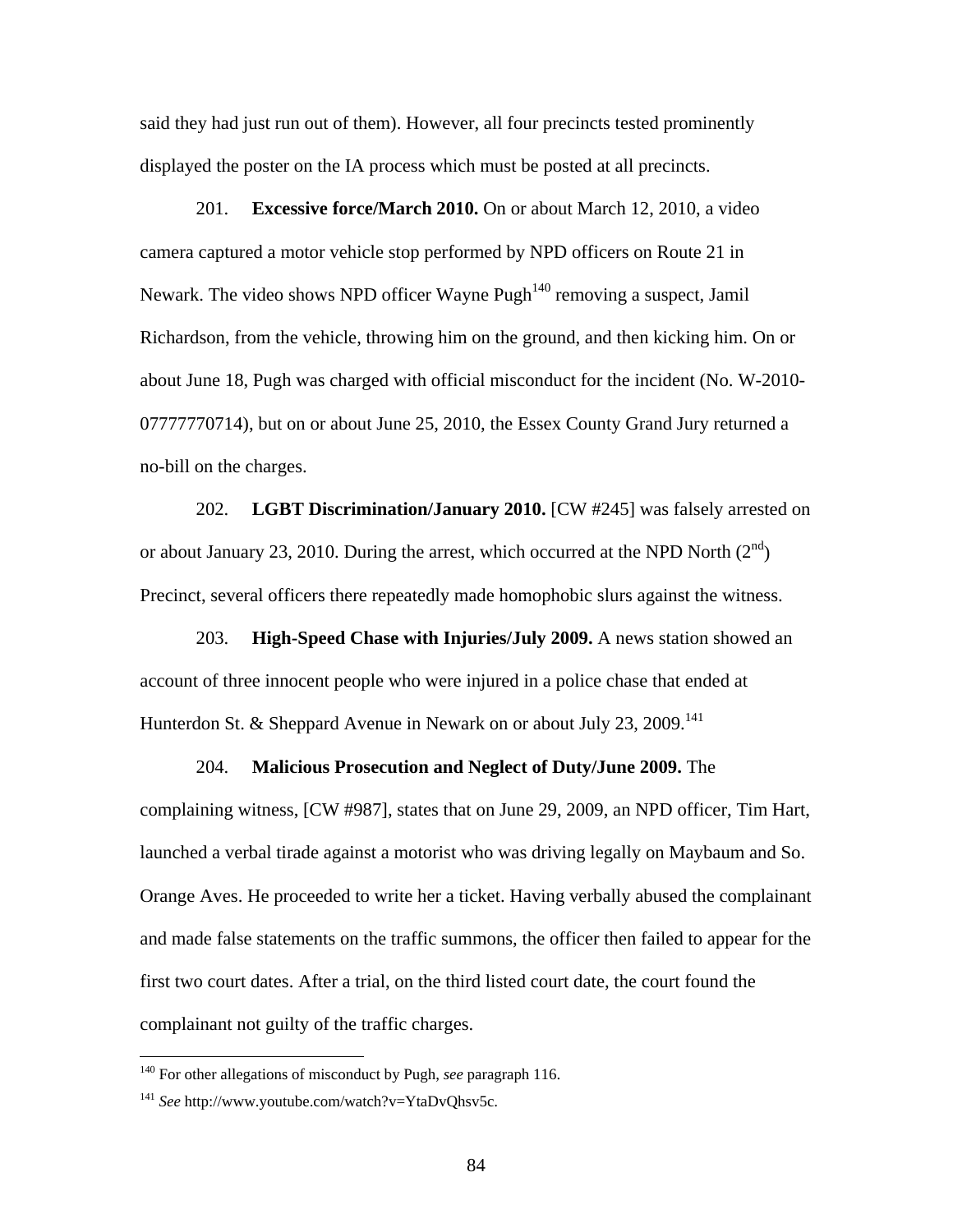said they had just run out of them). However, all four precincts tested prominently displayed the poster on the IA process which must be posted at all precincts.

201. **Excessive force/March 2010.** On or about March 12, 2010, a video camera captured a motor vehicle stop performed by NPD officers on Route 21 in Newark. The video shows NPD officer Wayne Pugh[140] removing a suspect, Jamil Richardson, from the vehicle, throwing him on the ground, and then kicking him. On or about June 18, Pugh was charged with official misconduct for the incident (No. W-2010-07777770714), but on or about June 25, 2010, the Essex County Grand Jury returned a no-bill on the charges.

202. **LGBT Discrimination/January 2010.** [CW #245] was falsely arrested on or about January 23, 2010. During the arrest, which occurred at the NPD North (2nd) Precinct, several officers there repeatedly made homophobic slurs against the witness.

203. **High-Speed Chase with Injuries/July 2009.** A news station showed an account of three innocent people who were injured in a police chase that ended at Hunterdon St. & Sheppard Avenue in Newark on or about July 23, 2009.[141]

204. **Malicious Prosecution and Neglect of Duty/June 2009.** The complaining witness, [CW #987], states that on June 29, 2009, an NPD officer, Tim Hart, launched a verbal tirade against a motorist who was driving legally on Maybaum and So. Orange Aves. He proceeded to write her a ticket. Having verbally abused the complainant and made false statements on the traffic summons, the officer then failed to appear for the first two court dates. After a trial, on the third listed court date, the court found the complainant not guilty of the traffic charges.

---

[140] For other allegations of misconduct by Pugh, *see* paragraph 116.

[141] *See* http://www.youtube.com/watch?v=YtaDvQhsv5c.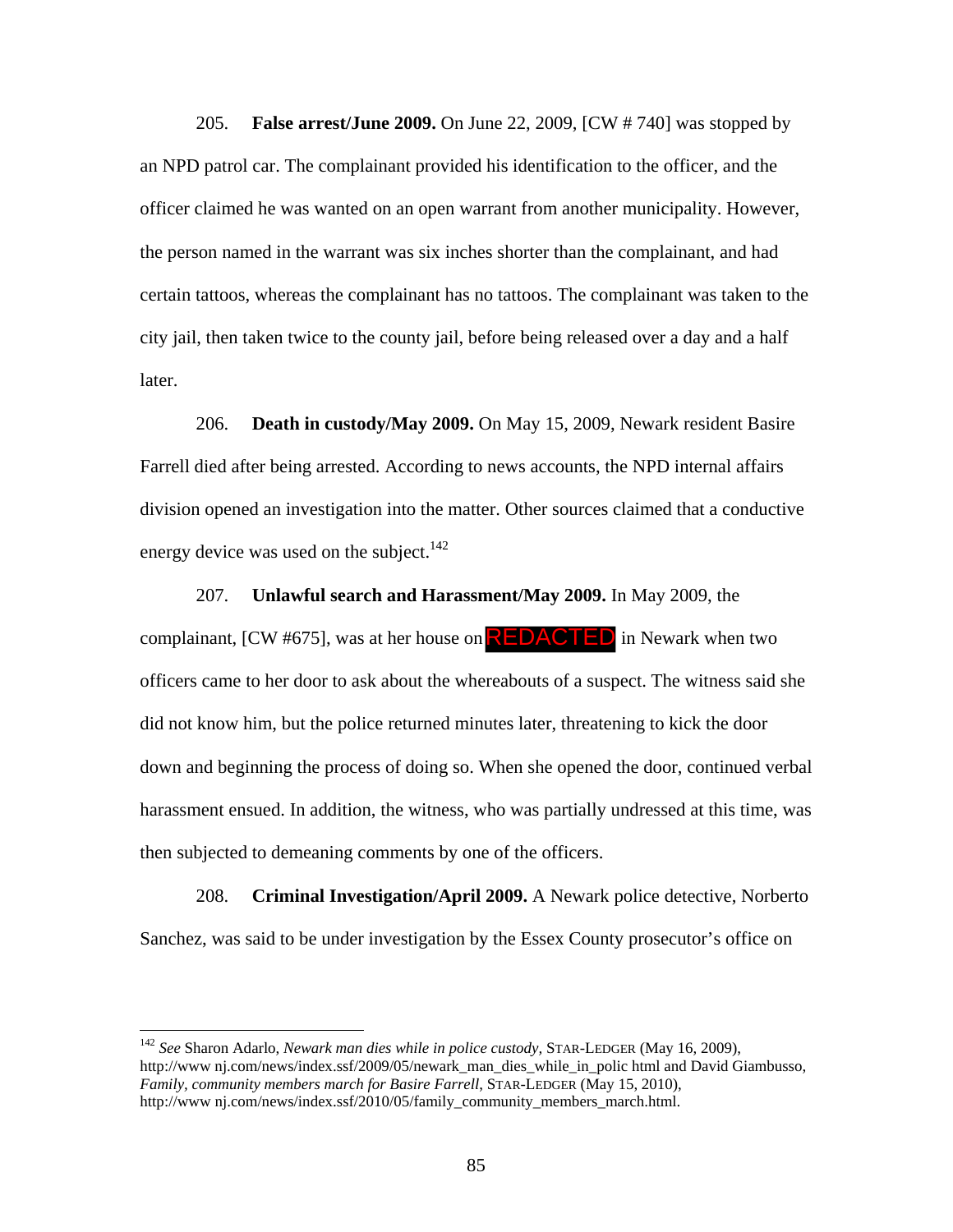205. **False arrest/June 2009.** On June 22, 2009, [CW # 740] was stopped by an NPD patrol car. The complainant provided his identification to the officer, and the officer claimed he was wanted on an open warrant from another municipality. However, the person named in the warrant was six inches shorter than the complainant, and had certain tattoos, whereas the complainant has no tattoos. The complainant was taken to the city jail, then taken twice to the county jail, before being released over a day and a half later.

206. **Death in custody/May 2009.** On May 15, 2009, Newark resident Basire Farrell died after being arrested. According to news accounts, the NPD internal affairs division opened an investigation into the matter. Other sources claimed that a conductive energy device was used on the subject.[142]

207. **Unlawful search and Harassment/May 2009.** In May 2009, the complainant, [CW #675], was at her house on REDACTED in Newark when two officers came to her door to ask about the whereabouts of a suspect. The witness said she did not know him, but the police returned minutes later, threatening to kick the door down and beginning the process of doing so. When she opened the door, continued verbal harassment ensued. In addition, the witness, who was partially undressed at this time, was then subjected to demeaning comments by one of the officers.

208. **Criminal Investigation/April 2009.** A Newark police detective, Norberto Sanchez, was said to be under investigation by the Essex County prosecutor's office on

---

[142] *See* Sharon Adarlo, *Newark man dies while in police custody*, STAR-LEDGER (May 16, 2009), http://www nj.com/news/index.ssf/2009/05/newark_man_dies_while_in_polic html and David Giambusso, *Family, community members march for Basire Farrell*, STAR-LEDGER (May 15, 2010), http://www nj.com/news/index.ssf/2010/05/family_community_members_march.html.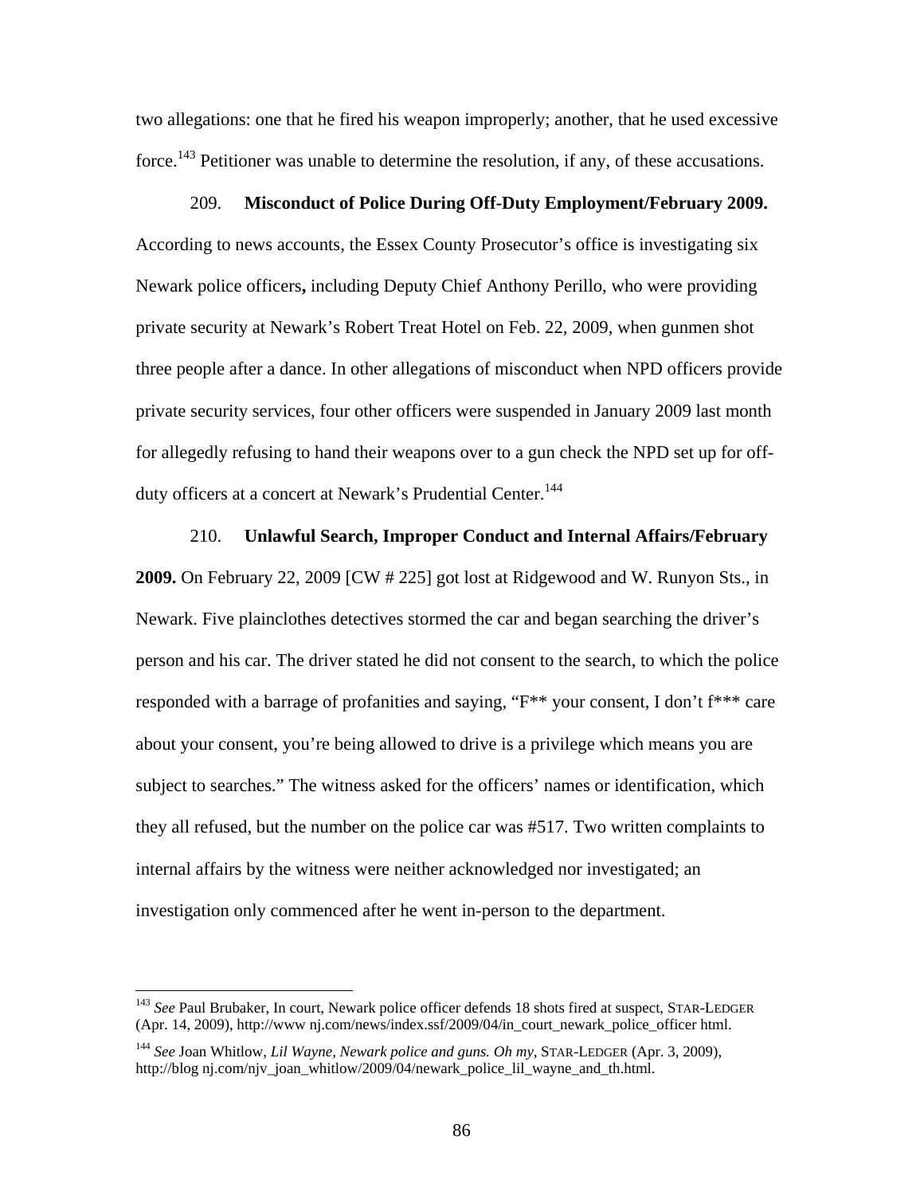two allegations: one that he fired his weapon improperly; another, that he used excessive force.[143] Petitioner was unable to determine the resolution, if any, of these accusations.

209. **Misconduct of Police During Off-Duty Employment/February 2009.** According to news accounts, the Essex County Prosecutor's office is investigating six Newark police officers**,** including Deputy Chief Anthony Perillo, who were providing private security at Newark's Robert Treat Hotel on Feb. 22, 2009, when gunmen shot three people after a dance. In other allegations of misconduct when NPD officers provide private security services, four other officers were suspended in January 2009 last month for allegedly refusing to hand their weapons over to a gun check the NPD set up for off-duty officers at a concert at Newark's Prudential Center.[144]

210. **Unlawful Search, Improper Conduct and Internal Affairs/February 2009.** On February 22, 2009 [CW # 225] got lost at Ridgewood and W. Runyon Sts., in Newark. Five plainclothes detectives stormed the car and began searching the driver's person and his car. The driver stated he did not consent to the search, to which the police responded with a barrage of profanities and saying, "F** your consent, I don't f*** care about your consent, you're being allowed to drive is a privilege which means you are subject to searches." The witness asked for the officers' names or identification, which they all refused, but the number on the police car was #517. Two written complaints to internal affairs by the witness were neither acknowledged nor investigated; an investigation only commenced after he went in-person to the department.

---

[143] *See* Paul Brubaker, In court, Newark police officer defends 18 shots fired at suspect, STAR-LEDGER (Apr. 14, 2009), http://www nj.com/news/index.ssf/2009/04/in_court_newark_police_officer html.

[144] *See* Joan Whitlow, *Lil Wayne, Newark police and guns. Oh my*, STAR-LEDGER (Apr. 3, 2009), http://blog nj.com/njv_joan_whitlow/2009/04/newark_police_lil_wayne_and_th.html.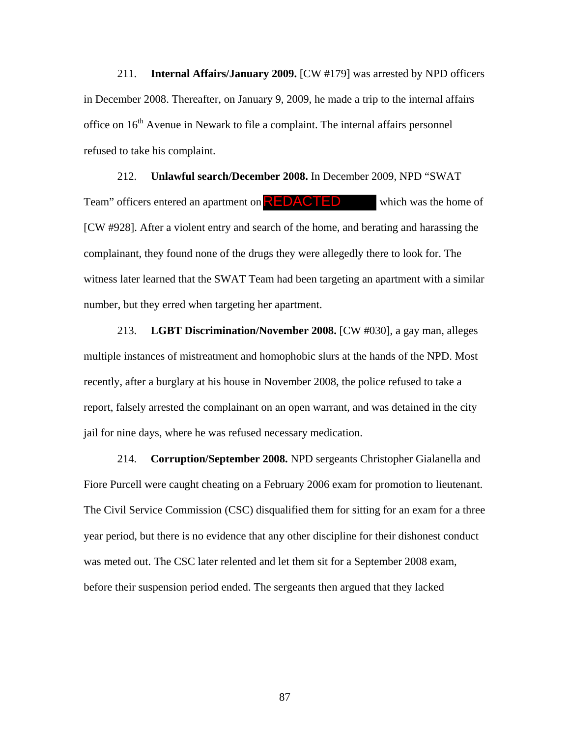211. **Internal Affairs/January 2009.** [CW #179] was arrested by NPD officers in December 2008. Thereafter, on January 9, 2009, he made a trip to the internal affairs office on 16th Avenue in Newark to file a complaint. The internal affairs personnel refused to take his complaint.

212. **Unlawful search/December 2008.** In December 2009, NPD "SWAT Team" officers entered an apartment on REDACTED which was the home of [CW #928]. After a violent entry and search of the home, and berating and harassing the complainant, they found none of the drugs they were allegedly there to look for. The witness later learned that the SWAT Team had been targeting an apartment with a similar number, but they erred when targeting her apartment.

213. **LGBT Discrimination/November 2008.** [CW #030], a gay man, alleges multiple instances of mistreatment and homophobic slurs at the hands of the NPD. Most recently, after a burglary at his house in November 2008, the police refused to take a report, falsely arrested the complainant on an open warrant, and was detained in the city jail for nine days, where he was refused necessary medication.

214. **Corruption/September 2008.** NPD sergeants Christopher Gialanella and Fiore Purcell were caught cheating on a February 2006 exam for promotion to lieutenant. The Civil Service Commission (CSC) disqualified them for sitting for an exam for a three year period, but there is no evidence that any other discipline for their dishonest conduct was meted out. The CSC later relented and let them sit for a September 2008 exam, before their suspension period ended. The sergeants then argued that they lacked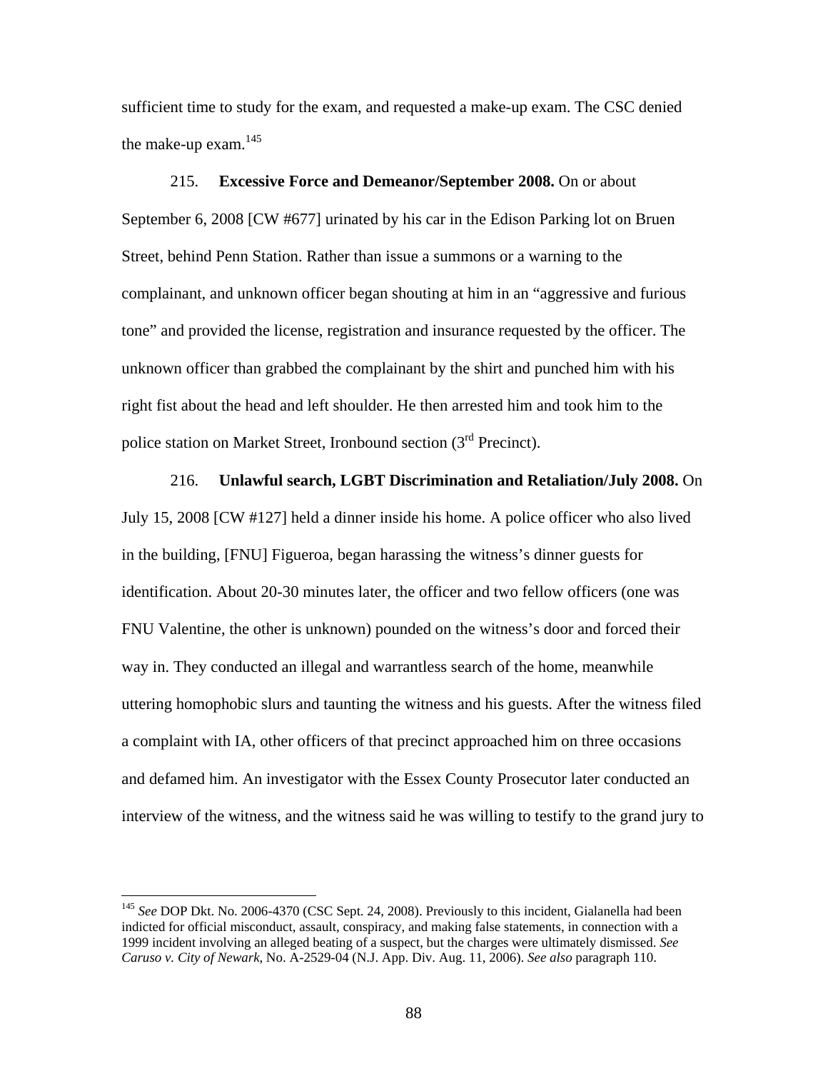sufficient time to study for the exam, and requested a make-up exam. The CSC denied the make-up exam.[145]

215. **Excessive Force and Demeanor/September 2008.** On or about September 6, 2008 [CW #677] urinated by his car in the Edison Parking lot on Bruen Street, behind Penn Station. Rather than issue a summons or a warning to the complainant, and unknown officer began shouting at him in an "aggressive and furious tone" and provided the license, registration and insurance requested by the officer. The unknown officer than grabbed the complainant by the shirt and punched him with his right fist about the head and left shoulder. He then arrested him and took him to the police station on Market Street, Ironbound section (3rd Precinct).

216. **Unlawful search, LGBT Discrimination and Retaliation/July 2008.** On July 15, 2008 [CW #127] held a dinner inside his home. A police officer who also lived in the building, [FNU] Figueroa, began harassing the witness's dinner guests for identification. About 20-30 minutes later, the officer and two fellow officers (one was FNU Valentine, the other is unknown) pounded on the witness's door and forced their way in. They conducted an illegal and warrantless search of the home, meanwhile uttering homophobic slurs and taunting the witness and his guests. After the witness filed a complaint with IA, other officers of that precinct approached him on three occasions and defamed him. An investigator with the Essex County Prosecutor later conducted an interview of the witness, and the witness said he was willing to testify to the grand jury to

---

[145] *See* DOP Dkt. No. 2006-4370 (CSC Sept. 24, 2008). Previously to this incident, Gialanella had been indicted for official misconduct, assault, conspiracy, and making false statements, in connection with a 1999 incident involving an alleged beating of a suspect, but the charges were ultimately dismissed. *See Caruso v. City of Newark*, No. A-2529-04 (N.J. App. Div. Aug. 11, 2006). *See also* paragraph 110.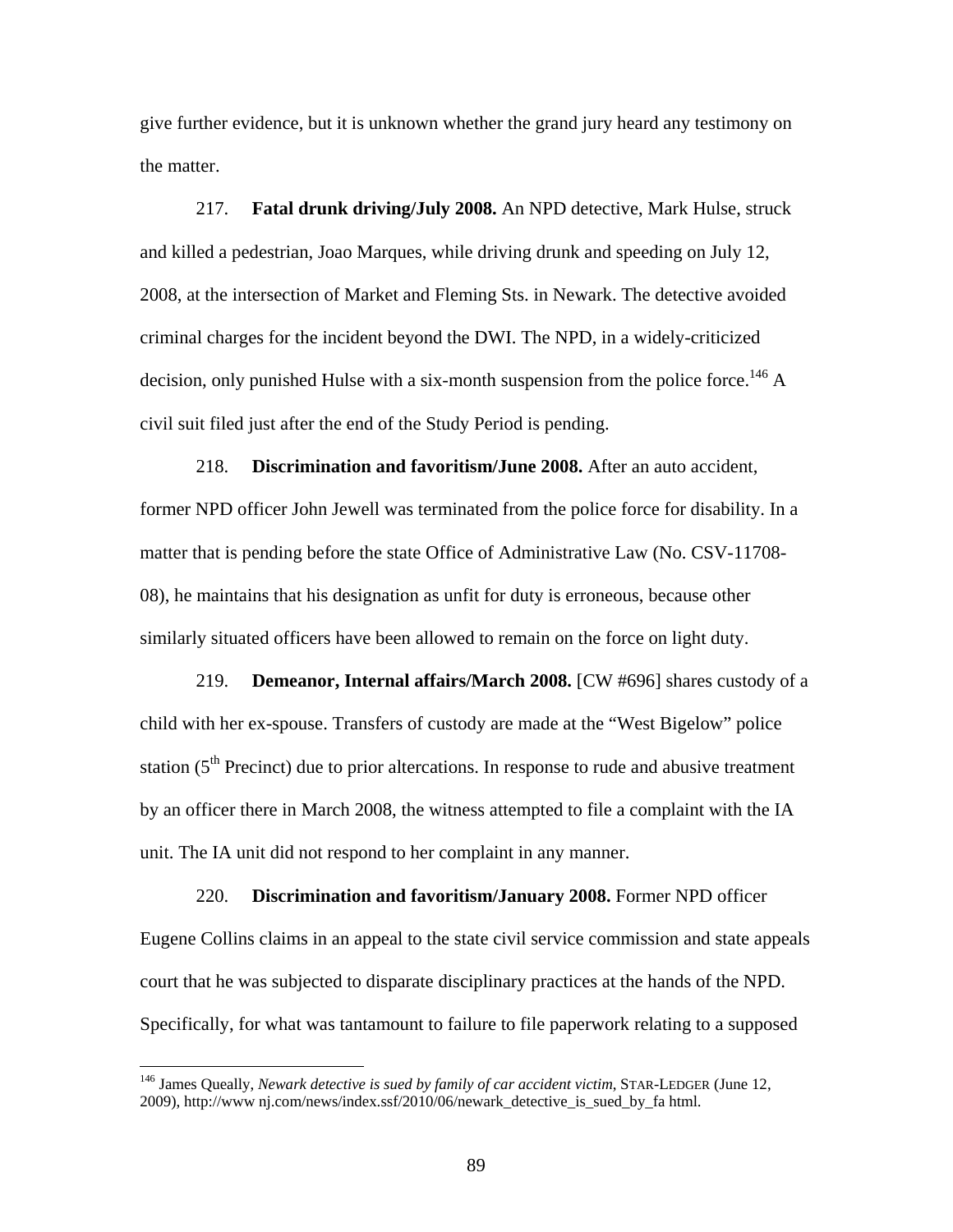give further evidence, but it is unknown whether the grand jury heard any testimony on the matter.

217. **Fatal drunk driving/July 2008.** An NPD detective, Mark Hulse, struck and killed a pedestrian, Joao Marques, while driving drunk and speeding on July 12, 2008, at the intersection of Market and Fleming Sts. in Newark. The detective avoided criminal charges for the incident beyond the DWI. The NPD, in a widely-criticized decision, only punished Hulse with a six-month suspension from the police force.[146] A civil suit filed just after the end of the Study Period is pending.

218. **Discrimination and favoritism/June 2008.** After an auto accident, former NPD officer John Jewell was terminated from the police force for disability. In a matter that is pending before the state Office of Administrative Law (No. CSV-11708-08), he maintains that his designation as unfit for duty is erroneous, because other similarly situated officers have been allowed to remain on the force on light duty.

219. **Demeanor, Internal affairs/March 2008.** [CW #696] shares custody of a child with her ex-spouse. Transfers of custody are made at the "West Bigelow" police station (5th Precinct) due to prior altercations. In response to rude and abusive treatment by an officer there in March 2008, the witness attempted to file a complaint with the IA unit. The IA unit did not respond to her complaint in any manner.

220. **Discrimination and favoritism/January 2008.** Former NPD officer Eugene Collins claims in an appeal to the state civil service commission and state appeals court that he was subjected to disparate disciplinary practices at the hands of the NPD. Specifically, for what was tantamount to failure to file paperwork relating to a supposed

---

[146] James Queally, *Newark detective is sued by family of car accident victim*, STAR-LEDGER (June 12, 2009), http://www nj.com/news/index.ssf/2010/06/newark_detective_is_sued_by_fa html.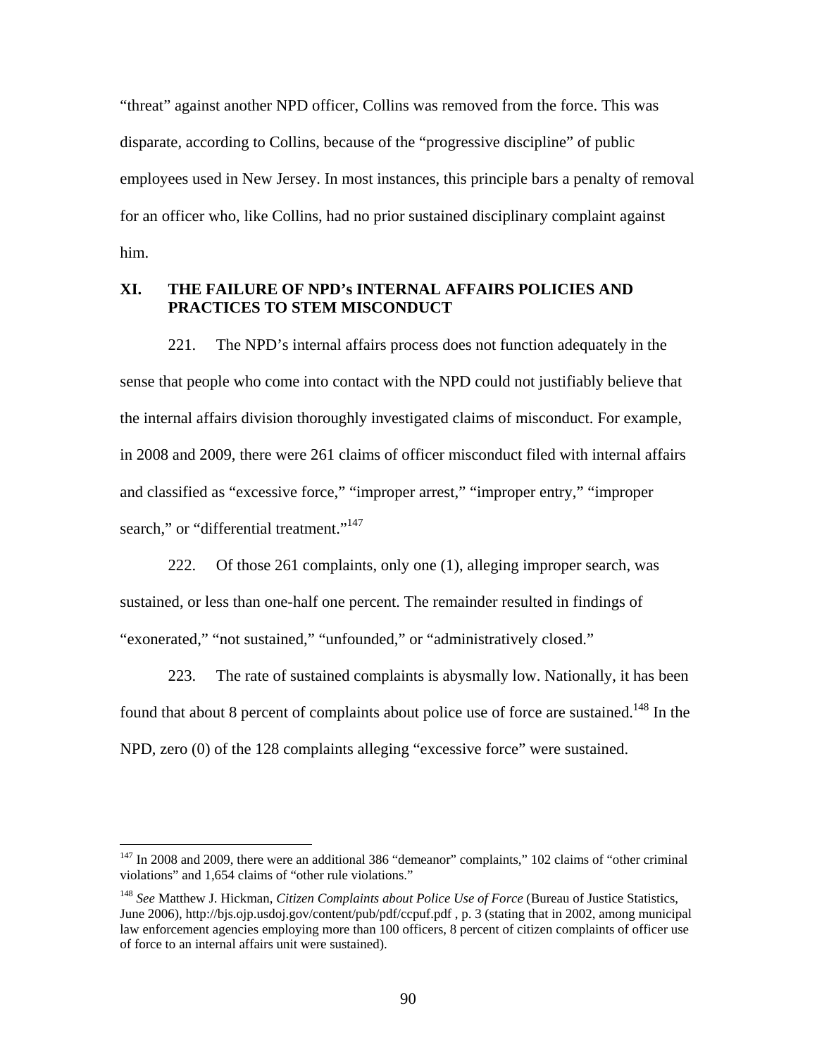"threat" against another NPD officer, Collins was removed from the force. This was disparate, according to Collins, because of the "progressive discipline" of public employees used in New Jersey. In most instances, this principle bars a penalty of removal for an officer who, like Collins, had no prior sustained disciplinary complaint against him.

## XI. THE FAILURE OF NPD's INTERNAL AFFAIRS POLICIES AND PRACTICES TO STEM MISCONDUCT

221. The NPD's internal affairs process does not function adequately in the sense that people who come into contact with the NPD could not justifiably believe that the internal affairs division thoroughly investigated claims of misconduct. For example, in 2008 and 2009, there were 261 claims of officer misconduct filed with internal affairs and classified as "excessive force," "improper arrest," "improper entry," "improper search," or "differential treatment."[147]

222. Of those 261 complaints, only one (1), alleging improper search, was sustained, or less than one-half one percent. The remainder resulted in findings of "exonerated," "not sustained," "unfounded," or "administratively closed."

223. The rate of sustained complaints is abysmally low. Nationally, it has been found that about 8 percent of complaints about police use of force are sustained.[148] In the NPD, zero (0) of the 128 complaints alleging "excessive force" were sustained.

---

[147] In 2008 and 2009, there were an additional 386 "demeanor" complaints," 102 claims of "other criminal violations" and 1,654 claims of "other rule violations."

[148] *See* Matthew J. Hickman, *Citizen Complaints about Police Use of Force* (Bureau of Justice Statistics, June 2006), http://bjs.ojp.usdoj.gov/content/pub/pdf/ccpuf.pdf , p. 3 (stating that in 2002, among municipal law enforcement agencies employing more than 100 officers, 8 percent of citizen complaints of officer use of force to an internal affairs unit were sustained).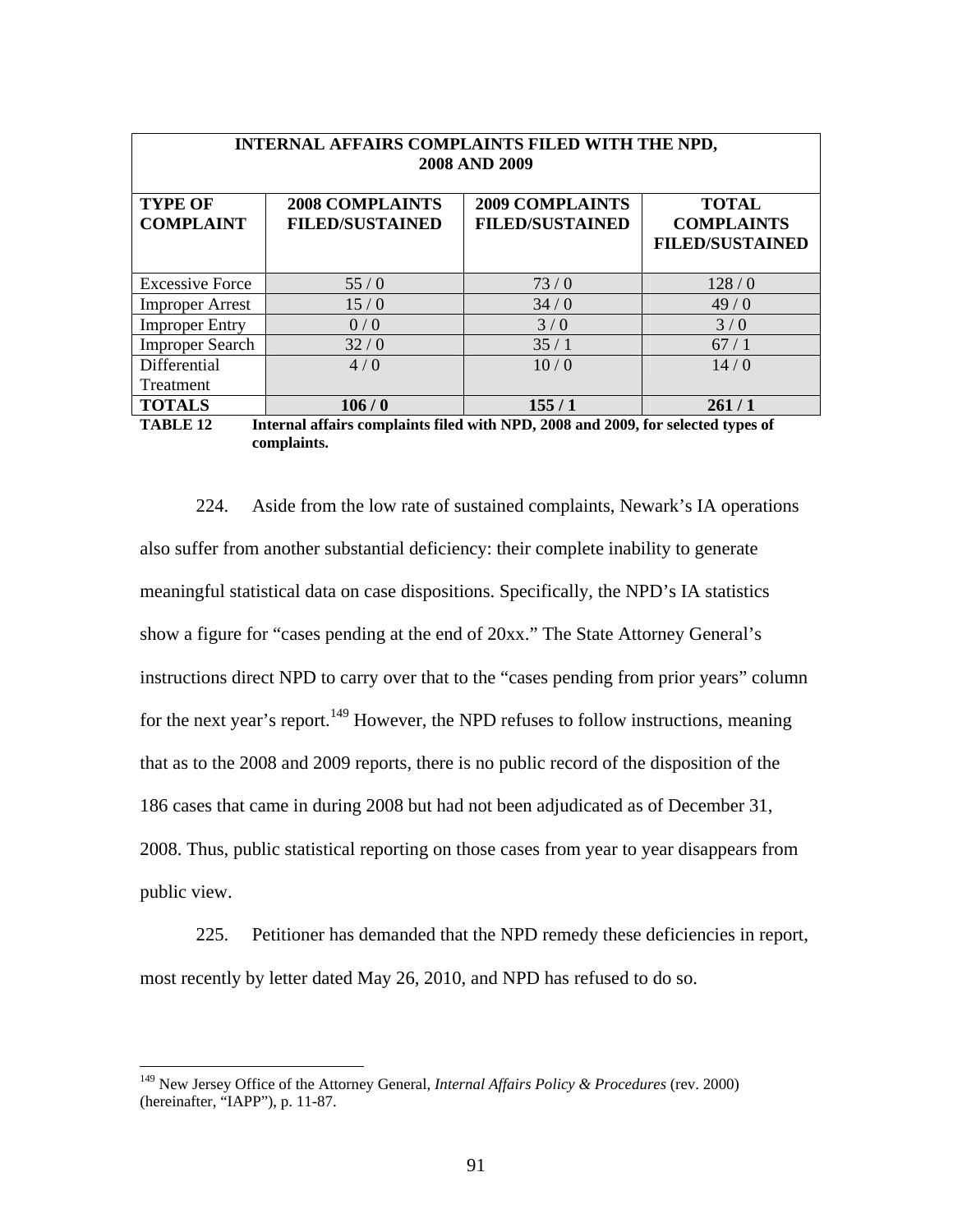| INTERNAL AFFAIRS COMPLAINTS FILED WITH THE NPD, 2008 AND 2009 | | | |
|---|---|---|---|
| **TYPE OF COMPLAINT** | **2008 COMPLAINTS FILED/SUSTAINED** | **2009 COMPLAINTS FILED/SUSTAINED** | **TOTAL COMPLAINTS FILED/SUSTAINED** |
| Excessive Force | 55 / 0 | 73 / 0 | 128 / 0 |
| Improper Arrest | 15 / 0 | 34 / 0 | 49 / 0 |
| Improper Entry | 0 / 0 | 3 / 0 | 3 / 0 |
| Improper Search | 32 / 0 | 35 / 1 | 67 / 1 |
| Differential Treatment | 4 / 0 | 10 / 0 | 14 / 0 |
| **TOTALS** | **106 / 0** | **155 / 1** | **261 / 1** |

**TABLE 12 Internal affairs complaints filed with NPD, 2008 and 2009, for selected types of complaints.**

224. Aside from the low rate of sustained complaints, Newark's IA operations also suffer from another substantial deficiency: their complete inability to generate meaningful statistical data on case dispositions. Specifically, the NPD's IA statistics show a figure for "cases pending at the end of 20xx." The State Attorney General's instructions direct NPD to carry over that to the "cases pending from prior years" column for the next year's report.[149] However, the NPD refuses to follow instructions, meaning that as to the 2008 and 2009 reports, there is no public record of the disposition of the 186 cases that came in during 2008 but had not been adjudicated as of December 31, 2008. Thus, public statistical reporting on those cases from year to year disappears from public view.

225. Petitioner has demanded that the NPD remedy these deficiencies in report, most recently by letter dated May 26, 2010, and NPD has refused to do so.

[149] New Jersey Office of the Attorney General, *Internal Affairs Policy & Procedures* (rev. 2000) (hereinafter, "IAPP"), p. 11-87.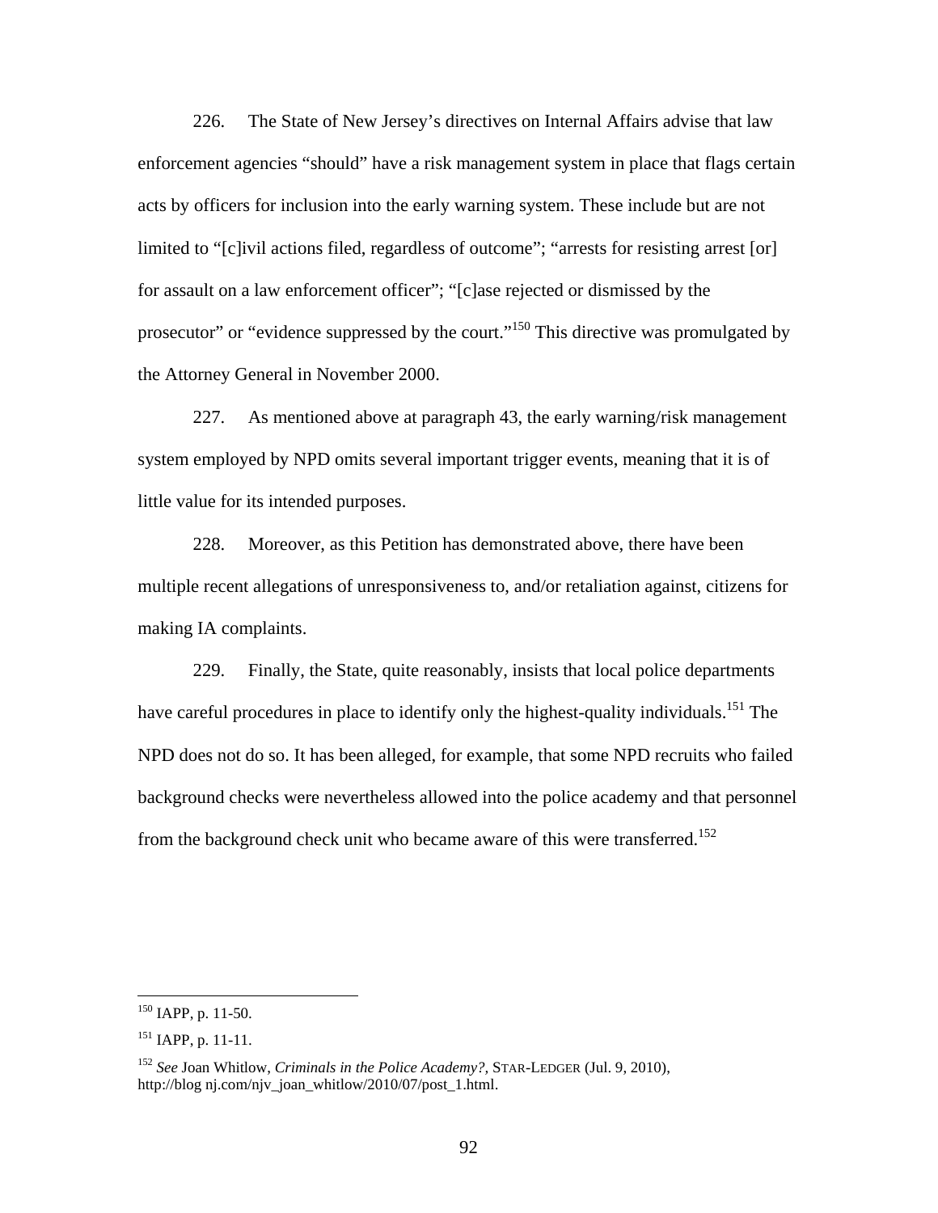226. The State of New Jersey's directives on Internal Affairs advise that law enforcement agencies "should" have a risk management system in place that flags certain acts by officers for inclusion into the early warning system. These include but are not limited to "[c]ivil actions filed, regardless of outcome"; "arrests for resisting arrest [or] for assault on a law enforcement officer"; "[c]ase rejected or dismissed by the prosecutor" or "evidence suppressed by the court."[150] This directive was promulgated by the Attorney General in November 2000.

227. As mentioned above at paragraph 43, the early warning/risk management system employed by NPD omits several important trigger events, meaning that it is of little value for its intended purposes.

228. Moreover, as this Petition has demonstrated above, there have been multiple recent allegations of unresponsiveness to, and/or retaliation against, citizens for making IA complaints.

229. Finally, the State, quite reasonably, insists that local police departments have careful procedures in place to identify only the highest-quality individuals.[151] The NPD does not do so. It has been alleged, for example, that some NPD recruits who failed background checks were nevertheless allowed into the police academy and that personnel from the background check unit who became aware of this were transferred.[152]

---

[150] IAPP, p. 11-50.

[151] IAPP, p. 11-11.

[152] *See* Joan Whitlow, *Criminals in the Police Academy?*, STAR-LEDGER (Jul. 9, 2010), http://blog nj.com/njv_joan_whitlow/2010/07/post_1.html.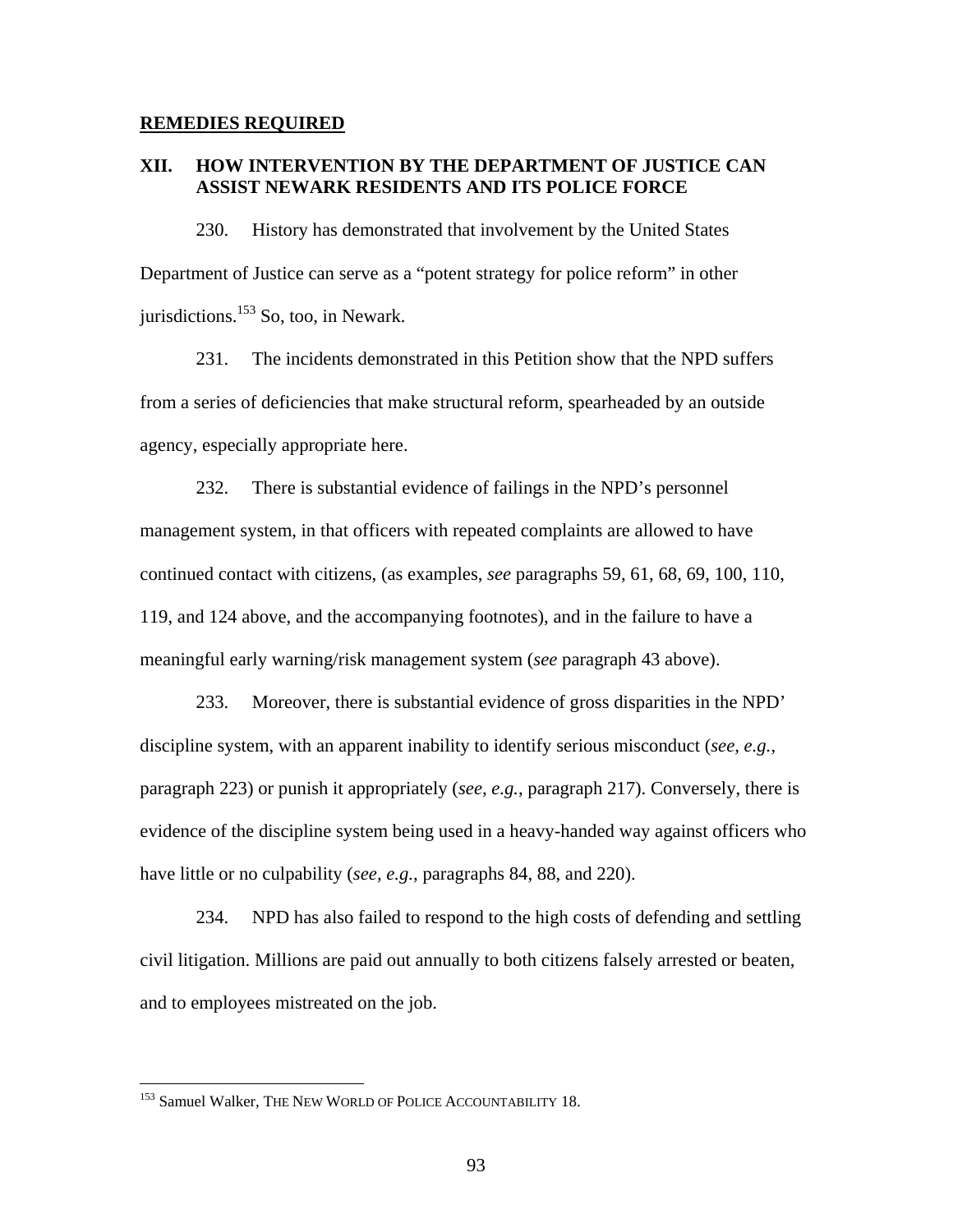**<u>REMEDIES REQUIRED</u>**

## XII. HOW INTERVENTION BY THE DEPARTMENT OF JUSTICE CAN ASSIST NEWARK RESIDENTS AND ITS POLICE FORCE

230. History has demonstrated that involvement by the United States Department of Justice can serve as a "potent strategy for police reform" in other jurisdictions.[153] So, too, in Newark.

231. The incidents demonstrated in this Petition show that the NPD suffers from a series of deficiencies that make structural reform, spearheaded by an outside agency, especially appropriate here.

232. There is substantial evidence of failings in the NPD's personnel management system, in that officers with repeated complaints are allowed to have continued contact with citizens, (as examples, *see* paragraphs 59, 61, 68, 69, 100, 110, 119, and 124 above, and the accompanying footnotes), and in the failure to have a meaningful early warning/risk management system (*see* paragraph 43 above).

233. Moreover, there is substantial evidence of gross disparities in the NPD' discipline system, with an apparent inability to identify serious misconduct (*see, e.g.*, paragraph 223) or punish it appropriately (*see, e.g.*, paragraph 217). Conversely, there is evidence of the discipline system being used in a heavy-handed way against officers who have little or no culpability (*see, e.g.*, paragraphs 84, 88, and 220).

234. NPD has also failed to respond to the high costs of defending and settling civil litigation. Millions are paid out annually to both citizens falsely arrested or beaten, and to employees mistreated on the job.

---

[153] Samuel Walker, THE NEW WORLD OF POLICE ACCOUNTABILITY 18.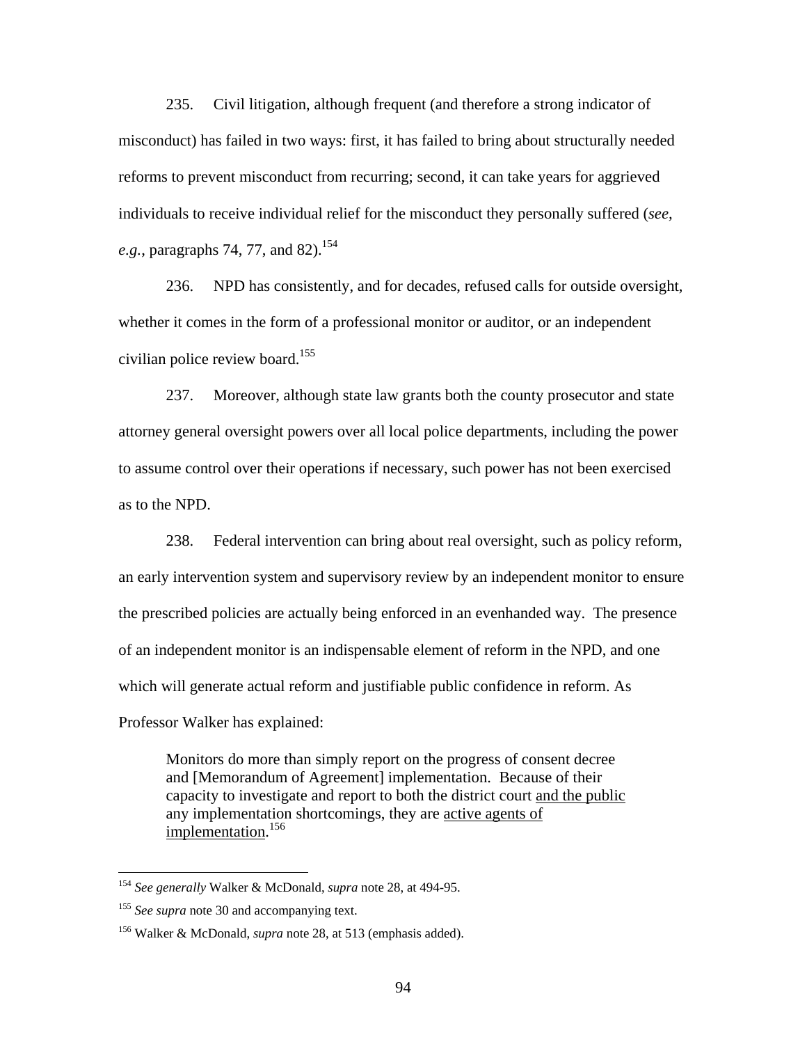235. Civil litigation, although frequent (and therefore a strong indicator of misconduct) has failed in two ways: first, it has failed to bring about structurally needed reforms to prevent misconduct from recurring; second, it can take years for aggrieved individuals to receive individual relief for the misconduct they personally suffered (*see, e.g.*, paragraphs 74, 77, and 82).[154]

236. NPD has consistently, and for decades, refused calls for outside oversight, whether it comes in the form of a professional monitor or auditor, or an independent civilian police review board.[155]

237. Moreover, although state law grants both the county prosecutor and state attorney general oversight powers over all local police departments, including the power to assume control over their operations if necessary, such power has not been exercised as to the NPD.

238. Federal intervention can bring about real oversight, such as policy reform, an early intervention system and supervisory review by an independent monitor to ensure the prescribed policies are actually being enforced in an evenhanded way. The presence of an independent monitor is an indispensable element of reform in the NPD, and one which will generate actual reform and justifiable public confidence in reform. As Professor Walker has explained:

> Monitors do more than simply report on the progress of consent decree and [Memorandum of Agreement] implementation. Because of their capacity to investigate and report to both the district court <u>and the public</u> any implementation shortcomings, they are <u>active agents of implementation</u>.[156]

---

[154] *See generally* Walker & McDonald, *supra* note 28, at 494-95.

[155] *See supra* note 30 and accompanying text.

[156] Walker & McDonald, *supra* note 28, at 513 (emphasis added).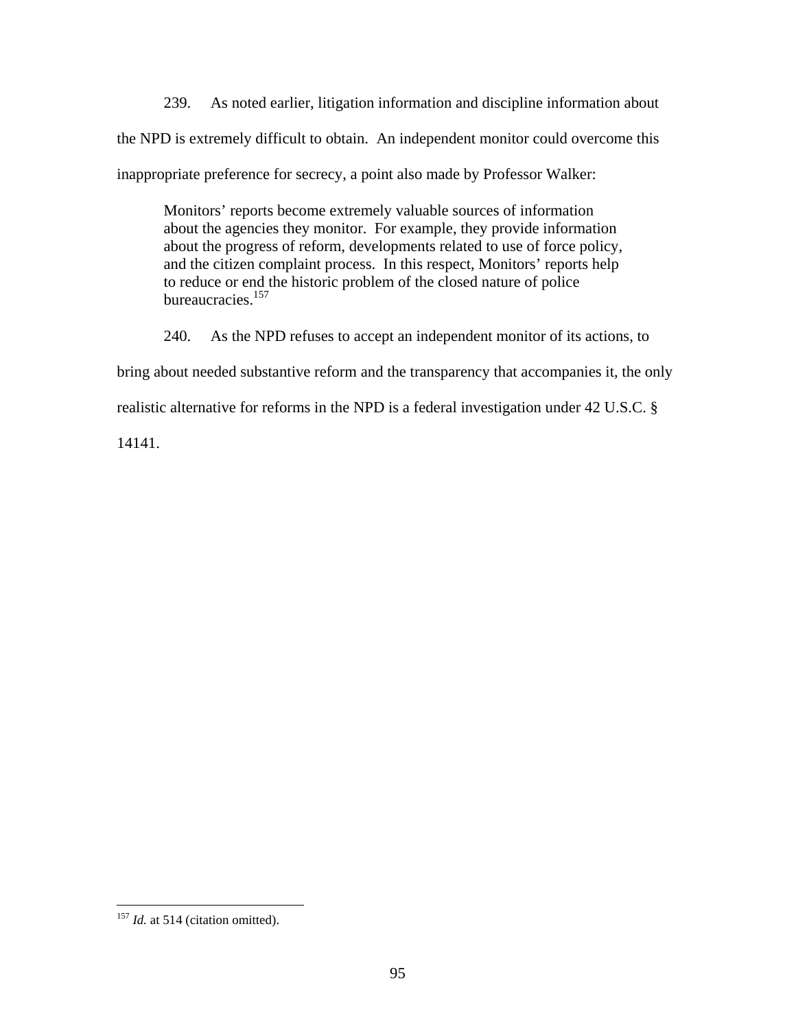239. As noted earlier, litigation information and discipline information about the NPD is extremely difficult to obtain. An independent monitor could overcome this inappropriate preference for secrecy, a point also made by Professor Walker:

> Monitors' reports become extremely valuable sources of information about the agencies they monitor. For example, they provide information about the progress of reform, developments related to use of force policy, and the citizen complaint process. In this respect, Monitors' reports help to reduce or end the historic problem of the closed nature of police bureaucracies.[157]

240. As the NPD refuses to accept an independent monitor of its actions, to bring about needed substantive reform and the transparency that accompanies it, the only realistic alternative for reforms in the NPD is a federal investigation under 42 U.S.C. § 14141.

---

[157] *Id.* at 514 (citation omitted).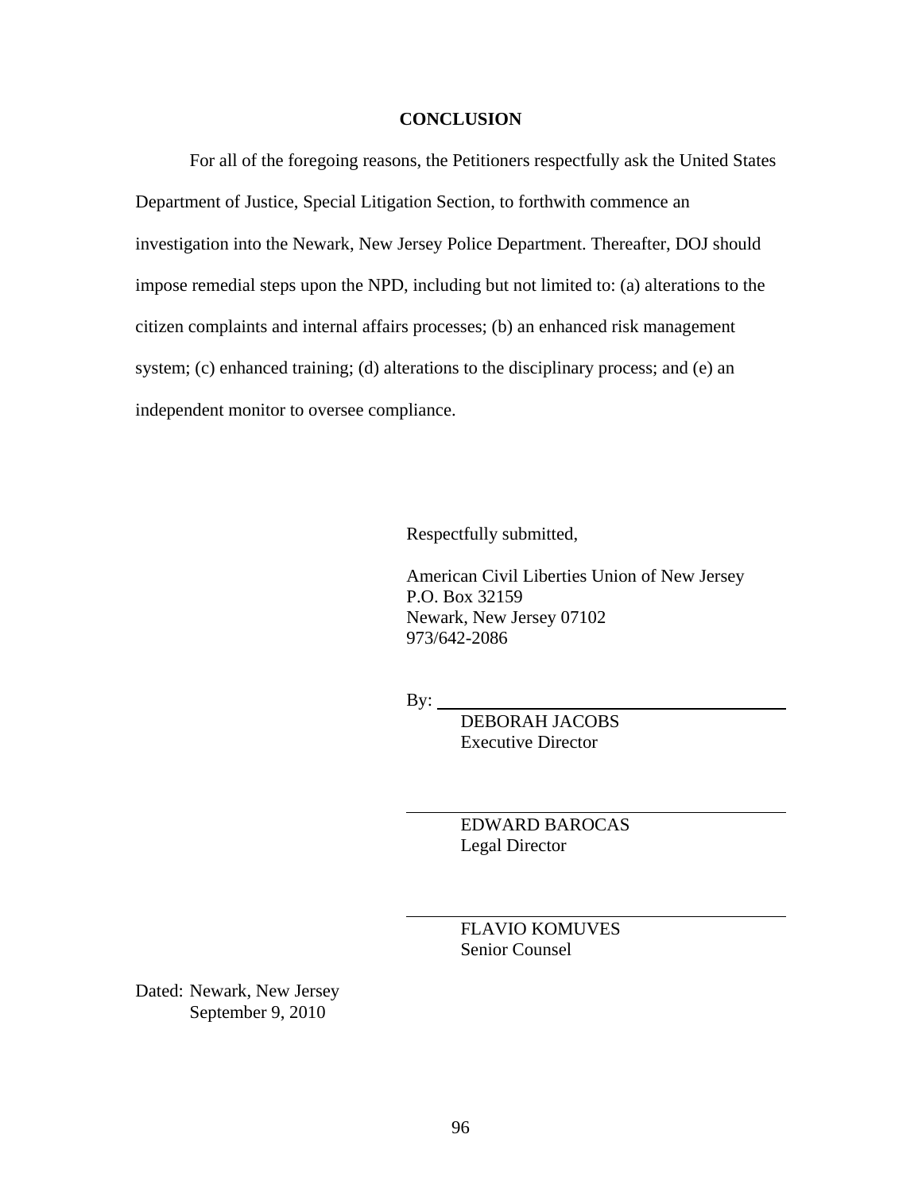## CONCLUSION

For all of the foregoing reasons, the Petitioners respectfully ask the United States Department of Justice, Special Litigation Section, to forthwith commence an investigation into the Newark, New Jersey Police Department. Thereafter, DOJ should impose remedial steps upon the NPD, including but not limited to: (a) alterations to the citizen complaints and internal affairs processes; (b) an enhanced risk management system; (c) enhanced training; (d) alterations to the disciplinary process; and (e) an independent monitor to oversee compliance.

Respectfully submitted,

American Civil Liberties Union of New Jersey
P.O. Box 32159
Newark, New Jersey 07102
973/642-2086

By: ______________________________
DEBORAH JACOBS
Executive Director

______________________________
EDWARD BAROCAS
Legal Director

______________________________
FLAVIO KOMUVES
Senior Counsel

Dated: Newark, New Jersey
September 9, 2010